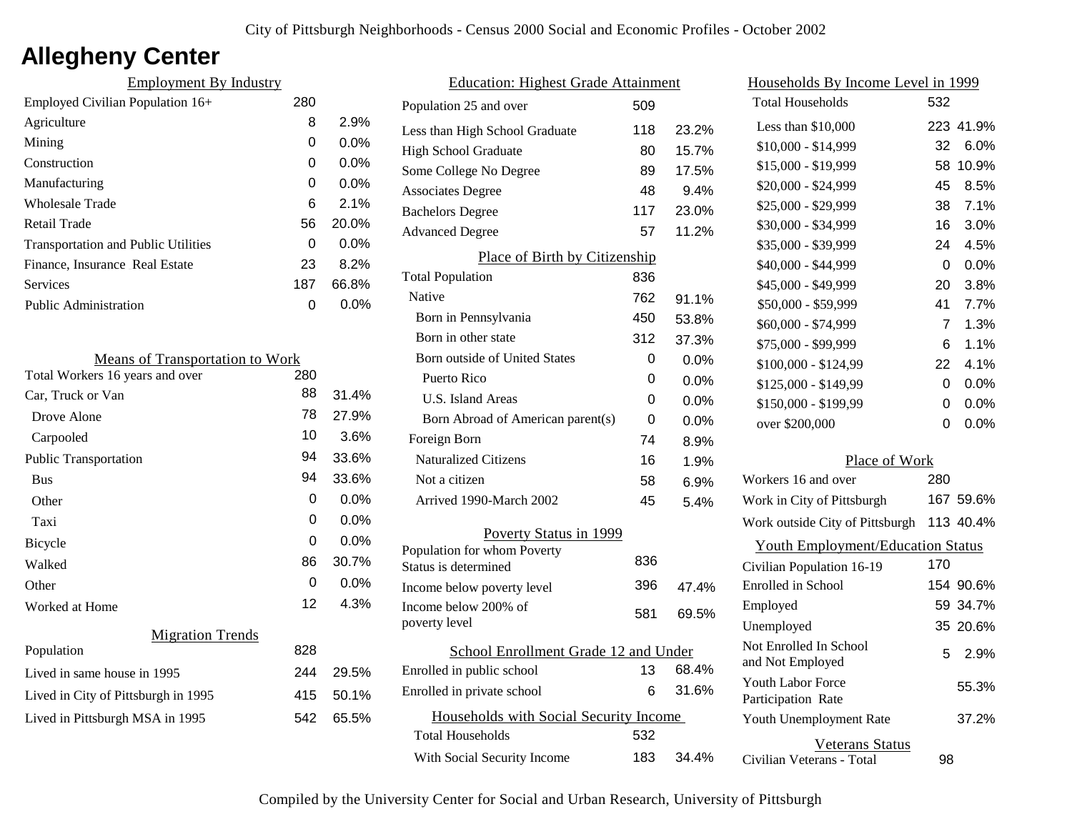City of Pittsburgh Neighborhoods - Census 2000 Social and Economic Profiles - October 2002

# Allegheny Center

## Employment By Industry

| | | |
|---|---|---|
| Employed Civilian Population 16+ | 280 | |
| Agriculture | 8 | 2.9% |
| Mining | 0 | 0.0% |
| Construction | 0 | 0.0% |
| Manufacturing | 0 | 0.0% |
| Wholesale Trade | 6 | 2.1% |
| Retail Trade | 56 | 20.0% |
| Transportation and Public Utilities | 0 | 0.0% |
| Finance, Insurance Real Estate | 23 | 8.2% |
| Services | 187 | 66.8% |
| Public Administration | 0 | 0.0% |

## Means of Transportation to Work

| | | |
|---|---|---|
| Total Workers 16 years and over | 280 | |
| Car, Truck or Van | 88 | 31.4% |
| Drove Alone | 78 | 27.9% |
| Carpooled | 10 | 3.6% |
| Public Transportation | 94 | 33.6% |
| Bus | 94 | 33.6% |
| Other | 0 | 0.0% |
| Taxi | 0 | 0.0% |
| Bicycle | 0 | 0.0% |
| Walked | 86 | 30.7% |
| Other | 0 | 0.0% |
| Worked at Home | 12 | 4.3% |

## Migration Trends

| | | |
|---|---|---|
| Population | 828 | |
| Lived in same house in 1995 | 244 | 29.5% |
| Lived in City of Pittsburgh in 1995 | 415 | 50.1% |
| Lived in Pittsburgh MSA in 1995 | 542 | 65.5% |

## Education: Highest Grade Attainment

| | | |
|---|---|---|
| Population 25 and over | 509 | |
| Less than High School Graduate | 118 | 23.2% |
| High School Graduate | 80 | 15.7% |
| Some College No Degree | 89 | 17.5% |
| Associates Degree | 48 | 9.4% |
| Bachelors Degree | 117 | 23.0% |
| Advanced Degree | 57 | 11.2% |

## Place of Birth by Citizenship

| | | |
|---|---|---|
| Total Population | 836 | |
| Native | 762 | 91.1% |
| Born in Pennsylvania | 450 | 53.8% |
| Born in other state | 312 | 37.3% |
| Born outside of United States | 0 | 0.0% |
| Puerto Rico | 0 | 0.0% |
| U.S. Island Areas | 0 | 0.0% |
| Born Abroad of American parent(s) | 0 | 0.0% |
| Foreign Born | 74 | 8.9% |
| Naturalized Citizens | 16 | 1.9% |
| Not a citizen | 58 | 6.9% |
| Arrived 1990-March 2002 | 45 | 5.4% |

## Poverty Status in 1999

| | | |
|---|---|---|
| Population for whom Poverty Status is determined | 836 | |
| Income below poverty level | 396 | 47.4% |
| Income below 200% of poverty level | 581 | 69.5% |

## School Enrollment Grade 12 and Under

| | | |
|---|---|---|
| Enrolled in public school | 13 | 68.4% |
| Enrolled in private school | 6 | 31.6% |

## Households with Social Security Income

| | | |
|---|---|---|
| Total Households | 532 | |
| With Social Security Income | 183 | 34.4% |

## Households By Income Level in 1999

| | | |
|---|---|---|
| Total Households | 532 | |
| Less than $10,000 | 223 | 41.9% |
| $10,000 - $14,999 | 32 | 6.0% |
| $15,000 - $19,999 | 58 | 10.9% |
| $20,000 - $24,999 | 45 | 8.5% |
| $25,000 - $29,999 | 38 | 7.1% |
| $30,000 - $34,999 | 16 | 3.0% |
| $35,000 - $39,999 | 24 | 4.5% |
| $40,000 - $44,999 | 0 | 0.0% |
| $45,000 - $49,999 | 20 | 3.8% |
| $50,000 - $59,999 | 41 | 7.7% |
| $60,000 - $74,999 | 7 | 1.3% |
| $75,000 - $99,999 | 6 | 1.1% |
| $100,000 - $124,99 | 22 | 4.1% |
| $125,000 - $149,99 | 0 | 0.0% |
| $150,000 - $199,99 | 0 | 0.0% |
| over $200,000 | 0 | 0.0% |

## Place of Work

| | | |
|---|---|---|
| Workers 16 and over | 280 | |
| Work in City of Pittsburgh | 167 | 59.6% |
| Work outside City of Pittsburgh | 113 | 40.4% |

## Youth Employment/Education Status

| | | |
|---|---|---|
| Civilian Population 16-19 | 170 | |
| Enrolled in School | 154 | 90.6% |
| Employed | 59 | 34.7% |
| Unemployed | 35 | 20.6% |
| Not Enrolled In School and Not Employed | 5 | 2.9% |
| Youth Labor Force Participation Rate | | 55.3% |
| Youth Unemployment Rate | | 37.2% |

## Veterans Status

| | |
|---|---|
| Civilian Veterans - Total | 98 |

Compiled by the University Center for Social and Urban Research, University of Pittsburgh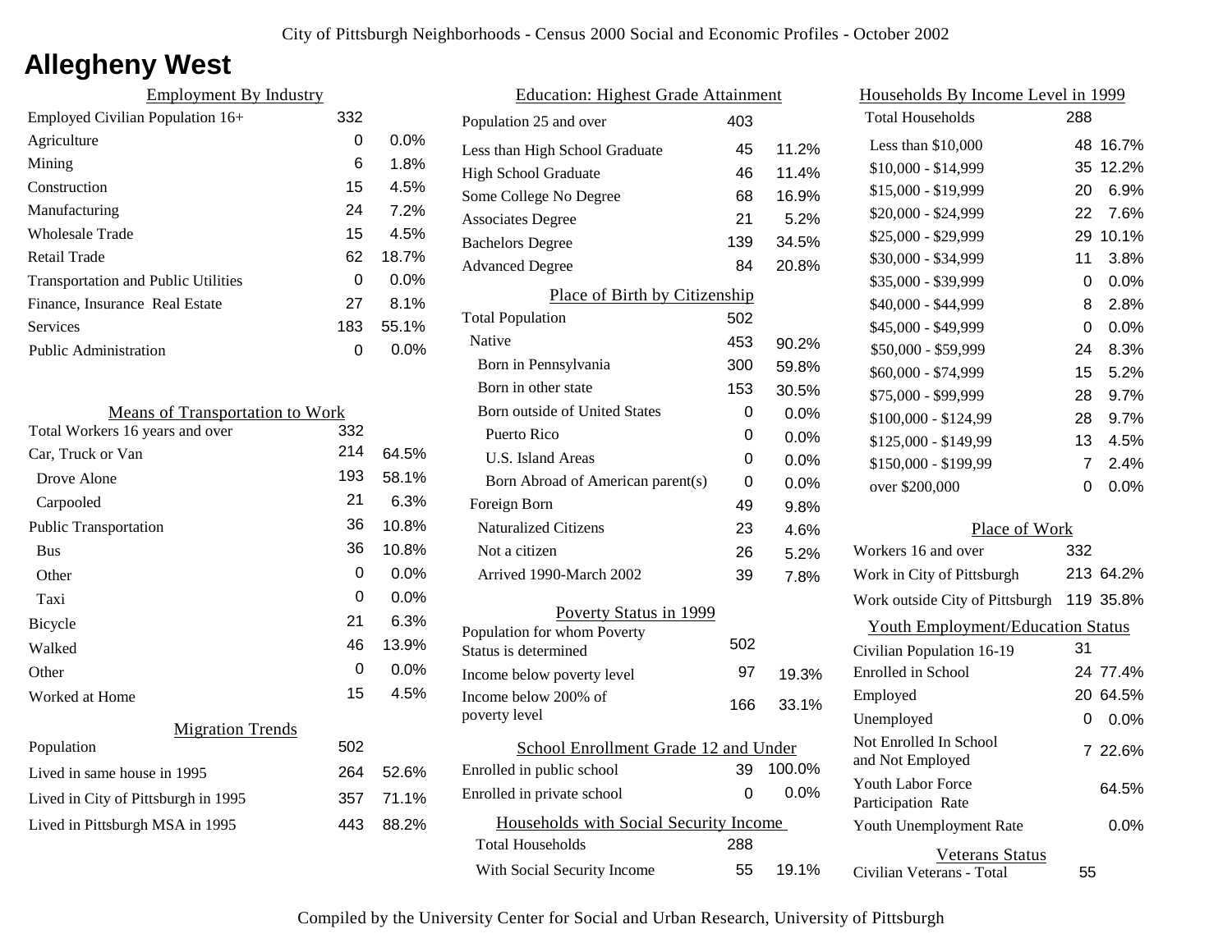# Allegheny West

## Employment By Industry

| | | |
|---|---|---|
| Employed Civilian Population 16+ | 332 | |
| Agriculture | 0 | 0.0% |
| Mining | 6 | 1.8% |
| Construction | 15 | 4.5% |
| Manufacturing | 24 | 7.2% |
| Wholesale Trade | 15 | 4.5% |
| Retail Trade | 62 | 18.7% |
| Transportation and Public Utilities | 0 | 0.0% |
| Finance, Insurance Real Estate | 27 | 8.1% |
| Services | 183 | 55.1% |
| Public Administration | 0 | 0.0% |

## Means of Transportation to Work

| | | |
|---|---|---|
| Total Workers 16 years and over | 332 | |
| Car, Truck or Van | 214 | 64.5% |
| Drove Alone | 193 | 58.1% |
| Carpooled | 21 | 6.3% |
| Public Transportation | 36 | 10.8% |
| Bus | 36 | 10.8% |
| Other | 0 | 0.0% |
| Taxi | 0 | 0.0% |
| Bicycle | 21 | 6.3% |
| Walked | 46 | 13.9% |
| Other | 0 | 0.0% |
| Worked at Home | 15 | 4.5% |

## Migration Trends

| | | |
|---|---|---|
| Population | 502 | |
| Lived in same house in 1995 | 264 | 52.6% |
| Lived in City of Pittsburgh in 1995 | 357 | 71.1% |
| Lived in Pittsburgh MSA in 1995 | 443 | 88.2% |

## Education: Highest Grade Attainment

| | | |
|---|---|---|
| Population 25 and over | 403 | |
| Less than High School Graduate | 45 | 11.2% |
| High School Graduate | 46 | 11.4% |
| Some College No Degree | 68 | 16.9% |
| Associates Degree | 21 | 5.2% |
| Bachelors Degree | 139 | 34.5% |
| Advanced Degree | 84 | 20.8% |

## Place of Birth by Citizenship

| | | |
|---|---|---|
| Total Population | 502 | |
| Native | 453 | 90.2% |
| Born in Pennsylvania | 300 | 59.8% |
| Born in other state | 153 | 30.5% |
| Born outside of United States | 0 | 0.0% |
| Puerto Rico | 0 | 0.0% |
| U.S. Island Areas | 0 | 0.0% |
| Born Abroad of American parent(s) | 0 | 0.0% |
| Foreign Born | 49 | 9.8% |
| Naturalized Citizens | 23 | 4.6% |
| Not a citizen | 26 | 5.2% |
| Arrived 1990-March 2002 | 39 | 7.8% |

## Poverty Status in 1999

| | | |
|---|---|---|
| Population for whom Poverty Status is determined | 502 | |
| Income below poverty level | 97 | 19.3% |
| Income below 200% of poverty level | 166 | 33.1% |

## School Enrollment Grade 12 and Under

| | | |
|---|---|---|
| Enrolled in public school | 39 | 100.0% |
| Enrolled in private school | 0 | 0.0% |

## Households with Social Security Income

| | | |
|---|---|---|
| Total Households | 288 | |
| With Social Security Income | 55 | 19.1% |

## Households By Income Level in 1999

| | | |
|---|---|---|
| Total Households | 288 | |
| Less than $10,000 | 48 | 16.7% |
| $10,000 - $14,999 | 35 | 12.2% |
| $15,000 - $19,999 | 20 | 6.9% |
| $20,000 - $24,999 | 22 | 7.6% |
| $25,000 - $29,999 | 29 | 10.1% |
| $30,000 - $34,999 | 11 | 3.8% |
| $35,000 - $39,999 | 0 | 0.0% |
| $40,000 - $44,999 | 8 | 2.8% |
| $45,000 - $49,999 | 0 | 0.0% |
| $50,000 - $59,999 | 24 | 8.3% |
| $60,000 - $74,999 | 15 | 5.2% |
| $75,000 - $99,999 | 28 | 9.7% |
| $100,000 - $124,99 | 28 | 9.7% |
| $125,000 - $149,99 | 13 | 4.5% |
| $150,000 - $199,99 | 7 | 2.4% |
| over $200,000 | 0 | 0.0% |

## Place of Work

| | | |
|---|---|---|
| Workers 16 and over | 332 | |
| Work in City of Pittsburgh | 213 | 64.2% |
| Work outside City of Pittsburgh | 119 | 35.8% |

## Youth Employment/Education Status

| | | |
|---|---|---|
| Civilian Population 16-19 | 31 | |
| Enrolled in School | 24 | 77.4% |
| Employed | 20 | 64.5% |
| Unemployed | 0 | 0.0% |
| Not Enrolled In School and Not Employed | 7 | 22.6% |
| Youth Labor Force Participation Rate | | 64.5% |
| Youth Unemployment Rate | | 0.0% |

## Veterans Status

| | |
|---|---|
| Civilian Veterans - Total | 55 |

Compiled by the University Center for Social and Urban Research, University of Pittsburgh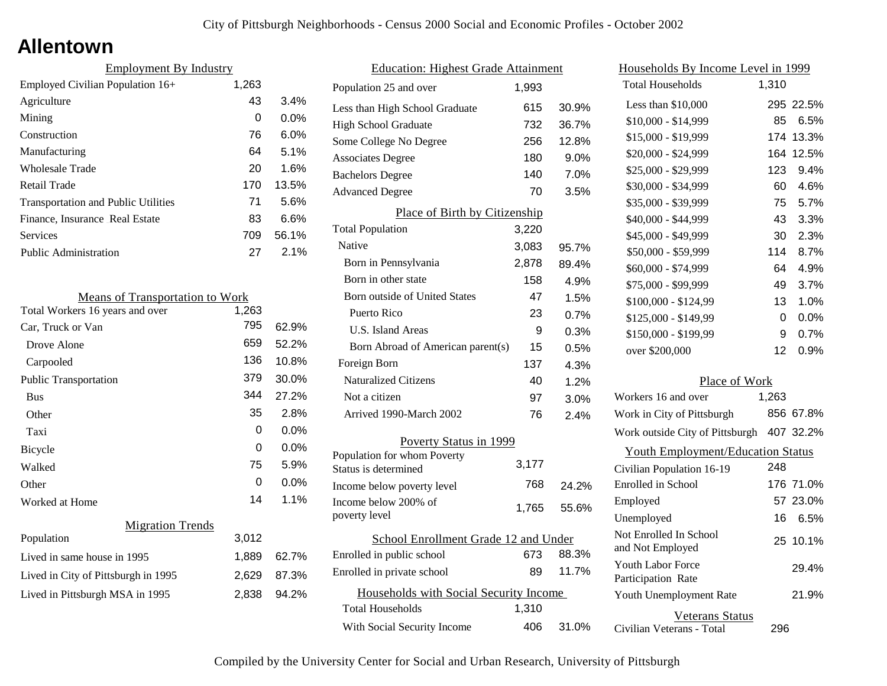# Allentown

## Employment By Industry

| | | |
|---|---|---|
| Employed Civilian Population 16+ | 1,263 | |
| Agriculture | 43 | 3.4% |
| Mining | 0 | 0.0% |
| Construction | 76 | 6.0% |
| Manufacturing | 64 | 5.1% |
| Wholesale Trade | 20 | 1.6% |
| Retail Trade | 170 | 13.5% |
| Transportation and Public Utilities | 71 | 5.6% |
| Finance, Insurance Real Estate | 83 | 6.6% |
| Services | 709 | 56.1% |
| Public Administration | 27 | 2.1% |

## Means of Transportation to Work

| | | |
|---|---|---|
| Total Workers 16 years and over | 1,263 | |
| Car, Truck or Van | 795 | 62.9% |
| Drove Alone | 659 | 52.2% |
| Carpooled | 136 | 10.8% |
| Public Transportation | 379 | 30.0% |
| Bus | 344 | 27.2% |
| Other | 35 | 2.8% |
| Taxi | 0 | 0.0% |
| Bicycle | 0 | 0.0% |
| Walked | 75 | 5.9% |
| Other | 0 | 0.0% |
| Worked at Home | 14 | 1.1% |

## Migration Trends

| | | |
|---|---|---|
| Population | 3,012 | |
| Lived in same house in 1995 | 1,889 | 62.7% |
| Lived in City of Pittsburgh in 1995 | 2,629 | 87.3% |
| Lived in Pittsburgh MSA in 1995 | 2,838 | 94.2% |

## Education: Highest Grade Attainment

| | | |
|---|---|---|
| Population 25 and over | 1,993 | |
| Less than High School Graduate | 615 | 30.9% |
| High School Graduate | 732 | 36.7% |
| Some College No Degree | 256 | 12.8% |
| Associates Degree | 180 | 9.0% |
| Bachelors Degree | 140 | 7.0% |
| Advanced Degree | 70 | 3.5% |

## Place of Birth by Citizenship

| | | |
|---|---|---|
| Total Population | 3,220 | |
| Native | 3,083 | 95.7% |
| Born in Pennsylvania | 2,878 | 89.4% |
| Born in other state | 158 | 4.9% |
| Born outside of United States | 47 | 1.5% |
| Puerto Rico | 23 | 0.7% |
| U.S. Island Areas | 9 | 0.3% |
| Born Abroad of American parent(s) | 15 | 0.5% |
| Foreign Born | 137 | 4.3% |
| Naturalized Citizens | 40 | 1.2% |
| Not a citizen | 97 | 3.0% |
| Arrived 1990-March 2002 | 76 | 2.4% |

## Poverty Status in 1999

| | | |
|---|---|---|
| Population for whom Poverty Status is determined | 3,177 | |
| Income below poverty level | 768 | 24.2% |
| Income below 200% of poverty level | 1,765 | 55.6% |

## School Enrollment Grade 12 and Under

| | | |
|---|---|---|
| Enrolled in public school | 673 | 88.3% |
| Enrolled in private school | 89 | 11.7% |

## Households with Social Security Income

| | | |
|---|---|---|
| Total Households | 1,310 | |
| With Social Security Income | 406 | 31.0% |

## Households By Income Level in 1999

| | | |
|---|---|---|
| Total Households | 1,310 | |
| Less than $10,000 | 295 | 22.5% |
| $10,000 - $14,999 | 85 | 6.5% |
| $15,000 - $19,999 | 174 | 13.3% |
| $20,000 - $24,999 | 164 | 12.5% |
| $25,000 - $29,999 | 123 | 9.4% |
| $30,000 - $34,999 | 60 | 4.6% |
| $35,000 - $39,999 | 75 | 5.7% |
| $40,000 - $44,999 | 43 | 3.3% |
| $45,000 - $49,999 | 30 | 2.3% |
| $50,000 - $59,999 | 114 | 8.7% |
| $60,000 - $74,999 | 64 | 4.9% |
| $75,000 - $99,999 | 49 | 3.7% |
| $100,000 - $124,99 | 13 | 1.0% |
| $125,000 - $149,99 | 0 | 0.0% |
| $150,000 - $199,99 | 9 | 0.7% |
| over $200,000 | 12 | 0.9% |

## Place of Work

| | | |
|---|---|---|
| Workers 16 and over | 1,263 | |
| Work in City of Pittsburgh | 856 | 67.8% |
| Work outside City of Pittsburgh | 407 | 32.2% |

## Youth Employment/Education Status

| | | |
|---|---|---|
| Civilian Population 16-19 | 248 | |
| Enrolled in School | 176 | 71.0% |
| Employed | 57 | 23.0% |
| Unemployed | 16 | 6.5% |
| Not Enrolled In School and Not Employed | 25 | 10.1% |
| Youth Labor Force Participation Rate | | 29.4% |
| Youth Unemployment Rate | | 21.9% |

## Veterans Status

| | |
|---|---|
| Civilian Veterans - Total | 296 |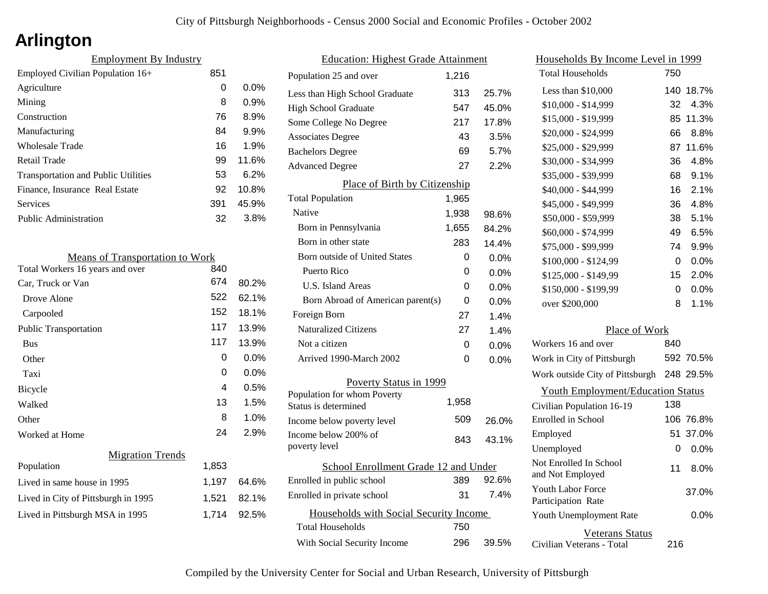City of Pittsburgh Neighborhoods - Census 2000 Social and Economic Profiles - October 2002

# Arlington

## Employment By Industry

| | | |
|---|---|---|
| Employed Civilian Population 16+ | 851 | |
| Agriculture | 0 | 0.0% |
| Mining | 8 | 0.9% |
| Construction | 76 | 8.9% |
| Manufacturing | 84 | 9.9% |
| Wholesale Trade | 16 | 1.9% |
| Retail Trade | 99 | 11.6% |
| Transportation and Public Utilities | 53 | 6.2% |
| Finance, Insurance Real Estate | 92 | 10.8% |
| Services | 391 | 45.9% |
| Public Administration | 32 | 3.8% |

## Means of Transportation to Work

| | | |
|---|---|---|
| Total Workers 16 years and over | 840 | |
| Car, Truck or Van | 674 | 80.2% |
| Drove Alone | 522 | 62.1% |
| Carpooled | 152 | 18.1% |
| Public Transportation | 117 | 13.9% |
| Bus | 117 | 13.9% |
| Other | 0 | 0.0% |
| Taxi | 0 | 0.0% |
| Bicycle | 4 | 0.5% |
| Walked | 13 | 1.5% |
| Other | 8 | 1.0% |
| Worked at Home | 24 | 2.9% |

## Migration Trends

| | | |
|---|---|---|
| Population | 1,853 | |
| Lived in same house in 1995 | 1,197 | 64.6% |
| Lived in City of Pittsburgh in 1995 | 1,521 | 82.1% |
| Lived in Pittsburgh MSA in 1995 | 1,714 | 92.5% |

## Education: Highest Grade Attainment

| | | |
|---|---|---|
| Population 25 and over | 1,216 | |
| Less than High School Graduate | 313 | 25.7% |
| High School Graduate | 547 | 45.0% |
| Some College No Degree | 217 | 17.8% |
| Associates Degree | 43 | 3.5% |
| Bachelors Degree | 69 | 5.7% |
| Advanced Degree | 27 | 2.2% |

## Place of Birth by Citizenship

| | | |
|---|---|---|
| Total Population | 1,965 | |
| Native | 1,938 | 98.6% |
| Born in Pennsylvania | 1,655 | 84.2% |
| Born in other state | 283 | 14.4% |
| Born outside of United States | 0 | 0.0% |
| Puerto Rico | 0 | 0.0% |
| U.S. Island Areas | 0 | 0.0% |
| Born Abroad of American parent(s) | 0 | 0.0% |
| Foreign Born | 27 | 1.4% |
| Naturalized Citizens | 27 | 1.4% |
| Not a citizen | 0 | 0.0% |
| Arrived 1990-March 2002 | 0 | 0.0% |

## Poverty Status in 1999

| | | |
|---|---|---|
| Population for whom Poverty Status is determined | 1,958 | |
| Income below poverty level | 509 | 26.0% |
| Income below 200% of poverty level | 843 | 43.1% |

## School Enrollment Grade 12 and Under

| | | |
|---|---|---|
| Enrolled in public school | 389 | 92.6% |
| Enrolled in private school | 31 | 7.4% |

## Households with Social Security Income

| | | |
|---|---|---|
| Total Households | 750 | |
| With Social Security Income | 296 | 39.5% |

## Households By Income Level in 1999

| | | |
|---|---|---|
| Total Households | 750 | |
| Less than $10,000 | 140 | 18.7% |
| $10,000 - $14,999 | 32 | 4.3% |
| $15,000 - $19,999 | 85 | 11.3% |
| $20,000 - $24,999 | 66 | 8.8% |
| $25,000 - $29,999 | 87 | 11.6% |
| $30,000 - $34,999 | 36 | 4.8% |
| $35,000 - $39,999 | 68 | 9.1% |
| $40,000 - $44,999 | 16 | 2.1% |
| $45,000 - $49,999 | 36 | 4.8% |
| $50,000 - $59,999 | 38 | 5.1% |
| $60,000 - $74,999 | 49 | 6.5% |
| $75,000 - $99,999 | 74 | 9.9% |
| $100,000 - $124,99 | 0 | 0.0% |
| $125,000 - $149,99 | 15 | 2.0% |
| $150,000 - $199,99 | 0 | 0.0% |
| over $200,000 | 8 | 1.1% |

## Place of Work

| | | |
|---|---|---|
| Workers 16 and over | 840 | |
| Work in City of Pittsburgh | 592 | 70.5% |
| Work outside City of Pittsburgh | 248 | 29.5% |

## Youth Employment/Education Status

| | | |
|---|---|---|
| Civilian Population 16-19 | 138 | |
| Enrolled in School | 106 | 76.8% |
| Employed | 51 | 37.0% |
| Unemployed | 0 | 0.0% |
| Not Enrolled In School and Not Employed | 11 | 8.0% |
| Youth Labor Force Participation Rate | | 37.0% |
| Youth Unemployment Rate | | 0.0% |

## Veterans Status

| | |
|---|---|
| Civilian Veterans - Total | 216 |

Compiled by the University Center for Social and Urban Research, University of Pittsburgh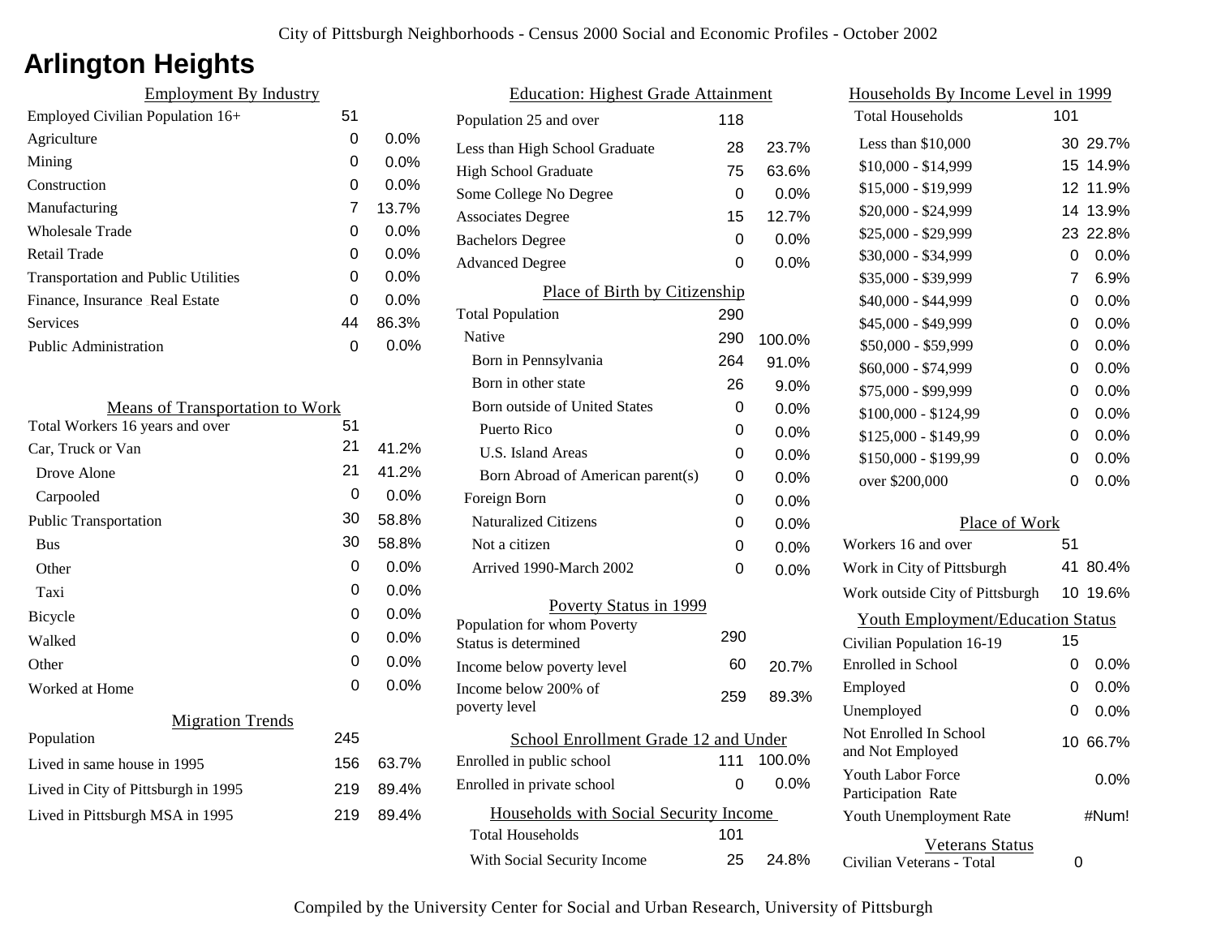# Arlington Heights

## Employment By Industry

| | | |
|---|---|---|
| Employed Civilian Population 16+ | 51 | |
| Agriculture | 0 | 0.0% |
| Mining | 0 | 0.0% |
| Construction | 0 | 0.0% |
| Manufacturing | 7 | 13.7% |
| Wholesale Trade | 0 | 0.0% |
| Retail Trade | 0 | 0.0% |
| Transportation and Public Utilities | 0 | 0.0% |
| Finance, Insurance Real Estate | 0 | 0.0% |
| Services | 44 | 86.3% |
| Public Administration | 0 | 0.0% |

## Means of Transportation to Work

| | | |
|---|---|---|
| Total Workers 16 years and over | 51 | |
| Car, Truck or Van | 21 | 41.2% |
| Drove Alone | 21 | 41.2% |
| Carpooled | 0 | 0.0% |
| Public Transportation | 30 | 58.8% |
| Bus | 30 | 58.8% |
| Other | 0 | 0.0% |
| Taxi | 0 | 0.0% |
| Bicycle | 0 | 0.0% |
| Walked | 0 | 0.0% |
| Other | 0 | 0.0% |
| Worked at Home | 0 | 0.0% |

## Migration Trends

| | | |
|---|---|---|
| Population | 245 | |
| Lived in same house in 1995 | 156 | 63.7% |
| Lived in City of Pittsburgh in 1995 | 219 | 89.4% |
| Lived in Pittsburgh MSA in 1995 | 219 | 89.4% |

## Education: Highest Grade Attainment

| | | |
|---|---|---|
| Population 25 and over | 118 | |
| Less than High School Graduate | 28 | 23.7% |
| High School Graduate | 75 | 63.6% |
| Some College No Degree | 0 | 0.0% |
| Associates Degree | 15 | 12.7% |
| Bachelors Degree | 0 | 0.0% |
| Advanced Degree | 0 | 0.0% |

## Place of Birth by Citizenship

| | | |
|---|---|---|
| Total Population | 290 | |
| Native | 290 | 100.0% |
| Born in Pennsylvania | 264 | 91.0% |
| Born in other state | 26 | 9.0% |
| Born outside of United States | 0 | 0.0% |
| Puerto Rico | 0 | 0.0% |
| U.S. Island Areas | 0 | 0.0% |
| Born Abroad of American parent(s) | 0 | 0.0% |
| Foreign Born | 0 | 0.0% |
| Naturalized Citizens | 0 | 0.0% |
| Not a citizen | 0 | 0.0% |
| Arrived 1990-March 2002 | 0 | 0.0% |

## Poverty Status in 1999

| | | |
|---|---|---|
| Population for whom Poverty Status is determined | 290 | |
| Income below poverty level | 60 | 20.7% |
| Income below 200% of poverty level | 259 | 89.3% |

## School Enrollment Grade 12 and Under

| | | |
|---|---|---|
| Enrolled in public school | 111 | 100.0% |
| Enrolled in private school | 0 | 0.0% |

## Households with Social Security Income

| | | |
|---|---|---|
| Total Households | 101 | |
| With Social Security Income | 25 | 24.8% |

## Households By Income Level in 1999

| | | |
|---|---|---|
| Total Households | 101 | |
| Less than $10,000 | 30 | 29.7% |
| $10,000 - $14,999 | 15 | 14.9% |
| $15,000 - $19,999 | 12 | 11.9% |
| $20,000 - $24,999 | 14 | 13.9% |
| $25,000 - $29,999 | 23 | 22.8% |
| $30,000 - $34,999 | 0 | 0.0% |
| $35,000 - $39,999 | 7 | 6.9% |
| $40,000 - $44,999 | 0 | 0.0% |
| $45,000 - $49,999 | 0 | 0.0% |
| $50,000 - $59,999 | 0 | 0.0% |
| $60,000 - $74,999 | 0 | 0.0% |
| $75,000 - $99,999 | 0 | 0.0% |
| $100,000 - $124,99 | 0 | 0.0% |
| $125,000 - $149,99 | 0 | 0.0% |
| $150,000 - $199,99 | 0 | 0.0% |
| over $200,000 | 0 | 0.0% |

## Place of Work

| | | |
|---|---|---|
| Workers 16 and over | 51 | |
| Work in City of Pittsburgh | 41 | 80.4% |
| Work outside City of Pittsburgh | 10 | 19.6% |

## Youth Employment/Education Status

| | | |
|---|---|---|
| Civilian Population 16-19 | 15 | |
| Enrolled in School | 0 | 0.0% |
| Employed | 0 | 0.0% |
| Unemployed | 0 | 0.0% |
| Not Enrolled In School and Not Employed | 10 | 66.7% |
| Youth Labor Force Participation Rate | | 0.0% |
| Youth Unemployment Rate | | #Num! |

## Veterans Status

| | |
|---|---|
| Civilian Veterans - Total | 0 |

Compiled by the University Center for Social and Urban Research, University of Pittsburgh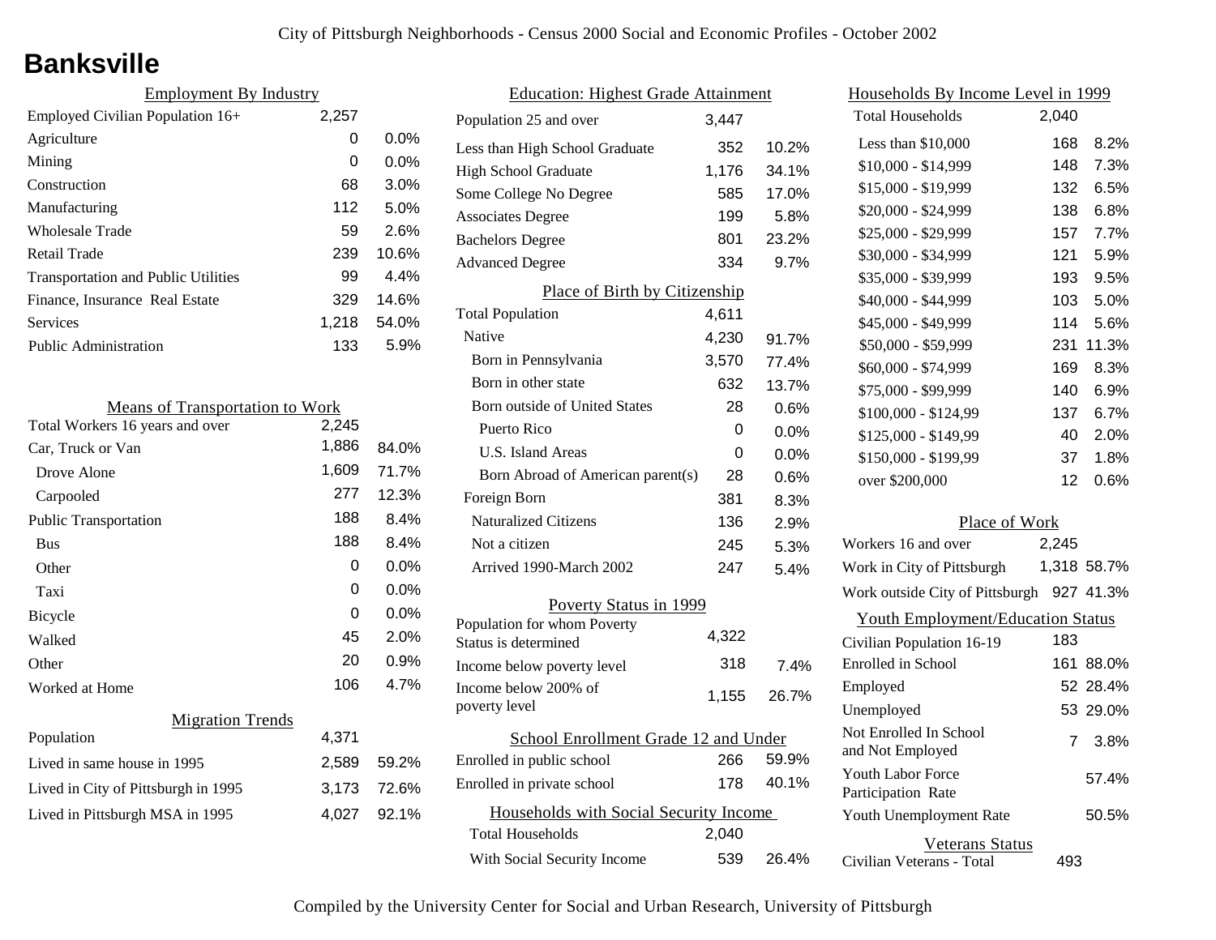City of Pittsburgh Neighborhoods - Census 2000 Social and Economic Profiles - October 2002

# Banksville

## Employment By Industry

| | | |
|---|---|---|
| Employed Civilian Population 16+ | 2,257 | |
| Agriculture | 0 | 0.0% |
| Mining | 0 | 0.0% |
| Construction | 68 | 3.0% |
| Manufacturing | 112 | 5.0% |
| Wholesale Trade | 59 | 2.6% |
| Retail Trade | 239 | 10.6% |
| Transportation and Public Utilities | 99 | 4.4% |
| Finance, Insurance Real Estate | 329 | 14.6% |
| Services | 1,218 | 54.0% |
| Public Administration | 133 | 5.9% |

## Means of Transportation to Work

| | | |
|---|---|---|
| Total Workers 16 years and over | 2,245 | |
| Car, Truck or Van | 1,886 | 84.0% |
| Drove Alone | 1,609 | 71.7% |
| Carpooled | 277 | 12.3% |
| Public Transportation | 188 | 8.4% |
| Bus | 188 | 8.4% |
| Other | 0 | 0.0% |
| Taxi | 0 | 0.0% |
| Bicycle | 0 | 0.0% |
| Walked | 45 | 2.0% |
| Other | 20 | 0.9% |
| Worked at Home | 106 | 4.7% |

## Migration Trends

| | | |
|---|---|---|
| Population | 4,371 | |
| Lived in same house in 1995 | 2,589 | 59.2% |
| Lived in City of Pittsburgh in 1995 | 3,173 | 72.6% |
| Lived in Pittsburgh MSA in 1995 | 4,027 | 92.1% |

## Education: Highest Grade Attainment

| | | |
|---|---|---|
| Population 25 and over | 3,447 | |
| Less than High School Graduate | 352 | 10.2% |
| High School Graduate | 1,176 | 34.1% |
| Some College No Degree | 585 | 17.0% |
| Associates Degree | 199 | 5.8% |
| Bachelors Degree | 801 | 23.2% |
| Advanced Degree | 334 | 9.7% |

## Place of Birth by Citizenship

| | | |
|---|---|---|
| Total Population | 4,611 | |
| Native | 4,230 | 91.7% |
| Born in Pennsylvania | 3,570 | 77.4% |
| Born in other state | 632 | 13.7% |
| Born outside of United States | 28 | 0.6% |
| Puerto Rico | 0 | 0.0% |
| U.S. Island Areas | 0 | 0.0% |
| Born Abroad of American parent(s) | 28 | 0.6% |
| Foreign Born | 381 | 8.3% |
| Naturalized Citizens | 136 | 2.9% |
| Not a citizen | 245 | 5.3% |
| Arrived 1990-March 2002 | 247 | 5.4% |

## Poverty Status in 1999

| | | |
|---|---|---|
| Population for whom Poverty Status is determined | 4,322 | |
| Income below poverty level | 318 | 7.4% |
| Income below 200% of poverty level | 1,155 | 26.7% |

## School Enrollment Grade 12 and Under

| | | |
|---|---|---|
| Enrolled in public school | 266 | 59.9% |
| Enrolled in private school | 178 | 40.1% |

## Households with Social Security Income

| | | |
|---|---|---|
| Total Households | 2,040 | |
| With Social Security Income | 539 | 26.4% |

## Households By Income Level in 1999

| | | |
|---|---|---|
| Total Households | 2,040 | |
| Less than $10,000 | 168 | 8.2% |
| $10,000 - $14,999 | 148 | 7.3% |
| $15,000 - $19,999 | 132 | 6.5% |
| $20,000 - $24,999 | 138 | 6.8% |
| $25,000 - $29,999 | 157 | 7.7% |
| $30,000 - $34,999 | 121 | 5.9% |
| $35,000 - $39,999 | 193 | 9.5% |
| $40,000 - $44,999 | 103 | 5.0% |
| $45,000 - $49,999 | 114 | 5.6% |
| $50,000 - $59,999 | 231 | 11.3% |
| $60,000 - $74,999 | 169 | 8.3% |
| $75,000 - $99,999 | 140 | 6.9% |
| $100,000 - $124,99 | 137 | 6.7% |
| $125,000 - $149,99 | 40 | 2.0% |
| $150,000 - $199,99 | 37 | 1.8% |
| over $200,000 | 12 | 0.6% |

## Place of Work

| | | |
|---|---|---|
| Workers 16 and over | 2,245 | |
| Work in City of Pittsburgh | 1,318 | 58.7% |
| Work outside City of Pittsburgh | 927 | 41.3% |

## Youth Employment/Education Status

| | | |
|---|---|---|
| Civilian Population 16-19 | 183 | |
| Enrolled in School | 161 | 88.0% |
| Employed | 52 | 28.4% |
| Unemployed | 53 | 29.0% |
| Not Enrolled In School and Not Employed | 7 | 3.8% |
| Youth Labor Force Participation Rate | | 57.4% |
| Youth Unemployment Rate | | 50.5% |

## Veterans Status

| | |
|---|---|
| Civilian Veterans - Total | 493 |

Compiled by the University Center for Social and Urban Research, University of Pittsburgh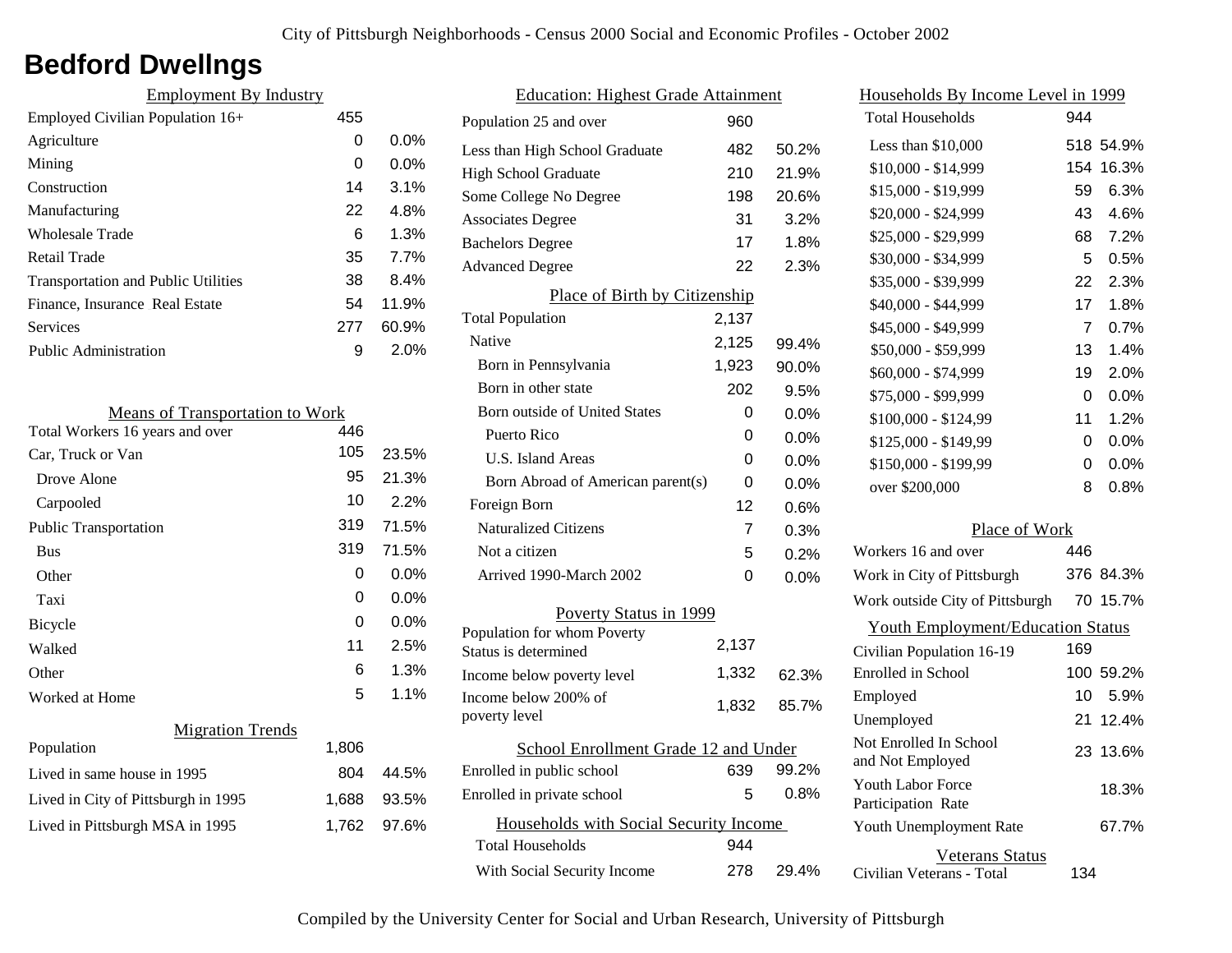City of Pittsburgh Neighborhoods - Census 2000 Social and Economic Profiles - October 2002

# Bedford Dwellngs

## Employment By Industry

| | | |
|---|---|---|
| Employed Civilian Population 16+ | 455 | |
| Agriculture | 0 | 0.0% |
| Mining | 0 | 0.0% |
| Construction | 14 | 3.1% |
| Manufacturing | 22 | 4.8% |
| Wholesale Trade | 6 | 1.3% |
| Retail Trade | 35 | 7.7% |
| Transportation and Public Utilities | 38 | 8.4% |
| Finance, Insurance Real Estate | 54 | 11.9% |
| Services | 277 | 60.9% |
| Public Administration | 9 | 2.0% |

## Means of Transportation to Work

| | | |
|---|---|---|
| Total Workers 16 years and over | 446 | |
| Car, Truck or Van | 105 | 23.5% |
| Drove Alone | 95 | 21.3% |
| Carpooled | 10 | 2.2% |
| Public Transportation | 319 | 71.5% |
| Bus | 319 | 71.5% |
| Other | 0 | 0.0% |
| Taxi | 0 | 0.0% |
| Bicycle | 0 | 0.0% |
| Walked | 11 | 2.5% |
| Other | 6 | 1.3% |
| Worked at Home | 5 | 1.1% |

## Migration Trends

| | | |
|---|---|---|
| Population | 1,806 | |
| Lived in same house in 1995 | 804 | 44.5% |
| Lived in City of Pittsburgh in 1995 | 1,688 | 93.5% |
| Lived in Pittsburgh MSA in 1995 | 1,762 | 97.6% |

## Education: Highest Grade Attainment

| | | |
|---|---|---|
| Population 25 and over | 960 | |
| Less than High School Graduate | 482 | 50.2% |
| High School Graduate | 210 | 21.9% |
| Some College No Degree | 198 | 20.6% |
| Associates Degree | 31 | 3.2% |
| Bachelors Degree | 17 | 1.8% |
| Advanced Degree | 22 | 2.3% |

## Place of Birth by Citizenship

| | | |
|---|---|---|
| Total Population | 2,137 | |
| Native | 2,125 | 99.4% |
| Born in Pennsylvania | 1,923 | 90.0% |
| Born in other state | 202 | 9.5% |
| Born outside of United States | 0 | 0.0% |
| Puerto Rico | 0 | 0.0% |
| U.S. Island Areas | 0 | 0.0% |
| Born Abroad of American parent(s) | 0 | 0.0% |
| Foreign Born | 12 | 0.6% |
| Naturalized Citizens | 7 | 0.3% |
| Not a citizen | 5 | 0.2% |
| Arrived 1990-March 2002 | 0 | 0.0% |

## Poverty Status in 1999

| | | |
|---|---|---|
| Population for whom Poverty Status is determined | 2,137 | |
| Income below poverty level | 1,332 | 62.3% |
| Income below 200% of poverty level | 1,832 | 85.7% |

## School Enrollment Grade 12 and Under

| | | |
|---|---|---|
| Enrolled in public school | 639 | 99.2% |
| Enrolled in private school | 5 | 0.8% |

## Households with Social Security Income

| | | |
|---|---|---|
| Total Households | 944 | |
| With Social Security Income | 278 | 29.4% |

## Households By Income Level in 1999

| | | |
|---|---|---|
| Total Households | 944 | |
| Less than $10,000 | 518 | 54.9% |
| $10,000 - $14,999 | 154 | 16.3% |
| $15,000 - $19,999 | 59 | 6.3% |
| $20,000 - $24,999 | 43 | 4.6% |
| $25,000 - $29,999 | 68 | 7.2% |
| $30,000 - $34,999 | 5 | 0.5% |
| $35,000 - $39,999 | 22 | 2.3% |
| $40,000 - $44,999 | 17 | 1.8% |
| $45,000 - $49,999 | 7 | 0.7% |
| $50,000 - $59,999 | 13 | 1.4% |
| $60,000 - $74,999 | 19 | 2.0% |
| $75,000 - $99,999 | 0 | 0.0% |
| $100,000 - $124,99 | 11 | 1.2% |
| $125,000 - $149,99 | 0 | 0.0% |
| $150,000 - $199,99 | 0 | 0.0% |
| over $200,000 | 8 | 0.8% |

## Place of Work

| | | |
|---|---|---|
| Workers 16 and over | 446 | |
| Work in City of Pittsburgh | 376 | 84.3% |
| Work outside City of Pittsburgh | 70 | 15.7% |

## Youth Employment/Education Status

| | | |
|---|---|---|
| Civilian Population 16-19 | 169 | |
| Enrolled in School | 100 | 59.2% |
| Employed | 10 | 5.9% |
| Unemployed | 21 | 12.4% |
| Not Enrolled In School and Not Employed | 23 | 13.6% |
| Youth Labor Force Participation Rate | | 18.3% |
| Youth Unemployment Rate | | 67.7% |

## Veterans Status

| | |
|---|---|
| Civilian Veterans - Total | 134 |

Compiled by the University Center for Social and Urban Research, University of Pittsburgh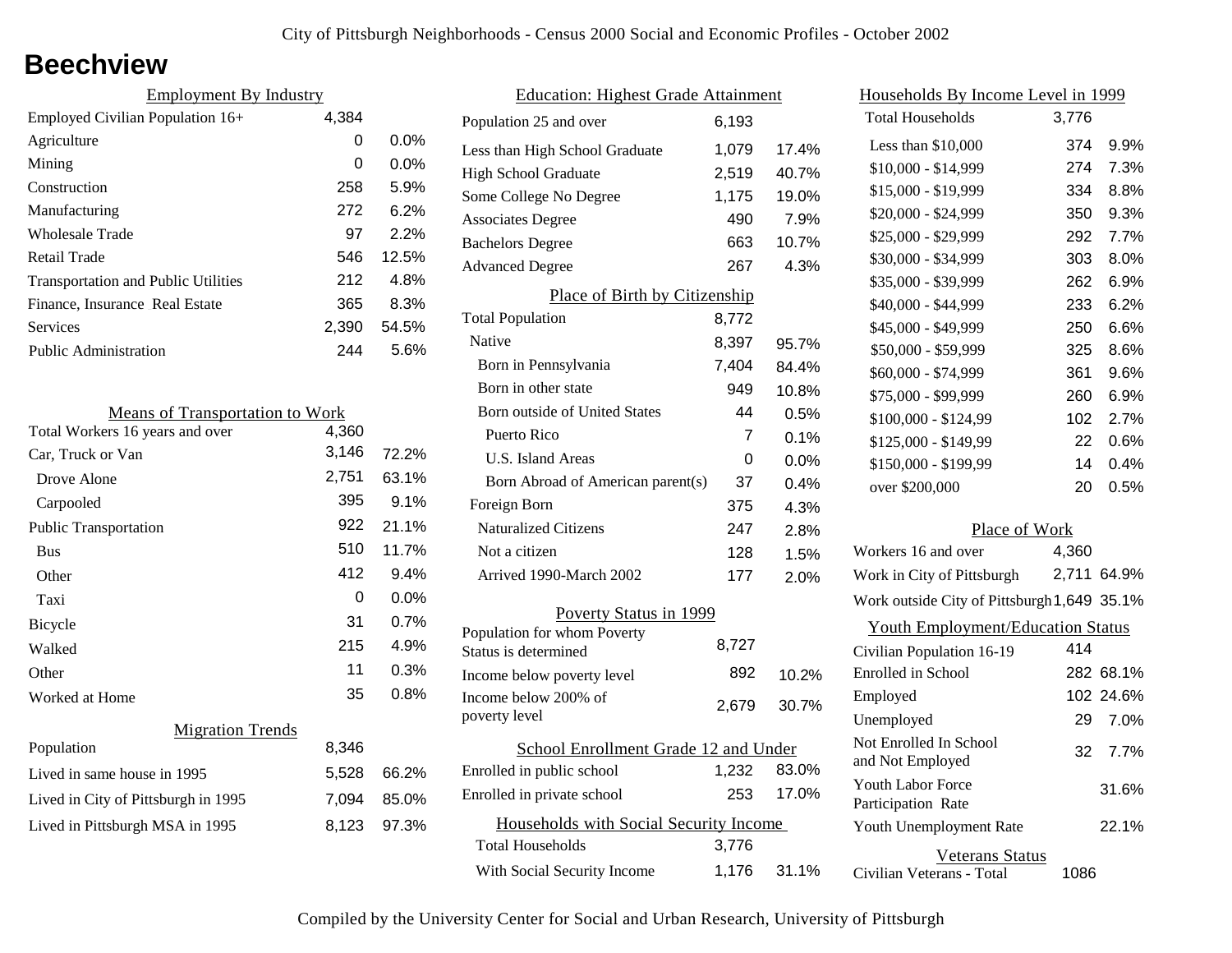# Beechview

## Employment By Industry

| Employment By Industry | | |
|---|---|---|
| Employed Civilian Population 16+ | 4,384 | |
| Agriculture | 0 | 0.0% |
| Mining | 0 | 0.0% |
| Construction | 258 | 5.9% |
| Manufacturing | 272 | 6.2% |
| Wholesale Trade | 97 | 2.2% |
| Retail Trade | 546 | 12.5% |
| Transportation and Public Utilities | 212 | 4.8% |
| Finance, Insurance Real Estate | 365 | 8.3% |
| Services | 2,390 | 54.5% |
| Public Administration | 244 | 5.6% |

## Means of Transportation to Work

| Means of Transportation to Work | | |
|---|---|---|
| Total Workers 16 years and over | 4,360 | |
| Car, Truck or Van | 3,146 | 72.2% |
| Drove Alone | 2,751 | 63.1% |
| Carpooled | 395 | 9.1% |
| Public Transportation | 922 | 21.1% |
| Bus | 510 | 11.7% |
| Other | 412 | 9.4% |
| Taxi | 0 | 0.0% |
| Bicycle | 31 | 0.7% |
| Walked | 215 | 4.9% |
| Other | 11 | 0.3% |
| Worked at Home | 35 | 0.8% |

## Migration Trends

| Migration Trends | | |
|---|---|---|
| Population | 8,346 | |
| Lived in same house in 1995 | 5,528 | 66.2% |
| Lived in City of Pittsburgh in 1995 | 7,094 | 85.0% |
| Lived in Pittsburgh MSA in 1995 | 8,123 | 97.3% |

## Education: Highest Grade Attainment

| Education: Highest Grade Attainment | | |
|---|---|---|
| Population 25 and over | 6,193 | |
| Less than High School Graduate | 1,079 | 17.4% |
| High School Graduate | 2,519 | 40.7% |
| Some College No Degree | 1,175 | 19.0% |
| Associates Degree | 490 | 7.9% |
| Bachelors Degree | 663 | 10.7% |
| Advanced Degree | 267 | 4.3% |

## Place of Birth by Citizenship

| Place of Birth by Citizenship | | |
|---|---|---|
| Total Population | 8,772 | |
| Native | 8,397 | 95.7% |
| Born in Pennsylvania | 7,404 | 84.4% |
| Born in other state | 949 | 10.8% |
| Born outside of United States | 44 | 0.5% |
| Puerto Rico | 7 | 0.1% |
| U.S. Island Areas | 0 | 0.0% |
| Born Abroad of American parent(s) | 37 | 0.4% |
| Foreign Born | 375 | 4.3% |
| Naturalized Citizens | 247 | 2.8% |
| Not a citizen | 128 | 1.5% |
| Arrived 1990-March 2002 | 177 | 2.0% |

## Poverty Status in 1999

| Poverty Status in 1999 | | |
|---|---|---|
| Population for whom Poverty Status is determined | 8,727 | |
| Income below poverty level | 892 | 10.2% |
| Income below 200% of poverty level | 2,679 | 30.7% |

## School Enrollment Grade 12 and Under

| School Enrollment Grade 12 and Under | | |
|---|---|---|
| Enrolled in public school | 1,232 | 83.0% |
| Enrolled in private school | 253 | 17.0% |

## Households with Social Security Income

| Households with Social Security Income | | |
|---|---|---|
| Total Households | 3,776 | |
| With Social Security Income | 1,176 | 31.1% |

## Households By Income Level in 1999

| Households By Income Level in 1999 | | |
|---|---|---|
| Total Households | 3,776 | |
| Less than $10,000 | 374 | 9.9% |
| $10,000 - $14,999 | 274 | 7.3% |
| $15,000 - $19,999 | 334 | 8.8% |
| $20,000 - $24,999 | 350 | 9.3% |
| $25,000 - $29,999 | 292 | 7.7% |
| $30,000 - $34,999 | 303 | 8.0% |
| $35,000 - $39,999 | 262 | 6.9% |
| $40,000 - $44,999 | 233 | 6.2% |
| $45,000 - $49,999 | 250 | 6.6% |
| $50,000 - $59,999 | 325 | 8.6% |
| $60,000 - $74,999 | 361 | 9.6% |
| $75,000 - $99,999 | 260 | 6.9% |
| $100,000 - $124,99 | 102 | 2.7% |
| $125,000 - $149,99 | 22 | 0.6% |
| $150,000 - $199,99 | 14 | 0.4% |
| over $200,000 | 20 | 0.5% |

## Place of Work

| Place of Work | | |
|---|---|---|
| Workers 16 and over | 4,360 | |
| Work in City of Pittsburgh | 2,711 | 64.9% |
| Work outside City of Pittsburgh | 1,649 | 35.1% |

## Youth Employment/Education Status

| Youth Employment/Education Status | | |
|---|---|---|
| Civilian Population 16-19 | 414 | |
| Enrolled in School | 282 | 68.1% |
| Employed | 102 | 24.6% |
| Unemployed | 29 | 7.0% |
| Not Enrolled In School and Not Employed | 32 | 7.7% |
| Youth Labor Force Participation Rate | | 31.6% |
| Youth Unemployment Rate | | 22.1% |

## Veterans Status

| Veterans Status | |
|---|---|
| Civilian Veterans - Total | 1086 |

Compiled by the University Center for Social and Urban Research, University of Pittsburgh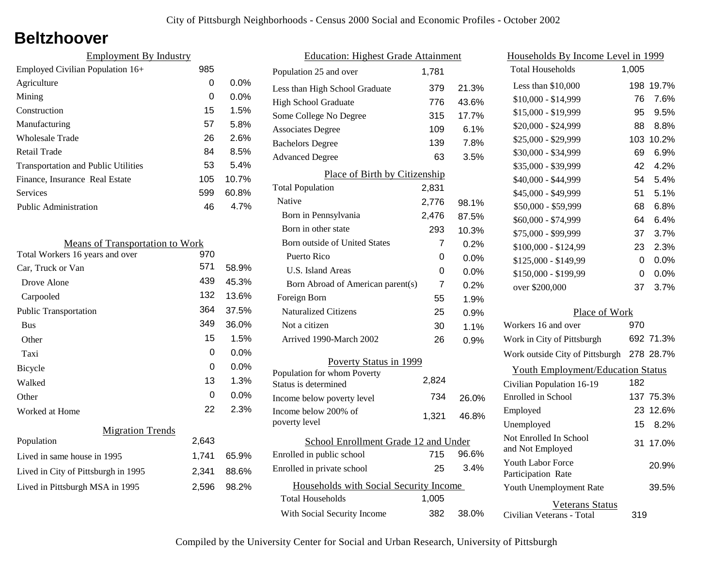# Beltzhoover

## Employment By Industry

| | | |
|---|---|---|
| Employed Civilian Population 16+ | 985 | |
| Agriculture | 0 | 0.0% |
| Mining | 0 | 0.0% |
| Construction | 15 | 1.5% |
| Manufacturing | 57 | 5.8% |
| Wholesale Trade | 26 | 2.6% |
| Retail Trade | 84 | 8.5% |
| Transportation and Public Utilities | 53 | 5.4% |
| Finance, Insurance Real Estate | 105 | 10.7% |
| Services | 599 | 60.8% |
| Public Administration | 46 | 4.7% |

## Means of Transportation to Work

| | | |
|---|---|---|
| Total Workers 16 years and over | 970 | |
| Car, Truck or Van | 571 | 58.9% |
| Drove Alone | 439 | 45.3% |
| Carpooled | 132 | 13.6% |
| Public Transportation | 364 | 37.5% |
| Bus | 349 | 36.0% |
| Other | 15 | 1.5% |
| Taxi | 0 | 0.0% |
| Bicycle | 0 | 0.0% |
| Walked | 13 | 1.3% |
| Other | 0 | 0.0% |
| Worked at Home | 22 | 2.3% |

## Migration Trends

| | | |
|---|---|---|
| Population | 2,643 | |
| Lived in same house in 1995 | 1,741 | 65.9% |
| Lived in City of Pittsburgh in 1995 | 2,341 | 88.6% |
| Lived in Pittsburgh MSA in 1995 | 2,596 | 98.2% |

## Education: Highest Grade Attainment

| | | |
|---|---|---|
| Population 25 and over | 1,781 | |
| Less than High School Graduate | 379 | 21.3% |
| High School Graduate | 776 | 43.6% |
| Some College No Degree | 315 | 17.7% |
| Associates Degree | 109 | 6.1% |
| Bachelors Degree | 139 | 7.8% |
| Advanced Degree | 63 | 3.5% |

## Place of Birth by Citizenship

| | | |
|---|---|---|
| Total Population | 2,831 | |
| Native | 2,776 | 98.1% |
| Born in Pennsylvania | 2,476 | 87.5% |
| Born in other state | 293 | 10.3% |
| Born outside of United States | 7 | 0.2% |
| Puerto Rico | 0 | 0.0% |
| U.S. Island Areas | 0 | 0.0% |
| Born Abroad of American parent(s) | 7 | 0.2% |
| Foreign Born | 55 | 1.9% |
| Naturalized Citizens | 25 | 0.9% |
| Not a citizen | 30 | 1.1% |
| Arrived 1990-March 2002 | 26 | 0.9% |

## Poverty Status in 1999

| | | |
|---|---|---|
| Population for whom Poverty Status is determined | 2,824 | |
| Income below poverty level | 734 | 26.0% |
| Income below 200% of poverty level | 1,321 | 46.8% |

## School Enrollment Grade 12 and Under

| | | |
|---|---|---|
| Enrolled in public school | 715 | 96.6% |
| Enrolled in private school | 25 | 3.4% |

## Households with Social Security Income

| | | |
|---|---|---|
| Total Households | 1,005 | |
| With Social Security Income | 382 | 38.0% |

## Households By Income Level in 1999

| | | |
|---|---|---|
| Total Households | 1,005 | |
| Less than $10,000 | 198 | 19.7% |
| $10,000 - $14,999 | 76 | 7.6% |
| $15,000 - $19,999 | 95 | 9.5% |
| $20,000 - $24,999 | 88 | 8.8% |
| $25,000 - $29,999 | 103 | 10.2% |
| $30,000 - $34,999 | 69 | 6.9% |
| $35,000 - $39,999 | 42 | 4.2% |
| $40,000 - $44,999 | 54 | 5.4% |
| $45,000 - $49,999 | 51 | 5.1% |
| $50,000 - $59,999 | 68 | 6.8% |
| $60,000 - $74,999 | 64 | 6.4% |
| $75,000 - $99,999 | 37 | 3.7% |
| $100,000 - $124,99 | 23 | 2.3% |
| $125,000 - $149,99 | 0 | 0.0% |
| $150,000 - $199,99 | 0 | 0.0% |
| over $200,000 | 37 | 3.7% |

## Place of Work

| | | |
|---|---|---|
| Workers 16 and over | 970 | |
| Work in City of Pittsburgh | 692 | 71.3% |
| Work outside City of Pittsburgh | 278 | 28.7% |

## Youth Employment/Education Status

| | | |
|---|---|---|
| Civilian Population 16-19 | 182 | |
| Enrolled in School | 137 | 75.3% |
| Employed | 23 | 12.6% |
| Unemployed | 15 | 8.2% |
| Not Enrolled In School and Not Employed | 31 | 17.0% |
| Youth Labor Force Participation Rate | | 20.9% |
| Youth Unemployment Rate | | 39.5% |

## Veterans Status

| | |
|---|---|
| Civilian Veterans - Total | 319 |

Compiled by the University Center for Social and Urban Research, University of Pittsburgh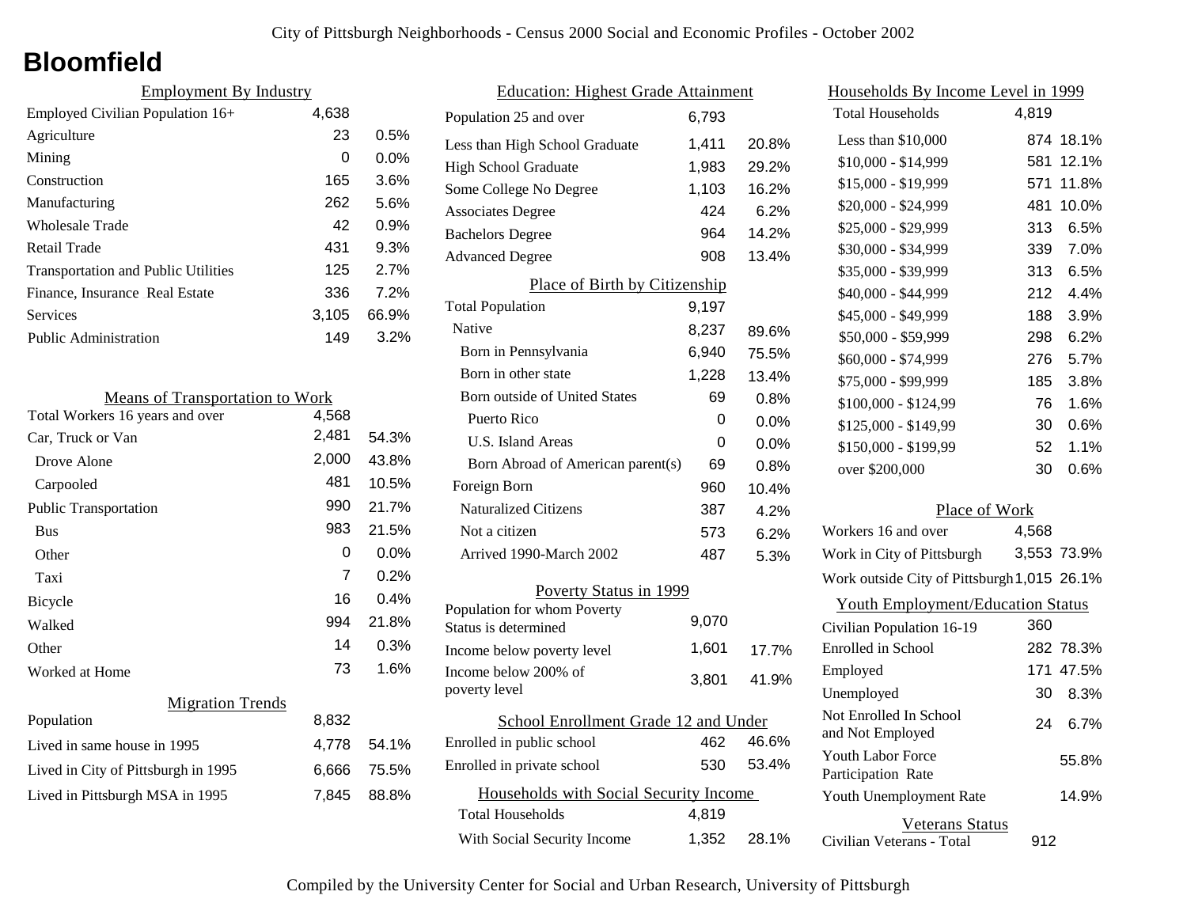# Bloomfield

## Employment By Industry

| | | |
|---|---|---|
| Employed Civilian Population 16+ | 4,638 | |
| Agriculture | 23 | 0.5% |
| Mining | 0 | 0.0% |
| Construction | 165 | 3.6% |
| Manufacturing | 262 | 5.6% |
| Wholesale Trade | 42 | 0.9% |
| Retail Trade | 431 | 9.3% |
| Transportation and Public Utilities | 125 | 2.7% |
| Finance, Insurance Real Estate | 336 | 7.2% |
| Services | 3,105 | 66.9% |
| Public Administration | 149 | 3.2% |

## Means of Transportation to Work

| | | |
|---|---|---|
| Total Workers 16 years and over | 4,568 | |
| Car, Truck or Van | 2,481 | 54.3% |
| Drove Alone | 2,000 | 43.8% |
| Carpooled | 481 | 10.5% |
| Public Transportation | 990 | 21.7% |
| Bus | 983 | 21.5% |
| Other | 0 | 0.0% |
| Taxi | 7 | 0.2% |
| Bicycle | 16 | 0.4% |
| Walked | 994 | 21.8% |
| Other | 14 | 0.3% |
| Worked at Home | 73 | 1.6% |

## Migration Trends

| | | |
|---|---|---|
| Population | 8,832 | |
| Lived in same house in 1995 | 4,778 | 54.1% |
| Lived in City of Pittsburgh in 1995 | 6,666 | 75.5% |
| Lived in Pittsburgh MSA in 1995 | 7,845 | 88.8% |

## Education: Highest Grade Attainment

| | | |
|---|---|---|
| Population 25 and over | 6,793 | |
| Less than High School Graduate | 1,411 | 20.8% |
| High School Graduate | 1,983 | 29.2% |
| Some College No Degree | 1,103 | 16.2% |
| Associates Degree | 424 | 6.2% |
| Bachelors Degree | 964 | 14.2% |
| Advanced Degree | 908 | 13.4% |

## Place of Birth by Citizenship

| | | |
|---|---|---|
| Total Population | 9,197 | |
| Native | 8,237 | 89.6% |
| Born in Pennsylvania | 6,940 | 75.5% |
| Born in other state | 1,228 | 13.4% |
| Born outside of United States | 69 | 0.8% |
| Puerto Rico | 0 | 0.0% |
| U.S. Island Areas | 0 | 0.0% |
| Born Abroad of American parent(s) | 69 | 0.8% |
| Foreign Born | 960 | 10.4% |
| Naturalized Citizens | 387 | 4.2% |
| Not a citizen | 573 | 6.2% |
| Arrived 1990-March 2002 | 487 | 5.3% |

## Poverty Status in 1999

| | | |
|---|---|---|
| Population for whom Poverty Status is determined | 9,070 | |
| Income below poverty level | 1,601 | 17.7% |
| Income below 200% of poverty level | 3,801 | 41.9% |

## School Enrollment Grade 12 and Under

| | | |
|---|---|---|
| Enrolled in public school | 462 | 46.6% |
| Enrolled in private school | 530 | 53.4% |

## Households with Social Security Income

| | | |
|---|---|---|
| Total Households | 4,819 | |
| With Social Security Income | 1,352 | 28.1% |

## Households By Income Level in 1999

| | | |
|---|---|---|
| Total Households | 4,819 | |
| Less than $10,000 | 874 | 18.1% |
| $10,000 - $14,999 | 581 | 12.1% |
| $15,000 - $19,999 | 571 | 11.8% |
| $20,000 - $24,999 | 481 | 10.0% |
| $25,000 - $29,999 | 313 | 6.5% |
| $30,000 - $34,999 | 339 | 7.0% |
| $35,000 - $39,999 | 313 | 6.5% |
| $40,000 - $44,999 | 212 | 4.4% |
| $45,000 - $49,999 | 188 | 3.9% |
| $50,000 - $59,999 | 298 | 6.2% |
| $60,000 - $74,999 | 276 | 5.7% |
| $75,000 - $99,999 | 185 | 3.8% |
| $100,000 - $124,99 | 76 | 1.6% |
| $125,000 - $149,99 | 30 | 0.6% |
| $150,000 - $199,99 | 52 | 1.1% |
| over $200,000 | 30 | 0.6% |

## Place of Work

| | | |
|---|---|---|
| Workers 16 and over | 4,568 | |
| Work in City of Pittsburgh | 3,553 | 73.9% |
| Work outside City of Pittsburgh | 1,015 | 26.1% |

## Youth Employment/Education Status

| | | |
|---|---|---|
| Civilian Population 16-19 | 360 | |
| Enrolled in School | 282 | 78.3% |
| Employed | 171 | 47.5% |
| Unemployed | 30 | 8.3% |
| Not Enrolled In School and Not Employed | 24 | 6.7% |
| Youth Labor Force Participation Rate | | 55.8% |
| Youth Unemployment Rate | | 14.9% |

## Veterans Status

| | |
|---|---|
| Civilian Veterans - Total | 912 |

Compiled by the University Center for Social and Urban Research, University of Pittsburgh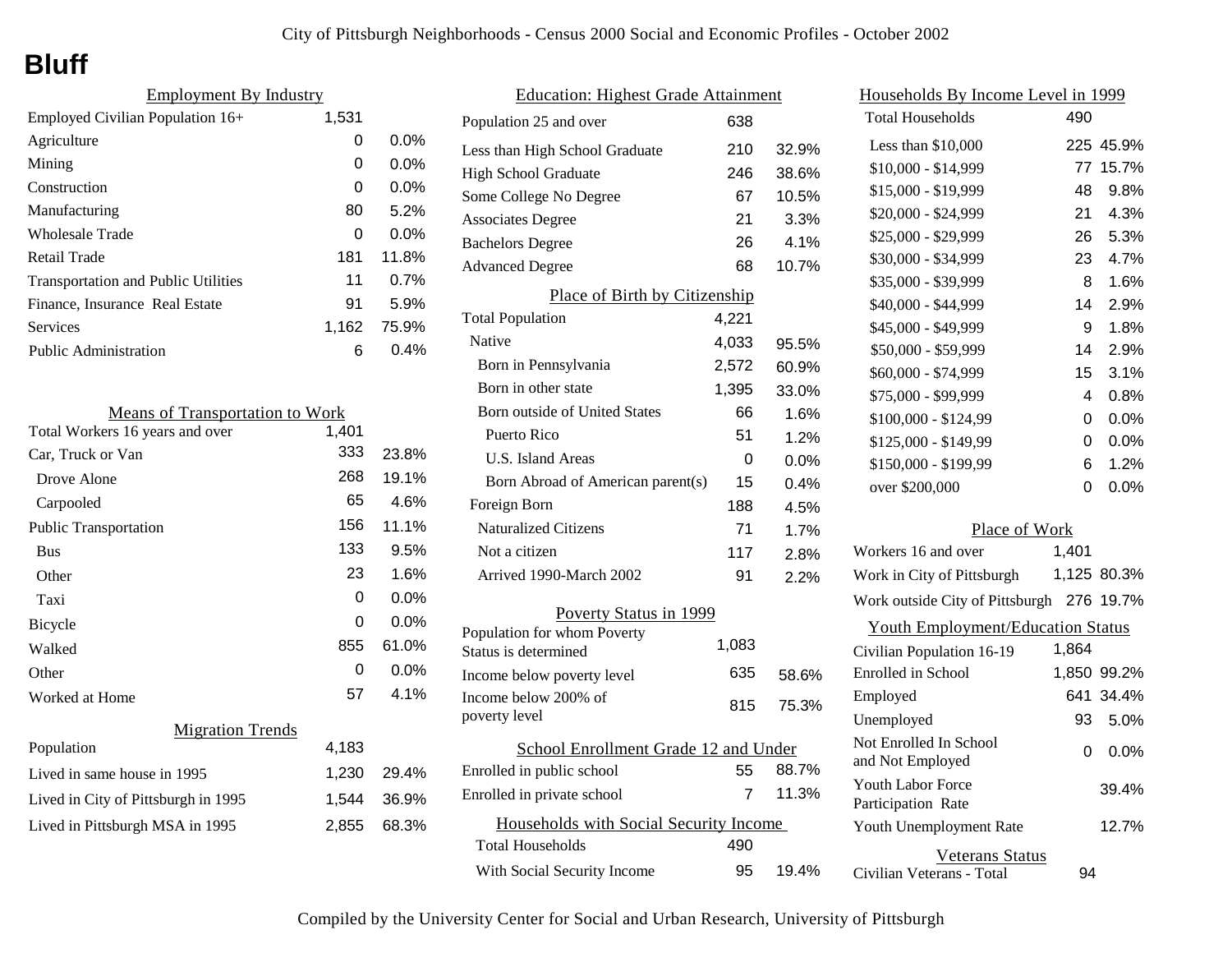City of Pittsburgh Neighborhoods - Census 2000 Social and Economic Profiles - October 2002

# Bluff

## Employment By Industry

| | | |
|---|---|---|
| Employed Civilian Population 16+ | 1,531 | |
| Agriculture | 0 | 0.0% |
| Mining | 0 | 0.0% |
| Construction | 0 | 0.0% |
| Manufacturing | 80 | 5.2% |
| Wholesale Trade | 0 | 0.0% |
| Retail Trade | 181 | 11.8% |
| Transportation and Public Utilities | 11 | 0.7% |
| Finance, Insurance Real Estate | 91 | 5.9% |
| Services | 1,162 | 75.9% |
| Public Administration | 6 | 0.4% |

## Means of Transportation to Work

| | | |
|---|---|---|
| Total Workers 16 years and over | 1,401 | |
| Car, Truck or Van | 333 | 23.8% |
| Drove Alone | 268 | 19.1% |
| Carpooled | 65 | 4.6% |
| Public Transportation | 156 | 11.1% |
| Bus | 133 | 9.5% |
| Other | 23 | 1.6% |
| Taxi | 0 | 0.0% |
| Bicycle | 0 | 0.0% |
| Walked | 855 | 61.0% |
| Other | 0 | 0.0% |
| Worked at Home | 57 | 4.1% |

## Migration Trends

| | | |
|---|---|---|
| Population | 4,183 | |
| Lived in same house in 1995 | 1,230 | 29.4% |
| Lived in City of Pittsburgh in 1995 | 1,544 | 36.9% |
| Lived in Pittsburgh MSA in 1995 | 2,855 | 68.3% |

## Education: Highest Grade Attainment

| | | |
|---|---|---|
| Population 25 and over | 638 | |
| Less than High School Graduate | 210 | 32.9% |
| High School Graduate | 246 | 38.6% |
| Some College No Degree | 67 | 10.5% |
| Associates Degree | 21 | 3.3% |
| Bachelors Degree | 26 | 4.1% |
| Advanced Degree | 68 | 10.7% |

## Place of Birth by Citizenship

| | | |
|---|---|---|
| Total Population | 4,221 | |
| Native | 4,033 | 95.5% |
| Born in Pennsylvania | 2,572 | 60.9% |
| Born in other state | 1,395 | 33.0% |
| Born outside of United States | 66 | 1.6% |
| Puerto Rico | 51 | 1.2% |
| U.S. Island Areas | 0 | 0.0% |
| Born Abroad of American parent(s) | 15 | 0.4% |
| Foreign Born | 188 | 4.5% |
| Naturalized Citizens | 71 | 1.7% |
| Not a citizen | 117 | 2.8% |
| Arrived 1990-March 2002 | 91 | 2.2% |

## Poverty Status in 1999

| | | |
|---|---|---|
| Population for whom Poverty Status is determined | 1,083 | |
| Income below poverty level | 635 | 58.6% |
| Income below 200% of poverty level | 815 | 75.3% |

## School Enrollment Grade 12 and Under

| | | |
|---|---|---|
| Enrolled in public school | 55 | 88.7% |
| Enrolled in private school | 7 | 11.3% |

## Households with Social Security Income

| | | |
|---|---|---|
| Total Households | 490 | |
| With Social Security Income | 95 | 19.4% |

## Households By Income Level in 1999

| | | |
|---|---|---|
| Total Households | 490 | |
| Less than $10,000 | 225 | 45.9% |
| $10,000 - $14,999 | 77 | 15.7% |
| $15,000 - $19,999 | 48 | 9.8% |
| $20,000 - $24,999 | 21 | 4.3% |
| $25,000 - $29,999 | 26 | 5.3% |
| $30,000 - $34,999 | 23 | 4.7% |
| $35,000 - $39,999 | 8 | 1.6% |
| $40,000 - $44,999 | 14 | 2.9% |
| $45,000 - $49,999 | 9 | 1.8% |
| $50,000 - $59,999 | 14 | 2.9% |
| $60,000 - $74,999 | 15 | 3.1% |
| $75,000 - $99,999 | 4 | 0.8% |
| $100,000 - $124,99 | 0 | 0.0% |
| $125,000 - $149,99 | 0 | 0.0% |
| $150,000 - $199,99 | 6 | 1.2% |
| over $200,000 | 0 | 0.0% |

## Place of Work

| | | |
|---|---|---|
| Workers 16 and over | 1,401 | |
| Work in City of Pittsburgh | 1,125 | 80.3% |
| Work outside City of Pittsburgh | 276 | 19.7% |

## Youth Employment/Education Status

| | | |
|---|---|---|
| Civilian Population 16-19 | 1,864 | |
| Enrolled in School | 1,850 | 99.2% |
| Employed | 641 | 34.4% |
| Unemployed | 93 | 5.0% |
| Not Enrolled In School and Not Employed | 0 | 0.0% |
| Youth Labor Force Participation Rate | | 39.4% |
| Youth Unemployment Rate | | 12.7% |

## Veterans Status

| | |
|---|---|
| Civilian Veterans - Total | 94 |

Compiled by the University Center for Social and Urban Research, University of Pittsburgh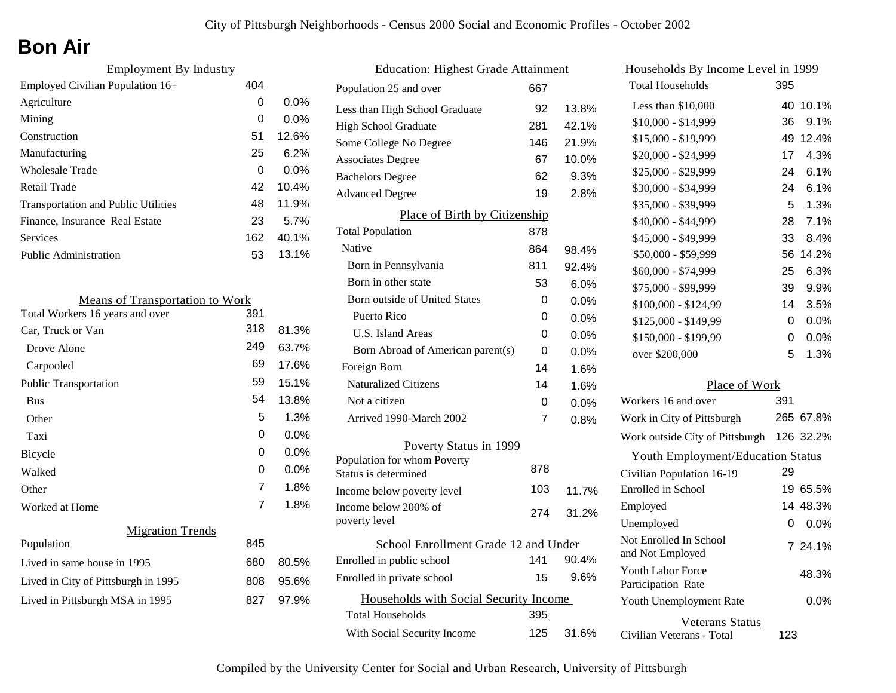City of Pittsburgh Neighborhoods - Census 2000 Social and Economic Profiles - October 2002

# Bon Air

## Employment By Industry

| Employment By Industry | | |
|---|---|---|
| Employed Civilian Population 16+ | 404 | |
| Agriculture | 0 | 0.0% |
| Mining | 0 | 0.0% |
| Construction | 51 | 12.6% |
| Manufacturing | 25 | 6.2% |
| Wholesale Trade | 0 | 0.0% |
| Retail Trade | 42 | 10.4% |
| Transportation and Public Utilities | 48 | 11.9% |
| Finance, Insurance Real Estate | 23 | 5.7% |
| Services | 162 | 40.1% |
| Public Administration | 53 | 13.1% |

## Means of Transportation to Work

| Means of Transportation to Work | | |
|---|---|---|
| Total Workers 16 years and over | 391 | |
| Car, Truck or Van | 318 | 81.3% |
| Drove Alone | 249 | 63.7% |
| Carpooled | 69 | 17.6% |
| Public Transportation | 59 | 15.1% |
| Bus | 54 | 13.8% |
| Other | 5 | 1.3% |
| Taxi | 0 | 0.0% |
| Bicycle | 0 | 0.0% |
| Walked | 0 | 0.0% |
| Other | 7 | 1.8% |
| Worked at Home | 7 | 1.8% |

## Migration Trends

| Migration Trends | | |
|---|---|---|
| Population | 845 | |
| Lived in same house in 1995 | 680 | 80.5% |
| Lived in City of Pittsburgh in 1995 | 808 | 95.6% |
| Lived in Pittsburgh MSA in 1995 | 827 | 97.9% |

## Education: Highest Grade Attainment

| Education: Highest Grade Attainment | | |
|---|---|---|
| Population 25 and over | 667 | |
| Less than High School Graduate | 92 | 13.8% |
| High School Graduate | 281 | 42.1% |
| Some College No Degree | 146 | 21.9% |
| Associates Degree | 67 | 10.0% |
| Bachelors Degree | 62 | 9.3% |
| Advanced Degree | 19 | 2.8% |

## Place of Birth by Citizenship

| Place of Birth by Citizenship | | |
|---|---|---|
| Total Population | 878 | |
| Native | 864 | 98.4% |
| Born in Pennsylvania | 811 | 92.4% |
| Born in other state | 53 | 6.0% |
| Born outside of United States | 0 | 0.0% |
| Puerto Rico | 0 | 0.0% |
| U.S. Island Areas | 0 | 0.0% |
| Born Abroad of American parent(s) | 0 | 0.0% |
| Foreign Born | 14 | 1.6% |
| Naturalized Citizens | 14 | 1.6% |
| Not a citizen | 0 | 0.0% |
| Arrived 1990-March 2002 | 7 | 0.8% |

## Poverty Status in 1999

| Poverty Status in 1999 | | |
|---|---|---|
| Population for whom Poverty Status is determined | 878 | |
| Income below poverty level | 103 | 11.7% |
| Income below 200% of poverty level | 274 | 31.2% |

## School Enrollment Grade 12 and Under

| School Enrollment Grade 12 and Under | | |
|---|---|---|
| Enrolled in public school | 141 | 90.4% |
| Enrolled in private school | 15 | 9.6% |

## Households with Social Security Income

| Households with Social Security Income | | |
|---|---|---|
| Total Households | 395 | |
| With Social Security Income | 125 | 31.6% |

## Households By Income Level in 1999

| Households By Income Level in 1999 | | |
|---|---|---|
| Total Households | 395 | |
| Less than $10,000 | 40 | 10.1% |
| $10,000 - $14,999 | 36 | 9.1% |
| $15,000 - $19,999 | 49 | 12.4% |
| $20,000 - $24,999 | 17 | 4.3% |
| $25,000 - $29,999 | 24 | 6.1% |
| $30,000 - $34,999 | 24 | 6.1% |
| $35,000 - $39,999 | 5 | 1.3% |
| $40,000 - $44,999 | 28 | 7.1% |
| $45,000 - $49,999 | 33 | 8.4% |
| $50,000 - $59,999 | 56 | 14.2% |
| $60,000 - $74,999 | 25 | 6.3% |
| $75,000 - $99,999 | 39 | 9.9% |
| $100,000 - $124,99 | 14 | 3.5% |
| $125,000 - $149,99 | 0 | 0.0% |
| $150,000 - $199,99 | 0 | 0.0% |
| over $200,000 | 5 | 1.3% |

## Place of Work

| Place of Work | | |
|---|---|---|
| Workers 16 and over | 391 | |
| Work in City of Pittsburgh | 265 | 67.8% |
| Work outside City of Pittsburgh | 126 | 32.2% |

## Youth Employment/Education Status

| Youth Employment/Education Status | | |
|---|---|---|
| Civilian Population 16-19 | 29 | |
| Enrolled in School | 19 | 65.5% |
| Employed | 14 | 48.3% |
| Unemployed | 0 | 0.0% |
| Not Enrolled In School and Not Employed | 7 | 24.1% |
| Youth Labor Force Participation Rate | | 48.3% |
| Youth Unemployment Rate | | 0.0% |

## Veterans Status

| Veterans Status | |
|---|---|
| Civilian Veterans - Total | 123 |

Compiled by the University Center for Social and Urban Research, University of Pittsburgh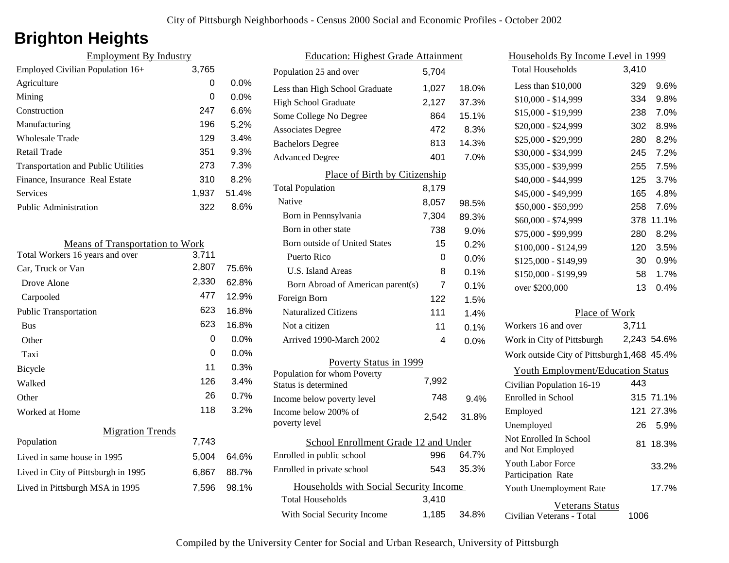# Brighton Heights

## Employment By Industry

| | | |
|---|---|---|
| Employed Civilian Population 16+ | 3,765 | |
| Agriculture | 0 | 0.0% |
| Mining | 0 | 0.0% |
| Construction | 247 | 6.6% |
| Manufacturing | 196 | 5.2% |
| Wholesale Trade | 129 | 3.4% |
| Retail Trade | 351 | 9.3% |
| Transportation and Public Utilities | 273 | 7.3% |
| Finance, Insurance Real Estate | 310 | 8.2% |
| Services | 1,937 | 51.4% |
| Public Administration | 322 | 8.6% |

## Means of Transportation to Work

| | | |
|---|---|---|
| Total Workers 16 years and over | 3,711 | |
| Car, Truck or Van | 2,807 | 75.6% |
| Drove Alone | 2,330 | 62.8% |
| Carpooled | 477 | 12.9% |
| Public Transportation | 623 | 16.8% |
| Bus | 623 | 16.8% |
| Other | 0 | 0.0% |
| Taxi | 0 | 0.0% |
| Bicycle | 11 | 0.3% |
| Walked | 126 | 3.4% |
| Other | 26 | 0.7% |
| Worked at Home | 118 | 3.2% |

## Migration Trends

| | | |
|---|---|---|
| Population | 7,743 | |
| Lived in same house in 1995 | 5,004 | 64.6% |
| Lived in City of Pittsburgh in 1995 | 6,867 | 88.7% |
| Lived in Pittsburgh MSA in 1995 | 7,596 | 98.1% |

## Education: Highest Grade Attainment

| | | |
|---|---|---|
| Population 25 and over | 5,704 | |
| Less than High School Graduate | 1,027 | 18.0% |
| High School Graduate | 2,127 | 37.3% |
| Some College No Degree | 864 | 15.1% |
| Associates Degree | 472 | 8.3% |
| Bachelors Degree | 813 | 14.3% |
| Advanced Degree | 401 | 7.0% |

## Place of Birth by Citizenship

| | | |
|---|---|---|
| Total Population | 8,179 | |
| Native | 8,057 | 98.5% |
| Born in Pennsylvania | 7,304 | 89.3% |
| Born in other state | 738 | 9.0% |
| Born outside of United States | 15 | 0.2% |
| Puerto Rico | 0 | 0.0% |
| U.S. Island Areas | 8 | 0.1% |
| Born Abroad of American parent(s) | 7 | 0.1% |
| Foreign Born | 122 | 1.5% |
| Naturalized Citizens | 111 | 1.4% |
| Not a citizen | 11 | 0.1% |
| Arrived 1990-March 2002 | 4 | 0.0% |

## Poverty Status in 1999

| | | |
|---|---|---|
| Population for whom Poverty Status is determined | 7,992 | |
| Income below poverty level | 748 | 9.4% |
| Income below 200% of poverty level | 2,542 | 31.8% |

## School Enrollment Grade 12 and Under

| | | |
|---|---|---|
| Enrolled in public school | 996 | 64.7% |
| Enrolled in private school | 543 | 35.3% |

## Households with Social Security Income

| | | |
|---|---|---|
| Total Households | 3,410 | |
| With Social Security Income | 1,185 | 34.8% |

## Households By Income Level in 1999

| | | |
|---|---|---|
| Total Households | 3,410 | |
| Less than $10,000 | 329 | 9.6% |
| $10,000 - $14,999 | 334 | 9.8% |
| $15,000 - $19,999 | 238 | 7.0% |
| $20,000 - $24,999 | 302 | 8.9% |
| $25,000 - $29,999 | 280 | 8.2% |
| $30,000 - $34,999 | 245 | 7.2% |
| $35,000 - $39,999 | 255 | 7.5% |
| $40,000 - $44,999 | 125 | 3.7% |
| $45,000 - $49,999 | 165 | 4.8% |
| $50,000 - $59,999 | 258 | 7.6% |
| $60,000 - $74,999 | 378 | 11.1% |
| $75,000 - $99,999 | 280 | 8.2% |
| $100,000 - $124,99 | 120 | 3.5% |
| $125,000 - $149,99 | 30 | 0.9% |
| $150,000 - $199,99 | 58 | 1.7% |
| over $200,000 | 13 | 0.4% |

## Place of Work

| | | |
|---|---|---|
| Workers 16 and over | 3,711 | |
| Work in City of Pittsburgh | 2,243 | 54.6% |
| Work outside City of Pittsburgh | 1,468 | 45.4% |

## Youth Employment/Education Status

| | | |
|---|---|---|
| Civilian Population 16-19 | 443 | |
| Enrolled in School | 315 | 71.1% |
| Employed | 121 | 27.3% |
| Unemployed | 26 | 5.9% |
| Not Enrolled In School and Not Employed | 81 | 18.3% |
| Youth Labor Force Participation Rate | | 33.2% |
| Youth Unemployment Rate | | 17.7% |

## Veterans Status

| | |
|---|---|
| Civilian Veterans - Total | 1006 |

Compiled by the University Center for Social and Urban Research, University of Pittsburgh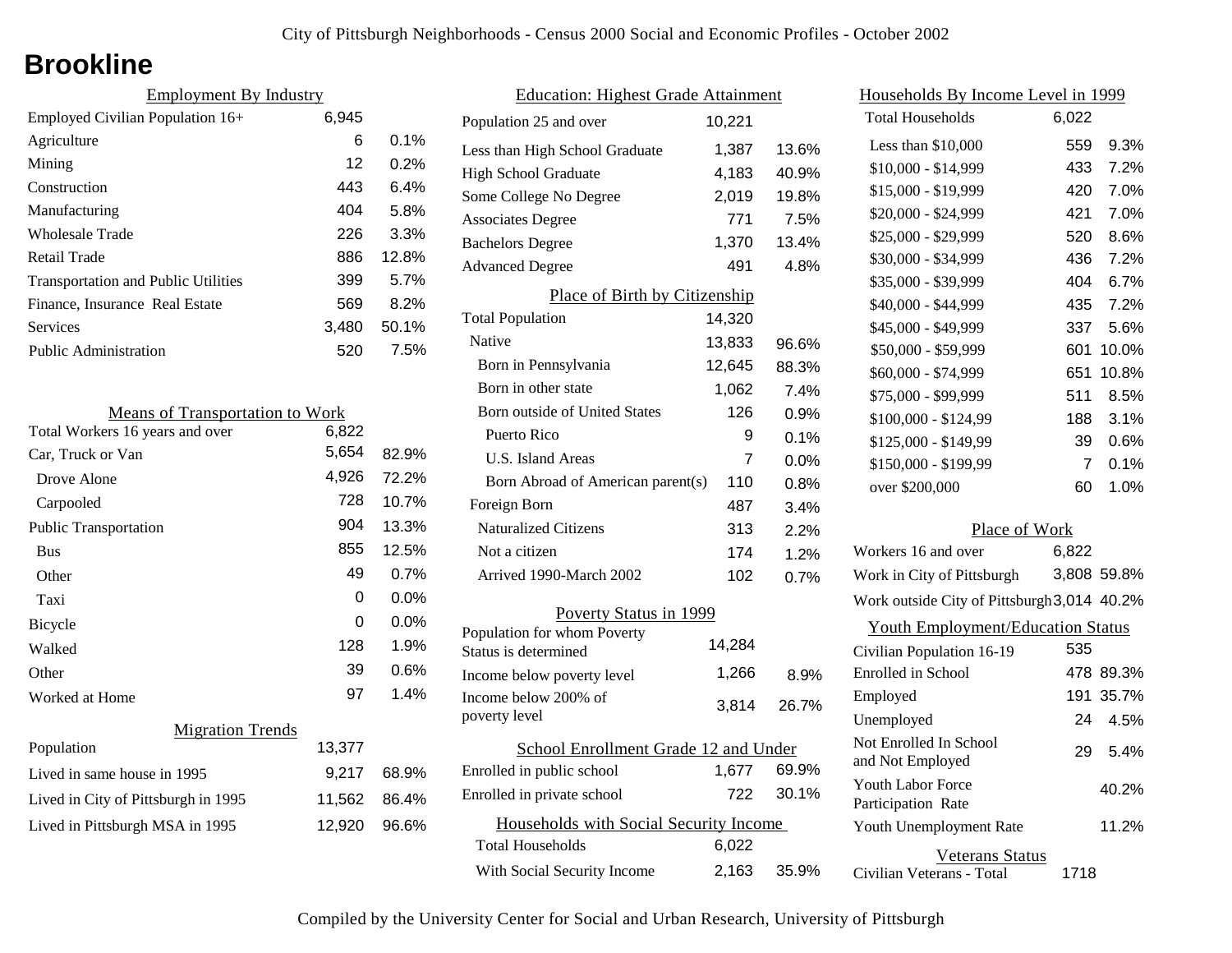# Brookline

## Employment By Industry

| | | |
|---|---|---|
| Employed Civilian Population 16+ | 6,945 | |
| Agriculture | 6 | 0.1% |
| Mining | 12 | 0.2% |
| Construction | 443 | 6.4% |
| Manufacturing | 404 | 5.8% |
| Wholesale Trade | 226 | 3.3% |
| Retail Trade | 886 | 12.8% |
| Transportation and Public Utilities | 399 | 5.7% |
| Finance, Insurance Real Estate | 569 | 8.2% |
| Services | 3,480 | 50.1% |
| Public Administration | 520 | 7.5% |

## Means of Transportation to Work

| | | |
|---|---|---|
| Total Workers 16 years and over | 6,822 | |
| Car, Truck or Van | 5,654 | 82.9% |
| Drove Alone | 4,926 | 72.2% |
| Carpooled | 728 | 10.7% |
| Public Transportation | 904 | 13.3% |
| Bus | 855 | 12.5% |
| Other | 49 | 0.7% |
| Taxi | 0 | 0.0% |
| Bicycle | 0 | 0.0% |
| Walked | 128 | 1.9% |
| Other | 39 | 0.6% |
| Worked at Home | 97 | 1.4% |

## Migration Trends

| | | |
|---|---|---|
| Population | 13,377 | |
| Lived in same house in 1995 | 9,217 | 68.9% |
| Lived in City of Pittsburgh in 1995 | 11,562 | 86.4% |
| Lived in Pittsburgh MSA in 1995 | 12,920 | 96.6% |

## Education: Highest Grade Attainment

| | | |
|---|---|---|
| Population 25 and over | 10,221 | |
| Less than High School Graduate | 1,387 | 13.6% |
| High School Graduate | 4,183 | 40.9% |
| Some College No Degree | 2,019 | 19.8% |
| Associates Degree | 771 | 7.5% |
| Bachelors Degree | 1,370 | 13.4% |
| Advanced Degree | 491 | 4.8% |

## Place of Birth by Citizenship

| | | |
|---|---|---|
| Total Population | 14,320 | |
| Native | 13,833 | 96.6% |
| Born in Pennsylvania | 12,645 | 88.3% |
| Born in other state | 1,062 | 7.4% |
| Born outside of United States | 126 | 0.9% |
| Puerto Rico | 9 | 0.1% |
| U.S. Island Areas | 7 | 0.0% |
| Born Abroad of American parent(s) | 110 | 0.8% |
| Foreign Born | 487 | 3.4% |
| Naturalized Citizens | 313 | 2.2% |
| Not a citizen | 174 | 1.2% |
| Arrived 1990-March 2002 | 102 | 0.7% |

## Poverty Status in 1999

| | | |
|---|---|---|
| Population for whom Poverty Status is determined | 14,284 | |
| Income below poverty level | 1,266 | 8.9% |
| Income below 200% of poverty level | 3,814 | 26.7% |

## School Enrollment Grade 12 and Under

| | | |
|---|---|---|
| Enrolled in public school | 1,677 | 69.9% |
| Enrolled in private school | 722 | 30.1% |

## Households with Social Security Income

| | | |
|---|---|---|
| Total Households | 6,022 | |
| With Social Security Income | 2,163 | 35.9% |

## Households By Income Level in 1999

| | | |
|---|---|---|
| Total Households | 6,022 | |
| Less than $10,000 | 559 | 9.3% |
| $10,000 - $14,999 | 433 | 7.2% |
| $15,000 - $19,999 | 420 | 7.0% |
| $20,000 - $24,999 | 421 | 7.0% |
| $25,000 - $29,999 | 520 | 8.6% |
| $30,000 - $34,999 | 436 | 7.2% |
| $35,000 - $39,999 | 404 | 6.7% |
| $40,000 - $44,999 | 435 | 7.2% |
| $45,000 - $49,999 | 337 | 5.6% |
| $50,000 - $59,999 | 601 | 10.0% |
| $60,000 - $74,999 | 651 | 10.8% |
| $75,000 - $99,999 | 511 | 8.5% |
| $100,000 - $124,99 | 188 | 3.1% |
| $125,000 - $149,99 | 39 | 0.6% |
| $150,000 - $199,99 | 7 | 0.1% |
| over $200,000 | 60 | 1.0% |

## Place of Work

| | | |
|---|---|---|
| Workers 16 and over | 6,822 | |
| Work in City of Pittsburgh | 3,808 | 59.8% |
| Work outside City of Pittsburgh | 3,014 | 40.2% |

## Youth Employment/Education Status

| | | |
|---|---|---|
| Civilian Population 16-19 | 535 | |
| Enrolled in School | 478 | 89.3% |
| Employed | 191 | 35.7% |
| Unemployed | 24 | 4.5% |
| Not Enrolled In School and Not Employed | 29 | 5.4% |
| Youth Labor Force Participation Rate | | 40.2% |
| Youth Unemployment Rate | | 11.2% |

## Veterans Status

| | |
|---|---|
| Civilian Veterans - Total | 1718 |

Compiled by the University Center for Social and Urban Research, University of Pittsburgh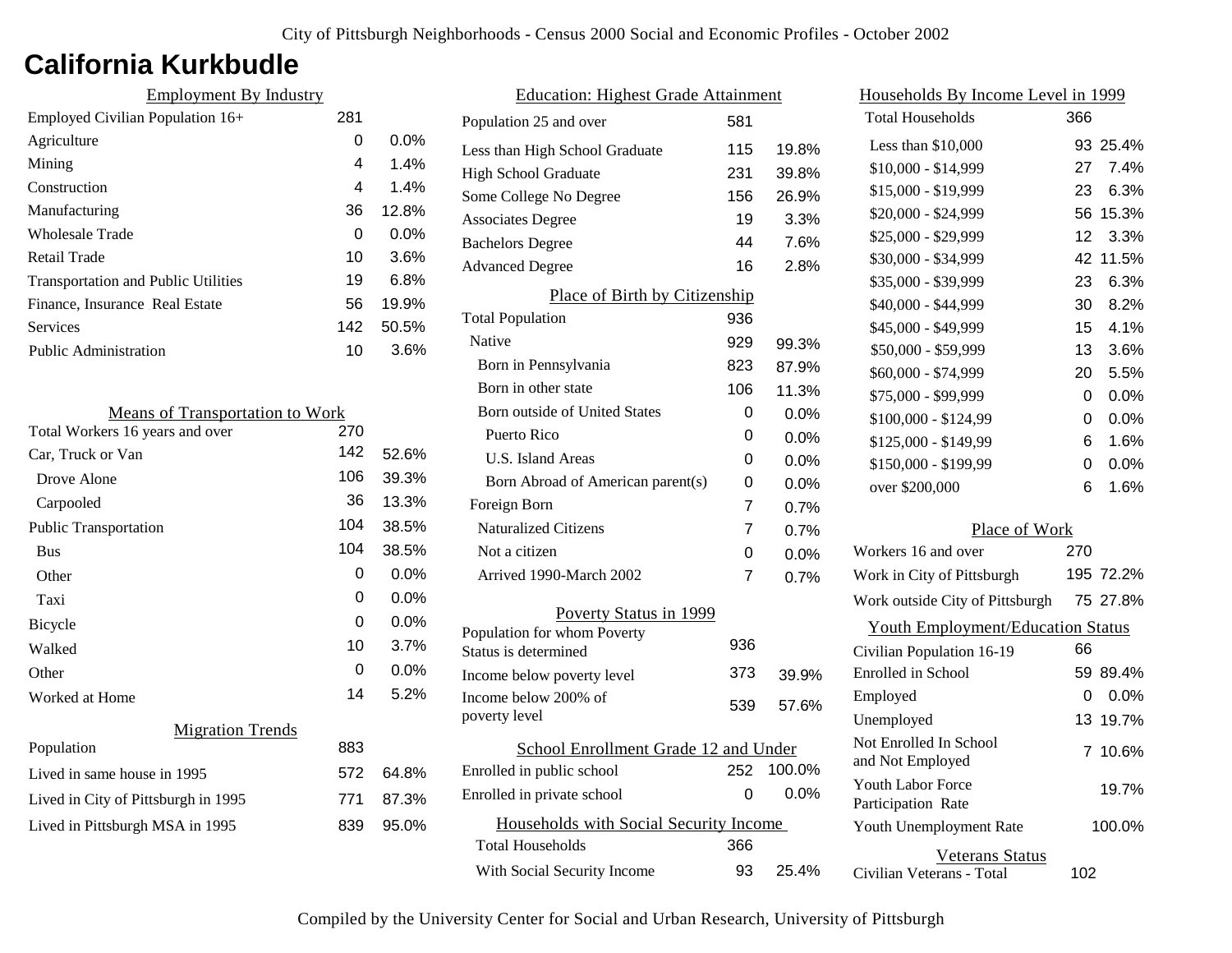# California Kurkbudle

## Employment By Industry

| | | |
|---|---|---|
| Employed Civilian Population 16+ | 281 | |
| Agriculture | 0 | 0.0% |
| Mining | 4 | 1.4% |
| Construction | 4 | 1.4% |
| Manufacturing | 36 | 12.8% |
| Wholesale Trade | 0 | 0.0% |
| Retail Trade | 10 | 3.6% |
| Transportation and Public Utilities | 19 | 6.8% |
| Finance, Insurance Real Estate | 56 | 19.9% |
| Services | 142 | 50.5% |
| Public Administration | 10 | 3.6% |

## Means of Transportation to Work

| | | |
|---|---|---|
| Total Workers 16 years and over | 270 | |
| Car, Truck or Van | 142 | 52.6% |
| Drove Alone | 106 | 39.3% |
| Carpooled | 36 | 13.3% |
| Public Transportation | 104 | 38.5% |
| Bus | 104 | 38.5% |
| Other | 0 | 0.0% |
| Taxi | 0 | 0.0% |
| Bicycle | 0 | 0.0% |
| Walked | 10 | 3.7% |
| Other | 0 | 0.0% |
| Worked at Home | 14 | 5.2% |

## Migration Trends

| | | |
|---|---|---|
| Population | 883 | |
| Lived in same house in 1995 | 572 | 64.8% |
| Lived in City of Pittsburgh in 1995 | 771 | 87.3% |
| Lived in Pittsburgh MSA in 1995 | 839 | 95.0% |

## Education: Highest Grade Attainment

| | | |
|---|---|---|
| Population 25 and over | 581 | |
| Less than High School Graduate | 115 | 19.8% |
| High School Graduate | 231 | 39.8% |
| Some College No Degree | 156 | 26.9% |
| Associates Degree | 19 | 3.3% |
| Bachelors Degree | 44 | 7.6% |
| Advanced Degree | 16 | 2.8% |

## Place of Birth by Citizenship

| | | |
|---|---|---|
| Total Population | 936 | |
| Native | 929 | 99.3% |
| Born in Pennsylvania | 823 | 87.9% |
| Born in other state | 106 | 11.3% |
| Born outside of United States | 0 | 0.0% |
| Puerto Rico | 0 | 0.0% |
| U.S. Island Areas | 0 | 0.0% |
| Born Abroad of American parent(s) | 0 | 0.0% |
| Foreign Born | 7 | 0.7% |
| Naturalized Citizens | 7 | 0.7% |
| Not a citizen | 0 | 0.0% |
| Arrived 1990-March 2002 | 7 | 0.7% |

## Poverty Status in 1999

| | | |
|---|---|---|
| Population for whom Poverty Status is determined | 936 | |
| Income below poverty level | 373 | 39.9% |
| Income below 200% of poverty level | 539 | 57.6% |

## School Enrollment Grade 12 and Under

| | | |
|---|---|---|
| Enrolled in public school | 252 | 100.0% |
| Enrolled in private school | 0 | 0.0% |

## Households with Social Security Income

| | | |
|---|---|---|
| Total Households | 366 | |
| With Social Security Income | 93 | 25.4% |

## Households By Income Level in 1999

| | | |
|---|---|---|
| Total Households | 366 | |
| Less than $10,000 | 93 | 25.4% |
| $10,000 - $14,999 | 27 | 7.4% |
| $15,000 - $19,999 | 23 | 6.3% |
| $20,000 - $24,999 | 56 | 15.3% |
| $25,000 - $29,999 | 12 | 3.3% |
| $30,000 - $34,999 | 42 | 11.5% |
| $35,000 - $39,999 | 23 | 6.3% |
| $40,000 - $44,999 | 30 | 8.2% |
| $45,000 - $49,999 | 15 | 4.1% |
| $50,000 - $59,999 | 13 | 3.6% |
| $60,000 - $74,999 | 20 | 5.5% |
| $75,000 - $99,999 | 0 | 0.0% |
| $100,000 - $124,99 | 0 | 0.0% |
| $125,000 - $149,99 | 6 | 1.6% |
| $150,000 - $199,99 | 0 | 0.0% |
| over $200,000 | 6 | 1.6% |

## Place of Work

| | | |
|---|---|---|
| Workers 16 and over | 270 | |
| Work in City of Pittsburgh | 195 | 72.2% |
| Work outside City of Pittsburgh | 75 | 27.8% |

## Youth Employment/Education Status

| | | |
|---|---|---|
| Civilian Population 16-19 | 66 | |
| Enrolled in School | 59 | 89.4% |
| Employed | 0 | 0.0% |
| Unemployed | 13 | 19.7% |
| Not Enrolled In School and Not Employed | 7 | 10.6% |
| Youth Labor Force Participation Rate | | 19.7% |
| Youth Unemployment Rate | | 100.0% |

## Veterans Status

| | |
|---|---|
| Civilian Veterans - Total | 102 |

Compiled by the University Center for Social and Urban Research, University of Pittsburgh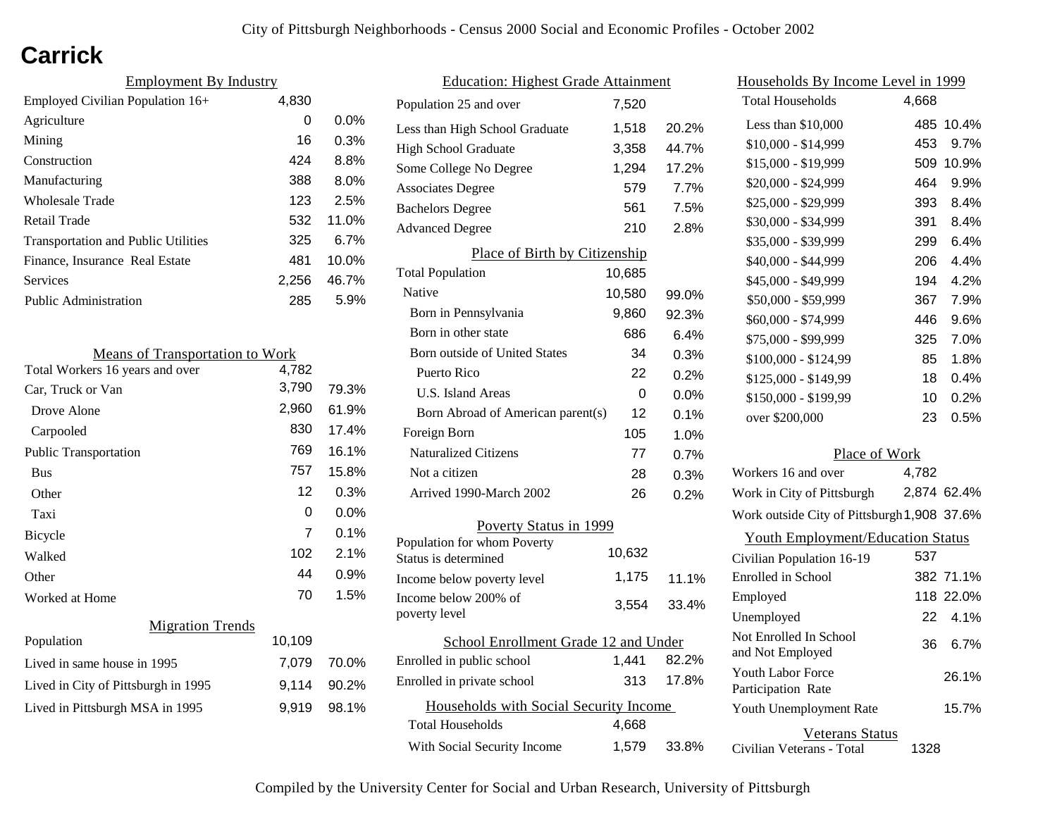City of Pittsburgh Neighborhoods - Census 2000 Social and Economic Profiles - October 2002

# Carrick

## Employment By Industry

| | | |
|---|---|---|
| Employed Civilian Population 16+ | 4,830 | |
| Agriculture | 0 | 0.0% |
| Mining | 16 | 0.3% |
| Construction | 424 | 8.8% |
| Manufacturing | 388 | 8.0% |
| Wholesale Trade | 123 | 2.5% |
| Retail Trade | 532 | 11.0% |
| Transportation and Public Utilities | 325 | 6.7% |
| Finance, Insurance Real Estate | 481 | 10.0% |
| Services | 2,256 | 46.7% |
| Public Administration | 285 | 5.9% |

## Means of Transportation to Work

| | | |
|---|---|---|
| Total Workers 16 years and over | 4,782 | |
| Car, Truck or Van | 3,790 | 79.3% |
| Drove Alone | 2,960 | 61.9% |
| Carpooled | 830 | 17.4% |
| Public Transportation | 769 | 16.1% |
| Bus | 757 | 15.8% |
| Other | 12 | 0.3% |
| Taxi | 0 | 0.0% |
| Bicycle | 7 | 0.1% |
| Walked | 102 | 2.1% |
| Other | 44 | 0.9% |
| Worked at Home | 70 | 1.5% |

## Migration Trends

| | | |
|---|---|---|
| Population | 10,109 | |
| Lived in same house in 1995 | 7,079 | 70.0% |
| Lived in City of Pittsburgh in 1995 | 9,114 | 90.2% |
| Lived in Pittsburgh MSA in 1995 | 9,919 | 98.1% |

## Education: Highest Grade Attainment

| | | |
|---|---|---|
| Population 25 and over | 7,520 | |
| Less than High School Graduate | 1,518 | 20.2% |
| High School Graduate | 3,358 | 44.7% |
| Some College No Degree | 1,294 | 17.2% |
| Associates Degree | 579 | 7.7% |
| Bachelors Degree | 561 | 7.5% |
| Advanced Degree | 210 | 2.8% |

## Place of Birth by Citizenship

| | | |
|---|---|---|
| Total Population | 10,685 | |
| Native | 10,580 | 99.0% |
| Born in Pennsylvania | 9,860 | 92.3% |
| Born in other state | 686 | 6.4% |
| Born outside of United States | 34 | 0.3% |
| Puerto Rico | 22 | 0.2% |
| U.S. Island Areas | 0 | 0.0% |
| Born Abroad of American parent(s) | 12 | 0.1% |
| Foreign Born | 105 | 1.0% |
| Naturalized Citizens | 77 | 0.7% |
| Not a citizen | 28 | 0.3% |
| Arrived 1990-March 2002 | 26 | 0.2% |

## Poverty Status in 1999

| | | |
|---|---|---|
| Population for whom Poverty Status is determined | 10,632 | |
| Income below poverty level | 1,175 | 11.1% |
| Income below 200% of poverty level | 3,554 | 33.4% |

## School Enrollment Grade 12 and Under

| | | |
|---|---|---|
| Enrolled in public school | 1,441 | 82.2% |
| Enrolled in private school | 313 | 17.8% |

## Households with Social Security Income

| | | |
|---|---|---|
| Total Households | 4,668 | |
| With Social Security Income | 1,579 | 33.8% |

## Households By Income Level in 1999

| | | |
|---|---|---|
| Total Households | 4,668 | |
| Less than $10,000 | 485 | 10.4% |
| $10,000 - $14,999 | 453 | 9.7% |
| $15,000 - $19,999 | 509 | 10.9% |
| $20,000 - $24,999 | 464 | 9.9% |
| $25,000 - $29,999 | 393 | 8.4% |
| $30,000 - $34,999 | 391 | 8.4% |
| $35,000 - $39,999 | 299 | 6.4% |
| $40,000 - $44,999 | 206 | 4.4% |
| $45,000 - $49,999 | 194 | 4.2% |
| $50,000 - $59,999 | 367 | 7.9% |
| $60,000 - $74,999 | 446 | 9.6% |
| $75,000 - $99,999 | 325 | 7.0% |
| $100,000 - $124,99 | 85 | 1.8% |
| $125,000 - $149,99 | 18 | 0.4% |
| $150,000 - $199,99 | 10 | 0.2% |
| over $200,000 | 23 | 0.5% |

## Place of Work

| | | |
|---|---|---|
| Workers 16 and over | 4,782 | |
| Work in City of Pittsburgh | 2,874 | 62.4% |
| Work outside City of Pittsburgh | 1,908 | 37.6% |

## Youth Employment/Education Status

| | | |
|---|---|---|
| Civilian Population 16-19 | 537 | |
| Enrolled in School | 382 | 71.1% |
| Employed | 118 | 22.0% |
| Unemployed | 22 | 4.1% |
| Not Enrolled In School and Not Employed | 36 | 6.7% |
| Youth Labor Force Participation Rate | | 26.1% |
| Youth Unemployment Rate | | 15.7% |

## Veterans Status

| | |
|---|---|
| Civilian Veterans - Total | 1328 |

Compiled by the University Center for Social and Urban Research, University of Pittsburgh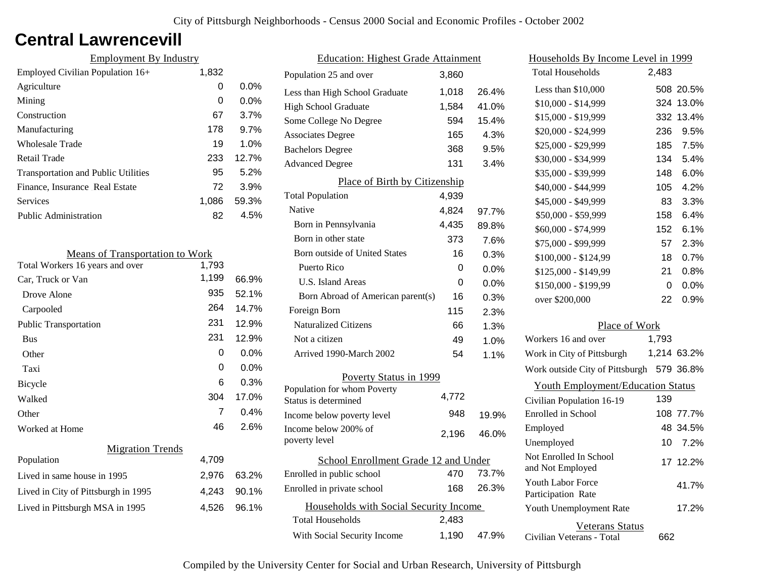# Central Lawrencevill

## Employment By Industry

| | | |
|---|---|---|
| Employed Civilian Population 16+ | 1,832 | |
| Agriculture | 0 | 0.0% |
| Mining | 0 | 0.0% |
| Construction | 67 | 3.7% |
| Manufacturing | 178 | 9.7% |
| Wholesale Trade | 19 | 1.0% |
| Retail Trade | 233 | 12.7% |
| Transportation and Public Utilities | 95 | 5.2% |
| Finance, Insurance Real Estate | 72 | 3.9% |
| Services | 1,086 | 59.3% |
| Public Administration | 82 | 4.5% |

## Means of Transportation to Work

| | | |
|---|---|---|
| Total Workers 16 years and over | 1,793 | |
| Car, Truck or Van | 1,199 | 66.9% |
| Drove Alone | 935 | 52.1% |
| Carpooled | 264 | 14.7% |
| Public Transportation | 231 | 12.9% |
| Bus | 231 | 12.9% |
| Other | 0 | 0.0% |
| Taxi | 0 | 0.0% |
| Bicycle | 6 | 0.3% |
| Walked | 304 | 17.0% |
| Other | 7 | 0.4% |
| Worked at Home | 46 | 2.6% |

## Migration Trends

| | | |
|---|---|---|
| Population | 4,709 | |
| Lived in same house in 1995 | 2,976 | 63.2% |
| Lived in City of Pittsburgh in 1995 | 4,243 | 90.1% |
| Lived in Pittsburgh MSA in 1995 | 4,526 | 96.1% |

## Education: Highest Grade Attainment

| | | |
|---|---|---|
| Population 25 and over | 3,860 | |
| Less than High School Graduate | 1,018 | 26.4% |
| High School Graduate | 1,584 | 41.0% |
| Some College No Degree | 594 | 15.4% |
| Associates Degree | 165 | 4.3% |
| Bachelors Degree | 368 | 9.5% |
| Advanced Degree | 131 | 3.4% |

## Place of Birth by Citizenship

| | | |
|---|---|---|
| Total Population | 4,939 | |
| Native | 4,824 | 97.7% |
| Born in Pennsylvania | 4,435 | 89.8% |
| Born in other state | 373 | 7.6% |
| Born outside of United States | 16 | 0.3% |
| Puerto Rico | 0 | 0.0% |
| U.S. Island Areas | 0 | 0.0% |
| Born Abroad of American parent(s) | 16 | 0.3% |
| Foreign Born | 115 | 2.3% |
| Naturalized Citizens | 66 | 1.3% |
| Not a citizen | 49 | 1.0% |
| Arrived 1990-March 2002 | 54 | 1.1% |

## Poverty Status in 1999

| | | |
|---|---|---|
| Population for whom Poverty Status is determined | 4,772 | |
| Income below poverty level | 948 | 19.9% |
| Income below 200% of poverty level | 2,196 | 46.0% |

## School Enrollment Grade 12 and Under

| | | |
|---|---|---|
| Enrolled in public school | 470 | 73.7% |
| Enrolled in private school | 168 | 26.3% |

## Households with Social Security Income

| | | |
|---|---|---|
| Total Households | 2,483 | |
| With Social Security Income | 1,190 | 47.9% |

## Households By Income Level in 1999

| | | |
|---|---|---|
| Total Households | 2,483 | |
| Less than $10,000 | 508 | 20.5% |
| $10,000 - $14,999 | 324 | 13.0% |
| $15,000 - $19,999 | 332 | 13.4% |
| $20,000 - $24,999 | 236 | 9.5% |
| $25,000 - $29,999 | 185 | 7.5% |
| $30,000 - $34,999 | 134 | 5.4% |
| $35,000 - $39,999 | 148 | 6.0% |
| $40,000 - $44,999 | 105 | 4.2% |
| $45,000 - $49,999 | 83 | 3.3% |
| $50,000 - $59,999 | 158 | 6.4% |
| $60,000 - $74,999 | 152 | 6.1% |
| $75,000 - $99,999 | 57 | 2.3% |
| $100,000 - $124,99 | 18 | 0.7% |
| $125,000 - $149,99 | 21 | 0.8% |
| $150,000 - $199,99 | 0 | 0.0% |
| over $200,000 | 22 | 0.9% |

## Place of Work

| | | |
|---|---|---|
| Workers 16 and over | 1,793 | |
| Work in City of Pittsburgh | 1,214 | 63.2% |
| Work outside City of Pittsburgh | 579 | 36.8% |

## Youth Employment/Education Status

| | | |
|---|---|---|
| Civilian Population 16-19 | 139 | |
| Enrolled in School | 108 | 77.7% |
| Employed | 48 | 34.5% |
| Unemployed | 10 | 7.2% |
| Not Enrolled In School and Not Employed | 17 | 12.2% |
| Youth Labor Force Participation Rate | | 41.7% |
| Youth Unemployment Rate | | 17.2% |

## Veterans Status

| | |
|---|---|
| Civilian Veterans - Total | 662 |

Compiled by the University Center for Social and Urban Research, University of Pittsburgh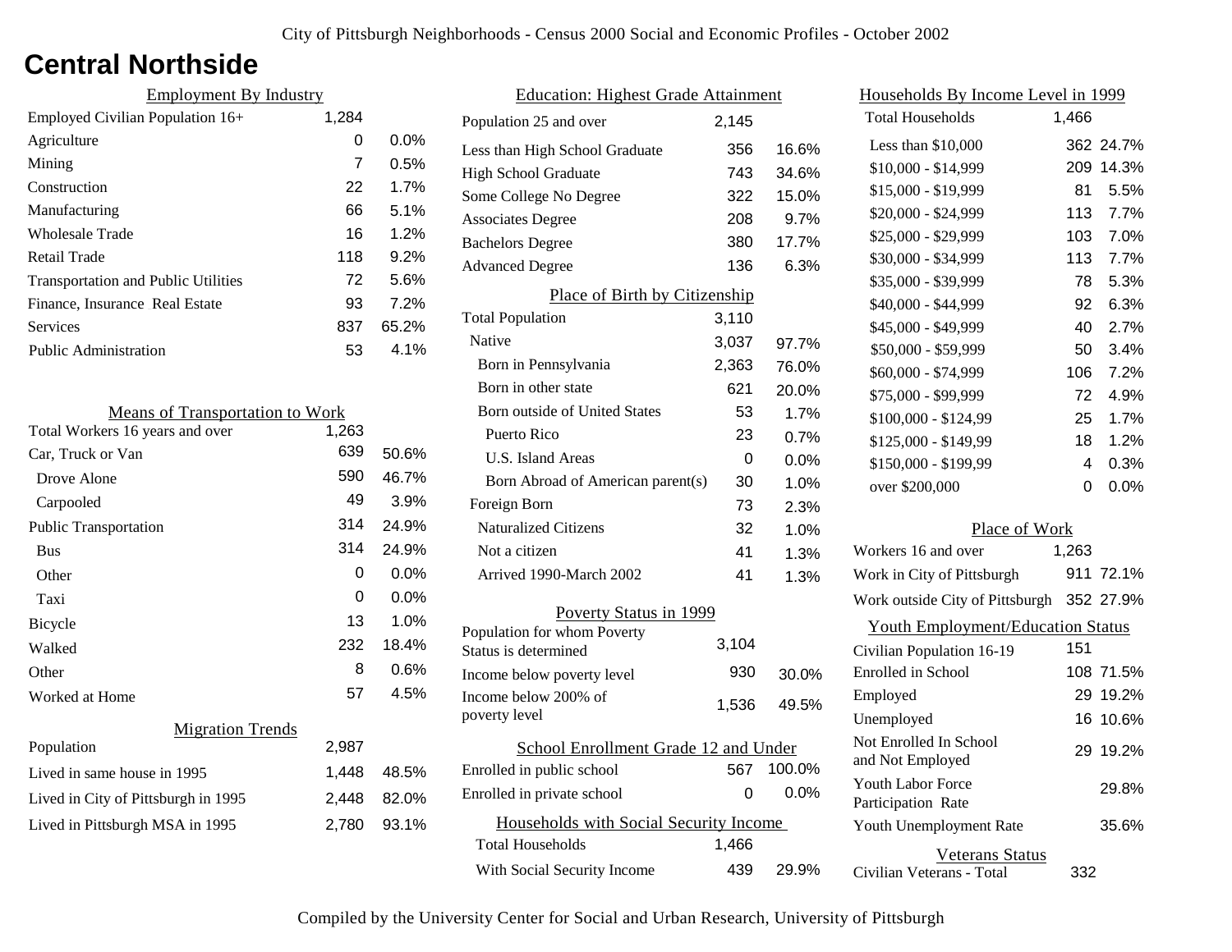# Central Northside

## Employment By Industry

| | | |
|---|---|---|
| Employed Civilian Population 16+ | 1,284 | |
| Agriculture | 0 | 0.0% |
| Mining | 7 | 0.5% |
| Construction | 22 | 1.7% |
| Manufacturing | 66 | 5.1% |
| Wholesale Trade | 16 | 1.2% |
| Retail Trade | 118 | 9.2% |
| Transportation and Public Utilities | 72 | 5.6% |
| Finance, Insurance Real Estate | 93 | 7.2% |
| Services | 837 | 65.2% |
| Public Administration | 53 | 4.1% |

## Means of Transportation to Work

| | | |
|---|---|---|
| Total Workers 16 years and over | 1,263 | |
| Car, Truck or Van | 639 | 50.6% |
| Drove Alone | 590 | 46.7% |
| Carpooled | 49 | 3.9% |
| Public Transportation | 314 | 24.9% |
| Bus | 314 | 24.9% |
| Other | 0 | 0.0% |
| Taxi | 0 | 0.0% |
| Bicycle | 13 | 1.0% |
| Walked | 232 | 18.4% |
| Other | 8 | 0.6% |
| Worked at Home | 57 | 4.5% |

## Migration Trends

| | | |
|---|---|---|
| Population | 2,987 | |
| Lived in same house in 1995 | 1,448 | 48.5% |
| Lived in City of Pittsburgh in 1995 | 2,448 | 82.0% |
| Lived in Pittsburgh MSA in 1995 | 2,780 | 93.1% |

## Education: Highest Grade Attainment

| | | |
|---|---|---|
| Population 25 and over | 2,145 | |
| Less than High School Graduate | 356 | 16.6% |
| High School Graduate | 743 | 34.6% |
| Some College No Degree | 322 | 15.0% |
| Associates Degree | 208 | 9.7% |
| Bachelors Degree | 380 | 17.7% |
| Advanced Degree | 136 | 6.3% |

## Place of Birth by Citizenship

| | | |
|---|---|---|
| Total Population | 3,110 | |
| Native | 3,037 | 97.7% |
| Born in Pennsylvania | 2,363 | 76.0% |
| Born in other state | 621 | 20.0% |
| Born outside of United States | 53 | 1.7% |
| Puerto Rico | 23 | 0.7% |
| U.S. Island Areas | 0 | 0.0% |
| Born Abroad of American parent(s) | 30 | 1.0% |
| Foreign Born | 73 | 2.3% |
| Naturalized Citizens | 32 | 1.0% |
| Not a citizen | 41 | 1.3% |
| Arrived 1990-March 2002 | 41 | 1.3% |

## Poverty Status in 1999

| | | |
|---|---|---|
| Population for whom Poverty Status is determined | 3,104 | |
| Income below poverty level | 930 | 30.0% |
| Income below 200% of poverty level | 1,536 | 49.5% |

## School Enrollment Grade 12 and Under

| | | |
|---|---|---|
| Enrolled in public school | 567 | 100.0% |
| Enrolled in private school | 0 | 0.0% |

## Households with Social Security Income

| | | |
|---|---|---|
| Total Households | 1,466 | |
| With Social Security Income | 439 | 29.9% |

## Households By Income Level in 1999

| | | |
|---|---|---|
| Total Households | 1,466 | |
| Less than $10,000 | 362 | 24.7% |
| $10,000 - $14,999 | 209 | 14.3% |
| $15,000 - $19,999 | 81 | 5.5% |
| $20,000 - $24,999 | 113 | 7.7% |
| $25,000 - $29,999 | 103 | 7.0% |
| $30,000 - $34,999 | 113 | 7.7% |
| $35,000 - $39,999 | 78 | 5.3% |
| $40,000 - $44,999 | 92 | 6.3% |
| $45,000 - $49,999 | 40 | 2.7% |
| $50,000 - $59,999 | 50 | 3.4% |
| $60,000 - $74,999 | 106 | 7.2% |
| $75,000 - $99,999 | 72 | 4.9% |
| $100,000 - $124,99 | 25 | 1.7% |
| $125,000 - $149,99 | 18 | 1.2% |
| $150,000 - $199,99 | 4 | 0.3% |
| over $200,000 | 0 | 0.0% |

## Place of Work

| | | |
|---|---|---|
| Workers 16 and over | 1,263 | |
| Work in City of Pittsburgh | 911 | 72.1% |
| Work outside City of Pittsburgh | 352 | 27.9% |

## Youth Employment/Education Status

| | | |
|---|---|---|
| Civilian Population 16-19 | 151 | |
| Enrolled in School | 108 | 71.5% |
| Employed | 29 | 19.2% |
| Unemployed | 16 | 10.6% |
| Not Enrolled In School and Not Employed | 29 | 19.2% |
| Youth Labor Force Participation Rate | | 29.8% |
| Youth Unemployment Rate | | 35.6% |

## Veterans Status

| | |
|---|---|
| Civilian Veterans - Total | 332 |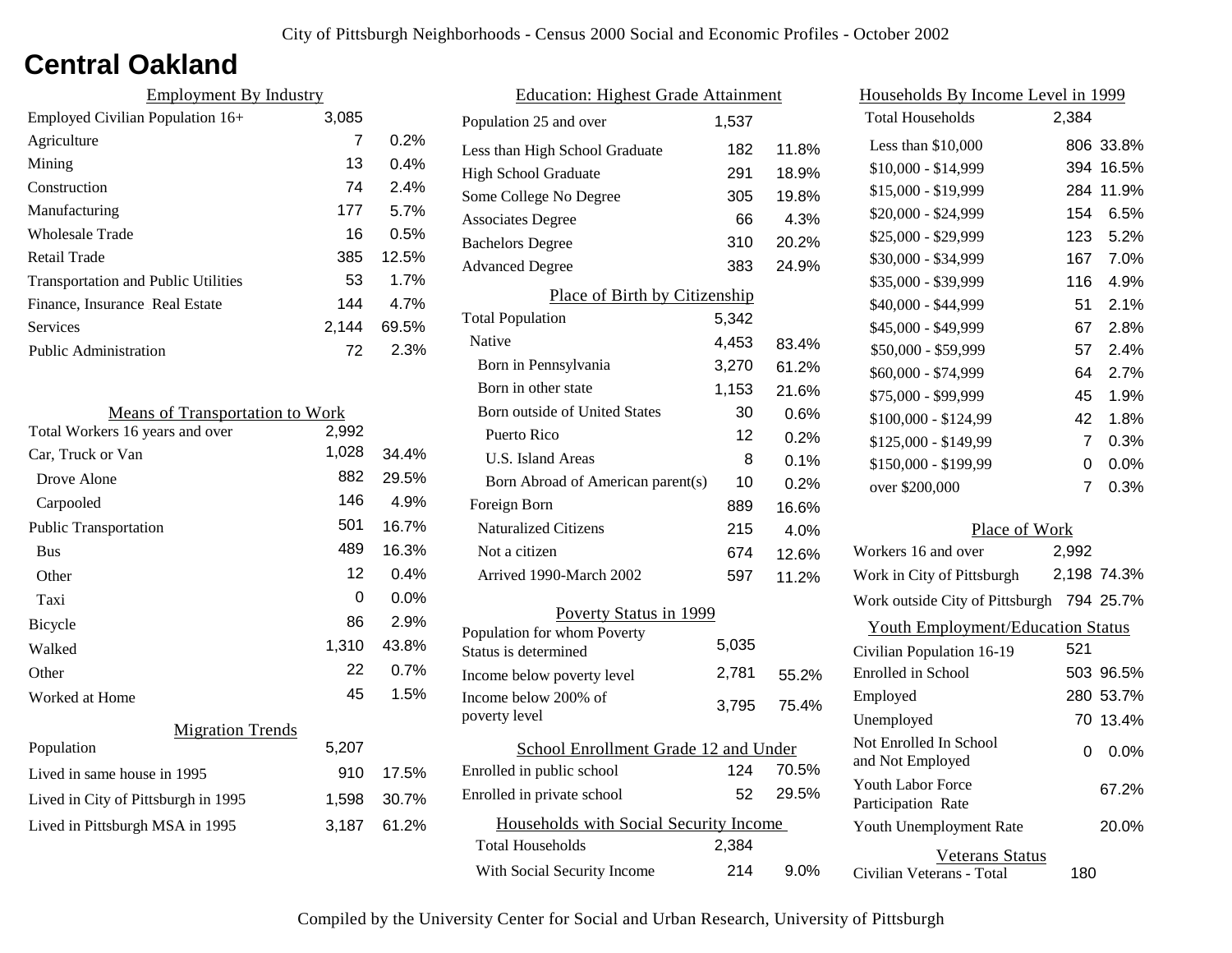# Central Oakland

## Employment By Industry

| Employment By Industry | | |
|---|---|---|
| Employed Civilian Population 16+ | 3,085 | |
| Agriculture | 7 | 0.2% |
| Mining | 13 | 0.4% |
| Construction | 74 | 2.4% |
| Manufacturing | 177 | 5.7% |
| Wholesale Trade | 16 | 0.5% |
| Retail Trade | 385 | 12.5% |
| Transportation and Public Utilities | 53 | 1.7% |
| Finance, Insurance Real Estate | 144 | 4.7% |
| Services | 2,144 | 69.5% |
| Public Administration | 72 | 2.3% |

## Means of Transportation to Work

| Means of Transportation to Work | | |
|---|---|---|
| Total Workers 16 years and over | 2,992 | |
| Car, Truck or Van | 1,028 | 34.4% |
| Drove Alone | 882 | 29.5% |
| Carpooled | 146 | 4.9% |
| Public Transportation | 501 | 16.7% |
| Bus | 489 | 16.3% |
| Other | 12 | 0.4% |
| Taxi | 0 | 0.0% |
| Bicycle | 86 | 2.9% |
| Walked | 1,310 | 43.8% |
| Other | 22 | 0.7% |
| Worked at Home | 45 | 1.5% |

## Migration Trends

| Migration Trends | | |
|---|---|---|
| Population | 5,207 | |
| Lived in same house in 1995 | 910 | 17.5% |
| Lived in City of Pittsburgh in 1995 | 1,598 | 30.7% |
| Lived in Pittsburgh MSA in 1995 | 3,187 | 61.2% |

## Education: Highest Grade Attainment

| Education: Highest Grade Attainment | | |
|---|---|---|
| Population 25 and over | 1,537 | |
| Less than High School Graduate | 182 | 11.8% |
| High School Graduate | 291 | 18.9% |
| Some College No Degree | 305 | 19.8% |
| Associates Degree | 66 | 4.3% |
| Bachelors Degree | 310 | 20.2% |
| Advanced Degree | 383 | 24.9% |

## Place of Birth by Citizenship

| Place of Birth by Citizenship | | |
|---|---|---|
| Total Population | 5,342 | |
| Native | 4,453 | 83.4% |
| Born in Pennsylvania | 3,270 | 61.2% |
| Born in other state | 1,153 | 21.6% |
| Born outside of United States | 30 | 0.6% |
| Puerto Rico | 12 | 0.2% |
| U.S. Island Areas | 8 | 0.1% |
| Born Abroad of American parent(s) | 10 | 0.2% |
| Foreign Born | 889 | 16.6% |
| Naturalized Citizens | 215 | 4.0% |
| Not a citizen | 674 | 12.6% |
| Arrived 1990-March 2002 | 597 | 11.2% |

## Poverty Status in 1999

| Poverty Status in 1999 | | |
|---|---|---|
| Population for whom Poverty Status is determined | 5,035 | |
| Income below poverty level | 2,781 | 55.2% |
| Income below 200% of poverty level | 3,795 | 75.4% |

## School Enrollment Grade 12 and Under

| School Enrollment Grade 12 and Under | | |
|---|---|---|
| Enrolled in public school | 124 | 70.5% |
| Enrolled in private school | 52 | 29.5% |

## Households with Social Security Income

| Households with Social Security Income | | |
|---|---|---|
| Total Households | 2,384 | |
| With Social Security Income | 214 | 9.0% |

## Households By Income Level in 1999

| Households By Income Level in 1999 | | |
|---|---|---|
| Total Households | 2,384 | |
| Less than $10,000 | 806 | 33.8% |
| $10,000 - $14,999 | 394 | 16.5% |
| $15,000 - $19,999 | 284 | 11.9% |
| $20,000 - $24,999 | 154 | 6.5% |
| $25,000 - $29,999 | 123 | 5.2% |
| $30,000 - $34,999 | 167 | 7.0% |
| $35,000 - $39,999 | 116 | 4.9% |
| $40,000 - $44,999 | 51 | 2.1% |
| $45,000 - $49,999 | 67 | 2.8% |
| $50,000 - $59,999 | 57 | 2.4% |
| $60,000 - $74,999 | 64 | 2.7% |
| $75,000 - $99,999 | 45 | 1.9% |
| $100,000 - $124,99 | 42 | 1.8% |
| $125,000 - $149,99 | 7 | 0.3% |
| $150,000 - $199,99 | 0 | 0.0% |
| over $200,000 | 7 | 0.3% |

## Place of Work

| Place of Work | | |
|---|---|---|
| Workers 16 and over | 2,992 | |
| Work in City of Pittsburgh | 2,198 | 74.3% |
| Work outside City of Pittsburgh | 794 | 25.7% |

## Youth Employment/Education Status

| Youth Employment/Education Status | | |
|---|---|---|
| Civilian Population 16-19 | 521 | |
| Enrolled in School | 503 | 96.5% |
| Employed | 280 | 53.7% |
| Unemployed | 70 | 13.4% |
| Not Enrolled In School and Not Employed | 0 | 0.0% |
| Youth Labor Force Participation Rate | | 67.2% |
| Youth Unemployment Rate | | 20.0% |

## Veterans Status

| Veterans Status | |
|---|---|
| Civilian Veterans - Total | 180 |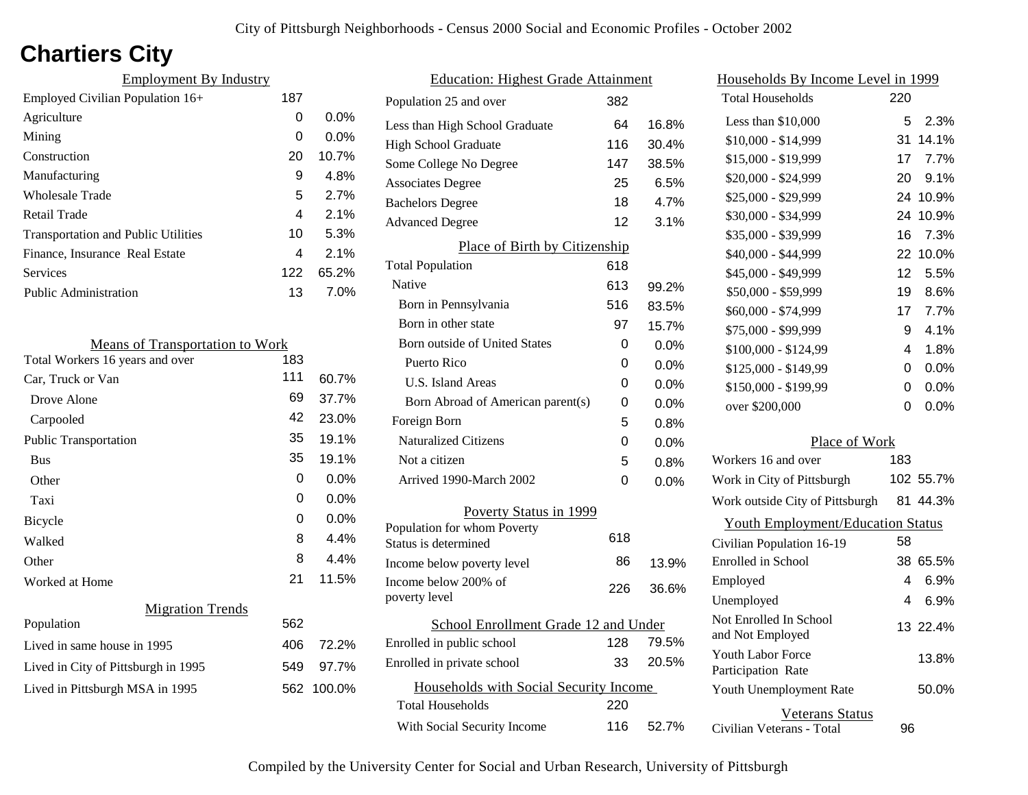City of Pittsburgh Neighborhoods - Census 2000 Social and Economic Profiles - October 2002

# Chartiers City

## Employment By Industry

| | | |
|---|---|---|
| Employed Civilian Population 16+ | 187 | |
| Agriculture | 0 | 0.0% |
| Mining | 0 | 0.0% |
| Construction | 20 | 10.7% |
| Manufacturing | 9 | 4.8% |
| Wholesale Trade | 5 | 2.7% |
| Retail Trade | 4 | 2.1% |
| Transportation and Public Utilities | 10 | 5.3% |
| Finance, Insurance Real Estate | 4 | 2.1% |
| Services | 122 | 65.2% |
| Public Administration | 13 | 7.0% |

## Means of Transportation to Work

| | | |
|---|---|---|
| Total Workers 16 years and over | 183 | |
| Car, Truck or Van | 111 | 60.7% |
| Drove Alone | 69 | 37.7% |
| Carpooled | 42 | 23.0% |
| Public Transportation | 35 | 19.1% |
| Bus | 35 | 19.1% |
| Other | 0 | 0.0% |
| Taxi | 0 | 0.0% |
| Bicycle | 0 | 0.0% |
| Walked | 8 | 4.4% |
| Other | 8 | 4.4% |
| Worked at Home | 21 | 11.5% |

## Migration Trends

| | | |
|---|---|---|
| Population | 562 | |
| Lived in same house in 1995 | 406 | 72.2% |
| Lived in City of Pittsburgh in 1995 | 549 | 97.7% |
| Lived in Pittsburgh MSA in 1995 | 562 | 100.0% |

## Education: Highest Grade Attainment

| | | |
|---|---|---|
| Population 25 and over | 382 | |
| Less than High School Graduate | 64 | 16.8% |
| High School Graduate | 116 | 30.4% |
| Some College No Degree | 147 | 38.5% |
| Associates Degree | 25 | 6.5% |
| Bachelors Degree | 18 | 4.7% |
| Advanced Degree | 12 | 3.1% |

## Place of Birth by Citizenship

| | | |
|---|---|---|
| Total Population | 618 | |
| Native | 613 | 99.2% |
| Born in Pennsylvania | 516 | 83.5% |
| Born in other state | 97 | 15.7% |
| Born outside of United States | 0 | 0.0% |
| Puerto Rico | 0 | 0.0% |
| U.S. Island Areas | 0 | 0.0% |
| Born Abroad of American parent(s) | 0 | 0.0% |
| Foreign Born | 5 | 0.8% |
| Naturalized Citizens | 0 | 0.0% |
| Not a citizen | 5 | 0.8% |
| Arrived 1990-March 2002 | 0 | 0.0% |

## Poverty Status in 1999

| | | |
|---|---|---|
| Population for whom Poverty Status is determined | 618 | |
| Income below poverty level | 86 | 13.9% |
| Income below 200% of poverty level | 226 | 36.6% |

## School Enrollment Grade 12 and Under

| | | |
|---|---|---|
| Enrolled in public school | 128 | 79.5% |
| Enrolled in private school | 33 | 20.5% |

## Households with Social Security Income

| | | |
|---|---|---|
| Total Households | 220 | |
| With Social Security Income | 116 | 52.7% |

## Households By Income Level in 1999

| | | |
|---|---|---|
| Total Households | 220 | |
| Less than $10,000 | 5 | 2.3% |
| $10,000 - $14,999 | 31 | 14.1% |
| $15,000 - $19,999 | 17 | 7.7% |
| $20,000 - $24,999 | 20 | 9.1% |
| $25,000 - $29,999 | 24 | 10.9% |
| $30,000 - $34,999 | 24 | 10.9% |
| $35,000 - $39,999 | 16 | 7.3% |
| $40,000 - $44,999 | 22 | 10.0% |
| $45,000 - $49,999 | 12 | 5.5% |
| $50,000 - $59,999 | 19 | 8.6% |
| $60,000 - $74,999 | 17 | 7.7% |
| $75,000 - $99,999 | 9 | 4.1% |
| $100,000 - $124,99 | 4 | 1.8% |
| $125,000 - $149,99 | 0 | 0.0% |
| $150,000 - $199,99 | 0 | 0.0% |
| over $200,000 | 0 | 0.0% |

## Place of Work

| | | |
|---|---|---|
| Workers 16 and over | 183 | |
| Work in City of Pittsburgh | 102 | 55.7% |
| Work outside City of Pittsburgh | 81 | 44.3% |

## Youth Employment/Education Status

| | | |
|---|---|---|
| Civilian Population 16-19 | 58 | |
| Enrolled in School | 38 | 65.5% |
| Employed | 4 | 6.9% |
| Unemployed | 4 | 6.9% |
| Not Enrolled In School and Not Employed | 13 | 22.4% |
| Youth Labor Force Participation Rate | | 13.8% |
| Youth Unemployment Rate | | 50.0% |

## Veterans Status

| | |
|---|---|
| Civilian Veterans - Total | 96 |

Compiled by the University Center for Social and Urban Research, University of Pittsburgh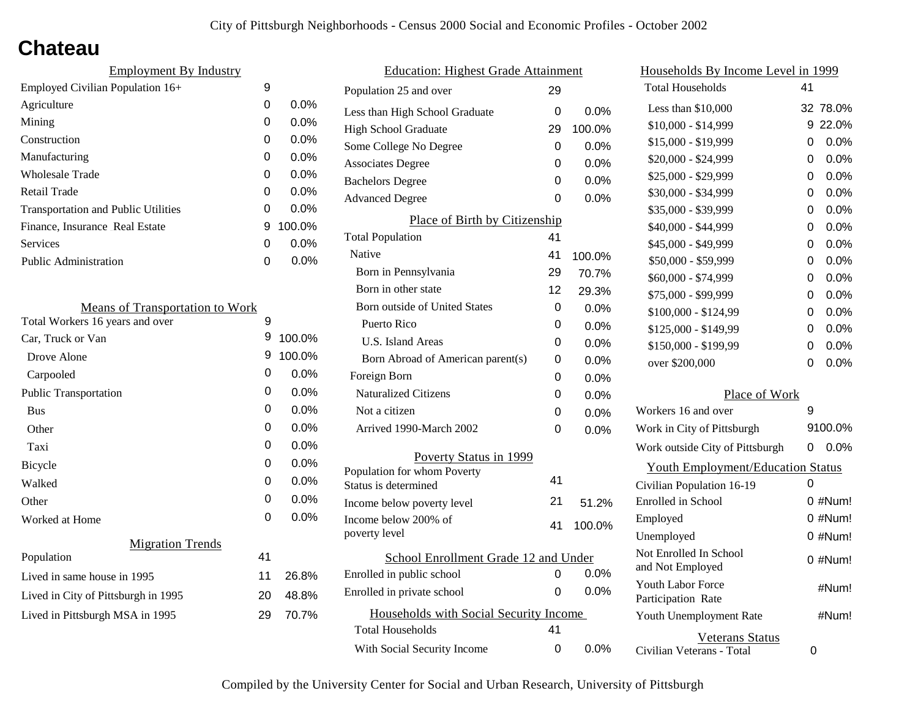# Chateau

## Employment By Industry

| | | |
|---|---|---|
| Employed Civilian Population 16+ | 9 | |
| Agriculture | 0 | 0.0% |
| Mining | 0 | 0.0% |
| Construction | 0 | 0.0% |
| Manufacturing | 0 | 0.0% |
| Wholesale Trade | 0 | 0.0% |
| Retail Trade | 0 | 0.0% |
| Transportation and Public Utilities | 0 | 0.0% |
| Finance, Insurance Real Estate | 9 | 100.0% |
| Services | 0 | 0.0% |
| Public Administration | 0 | 0.0% |

## Means of Transportation to Work

| | | |
|---|---|---|
| Total Workers 16 years and over | 9 | |
| Car, Truck or Van | 9 | 100.0% |
| Drove Alone | 9 | 100.0% |
| Carpooled | 0 | 0.0% |
| Public Transportation | 0 | 0.0% |
| Bus | 0 | 0.0% |
| Other | 0 | 0.0% |
| Taxi | 0 | 0.0% |
| Bicycle | 0 | 0.0% |
| Walked | 0 | 0.0% |
| Other | 0 | 0.0% |
| Worked at Home | 0 | 0.0% |

## Migration Trends

| | | |
|---|---|---|
| Population | 41 | |
| Lived in same house in 1995 | 11 | 26.8% |
| Lived in City of Pittsburgh in 1995 | 20 | 48.8% |
| Lived in Pittsburgh MSA in 1995 | 29 | 70.7% |

## Education: Highest Grade Attainment

| | | |
|---|---|---|
| Population 25 and over | 29 | |
| Less than High School Graduate | 0 | 0.0% |
| High School Graduate | 29 | 100.0% |
| Some College No Degree | 0 | 0.0% |
| Associates Degree | 0 | 0.0% |
| Bachelors Degree | 0 | 0.0% |
| Advanced Degree | 0 | 0.0% |

## Place of Birth by Citizenship

| | | |
|---|---|---|
| Total Population | 41 | |
| Native | 41 | 100.0% |
| Born in Pennsylvania | 29 | 70.7% |
| Born in other state | 12 | 29.3% |
| Born outside of United States | 0 | 0.0% |
| Puerto Rico | 0 | 0.0% |
| U.S. Island Areas | 0 | 0.0% |
| Born Abroad of American parent(s) | 0 | 0.0% |
| Foreign Born | 0 | 0.0% |
| Naturalized Citizens | 0 | 0.0% |
| Not a citizen | 0 | 0.0% |
| Arrived 1990-March 2002 | 0 | 0.0% |

## Poverty Status in 1999

| | | |
|---|---|---|
| Population for whom Poverty Status is determined | 41 | |
| Income below poverty level | 21 | 51.2% |
| Income below 200% of poverty level | 41 | 100.0% |

## School Enrollment Grade 12 and Under

| | | |
|---|---|---|
| Enrolled in public school | 0 | 0.0% |
| Enrolled in private school | 0 | 0.0% |

## Households with Social Security Income

| | | |
|---|---|---|
| Total Households | 41 | |
| With Social Security Income | 0 | 0.0% |

## Households By Income Level in 1999

| | | |
|---|---|---|
| Total Households | 41 | |
| Less than $10,000 | 32 | 78.0% |
| $10,000 - $14,999 | 9 | 22.0% |
| $15,000 - $19,999 | 0 | 0.0% |
| $20,000 - $24,999 | 0 | 0.0% |
| $25,000 - $29,999 | 0 | 0.0% |
| $30,000 - $34,999 | 0 | 0.0% |
| $35,000 - $39,999 | 0 | 0.0% |
| $40,000 - $44,999 | 0 | 0.0% |
| $45,000 - $49,999 | 0 | 0.0% |
| $50,000 - $59,999 | 0 | 0.0% |
| $60,000 - $74,999 | 0 | 0.0% |
| $75,000 - $99,999 | 0 | 0.0% |
| $100,000 - $124,99 | 0 | 0.0% |
| $125,000 - $149,99 | 0 | 0.0% |
| $150,000 - $199,99 | 0 | 0.0% |
| over $200,000 | 0 | 0.0% |

## Place of Work

| | | |
|---|---|---|
| Workers 16 and over | 9 | |
| Work in City of Pittsburgh | 9 | 100.0% |
| Work outside City of Pittsburgh | 0 | 0.0% |

## Youth Employment/Education Status

| | | |
|---|---|---|
| Civilian Population 16-19 | 0 | |
| Enrolled in School | 0 | #Num! |
| Employed | 0 | #Num! |
| Unemployed | 0 | #Num! |
| Not Enrolled In School and Not Employed | 0 | #Num! |
| Youth Labor Force Participation Rate | | #Num! |
| Youth Unemployment Rate | | #Num! |

## Veterans Status

| | |
|---|---|
| Civilian Veterans - Total | 0 |

Compiled by the University Center for Social and Urban Research, University of Pittsburgh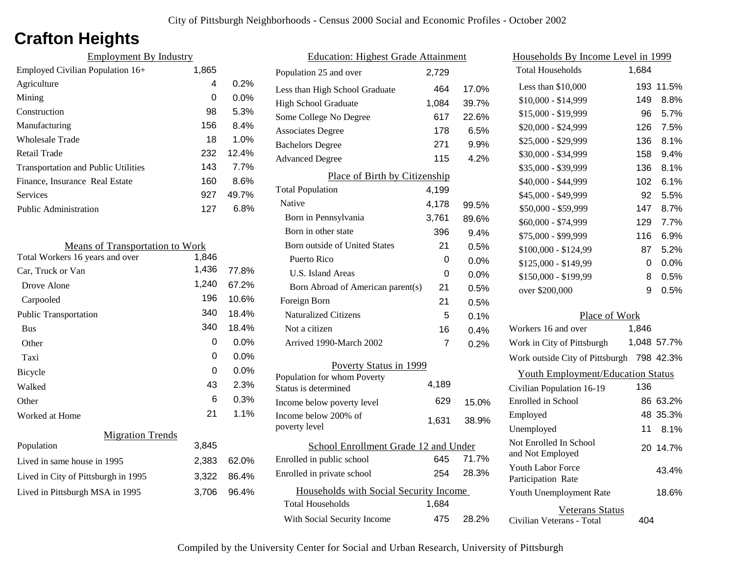# Crafton Heights

## Employment By Industry

| | | |
|---|---|---|
| Employed Civilian Population 16+ | 1,865 | |
| Agriculture | 4 | 0.2% |
| Mining | 0 | 0.0% |
| Construction | 98 | 5.3% |
| Manufacturing | 156 | 8.4% |
| Wholesale Trade | 18 | 1.0% |
| Retail Trade | 232 | 12.4% |
| Transportation and Public Utilities | 143 | 7.7% |
| Finance, Insurance Real Estate | 160 | 8.6% |
| Services | 927 | 49.7% |
| Public Administration | 127 | 6.8% |

## Means of Transportation to Work

| | | |
|---|---|---|
| Total Workers 16 years and over | 1,846 | |
| Car, Truck or Van | 1,436 | 77.8% |
| Drove Alone | 1,240 | 67.2% |
| Carpooled | 196 | 10.6% |
| Public Transportation | 340 | 18.4% |
| Bus | 340 | 18.4% |
| Other | 0 | 0.0% |
| Taxi | 0 | 0.0% |
| Bicycle | 0 | 0.0% |
| Walked | 43 | 2.3% |
| Other | 6 | 0.3% |
| Worked at Home | 21 | 1.1% |

## Migration Trends

| | | |
|---|---|---|
| Population | 3,845 | |
| Lived in same house in 1995 | 2,383 | 62.0% |
| Lived in City of Pittsburgh in 1995 | 3,322 | 86.4% |
| Lived in Pittsburgh MSA in 1995 | 3,706 | 96.4% |

## Education: Highest Grade Attainment

| | | |
|---|---|---|
| Population 25 and over | 2,729 | |
| Less than High School Graduate | 464 | 17.0% |
| High School Graduate | 1,084 | 39.7% |
| Some College No Degree | 617 | 22.6% |
| Associates Degree | 178 | 6.5% |
| Bachelors Degree | 271 | 9.9% |
| Advanced Degree | 115 | 4.2% |

## Place of Birth by Citizenship

| | | |
|---|---|---|
| Total Population | 4,199 | |
| Native | 4,178 | 99.5% |
| Born in Pennsylvania | 3,761 | 89.6% |
| Born in other state | 396 | 9.4% |
| Born outside of United States | 21 | 0.5% |
| Puerto Rico | 0 | 0.0% |
| U.S. Island Areas | 0 | 0.0% |
| Born Abroad of American parent(s) | 21 | 0.5% |
| Foreign Born | 21 | 0.5% |
| Naturalized Citizens | 5 | 0.1% |
| Not a citizen | 16 | 0.4% |
| Arrived 1990-March 2002 | 7 | 0.2% |

## Poverty Status in 1999

| | | |
|---|---|---|
| Population for whom Poverty Status is determined | 4,189 | |
| Income below poverty level | 629 | 15.0% |
| Income below 200% of poverty level | 1,631 | 38.9% |

## School Enrollment Grade 12 and Under

| | | |
|---|---|---|
| Enrolled in public school | 645 | 71.7% |
| Enrolled in private school | 254 | 28.3% |

## Households with Social Security Income

| | | |
|---|---|---|
| Total Households | 1,684 | |
| With Social Security Income | 475 | 28.2% |

## Households By Income Level in 1999

| | | |
|---|---|---|
| Total Households | 1,684 | |
| Less than $10,000 | 193 | 11.5% |
| $10,000 - $14,999 | 149 | 8.8% |
| $15,000 - $19,999 | 96 | 5.7% |
| $20,000 - $24,999 | 126 | 7.5% |
| $25,000 - $29,999 | 136 | 8.1% |
| $30,000 - $34,999 | 158 | 9.4% |
| $35,000 - $39,999 | 136 | 8.1% |
| $40,000 - $44,999 | 102 | 6.1% |
| $45,000 - $49,999 | 92 | 5.5% |
| $50,000 - $59,999 | 147 | 8.7% |
| $60,000 - $74,999 | 129 | 7.7% |
| $75,000 - $99,999 | 116 | 6.9% |
| $100,000 - $124,99 | 87 | 5.2% |
| $125,000 - $149,99 | 0 | 0.0% |
| $150,000 - $199,99 | 8 | 0.5% |
| over $200,000 | 9 | 0.5% |

## Place of Work

| | | |
|---|---|---|
| Workers 16 and over | 1,846 | |
| Work in City of Pittsburgh | 1,048 | 57.7% |
| Work outside City of Pittsburgh | 798 | 42.3% |

## Youth Employment/Education Status

| | | |
|---|---|---|
| Civilian Population 16-19 | 136 | |
| Enrolled in School | 86 | 63.2% |
| Employed | 48 | 35.3% |
| Unemployed | 11 | 8.1% |
| Not Enrolled In School and Not Employed | 20 | 14.7% |
| Youth Labor Force Participation Rate | | 43.4% |
| Youth Unemployment Rate | | 18.6% |

## Veterans Status

| | |
|---|---|
| Civilian Veterans - Total | 404 |

Compiled by the University Center for Social and Urban Research, University of Pittsburgh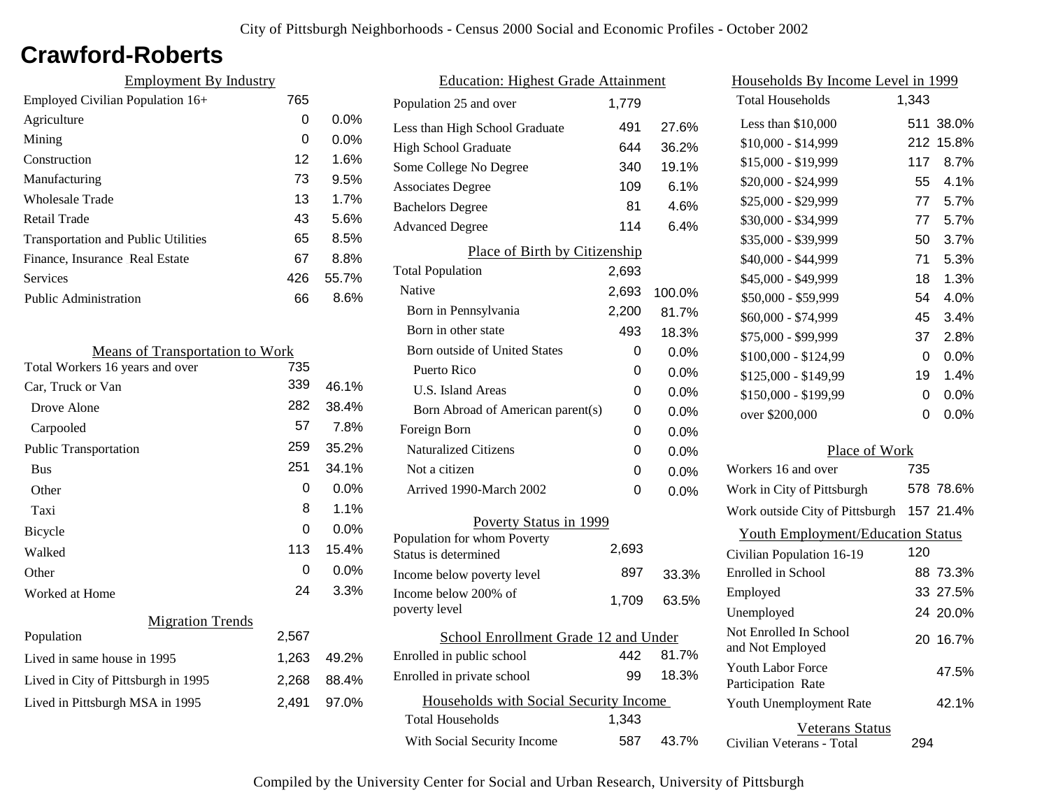# Crawford-Roberts

## Employment By Industry

| Employment By Industry | | |
|---|---|---|
| Employed Civilian Population 16+ | 765 | |
| Agriculture | 0 | 0.0% |
| Mining | 0 | 0.0% |
| Construction | 12 | 1.6% |
| Manufacturing | 73 | 9.5% |
| Wholesale Trade | 13 | 1.7% |
| Retail Trade | 43 | 5.6% |
| Transportation and Public Utilities | 65 | 8.5% |
| Finance, Insurance Real Estate | 67 | 8.8% |
| Services | 426 | 55.7% |
| Public Administration | 66 | 8.6% |

## Means of Transportation to Work

| Means of Transportation to Work | | |
|---|---|---|
| Total Workers 16 years and over | 735 | |
| Car, Truck or Van | 339 | 46.1% |
| Drove Alone | 282 | 38.4% |
| Carpooled | 57 | 7.8% |
| Public Transportation | 259 | 35.2% |
| Bus | 251 | 34.1% |
| Other | 0 | 0.0% |
| Taxi | 8 | 1.1% |
| Bicycle | 0 | 0.0% |
| Walked | 113 | 15.4% |
| Other | 0 | 0.0% |
| Worked at Home | 24 | 3.3% |

## Migration Trends

| Migration Trends | | |
|---|---|---|
| Population | 2,567 | |
| Lived in same house in 1995 | 1,263 | 49.2% |
| Lived in City of Pittsburgh in 1995 | 2,268 | 88.4% |
| Lived in Pittsburgh MSA in 1995 | 2,491 | 97.0% |

## Education: Highest Grade Attainment

| Education: Highest Grade Attainment | | |
|---|---|---|
| Population 25 and over | 1,779 | |
| Less than High School Graduate | 491 | 27.6% |
| High School Graduate | 644 | 36.2% |
| Some College No Degree | 340 | 19.1% |
| Associates Degree | 109 | 6.1% |
| Bachelors Degree | 81 | 4.6% |
| Advanced Degree | 114 | 6.4% |

## Place of Birth by Citizenship

| Place of Birth by Citizenship | | |
|---|---|---|
| Total Population | 2,693 | |
| Native | 2,693 | 100.0% |
| Born in Pennsylvania | 2,200 | 81.7% |
| Born in other state | 493 | 18.3% |
| Born outside of United States | 0 | 0.0% |
| Puerto Rico | 0 | 0.0% |
| U.S. Island Areas | 0 | 0.0% |
| Born Abroad of American parent(s) | 0 | 0.0% |
| Foreign Born | 0 | 0.0% |
| Naturalized Citizens | 0 | 0.0% |
| Not a citizen | 0 | 0.0% |
| Arrived 1990-March 2002 | 0 | 0.0% |

## Poverty Status in 1999

| Poverty Status in 1999 | | |
|---|---|---|
| Population for whom Poverty Status is determined | 2,693 | |
| Income below poverty level | 897 | 33.3% |
| Income below 200% of poverty level | 1,709 | 63.5% |

## School Enrollment Grade 12 and Under

| School Enrollment Grade 12 and Under | | |
|---|---|---|
| Enrolled in public school | 442 | 81.7% |
| Enrolled in private school | 99 | 18.3% |

## Households with Social Security Income

| Households with Social Security Income | | |
|---|---|---|
| Total Households | 1,343 | |
| With Social Security Income | 587 | 43.7% |

## Households By Income Level in 1999

| Households By Income Level in 1999 | | |
|---|---|---|
| Total Households | 1,343 | |
| Less than $10,000 | 511 | 38.0% |
| $10,000 - $14,999 | 212 | 15.8% |
| $15,000 - $19,999 | 117 | 8.7% |
| $20,000 - $24,999 | 55 | 4.1% |
| $25,000 - $29,999 | 77 | 5.7% |
| $30,000 - $34,999 | 77 | 5.7% |
| $35,000 - $39,999 | 50 | 3.7% |
| $40,000 - $44,999 | 71 | 5.3% |
| $45,000 - $49,999 | 18 | 1.3% |
| $50,000 - $59,999 | 54 | 4.0% |
| $60,000 - $74,999 | 45 | 3.4% |
| $75,000 - $99,999 | 37 | 2.8% |
| $100,000 - $124,99 | 0 | 0.0% |
| $125,000 - $149,99 | 19 | 1.4% |
| $150,000 - $199,99 | 0 | 0.0% |
| over $200,000 | 0 | 0.0% |

## Place of Work

| Place of Work | | |
|---|---|---|
| Workers 16 and over | 735 | |
| Work in City of Pittsburgh | 578 | 78.6% |
| Work outside City of Pittsburgh | 157 | 21.4% |

## Youth Employment/Education Status

| Youth Employment/Education Status | | |
|---|---|---|
| Civilian Population 16-19 | 120 | |
| Enrolled in School | 88 | 73.3% |
| Employed | 33 | 27.5% |
| Unemployed | 24 | 20.0% |
| Not Enrolled In School and Not Employed | 20 | 16.7% |
| Youth Labor Force Participation Rate | | 47.5% |
| Youth Unemployment Rate | | 42.1% |

## Veterans Status

| Veterans Status | |
|---|---|
| Civilian Veterans - Total | 294 |

Compiled by the University Center for Social and Urban Research, University of Pittsburgh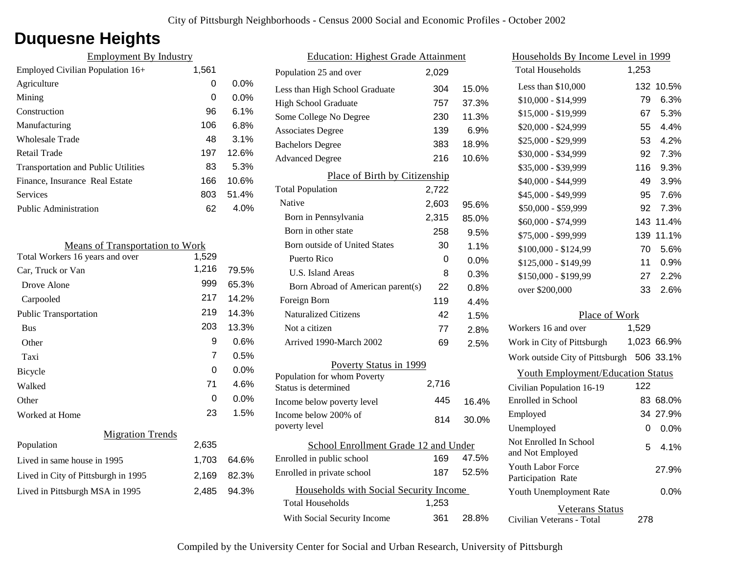# Duquesne Heights

## Employment By Industry

| | | |
|---|---|---|
| Employed Civilian Population 16+ | 1,561 | |
| Agriculture | 0 | 0.0% |
| Mining | 0 | 0.0% |
| Construction | 96 | 6.1% |
| Manufacturing | 106 | 6.8% |
| Wholesale Trade | 48 | 3.1% |
| Retail Trade | 197 | 12.6% |
| Transportation and Public Utilities | 83 | 5.3% |
| Finance, Insurance Real Estate | 166 | 10.6% |
| Services | 803 | 51.4% |
| Public Administration | 62 | 4.0% |

## Means of Transportation to Work

| | | |
|---|---|---|
| Total Workers 16 years and over | 1,529 | |
| Car, Truck or Van | 1,216 | 79.5% |
| Drove Alone | 999 | 65.3% |
| Carpooled | 217 | 14.2% |
| Public Transportation | 219 | 14.3% |
| Bus | 203 | 13.3% |
| Other | 9 | 0.6% |
| Taxi | 7 | 0.5% |
| Bicycle | 0 | 0.0% |
| Walked | 71 | 4.6% |
| Other | 0 | 0.0% |
| Worked at Home | 23 | 1.5% |

## Migration Trends

| | | |
|---|---|---|
| Population | 2,635 | |
| Lived in same house in 1995 | 1,703 | 64.6% |
| Lived in City of Pittsburgh in 1995 | 2,169 | 82.3% |
| Lived in Pittsburgh MSA in 1995 | 2,485 | 94.3% |

## Education: Highest Grade Attainment

| | | |
|---|---|---|
| Population 25 and over | 2,029 | |
| Less than High School Graduate | 304 | 15.0% |
| High School Graduate | 757 | 37.3% |
| Some College No Degree | 230 | 11.3% |
| Associates Degree | 139 | 6.9% |
| Bachelors Degree | 383 | 18.9% |
| Advanced Degree | 216 | 10.6% |

## Place of Birth by Citizenship

| | | |
|---|---|---|
| Total Population | 2,722 | |
| Native | 2,603 | 95.6% |
| Born in Pennsylvania | 2,315 | 85.0% |
| Born in other state | 258 | 9.5% |
| Born outside of United States | 30 | 1.1% |
| Puerto Rico | 0 | 0.0% |
| U.S. Island Areas | 8 | 0.3% |
| Born Abroad of American parent(s) | 22 | 0.8% |
| Foreign Born | 119 | 4.4% |
| Naturalized Citizens | 42 | 1.5% |
| Not a citizen | 77 | 2.8% |
| Arrived 1990-March 2002 | 69 | 2.5% |

## Poverty Status in 1999

| | | |
|---|---|---|
| Population for whom Poverty Status is determined | 2,716 | |
| Income below poverty level | 445 | 16.4% |
| Income below 200% of poverty level | 814 | 30.0% |

## School Enrollment Grade 12 and Under

| | | |
|---|---|---|
| Enrolled in public school | 169 | 47.5% |
| Enrolled in private school | 187 | 52.5% |

## Households with Social Security Income

| | | |
|---|---|---|
| Total Households | 1,253 | |
| With Social Security Income | 361 | 28.8% |

## Households By Income Level in 1999

| | | |
|---|---|---|
| Total Households | 1,253 | |
| Less than $10,000 | 132 | 10.5% |
| $10,000 - $14,999 | 79 | 6.3% |
| $15,000 - $19,999 | 67 | 5.3% |
| $20,000 - $24,999 | 55 | 4.4% |
| $25,000 - $29,999 | 53 | 4.2% |
| $30,000 - $34,999 | 92 | 7.3% |
| $35,000 - $39,999 | 116 | 9.3% |
| $40,000 - $44,999 | 49 | 3.9% |
| $45,000 - $49,999 | 95 | 7.6% |
| $50,000 - $59,999 | 92 | 7.3% |
| $60,000 - $74,999 | 143 | 11.4% |
| $75,000 - $99,999 | 139 | 11.1% |
| $100,000 - $124,99 | 70 | 5.6% |
| $125,000 - $149,99 | 11 | 0.9% |
| $150,000 - $199,99 | 27 | 2.2% |
| over $200,000 | 33 | 2.6% |

## Place of Work

| | | |
|---|---|---|
| Workers 16 and over | 1,529 | |
| Work in City of Pittsburgh | 1,023 | 66.9% |
| Work outside City of Pittsburgh | 506 | 33.1% |

## Youth Employment/Education Status

| | | |
|---|---|---|
| Civilian Population 16-19 | 122 | |
| Enrolled in School | 83 | 68.0% |
| Employed | 34 | 27.9% |
| Unemployed | 0 | 0.0% |
| Not Enrolled In School and Not Employed | 5 | 4.1% |
| Youth Labor Force Participation Rate | | 27.9% |
| Youth Unemployment Rate | | 0.0% |

## Veterans Status

| | |
|---|---|
| Civilian Veterans - Total | 278 |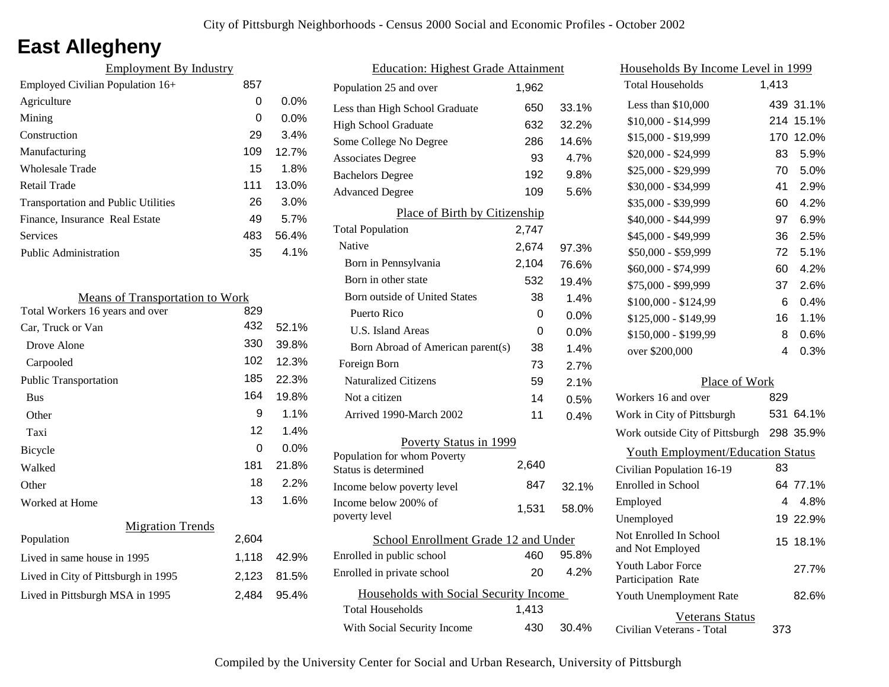City of Pittsburgh Neighborhoods - Census 2000 Social and Economic Profiles - October 2002

# East Allegheny

## Employment By Industry

| | | |
|---|---|---|
| Employed Civilian Population 16+ | 857 | |
| Agriculture | 0 | 0.0% |
| Mining | 0 | 0.0% |
| Construction | 29 | 3.4% |
| Manufacturing | 109 | 12.7% |
| Wholesale Trade | 15 | 1.8% |
| Retail Trade | 111 | 13.0% |
| Transportation and Public Utilities | 26 | 3.0% |
| Finance, Insurance Real Estate | 49 | 5.7% |
| Services | 483 | 56.4% |
| Public Administration | 35 | 4.1% |

## Means of Transportation to Work

| | | |
|---|---|---|
| Total Workers 16 years and over | 829 | |
| Car, Truck or Van | 432 | 52.1% |
| Drove Alone | 330 | 39.8% |
| Carpooled | 102 | 12.3% |
| Public Transportation | 185 | 22.3% |
| Bus | 164 | 19.8% |
| Other | 9 | 1.1% |
| Taxi | 12 | 1.4% |
| Bicycle | 0 | 0.0% |
| Walked | 181 | 21.8% |
| Other | 18 | 2.2% |
| Worked at Home | 13 | 1.6% |

## Migration Trends

| | | |
|---|---|---|
| Population | 2,604 | |
| Lived in same house in 1995 | 1,118 | 42.9% |
| Lived in City of Pittsburgh in 1995 | 2,123 | 81.5% |
| Lived in Pittsburgh MSA in 1995 | 2,484 | 95.4% |

## Education: Highest Grade Attainment

| | | |
|---|---|---|
| Population 25 and over | 1,962 | |
| Less than High School Graduate | 650 | 33.1% |
| High School Graduate | 632 | 32.2% |
| Some College No Degree | 286 | 14.6% |
| Associates Degree | 93 | 4.7% |
| Bachelors Degree | 192 | 9.8% |
| Advanced Degree | 109 | 5.6% |

## Place of Birth by Citizenship

| | | |
|---|---|---|
| Total Population | 2,747 | |
| Native | 2,674 | 97.3% |
| Born in Pennsylvania | 2,104 | 76.6% |
| Born in other state | 532 | 19.4% |
| Born outside of United States | 38 | 1.4% |
| Puerto Rico | 0 | 0.0% |
| U.S. Island Areas | 0 | 0.0% |
| Born Abroad of American parent(s) | 38 | 1.4% |
| Foreign Born | 73 | 2.7% |
| Naturalized Citizens | 59 | 2.1% |
| Not a citizen | 14 | 0.5% |
| Arrived 1990-March 2002 | 11 | 0.4% |

## Poverty Status in 1999

| | | |
|---|---|---|
| Population for whom Poverty Status is determined | 2,640 | |
| Income below poverty level | 847 | 32.1% |
| Income below 200% of poverty level | 1,531 | 58.0% |

## School Enrollment Grade 12 and Under

| | | |
|---|---|---|
| Enrolled in public school | 460 | 95.8% |
| Enrolled in private school | 20 | 4.2% |

## Households with Social Security Income

| | | |
|---|---|---|
| Total Households | 1,413 | |
| With Social Security Income | 430 | 30.4% |

## Households By Income Level in 1999

| | | |
|---|---|---|
| Total Households | 1,413 | |
| Less than $10,000 | 439 | 31.1% |
| $10,000 - $14,999 | 214 | 15.1% |
| $15,000 - $19,999 | 170 | 12.0% |
| $20,000 - $24,999 | 83 | 5.9% |
| $25,000 - $29,999 | 70 | 5.0% |
| $30,000 - $34,999 | 41 | 2.9% |
| $35,000 - $39,999 | 60 | 4.2% |
| $40,000 - $44,999 | 97 | 6.9% |
| $45,000 - $49,999 | 36 | 2.5% |
| $50,000 - $59,999 | 72 | 5.1% |
| $60,000 - $74,999 | 60 | 4.2% |
| $75,000 - $99,999 | 37 | 2.6% |
| $100,000 - $124,99 | 6 | 0.4% |
| $125,000 - $149,99 | 16 | 1.1% |
| $150,000 - $199,99 | 8 | 0.6% |
| over $200,000 | 4 | 0.3% |

## Place of Work

| | | |
|---|---|---|
| Workers 16 and over | 829 | |
| Work in City of Pittsburgh | 531 | 64.1% |
| Work outside City of Pittsburgh | 298 | 35.9% |

## Youth Employment/Education Status

| | | |
|---|---|---|
| Civilian Population 16-19 | 83 | |
| Enrolled in School | 64 | 77.1% |
| Employed | 4 | 4.8% |
| Unemployed | 19 | 22.9% |
| Not Enrolled In School and Not Employed | 15 | 18.1% |
| Youth Labor Force Participation Rate | | 27.7% |
| Youth Unemployment Rate | | 82.6% |

## Veterans Status

| | |
|---|---|
| Civilian Veterans - Total | 373 |

Compiled by the University Center for Social and Urban Research, University of Pittsburgh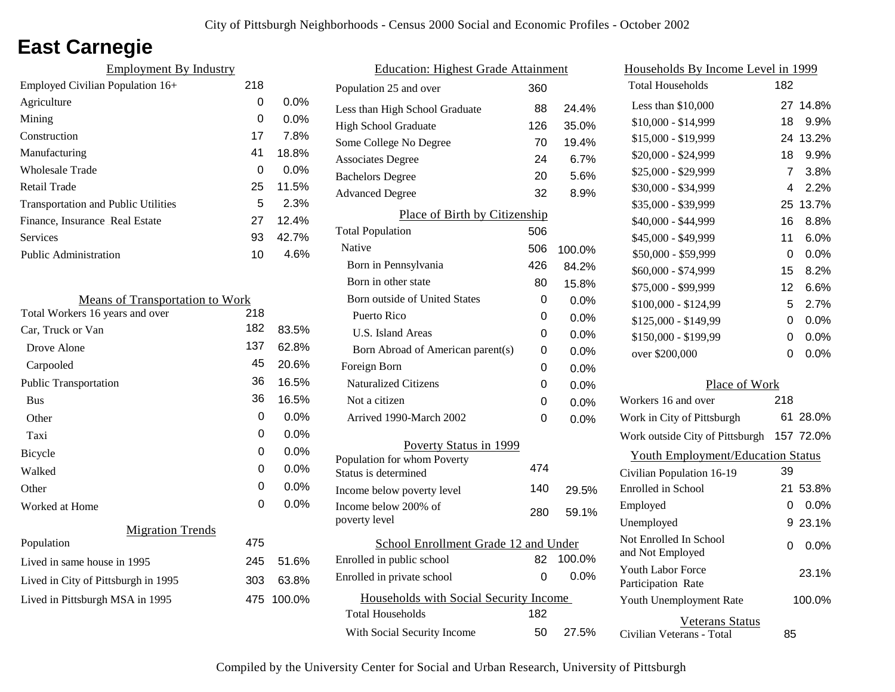# East Carnegie

## Employment By Industry

| Employment By Industry | | |
|---|---|---|
| Employed Civilian Population 16+ | 218 | |
| Agriculture | 0 | 0.0% |
| Mining | 0 | 0.0% |
| Construction | 17 | 7.8% |
| Manufacturing | 41 | 18.8% |
| Wholesale Trade | 0 | 0.0% |
| Retail Trade | 25 | 11.5% |
| Transportation and Public Utilities | 5 | 2.3% |
| Finance, Insurance Real Estate | 27 | 12.4% |
| Services | 93 | 42.7% |
| Public Administration | 10 | 4.6% |

## Means of Transportation to Work

| Means of Transportation to Work | | |
|---|---|---|
| Total Workers 16 years and over | 218 | |
| Car, Truck or Van | 182 | 83.5% |
| Drove Alone | 137 | 62.8% |
| Carpooled | 45 | 20.6% |
| Public Transportation | 36 | 16.5% |
| Bus | 36 | 16.5% |
| Other | 0 | 0.0% |
| Taxi | 0 | 0.0% |
| Bicycle | 0 | 0.0% |
| Walked | 0 | 0.0% |
| Other | 0 | 0.0% |
| Worked at Home | 0 | 0.0% |

## Migration Trends

| Migration Trends | | |
|---|---|---|
| Population | 475 | |
| Lived in same house in 1995 | 245 | 51.6% |
| Lived in City of Pittsburgh in 1995 | 303 | 63.8% |
| Lived in Pittsburgh MSA in 1995 | 475 | 100.0% |

## Education: Highest Grade Attainment

| Education: Highest Grade Attainment | | |
|---|---|---|
| Population 25 and over | 360 | |
| Less than High School Graduate | 88 | 24.4% |
| High School Graduate | 126 | 35.0% |
| Some College No Degree | 70 | 19.4% |
| Associates Degree | 24 | 6.7% |
| Bachelors Degree | 20 | 5.6% |
| Advanced Degree | 32 | 8.9% |

## Place of Birth by Citizenship

| Place of Birth by Citizenship | | |
|---|---|---|
| Total Population | 506 | |
| Native | 506 | 100.0% |
| Born in Pennsylvania | 426 | 84.2% |
| Born in other state | 80 | 15.8% |
| Born outside of United States | 0 | 0.0% |
| Puerto Rico | 0 | 0.0% |
| U.S. Island Areas | 0 | 0.0% |
| Born Abroad of American parent(s) | 0 | 0.0% |
| Foreign Born | 0 | 0.0% |
| Naturalized Citizens | 0 | 0.0% |
| Not a citizen | 0 | 0.0% |
| Arrived 1990-March 2002 | 0 | 0.0% |

## Poverty Status in 1999

| Poverty Status in 1999 | | |
|---|---|---|
| Population for whom Poverty Status is determined | 474 | |
| Income below poverty level | 140 | 29.5% |
| Income below 200% of poverty level | 280 | 59.1% |

## School Enrollment Grade 12 and Under

| School Enrollment Grade 12 and Under | | |
|---|---|---|
| Enrolled in public school | 82 | 100.0% |
| Enrolled in private school | 0 | 0.0% |

## Households with Social Security Income

| Households with Social Security Income | | |
|---|---|---|
| Total Households | 182 | |
| With Social Security Income | 50 | 27.5% |

## Households By Income Level in 1999

| Households By Income Level in 1999 | | |
|---|---|---|
| Total Households | 182 | |
| Less than $10,000 | 27 | 14.8% |
| $10,000 - $14,999 | 18 | 9.9% |
| $15,000 - $19,999 | 24 | 13.2% |
| $20,000 - $24,999 | 18 | 9.9% |
| $25,000 - $29,999 | 7 | 3.8% |
| $30,000 - $34,999 | 4 | 2.2% |
| $35,000 - $39,999 | 25 | 13.7% |
| $40,000 - $44,999 | 16 | 8.8% |
| $45,000 - $49,999 | 11 | 6.0% |
| $50,000 - $59,999 | 0 | 0.0% |
| $60,000 - $74,999 | 15 | 8.2% |
| $75,000 - $99,999 | 12 | 6.6% |
| $100,000 - $124,99 | 5 | 2.7% |
| $125,000 - $149,99 | 0 | 0.0% |
| $150,000 - $199,99 | 0 | 0.0% |
| over $200,000 | 0 | 0.0% |

## Place of Work

| Place of Work | | |
|---|---|---|
| Workers 16 and over | 218 | |
| Work in City of Pittsburgh | 61 | 28.0% |
| Work outside City of Pittsburgh | 157 | 72.0% |

## Youth Employment/Education Status

| Youth Employment/Education Status | | |
|---|---|---|
| Civilian Population 16-19 | 39 | |
| Enrolled in School | 21 | 53.8% |
| Employed | 0 | 0.0% |
| Unemployed | 9 | 23.1% |
| Not Enrolled In School and Not Employed | 0 | 0.0% |
| Youth Labor Force Participation Rate | | 23.1% |
| Youth Unemployment Rate | | 100.0% |

## Veterans Status

| Veterans Status | |
|---|---|
| Civilian Veterans - Total | 85 |

Compiled by the University Center for Social and Urban Research, University of Pittsburgh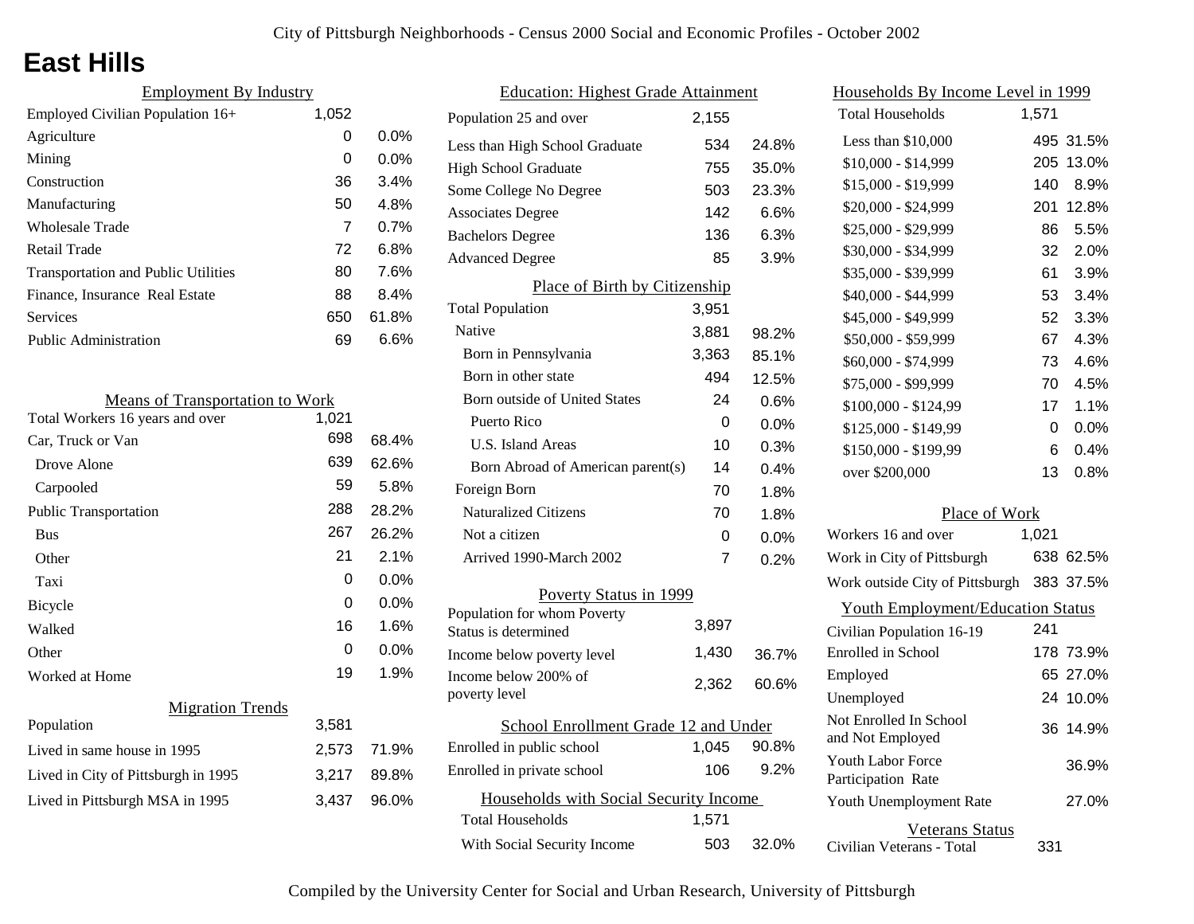City of Pittsburgh Neighborhoods - Census 2000 Social and Economic Profiles - October 2002

# East Hills

## Employment By Industry

| Employment By Industry | | |
|---|---|---|
| Employed Civilian Population 16+ | 1,052 | |
| Agriculture | 0 | 0.0% |
| Mining | 0 | 0.0% |
| Construction | 36 | 3.4% |
| Manufacturing | 50 | 4.8% |
| Wholesale Trade | 7 | 0.7% |
| Retail Trade | 72 | 6.8% |
| Transportation and Public Utilities | 80 | 7.6% |
| Finance, Insurance Real Estate | 88 | 8.4% |
| Services | 650 | 61.8% |
| Public Administration | 69 | 6.6% |

## Means of Transportation to Work

| Means of Transportation to Work | | |
|---|---|---|
| Total Workers 16 years and over | 1,021 | |
| Car, Truck or Van | 698 | 68.4% |
| Drove Alone | 639 | 62.6% |
| Carpooled | 59 | 5.8% |
| Public Transportation | 288 | 28.2% |
| Bus | 267 | 26.2% |
| Other | 21 | 2.1% |
| Taxi | 0 | 0.0% |
| Bicycle | 0 | 0.0% |
| Walked | 16 | 1.6% |
| Other | 0 | 0.0% |
| Worked at Home | 19 | 1.9% |

## Migration Trends

| Migration Trends | | |
|---|---|---|
| Population | 3,581 | |
| Lived in same house in 1995 | 2,573 | 71.9% |
| Lived in City of Pittsburgh in 1995 | 3,217 | 89.8% |
| Lived in Pittsburgh MSA in 1995 | 3,437 | 96.0% |

## Education: Highest Grade Attainment

| Education: Highest Grade Attainment | | |
|---|---|---|
| Population 25 and over | 2,155 | |
| Less than High School Graduate | 534 | 24.8% |
| High School Graduate | 755 | 35.0% |
| Some College No Degree | 503 | 23.3% |
| Associates Degree | 142 | 6.6% |
| Bachelors Degree | 136 | 6.3% |
| Advanced Degree | 85 | 3.9% |

## Place of Birth by Citizenship

| Place of Birth by Citizenship | | |
|---|---|---|
| Total Population | 3,951 | |
| Native | 3,881 | 98.2% |
| Born in Pennsylvania | 3,363 | 85.1% |
| Born in other state | 494 | 12.5% |
| Born outside of United States | 24 | 0.6% |
| Puerto Rico | 0 | 0.0% |
| U.S. Island Areas | 10 | 0.3% |
| Born Abroad of American parent(s) | 14 | 0.4% |
| Foreign Born | 70 | 1.8% |
| Naturalized Citizens | 70 | 1.8% |
| Not a citizen | 0 | 0.0% |
| Arrived 1990-March 2002 | 7 | 0.2% |

## Poverty Status in 1999

| Poverty Status in 1999 | | |
|---|---|---|
| Population for whom Poverty Status is determined | 3,897 | |
| Income below poverty level | 1,430 | 36.7% |
| Income below 200% of poverty level | 2,362 | 60.6% |

## School Enrollment Grade 12 and Under

| School Enrollment Grade 12 and Under | | |
|---|---|---|
| Enrolled in public school | 1,045 | 90.8% |
| Enrolled in private school | 106 | 9.2% |

## Households with Social Security Income

| Households with Social Security Income | | |
|---|---|---|
| Total Households | 1,571 | |
| With Social Security Income | 503 | 32.0% |

## Households By Income Level in 1999

| Households By Income Level in 1999 | | |
|---|---|---|
| Total Households | 1,571 | |
| Less than $10,000 | 495 | 31.5% |
| $10,000 - $14,999 | 205 | 13.0% |
| $15,000 - $19,999 | 140 | 8.9% |
| $20,000 - $24,999 | 201 | 12.8% |
| $25,000 - $29,999 | 86 | 5.5% |
| $30,000 - $34,999 | 32 | 2.0% |
| $35,000 - $39,999 | 61 | 3.9% |
| $40,000 - $44,999 | 53 | 3.4% |
| $45,000 - $49,999 | 52 | 3.3% |
| $50,000 - $59,999 | 67 | 4.3% |
| $60,000 - $74,999 | 73 | 4.6% |
| $75,000 - $99,999 | 70 | 4.5% |
| $100,000 - $124,99 | 17 | 1.1% |
| $125,000 - $149,99 | 0 | 0.0% |
| $150,000 - $199,99 | 6 | 0.4% |
| over $200,000 | 13 | 0.8% |

## Place of Work

| Place of Work | | |
|---|---|---|
| Workers 16 and over | 1,021 | |
| Work in City of Pittsburgh | 638 | 62.5% |
| Work outside City of Pittsburgh | 383 | 37.5% |

## Youth Employment/Education Status

| Youth Employment/Education Status | | |
|---|---|---|
| Civilian Population 16-19 | 241 | |
| Enrolled in School | 178 | 73.9% |
| Employed | 65 | 27.0% |
| Unemployed | 24 | 10.0% |
| Not Enrolled In School and Not Employed | 36 | 14.9% |
| Youth Labor Force Participation Rate | | 36.9% |
| Youth Unemployment Rate | | 27.0% |

## Veterans Status

| Veterans Status | |
|---|---|
| Civilian Veterans - Total | 331 |

Compiled by the University Center for Social and Urban Research, University of Pittsburgh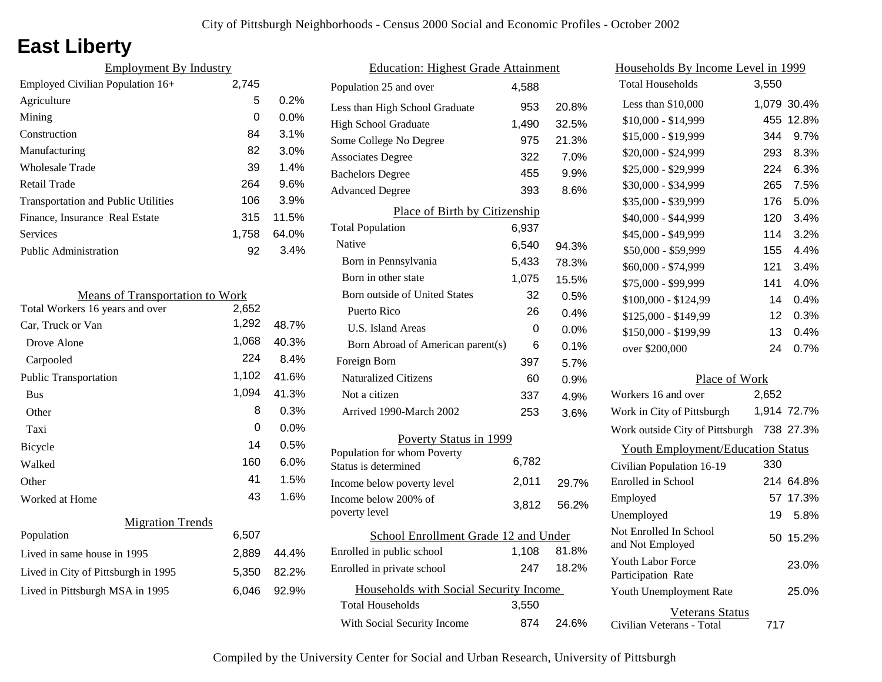City of Pittsburgh Neighborhoods - Census 2000 Social and Economic Profiles - October 2002

# East Liberty

## Employment By Industry

| | | |
|---|---|---|
| Employed Civilian Population 16+ | 2,745 | |
| Agriculture | 5 | 0.2% |
| Mining | 0 | 0.0% |
| Construction | 84 | 3.1% |
| Manufacturing | 82 | 3.0% |
| Wholesale Trade | 39 | 1.4% |
| Retail Trade | 264 | 9.6% |
| Transportation and Public Utilities | 106 | 3.9% |
| Finance, Insurance Real Estate | 315 | 11.5% |
| Services | 1,758 | 64.0% |
| Public Administration | 92 | 3.4% |

## Means of Transportation to Work

| | | |
|---|---|---|
| Total Workers 16 years and over | 2,652 | |
| Car, Truck or Van | 1,292 | 48.7% |
| Drove Alone | 1,068 | 40.3% |
| Carpooled | 224 | 8.4% |
| Public Transportation | 1,102 | 41.6% |
| Bus | 1,094 | 41.3% |
| Other | 8 | 0.3% |
| Taxi | 0 | 0.0% |
| Bicycle | 14 | 0.5% |
| Walked | 160 | 6.0% |
| Other | 41 | 1.5% |
| Worked at Home | 43 | 1.6% |

## Migration Trends

| | | |
|---|---|---|
| Population | 6,507 | |
| Lived in same house in 1995 | 2,889 | 44.4% |
| Lived in City of Pittsburgh in 1995 | 5,350 | 82.2% |
| Lived in Pittsburgh MSA in 1995 | 6,046 | 92.9% |

## Education: Highest Grade Attainment

| | | |
|---|---|---|
| Population 25 and over | 4,588 | |
| Less than High School Graduate | 953 | 20.8% |
| High School Graduate | 1,490 | 32.5% |
| Some College No Degree | 975 | 21.3% |
| Associates Degree | 322 | 7.0% |
| Bachelors Degree | 455 | 9.9% |
| Advanced Degree | 393 | 8.6% |

## Place of Birth by Citizenship

| | | |
|---|---|---|
| Total Population | 6,937 | |
| Native | 6,540 | 94.3% |
| Born in Pennsylvania | 5,433 | 78.3% |
| Born in other state | 1,075 | 15.5% |
| Born outside of United States | 32 | 0.5% |
| Puerto Rico | 26 | 0.4% |
| U.S. Island Areas | 0 | 0.0% |
| Born Abroad of American parent(s) | 6 | 0.1% |
| Foreign Born | 397 | 5.7% |
| Naturalized Citizens | 60 | 0.9% |
| Not a citizen | 337 | 4.9% |
| Arrived 1990-March 2002 | 253 | 3.6% |

## Poverty Status in 1999

| | | |
|---|---|---|
| Population for whom Poverty Status is determined | 6,782 | |
| Income below poverty level | 2,011 | 29.7% |
| Income below 200% of poverty level | 3,812 | 56.2% |

## School Enrollment Grade 12 and Under

| | | |
|---|---|---|
| Enrolled in public school | 1,108 | 81.8% |
| Enrolled in private school | 247 | 18.2% |

## Households with Social Security Income

| | | |
|---|---|---|
| Total Households | 3,550 | |
| With Social Security Income | 874 | 24.6% |

## Households By Income Level in 1999

| | | |
|---|---|---|
| Total Households | 3,550 | |
| Less than $10,000 | 1,079 | 30.4% |
| $10,000 - $14,999 | 455 | 12.8% |
| $15,000 - $19,999 | 344 | 9.7% |
| $20,000 - $24,999 | 293 | 8.3% |
| $25,000 - $29,999 | 224 | 6.3% |
| $30,000 - $34,999 | 265 | 7.5% |
| $35,000 - $39,999 | 176 | 5.0% |
| $40,000 - $44,999 | 120 | 3.4% |
| $45,000 - $49,999 | 114 | 3.2% |
| $50,000 - $59,999 | 155 | 4.4% |
| $60,000 - $74,999 | 121 | 3.4% |
| $75,000 - $99,999 | 141 | 4.0% |
| $100,000 - $124,99 | 14 | 0.4% |
| $125,000 - $149,99 | 12 | 0.3% |
| $150,000 - $199,99 | 13 | 0.4% |
| over $200,000 | 24 | 0.7% |

## Place of Work

| | | |
|---|---|---|
| Workers 16 and over | 2,652 | |
| Work in City of Pittsburgh | 1,914 | 72.7% |
| Work outside City of Pittsburgh | 738 | 27.3% |

## Youth Employment/Education Status

| | | |
|---|---|---|
| Civilian Population 16-19 | 330 | |
| Enrolled in School | 214 | 64.8% |
| Employed | 57 | 17.3% |
| Unemployed | 19 | 5.8% |
| Not Enrolled In School and Not Employed | 50 | 15.2% |
| Youth Labor Force Participation Rate | | 23.0% |
| Youth Unemployment Rate | | 25.0% |

## Veterans Status

| | |
|---|---|
| Civilian Veterans - Total | 717 |

Compiled by the University Center for Social and Urban Research, University of Pittsburgh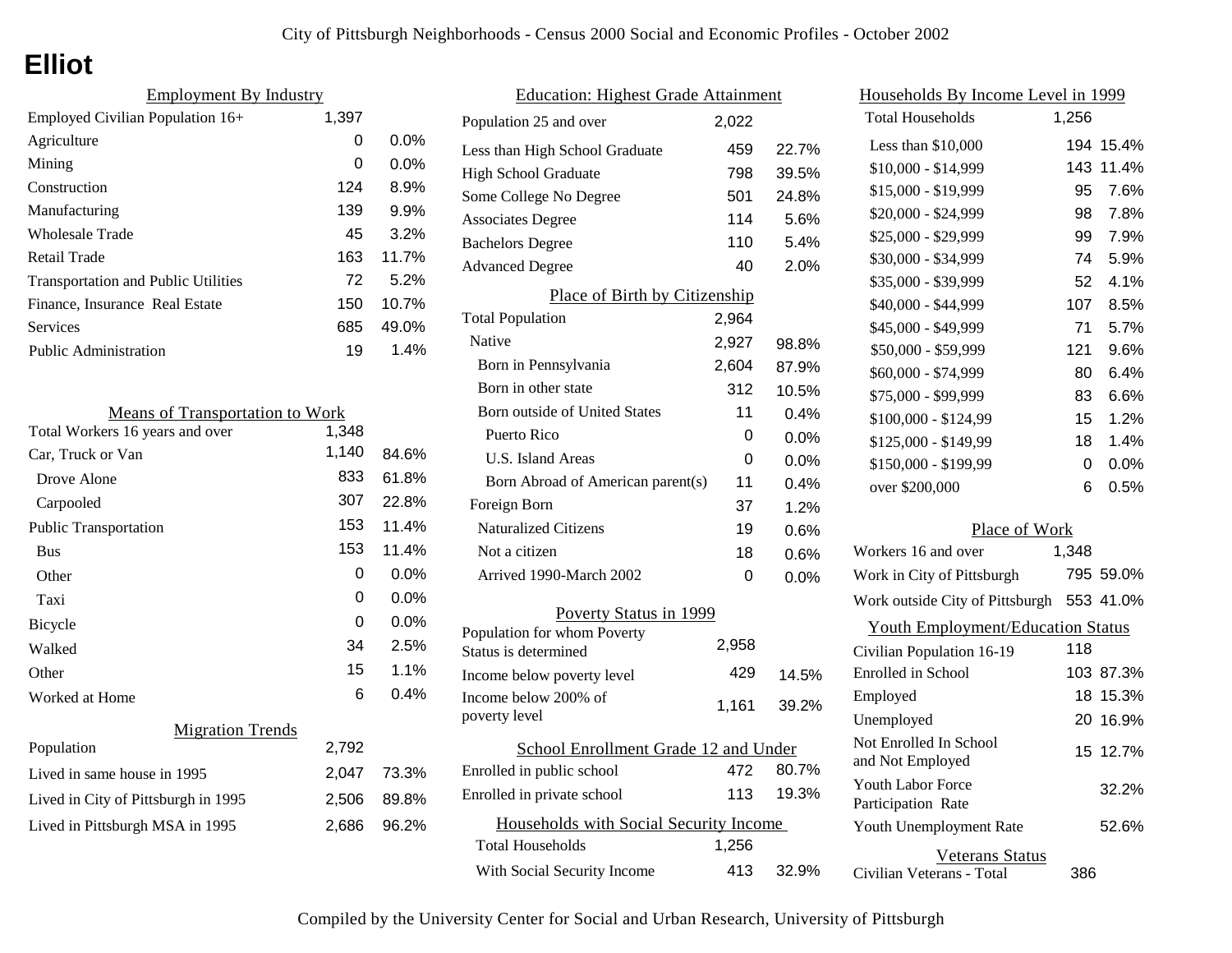# Elliot

## Employment By Industry

| Category | Count | Percent |
|---|---|---|
| Employed Civilian Population 16+ | 1,397 | |
| Agriculture | 0 | 0.0% |
| Mining | 0 | 0.0% |
| Construction | 124 | 8.9% |
| Manufacturing | 139 | 9.9% |
| Wholesale Trade | 45 | 3.2% |
| Retail Trade | 163 | 11.7% |
| Transportation and Public Utilities | 72 | 5.2% |
| Finance, Insurance Real Estate | 150 | 10.7% |
| Services | 685 | 49.0% |
| Public Administration | 19 | 1.4% |

## Means of Transportation to Work

| Category | Count | Percent |
|---|---|---|
| Total Workers 16 years and over | 1,348 | |
| Car, Truck or Van | 1,140 | 84.6% |
| Drove Alone | 833 | 61.8% |
| Carpooled | 307 | 22.8% |
| Public Transportation | 153 | 11.4% |
| Bus | 153 | 11.4% |
| Other | 0 | 0.0% |
| Taxi | 0 | 0.0% |
| Bicycle | 0 | 0.0% |
| Walked | 34 | 2.5% |
| Other | 15 | 1.1% |
| Worked at Home | 6 | 0.4% |

## Migration Trends

| Category | Count | Percent |
|---|---|---|
| Population | 2,792 | |
| Lived in same house in 1995 | 2,047 | 73.3% |
| Lived in City of Pittsburgh in 1995 | 2,506 | 89.8% |
| Lived in Pittsburgh MSA in 1995 | 2,686 | 96.2% |

## Education: Highest Grade Attainment

| Category | Count | Percent |
|---|---|---|
| Population 25 and over | 2,022 | |
| Less than High School Graduate | 459 | 22.7% |
| High School Graduate | 798 | 39.5% |
| Some College No Degree | 501 | 24.8% |
| Associates Degree | 114 | 5.6% |
| Bachelors Degree | 110 | 5.4% |
| Advanced Degree | 40 | 2.0% |

## Place of Birth by Citizenship

| Category | Count | Percent |
|---|---|---|
| Total Population | 2,964 | |
| Native | 2,927 | 98.8% |
| Born in Pennsylvania | 2,604 | 87.9% |
| Born in other state | 312 | 10.5% |
| Born outside of United States | 11 | 0.4% |
| Puerto Rico | 0 | 0.0% |
| U.S. Island Areas | 0 | 0.0% |
| Born Abroad of American parent(s) | 11 | 0.4% |
| Foreign Born | 37 | 1.2% |
| Naturalized Citizens | 19 | 0.6% |
| Not a citizen | 18 | 0.6% |
| Arrived 1990-March 2002 | 0 | 0.0% |

## Poverty Status in 1999

| Category | Count | Percent |
|---|---|---|
| Population for whom Poverty Status is determined | 2,958 | |
| Income below poverty level | 429 | 14.5% |
| Income below 200% of poverty level | 1,161 | 39.2% |

## School Enrollment Grade 12 and Under

| Category | Count | Percent |
|---|---|---|
| Enrolled in public school | 472 | 80.7% |
| Enrolled in private school | 113 | 19.3% |

## Households with Social Security Income

| Category | Count | Percent |
|---|---|---|
| Total Households | 1,256 | |
| With Social Security Income | 413 | 32.9% |

## Households By Income Level in 1999

| Category | Count | Percent |
|---|---|---|
| Total Households | 1,256 | |
| Less than $10,000 | 194 | 15.4% |
| $10,000 - $14,999 | 143 | 11.4% |
| $15,000 - $19,999 | 95 | 7.6% |
| $20,000 - $24,999 | 98 | 7.8% |
| $25,000 - $29,999 | 99 | 7.9% |
| $30,000 - $34,999 | 74 | 5.9% |
| $35,000 - $39,999 | 52 | 4.1% |
| $40,000 - $44,999 | 107 | 8.5% |
| $45,000 - $49,999 | 71 | 5.7% |
| $50,000 - $59,999 | 121 | 9.6% |
| $60,000 - $74,999 | 80 | 6.4% |
| $75,000 - $99,999 | 83 | 6.6% |
| $100,000 - $124,99 | 15 | 1.2% |
| $125,000 - $149,99 | 18 | 1.4% |
| $150,000 - $199,99 | 0 | 0.0% |
| over $200,000 | 6 | 0.5% |

## Place of Work

| Category | Count | Percent |
|---|---|---|
| Workers 16 and over | 1,348 | |
| Work in City of Pittsburgh | 795 | 59.0% |
| Work outside City of Pittsburgh | 553 | 41.0% |

## Youth Employment/Education Status

| Category | Count | Percent |
|---|---|---|
| Civilian Population 16-19 | 118 | |
| Enrolled in School | 103 | 87.3% |
| Employed | 18 | 15.3% |
| Unemployed | 20 | 16.9% |
| Not Enrolled In School and Not Employed | 15 | 12.7% |
| Youth Labor Force Participation Rate | | 32.2% |
| Youth Unemployment Rate | | 52.6% |

## Veterans Status

| Category | Count |
|---|---|
| Civilian Veterans - Total | 386 |

Compiled by the University Center for Social and Urban Research, University of Pittsburgh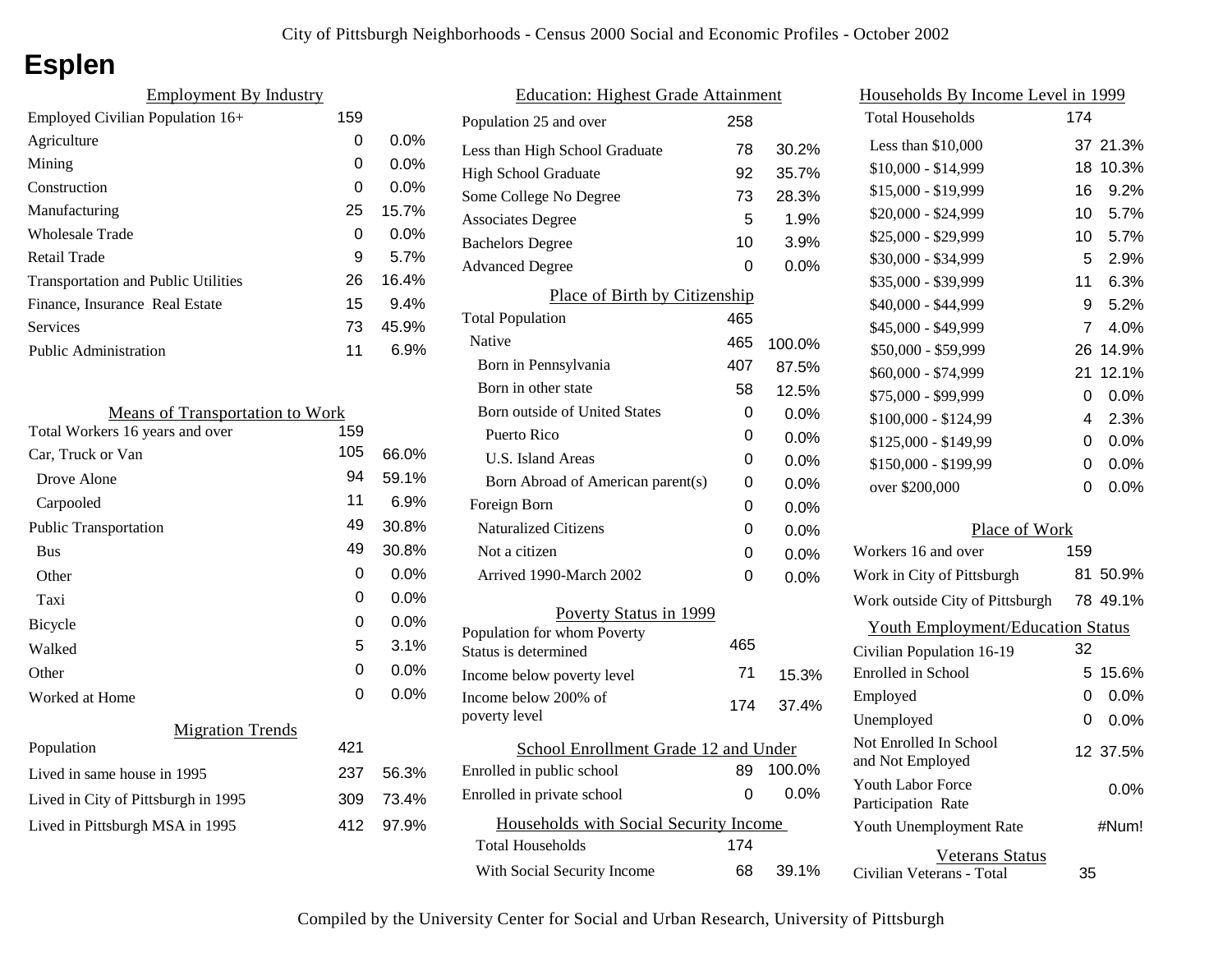City of Pittsburgh Neighborhoods - Census 2000 Social and Economic Profiles - October 2002

# Esplen

## Employment By Industry

| | | |
|---|---|---|
| Employed Civilian Population 16+ | 159 | |
| Agriculture | 0 | 0.0% |
| Mining | 0 | 0.0% |
| Construction | 0 | 0.0% |
| Manufacturing | 25 | 15.7% |
| Wholesale Trade | 0 | 0.0% |
| Retail Trade | 9 | 5.7% |
| Transportation and Public Utilities | 26 | 16.4% |
| Finance, Insurance Real Estate | 15 | 9.4% |
| Services | 73 | 45.9% |
| Public Administration | 11 | 6.9% |

## Means of Transportation to Work

| | | |
|---|---|---|
| Total Workers 16 years and over | 159 | |
| Car, Truck or Van | 105 | 66.0% |
| Drove Alone | 94 | 59.1% |
| Carpooled | 11 | 6.9% |
| Public Transportation | 49 | 30.8% |
| Bus | 49 | 30.8% |
| Other | 0 | 0.0% |
| Taxi | 0 | 0.0% |
| Bicycle | 0 | 0.0% |
| Walked | 5 | 3.1% |
| Other | 0 | 0.0% |
| Worked at Home | 0 | 0.0% |

## Migration Trends

| | | |
|---|---|---|
| Population | 421 | |
| Lived in same house in 1995 | 237 | 56.3% |
| Lived in City of Pittsburgh in 1995 | 309 | 73.4% |
| Lived in Pittsburgh MSA in 1995 | 412 | 97.9% |

## Education: Highest Grade Attainment

| | | |
|---|---|---|
| Population 25 and over | 258 | |
| Less than High School Graduate | 78 | 30.2% |
| High School Graduate | 92 | 35.7% |
| Some College No Degree | 73 | 28.3% |
| Associates Degree | 5 | 1.9% |
| Bachelors Degree | 10 | 3.9% |
| Advanced Degree | 0 | 0.0% |

## Place of Birth by Citizenship

| | | |
|---|---|---|
| Total Population | 465 | |
| Native | 465 | 100.0% |
| Born in Pennsylvania | 407 | 87.5% |
| Born in other state | 58 | 12.5% |
| Born outside of United States | 0 | 0.0% |
| Puerto Rico | 0 | 0.0% |
| U.S. Island Areas | 0 | 0.0% |
| Born Abroad of American parent(s) | 0 | 0.0% |
| Foreign Born | 0 | 0.0% |
| Naturalized Citizens | 0 | 0.0% |
| Not a citizen | 0 | 0.0% |
| Arrived 1990-March 2002 | 0 | 0.0% |

## Poverty Status in 1999

| | | |
|---|---|---|
| Population for whom Poverty Status is determined | 465 | |
| Income below poverty level | 71 | 15.3% |
| Income below 200% of poverty level | 174 | 37.4% |

## School Enrollment Grade 12 and Under

| | | |
|---|---|---|
| Enrolled in public school | 89 | 100.0% |
| Enrolled in private school | 0 | 0.0% |

## Households with Social Security Income

| | | |
|---|---|---|
| Total Households | 174 | |
| With Social Security Income | 68 | 39.1% |

## Households By Income Level in 1999

| | | |
|---|---|---|
| Total Households | 174 | |
| Less than $10,000 | 37 | 21.3% |
| $10,000 - $14,999 | 18 | 10.3% |
| $15,000 - $19,999 | 16 | 9.2% |
| $20,000 - $24,999 | 10 | 5.7% |
| $25,000 - $29,999 | 10 | 5.7% |
| $30,000 - $34,999 | 5 | 2.9% |
| $35,000 - $39,999 | 11 | 6.3% |
| $40,000 - $44,999 | 9 | 5.2% |
| $45,000 - $49,999 | 7 | 4.0% |
| $50,000 - $59,999 | 26 | 14.9% |
| $60,000 - $74,999 | 21 | 12.1% |
| $75,000 - $99,999 | 0 | 0.0% |
| $100,000 - $124,99 | 4 | 2.3% |
| $125,000 - $149,99 | 0 | 0.0% |
| $150,000 - $199,99 | 0 | 0.0% |
| over $200,000 | 0 | 0.0% |

## Place of Work

| | | |
|---|---|---|
| Workers 16 and over | 159 | |
| Work in City of Pittsburgh | 81 | 50.9% |
| Work outside City of Pittsburgh | 78 | 49.1% |

## Youth Employment/Education Status

| | | |
|---|---|---|
| Civilian Population 16-19 | 32 | |
| Enrolled in School | 5 | 15.6% |
| Employed | 0 | 0.0% |
| Unemployed | 0 | 0.0% |
| Not Enrolled In School and Not Employed | 12 | 37.5% |
| Youth Labor Force Participation Rate | | 0.0% |
| Youth Unemployment Rate | | #Num! |

## Veterans Status

| | |
|---|---|
| Civilian Veterans - Total | 35 |

Compiled by the University Center for Social and Urban Research, University of Pittsburgh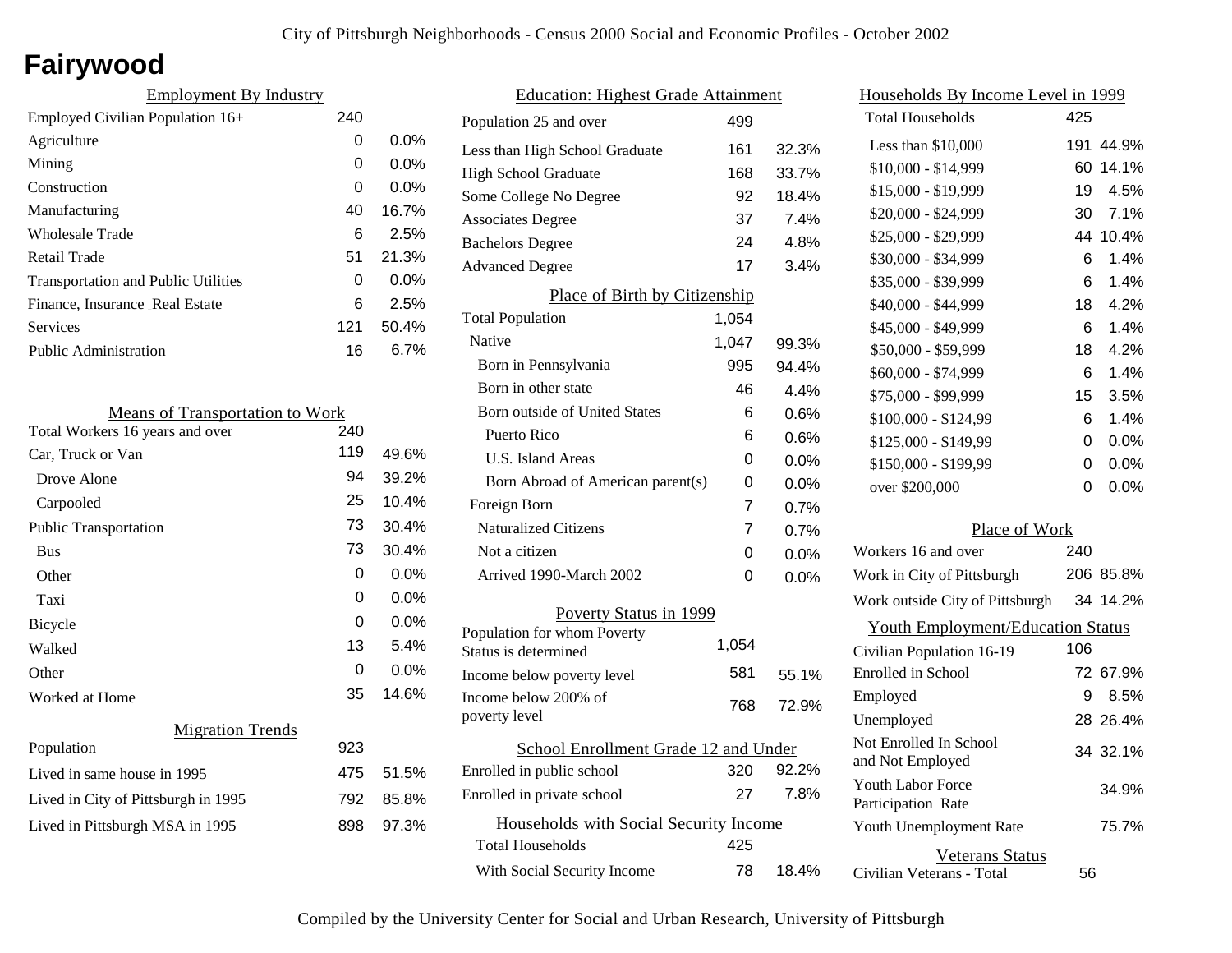# Fairywood

## Employment By Industry

| Employment By Industry | | |
|---|---|---|
| Employed Civilian Population 16+ | 240 | |
| Agriculture | 0 | 0.0% |
| Mining | 0 | 0.0% |
| Construction | 0 | 0.0% |
| Manufacturing | 40 | 16.7% |
| Wholesale Trade | 6 | 2.5% |
| Retail Trade | 51 | 21.3% |
| Transportation and Public Utilities | 0 | 0.0% |
| Finance, Insurance Real Estate | 6 | 2.5% |
| Services | 121 | 50.4% |
| Public Administration | 16 | 6.7% |

## Means of Transportation to Work

| Means of Transportation to Work | | |
|---|---|---|
| Total Workers 16 years and over | 240 | |
| Car, Truck or Van | 119 | 49.6% |
| Drove Alone | 94 | 39.2% |
| Carpooled | 25 | 10.4% |
| Public Transportation | 73 | 30.4% |
| Bus | 73 | 30.4% |
| Other | 0 | 0.0% |
| Taxi | 0 | 0.0% |
| Bicycle | 0 | 0.0% |
| Walked | 13 | 5.4% |
| Other | 0 | 0.0% |
| Worked at Home | 35 | 14.6% |

## Migration Trends

| Migration Trends | | |
|---|---|---|
| Population | 923 | |
| Lived in same house in 1995 | 475 | 51.5% |
| Lived in City of Pittsburgh in 1995 | 792 | 85.8% |
| Lived in Pittsburgh MSA in 1995 | 898 | 97.3% |

## Education: Highest Grade Attainment

| Education: Highest Grade Attainment | | |
|---|---|---|
| Population 25 and over | 499 | |
| Less than High School Graduate | 161 | 32.3% |
| High School Graduate | 168 | 33.7% |
| Some College No Degree | 92 | 18.4% |
| Associates Degree | 37 | 7.4% |
| Bachelors Degree | 24 | 4.8% |
| Advanced Degree | 17 | 3.4% |

## Place of Birth by Citizenship

| Place of Birth by Citizenship | | |
|---|---|---|
| Total Population | 1,054 | |
| Native | 1,047 | 99.3% |
| Born in Pennsylvania | 995 | 94.4% |
| Born in other state | 46 | 4.4% |
| Born outside of United States | 6 | 0.6% |
| Puerto Rico | 6 | 0.6% |
| U.S. Island Areas | 0 | 0.0% |
| Born Abroad of American parent(s) | 0 | 0.0% |
| Foreign Born | 7 | 0.7% |
| Naturalized Citizens | 7 | 0.7% |
| Not a citizen | 0 | 0.0% |
| Arrived 1990-March 2002 | 0 | 0.0% |

## Poverty Status in 1999

| Poverty Status in 1999 | | |
|---|---|---|
| Population for whom Poverty Status is determined | 1,054 | |
| Income below poverty level | 581 | 55.1% |
| Income below 200% of poverty level | 768 | 72.9% |

## School Enrollment Grade 12 and Under

| School Enrollment Grade 12 and Under | | |
|---|---|---|
| Enrolled in public school | 320 | 92.2% |
| Enrolled in private school | 27 | 7.8% |

## Households with Social Security Income

| Households with Social Security Income | | |
|---|---|---|
| Total Households | 425 | |
| With Social Security Income | 78 | 18.4% |

## Households By Income Level in 1999

| Households By Income Level in 1999 | | |
|---|---|---|
| Total Households | 425 | |
| Less than $10,000 | 191 | 44.9% |
| $10,000 - $14,999 | 60 | 14.1% |
| $15,000 - $19,999 | 19 | 4.5% |
| $20,000 - $24,999 | 30 | 7.1% |
| $25,000 - $29,999 | 44 | 10.4% |
| $30,000 - $34,999 | 6 | 1.4% |
| $35,000 - $39,999 | 6 | 1.4% |
| $40,000 - $44,999 | 18 | 4.2% |
| $45,000 - $49,999 | 6 | 1.4% |
| $50,000 - $59,999 | 18 | 4.2% |
| $60,000 - $74,999 | 6 | 1.4% |
| $75,000 - $99,999 | 15 | 3.5% |
| $100,000 - $124,99 | 6 | 1.4% |
| $125,000 - $149,99 | 0 | 0.0% |
| $150,000 - $199,99 | 0 | 0.0% |
| over $200,000 | 0 | 0.0% |

## Place of Work

| Place of Work | | |
|---|---|---|
| Workers 16 and over | 240 | |
| Work in City of Pittsburgh | 206 | 85.8% |
| Work outside City of Pittsburgh | 34 | 14.2% |

## Youth Employment/Education Status

| Youth Employment/Education Status | | |
|---|---|---|
| Civilian Population 16-19 | 106 | |
| Enrolled in School | 72 | 67.9% |
| Employed | 9 | 8.5% |
| Unemployed | 28 | 26.4% |
| Not Enrolled In School and Not Employed | 34 | 32.1% |
| Youth Labor Force Participation Rate | | 34.9% |
| Youth Unemployment Rate | | 75.7% |

## Veterans Status

| Veterans Status | |
|---|---|
| Civilian Veterans - Total | 56 |

Compiled by the University Center for Social and Urban Research, University of Pittsburgh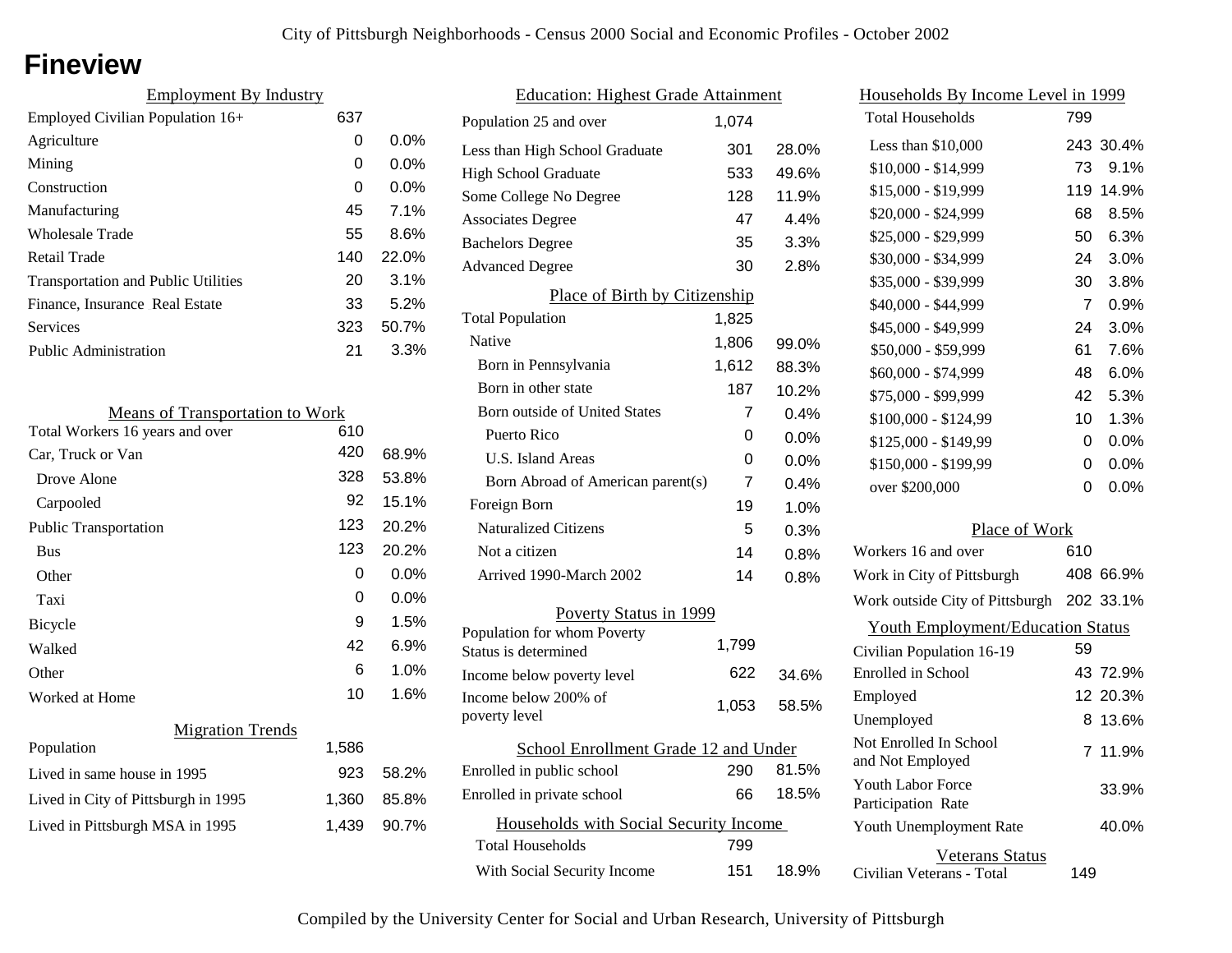City of Pittsburgh Neighborhoods - Census 2000 Social and Economic Profiles - October 2002

# Fineview

## Employment By Industry

| Employment By Industry | | |
|---|---|---|
| Employed Civilian Population 16+ | 637 | |
| Agriculture | 0 | 0.0% |
| Mining | 0 | 0.0% |
| Construction | 0 | 0.0% |
| Manufacturing | 45 | 7.1% |
| Wholesale Trade | 55 | 8.6% |
| Retail Trade | 140 | 22.0% |
| Transportation and Public Utilities | 20 | 3.1% |
| Finance, Insurance Real Estate | 33 | 5.2% |
| Services | 323 | 50.7% |
| Public Administration | 21 | 3.3% |

## Means of Transportation to Work

| Means of Transportation to Work | | |
|---|---|---|
| Total Workers 16 years and over | 610 | |
| Car, Truck or Van | 420 | 68.9% |
| Drove Alone | 328 | 53.8% |
| Carpooled | 92 | 15.1% |
| Public Transportation | 123 | 20.2% |
| Bus | 123 | 20.2% |
| Other | 0 | 0.0% |
| Taxi | 0 | 0.0% |
| Bicycle | 9 | 1.5% |
| Walked | 42 | 6.9% |
| Other | 6 | 1.0% |
| Worked at Home | 10 | 1.6% |

## Migration Trends

| Migration Trends | | |
|---|---|---|
| Population | 1,586 | |
| Lived in same house in 1995 | 923 | 58.2% |
| Lived in City of Pittsburgh in 1995 | 1,360 | 85.8% |
| Lived in Pittsburgh MSA in 1995 | 1,439 | 90.7% |

## Education: Highest Grade Attainment

| Education: Highest Grade Attainment | | |
|---|---|---|
| Population 25 and over | 1,074 | |
| Less than High School Graduate | 301 | 28.0% |
| High School Graduate | 533 | 49.6% |
| Some College No Degree | 128 | 11.9% |
| Associates Degree | 47 | 4.4% |
| Bachelors Degree | 35 | 3.3% |
| Advanced Degree | 30 | 2.8% |

## Place of Birth by Citizenship

| Place of Birth by Citizenship | | |
|---|---|---|
| Total Population | 1,825 | |
| Native | 1,806 | 99.0% |
| Born in Pennsylvania | 1,612 | 88.3% |
| Born in other state | 187 | 10.2% |
| Born outside of United States | 7 | 0.4% |
| Puerto Rico | 0 | 0.0% |
| U.S. Island Areas | 0 | 0.0% |
| Born Abroad of American parent(s) | 7 | 0.4% |
| Foreign Born | 19 | 1.0% |
| Naturalized Citizens | 5 | 0.3% |
| Not a citizen | 14 | 0.8% |
| Arrived 1990-March 2002 | 14 | 0.8% |

## Poverty Status in 1999

| Poverty Status in 1999 | | |
|---|---|---|
| Population for whom Poverty Status is determined | 1,799 | |
| Income below poverty level | 622 | 34.6% |
| Income below 200% of poverty level | 1,053 | 58.5% |

## School Enrollment Grade 12 and Under

| School Enrollment Grade 12 and Under | | |
|---|---|---|
| Enrolled in public school | 290 | 81.5% |
| Enrolled in private school | 66 | 18.5% |

## Households with Social Security Income

| Households with Social Security Income | | |
|---|---|---|
| Total Households | 799 | |
| With Social Security Income | 151 | 18.9% |

## Households By Income Level in 1999

| Households By Income Level in 1999 | | |
|---|---|---|
| Total Households | 799 | |
| Less than $10,000 | 243 | 30.4% |
| $10,000 - $14,999 | 73 | 9.1% |
| $15,000 - $19,999 | 119 | 14.9% |
| $20,000 - $24,999 | 68 | 8.5% |
| $25,000 - $29,999 | 50 | 6.3% |
| $30,000 - $34,999 | 24 | 3.0% |
| $35,000 - $39,999 | 30 | 3.8% |
| $40,000 - $44,999 | 7 | 0.9% |
| $45,000 - $49,999 | 24 | 3.0% |
| $50,000 - $59,999 | 61 | 7.6% |
| $60,000 - $74,999 | 48 | 6.0% |
| $75,000 - $99,999 | 42 | 5.3% |
| $100,000 - $124,99 | 10 | 1.3% |
| $125,000 - $149,99 | 0 | 0.0% |
| $150,000 - $199,99 | 0 | 0.0% |
| over $200,000 | 0 | 0.0% |

## Place of Work

| Place of Work | | |
|---|---|---|
| Workers 16 and over | 610 | |
| Work in City of Pittsburgh | 408 | 66.9% |
| Work outside City of Pittsburgh | 202 | 33.1% |

## Youth Employment/Education Status

| Youth Employment/Education Status | | |
|---|---|---|
| Civilian Population 16-19 | 59 | |
| Enrolled in School | 43 | 72.9% |
| Employed | 12 | 20.3% |
| Unemployed | 8 | 13.6% |
| Not Enrolled In School and Not Employed | 7 | 11.9% |
| Youth Labor Force Participation Rate | | 33.9% |
| Youth Unemployment Rate | | 40.0% |

## Veterans Status

| Veterans Status | |
|---|---|
| Civilian Veterans - Total | 149 |

Compiled by the University Center for Social and Urban Research, University of Pittsburgh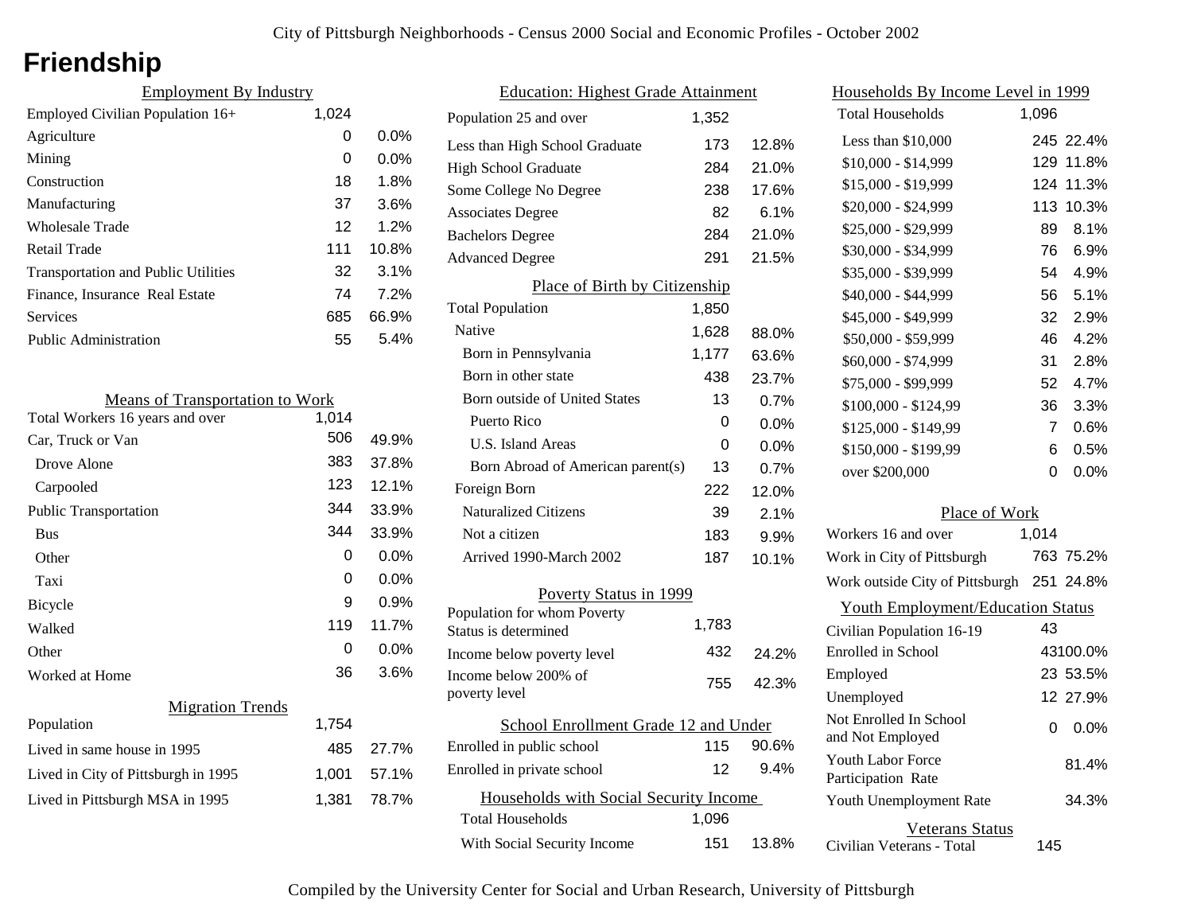# Friendship

## Employment By Industry

| | | |
|---|---|---|
| Employed Civilian Population 16+ | 1,024 | |
| Agriculture | 0 | 0.0% |
| Mining | 0 | 0.0% |
| Construction | 18 | 1.8% |
| Manufacturing | 37 | 3.6% |
| Wholesale Trade | 12 | 1.2% |
| Retail Trade | 111 | 10.8% |
| Transportation and Public Utilities | 32 | 3.1% |
| Finance, Insurance Real Estate | 74 | 7.2% |
| Services | 685 | 66.9% |
| Public Administration | 55 | 5.4% |

## Means of Transportation to Work

| | | |
|---|---|---|
| Total Workers 16 years and over | 1,014 | |
| Car, Truck or Van | 506 | 49.9% |
| Drove Alone | 383 | 37.8% |
| Carpooled | 123 | 12.1% |
| Public Transportation | 344 | 33.9% |
| Bus | 344 | 33.9% |
| Other | 0 | 0.0% |
| Taxi | 0 | 0.0% |
| Bicycle | 9 | 0.9% |
| Walked | 119 | 11.7% |
| Other | 0 | 0.0% |
| Worked at Home | 36 | 3.6% |

## Migration Trends

| | | |
|---|---|---|
| Population | 1,754 | |
| Lived in same house in 1995 | 485 | 27.7% |
| Lived in City of Pittsburgh in 1995 | 1,001 | 57.1% |
| Lived in Pittsburgh MSA in 1995 | 1,381 | 78.7% |

## Education: Highest Grade Attainment

| | | |
|---|---|---|
| Population 25 and over | 1,352 | |
| Less than High School Graduate | 173 | 12.8% |
| High School Graduate | 284 | 21.0% |
| Some College No Degree | 238 | 17.6% |
| Associates Degree | 82 | 6.1% |
| Bachelors Degree | 284 | 21.0% |
| Advanced Degree | 291 | 21.5% |

## Place of Birth by Citizenship

| | | |
|---|---|---|
| Total Population | 1,850 | |
| Native | 1,628 | 88.0% |
| Born in Pennsylvania | 1,177 | 63.6% |
| Born in other state | 438 | 23.7% |
| Born outside of United States | 13 | 0.7% |
| Puerto Rico | 0 | 0.0% |
| U.S. Island Areas | 0 | 0.0% |
| Born Abroad of American parent(s) | 13 | 0.7% |
| Foreign Born | 222 | 12.0% |
| Naturalized Citizens | 39 | 2.1% |
| Not a citizen | 183 | 9.9% |
| Arrived 1990-March 2002 | 187 | 10.1% |

## Poverty Status in 1999

| | | |
|---|---|---|
| Population for whom Poverty Status is determined | 1,783 | |
| Income below poverty level | 432 | 24.2% |
| Income below 200% of poverty level | 755 | 42.3% |

## School Enrollment Grade 12 and Under

| | | |
|---|---|---|
| Enrolled in public school | 115 | 90.6% |
| Enrolled in private school | 12 | 9.4% |

## Households with Social Security Income

| | | |
|---|---|---|
| Total Households | 1,096 | |
| With Social Security Income | 151 | 13.8% |

## Households By Income Level in 1999

| | | |
|---|---|---|
| Total Households | 1,096 | |
| Less than $10,000 | 245 | 22.4% |
| $10,000 - $14,999 | 129 | 11.8% |
| $15,000 - $19,999 | 124 | 11.3% |
| $20,000 - $24,999 | 113 | 10.3% |
| $25,000 - $29,999 | 89 | 8.1% |
| $30,000 - $34,999 | 76 | 6.9% |
| $35,000 - $39,999 | 54 | 4.9% |
| $40,000 - $44,999 | 56 | 5.1% |
| $45,000 - $49,999 | 32 | 2.9% |
| $50,000 - $59,999 | 46 | 4.2% |
| $60,000 - $74,999 | 31 | 2.8% |
| $75,000 - $99,999 | 52 | 4.7% |
| $100,000 - $124,99 | 36 | 3.3% |
| $125,000 - $149,99 | 7 | 0.6% |
| $150,000 - $199,99 | 6 | 0.5% |
| over $200,000 | 0 | 0.0% |

## Place of Work

| | | |
|---|---|---|
| Workers 16 and over | 1,014 | |
| Work in City of Pittsburgh | 763 | 75.2% |
| Work outside City of Pittsburgh | 251 | 24.8% |

## Youth Employment/Education Status

| | | |
|---|---|---|
| Civilian Population 16-19 | 43 | |
| Enrolled in School | 43 | 100.0% |
| Employed | 23 | 53.5% |
| Unemployed | 12 | 27.9% |
| Not Enrolled In School and Not Employed | 0 | 0.0% |
| Youth Labor Force Participation Rate | | 81.4% |
| Youth Unemployment Rate | | 34.3% |

## Veterans Status

| | |
|---|---|
| Civilian Veterans - Total | 145 |

Compiled by the University Center for Social and Urban Research, University of Pittsburgh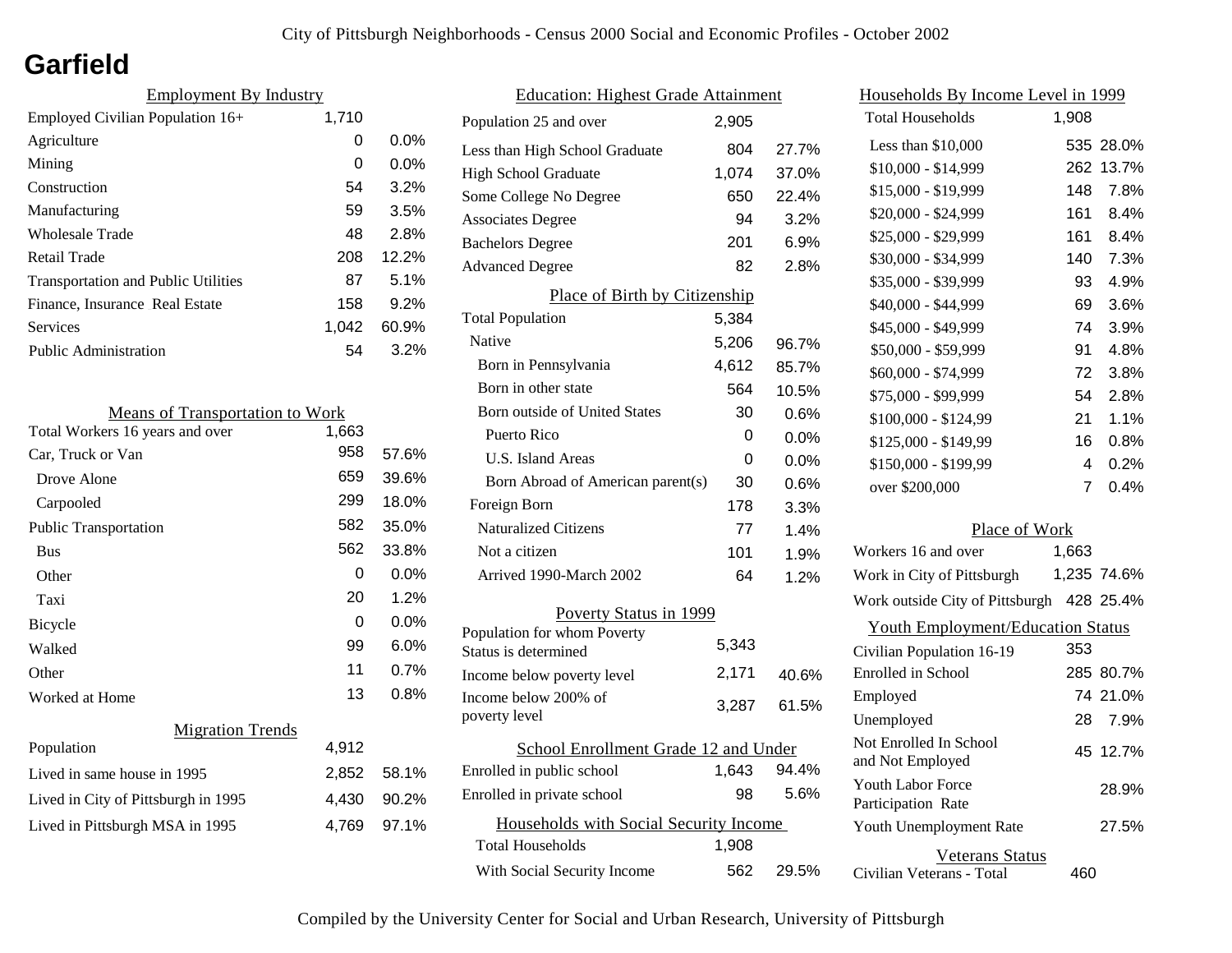# Garfield

## Employment By Industry

| Employment By Industry | | |
|---|---|---|
| Employed Civilian Population 16+ | 1,710 | |
| Agriculture | 0 | 0.0% |
| Mining | 0 | 0.0% |
| Construction | 54 | 3.2% |
| Manufacturing | 59 | 3.5% |
| Wholesale Trade | 48 | 2.8% |
| Retail Trade | 208 | 12.2% |
| Transportation and Public Utilities | 87 | 5.1% |
| Finance, Insurance Real Estate | 158 | 9.2% |
| Services | 1,042 | 60.9% |
| Public Administration | 54 | 3.2% |

## Means of Transportation to Work

| Means of Transportation to Work | | |
|---|---|---|
| Total Workers 16 years and over | 1,663 | |
| Car, Truck or Van | 958 | 57.6% |
| Drove Alone | 659 | 39.6% |
| Carpooled | 299 | 18.0% |
| Public Transportation | 582 | 35.0% |
| Bus | 562 | 33.8% |
| Other | 0 | 0.0% |
| Taxi | 20 | 1.2% |
| Bicycle | 0 | 0.0% |
| Walked | 99 | 6.0% |
| Other | 11 | 0.7% |
| Worked at Home | 13 | 0.8% |

## Migration Trends

| Migration Trends | | |
|---|---|---|
| Population | 4,912 | |
| Lived in same house in 1995 | 2,852 | 58.1% |
| Lived in City of Pittsburgh in 1995 | 4,430 | 90.2% |
| Lived in Pittsburgh MSA in 1995 | 4,769 | 97.1% |

## Education: Highest Grade Attainment

| Education: Highest Grade Attainment | | |
|---|---|---|
| Population 25 and over | 2,905 | |
| Less than High School Graduate | 804 | 27.7% |
| High School Graduate | 1,074 | 37.0% |
| Some College No Degree | 650 | 22.4% |
| Associates Degree | 94 | 3.2% |
| Bachelors Degree | 201 | 6.9% |
| Advanced Degree | 82 | 2.8% |

## Place of Birth by Citizenship

| Place of Birth by Citizenship | | |
|---|---|---|
| Total Population | 5,384 | |
| Native | 5,206 | 96.7% |
| Born in Pennsylvania | 4,612 | 85.7% |
| Born in other state | 564 | 10.5% |
| Born outside of United States | 30 | 0.6% |
| Puerto Rico | 0 | 0.0% |
| U.S. Island Areas | 0 | 0.0% |
| Born Abroad of American parent(s) | 30 | 0.6% |
| Foreign Born | 178 | 3.3% |
| Naturalized Citizens | 77 | 1.4% |
| Not a citizen | 101 | 1.9% |
| Arrived 1990-March 2002 | 64 | 1.2% |

## Poverty Status in 1999

| Poverty Status in 1999 | | |
|---|---|---|
| Population for whom Poverty Status is determined | 5,343 | |
| Income below poverty level | 2,171 | 40.6% |
| Income below 200% of poverty level | 3,287 | 61.5% |

## School Enrollment Grade 12 and Under

| School Enrollment Grade 12 and Under | | |
|---|---|---|
| Enrolled in public school | 1,643 | 94.4% |
| Enrolled in private school | 98 | 5.6% |

## Households with Social Security Income

| Households with Social Security Income | | |
|---|---|---|
| Total Households | 1,908 | |
| With Social Security Income | 562 | 29.5% |

## Households By Income Level in 1999

| Households By Income Level in 1999 | | |
|---|---|---|
| Total Households | 1,908 | |
| Less than $10,000 | 535 | 28.0% |
| $10,000 - $14,999 | 262 | 13.7% |
| $15,000 - $19,999 | 148 | 7.8% |
| $20,000 - $24,999 | 161 | 8.4% |
| $25,000 - $29,999 | 161 | 8.4% |
| $30,000 - $34,999 | 140 | 7.3% |
| $35,000 - $39,999 | 93 | 4.9% |
| $40,000 - $44,999 | 69 | 3.6% |
| $45,000 - $49,999 | 74 | 3.9% |
| $50,000 - $59,999 | 91 | 4.8% |
| $60,000 - $74,999 | 72 | 3.8% |
| $75,000 - $99,999 | 54 | 2.8% |
| $100,000 - $124,99 | 21 | 1.1% |
| $125,000 - $149,99 | 16 | 0.8% |
| $150,000 - $199,99 | 4 | 0.2% |
| over $200,000 | 7 | 0.4% |

## Place of Work

| Place of Work | | |
|---|---|---|
| Workers 16 and over | 1,663 | |
| Work in City of Pittsburgh | 1,235 | 74.6% |
| Work outside City of Pittsburgh | 428 | 25.4% |

## Youth Employment/Education Status

| Youth Employment/Education Status | | |
|---|---|---|
| Civilian Population 16-19 | 353 | |
| Enrolled in School | 285 | 80.7% |
| Employed | 74 | 21.0% |
| Unemployed | 28 | 7.9% |
| Not Enrolled In School and Not Employed | 45 | 12.7% |
| Youth Labor Force Participation Rate | | 28.9% |
| Youth Unemployment Rate | | 27.5% |

## Veterans Status

| Veterans Status | |
|---|---|
| Civilian Veterans - Total | 460 |

Compiled by the University Center for Social and Urban Research, University of Pittsburgh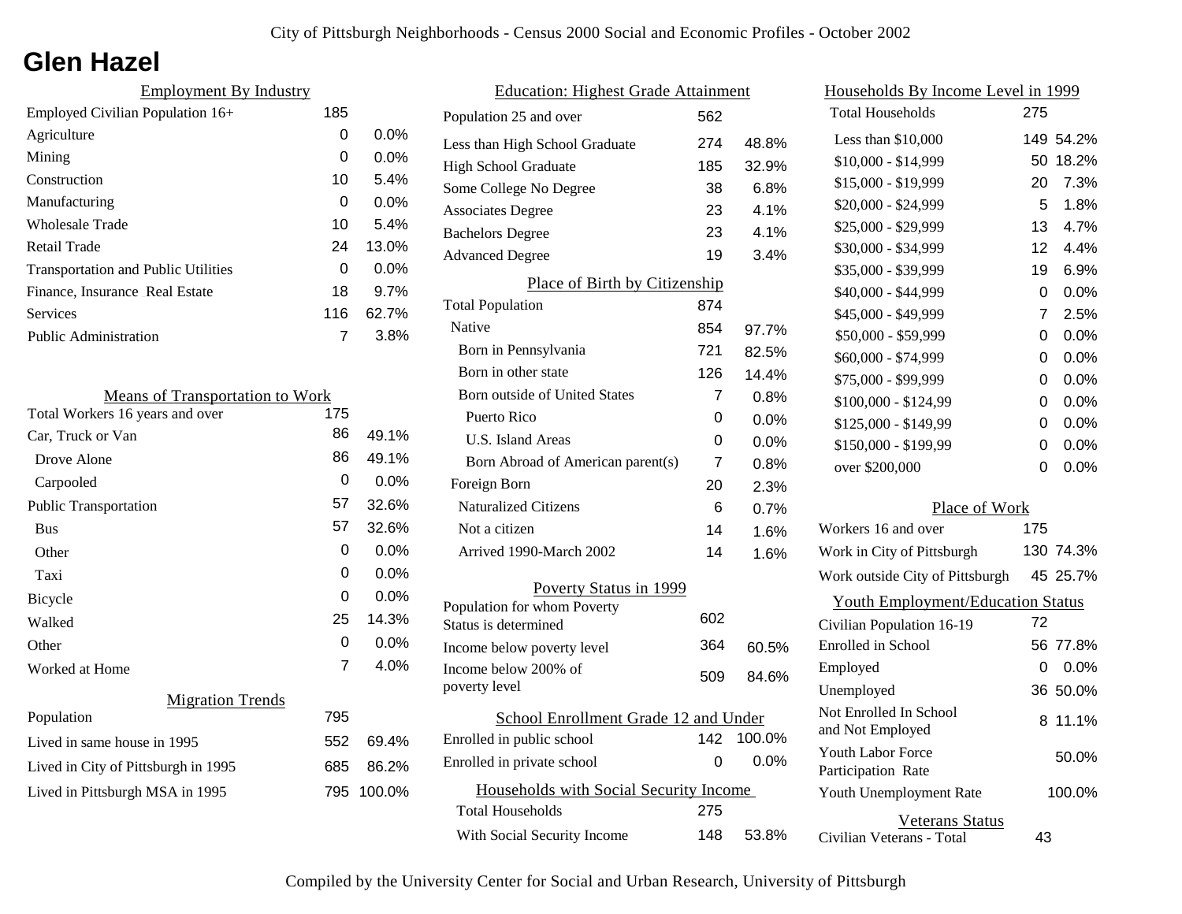City of Pittsburgh Neighborhoods - Census 2000 Social and Economic Profiles - October 2002

# Glen Hazel

## Employment By Industry

| | | |
|---|---|---|
| Employed Civilian Population 16+ | 185 | |
| Agriculture | 0 | 0.0% |
| Mining | 0 | 0.0% |
| Construction | 10 | 5.4% |
| Manufacturing | 0 | 0.0% |
| Wholesale Trade | 10 | 5.4% |
| Retail Trade | 24 | 13.0% |
| Transportation and Public Utilities | 0 | 0.0% |
| Finance, Insurance Real Estate | 18 | 9.7% |
| Services | 116 | 62.7% |
| Public Administration | 7 | 3.8% |

## Means of Transportation to Work

| | | |
|---|---|---|
| Total Workers 16 years and over | 175 | |
| Car, Truck or Van | 86 | 49.1% |
| Drove Alone | 86 | 49.1% |
| Carpooled | 0 | 0.0% |
| Public Transportation | 57 | 32.6% |
| Bus | 57 | 32.6% |
| Other | 0 | 0.0% |
| Taxi | 0 | 0.0% |
| Bicycle | 0 | 0.0% |
| Walked | 25 | 14.3% |
| Other | 0 | 0.0% |
| Worked at Home | 7 | 4.0% |

## Migration Trends

| | | |
|---|---|---|
| Population | 795 | |
| Lived in same house in 1995 | 552 | 69.4% |
| Lived in City of Pittsburgh in 1995 | 685 | 86.2% |
| Lived in Pittsburgh MSA in 1995 | 795 | 100.0% |

## Education: Highest Grade Attainment

| | | |
|---|---|---|
| Population 25 and over | 562 | |
| Less than High School Graduate | 274 | 48.8% |
| High School Graduate | 185 | 32.9% |
| Some College No Degree | 38 | 6.8% |
| Associates Degree | 23 | 4.1% |
| Bachelors Degree | 23 | 4.1% |
| Advanced Degree | 19 | 3.4% |

## Place of Birth by Citizenship

| | | |
|---|---|---|
| Total Population | 874 | |
| Native | 854 | 97.7% |
| Born in Pennsylvania | 721 | 82.5% |
| Born in other state | 126 | 14.4% |
| Born outside of United States | 7 | 0.8% |
| Puerto Rico | 0 | 0.0% |
| U.S. Island Areas | 0 | 0.0% |
| Born Abroad of American parent(s) | 7 | 0.8% |
| Foreign Born | 20 | 2.3% |
| Naturalized Citizens | 6 | 0.7% |
| Not a citizen | 14 | 1.6% |
| Arrived 1990-March 2002 | 14 | 1.6% |

## Poverty Status in 1999

| | | |
|---|---|---|
| Population for whom Poverty Status is determined | 602 | |
| Income below poverty level | 364 | 60.5% |
| Income below 200% of poverty level | 509 | 84.6% |

## School Enrollment Grade 12 and Under

| | | |
|---|---|---|
| Enrolled in public school | 142 | 100.0% |
| Enrolled in private school | 0 | 0.0% |

## Households with Social Security Income

| | | |
|---|---|---|
| Total Households | 275 | |
| With Social Security Income | 148 | 53.8% |

## Households By Income Level in 1999

| | | |
|---|---|---|
| Total Households | 275 | |
| Less than $10,000 | 149 | 54.2% |
| $10,000 - $14,999 | 50 | 18.2% |
| $15,000 - $19,999 | 20 | 7.3% |
| $20,000 - $24,999 | 5 | 1.8% |
| $25,000 - $29,999 | 13 | 4.7% |
| $30,000 - $34,999 | 12 | 4.4% |
| $35,000 - $39,999 | 19 | 6.9% |
| $40,000 - $44,999 | 0 | 0.0% |
| $45,000 - $49,999 | 7 | 2.5% |
| $50,000 - $59,999 | 0 | 0.0% |
| $60,000 - $74,999 | 0 | 0.0% |
| $75,000 - $99,999 | 0 | 0.0% |
| $100,000 - $124,99 | 0 | 0.0% |
| $125,000 - $149,99 | 0 | 0.0% |
| $150,000 - $199,99 | 0 | 0.0% |
| over $200,000 | 0 | 0.0% |

## Place of Work

| | | |
|---|---|---|
| Workers 16 and over | 175 | |
| Work in City of Pittsburgh | 130 | 74.3% |
| Work outside City of Pittsburgh | 45 | 25.7% |

## Youth Employment/Education Status

| | | |
|---|---|---|
| Civilian Population 16-19 | 72 | |
| Enrolled in School | 56 | 77.8% |
| Employed | 0 | 0.0% |
| Unemployed | 36 | 50.0% |
| Not Enrolled In School and Not Employed | 8 | 11.1% |
| Youth Labor Force Participation Rate | | 50.0% |
| Youth Unemployment Rate | | 100.0% |

## Veterans Status

| | |
|---|---|
| Civilian Veterans - Total | 43 |

Compiled by the University Center for Social and Urban Research, University of Pittsburgh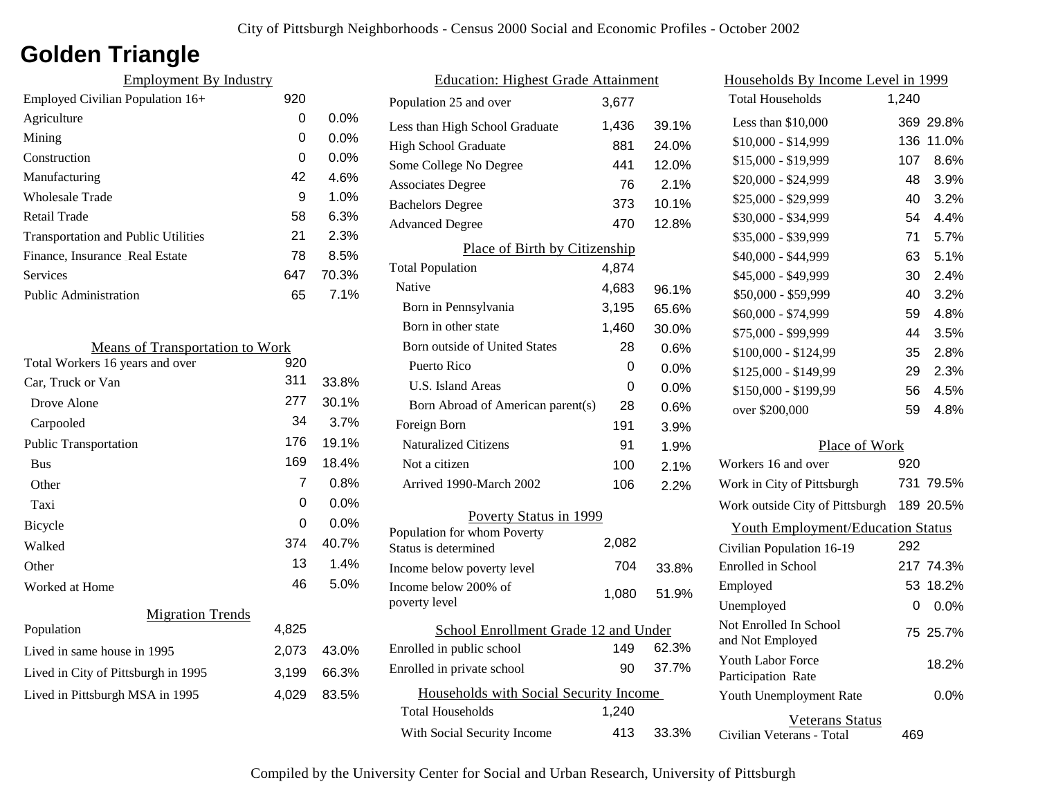City of Pittsburgh Neighborhoods - Census 2000 Social and Economic Profiles - October 2002

# Golden Triangle

## Employment By Industry

| Employment By Industry | | |
|---|---|---|
| Employed Civilian Population 16+ | 920 | |
| Agriculture | 0 | 0.0% |
| Mining | 0 | 0.0% |
| Construction | 0 | 0.0% |
| Manufacturing | 42 | 4.6% |
| Wholesale Trade | 9 | 1.0% |
| Retail Trade | 58 | 6.3% |
| Transportation and Public Utilities | 21 | 2.3% |
| Finance, Insurance Real Estate | 78 | 8.5% |
| Services | 647 | 70.3% |
| Public Administration | 65 | 7.1% |

## Means of Transportation to Work

| Means of Transportation to Work | | |
|---|---|---|
| Total Workers 16 years and over | 920 | |
| Car, Truck or Van | 311 | 33.8% |
| Drove Alone | 277 | 30.1% |
| Carpooled | 34 | 3.7% |
| Public Transportation | 176 | 19.1% |
| Bus | 169 | 18.4% |
| Other | 7 | 0.8% |
| Taxi | 0 | 0.0% |
| Bicycle | 0 | 0.0% |
| Walked | 374 | 40.7% |
| Other | 13 | 1.4% |
| Worked at Home | 46 | 5.0% |

## Migration Trends

| Migration Trends | | |
|---|---|---|
| Population | 4,825 | |
| Lived in same house in 1995 | 2,073 | 43.0% |
| Lived in City of Pittsburgh in 1995 | 3,199 | 66.3% |
| Lived in Pittsburgh MSA in 1995 | 4,029 | 83.5% |

## Education: Highest Grade Attainment

| Education: Highest Grade Attainment | | |
|---|---|---|
| Population 25 and over | 3,677 | |
| Less than High School Graduate | 1,436 | 39.1% |
| High School Graduate | 881 | 24.0% |
| Some College No Degree | 441 | 12.0% |
| Associates Degree | 76 | 2.1% |
| Bachelors Degree | 373 | 10.1% |
| Advanced Degree | 470 | 12.8% |

## Place of Birth by Citizenship

| Place of Birth by Citizenship | | |
|---|---|---|
| Total Population | 4,874 | |
| Native | 4,683 | 96.1% |
| Born in Pennsylvania | 3,195 | 65.6% |
| Born in other state | 1,460 | 30.0% |
| Born outside of United States | 28 | 0.6% |
| Puerto Rico | 0 | 0.0% |
| U.S. Island Areas | 0 | 0.0% |
| Born Abroad of American parent(s) | 28 | 0.6% |
| Foreign Born | 191 | 3.9% |
| Naturalized Citizens | 91 | 1.9% |
| Not a citizen | 100 | 2.1% |
| Arrived 1990-March 2002 | 106 | 2.2% |

## Poverty Status in 1999

| Poverty Status in 1999 | | |
|---|---|---|
| Population for whom Poverty Status is determined | 2,082 | |
| Income below poverty level | 704 | 33.8% |
| Income below 200% of poverty level | 1,080 | 51.9% |

## School Enrollment Grade 12 and Under

| School Enrollment Grade 12 and Under | | |
|---|---|---|
| Enrolled in public school | 149 | 62.3% |
| Enrolled in private school | 90 | 37.7% |

## Households with Social Security Income

| Households with Social Security Income | | |
|---|---|---|
| Total Households | 1,240 | |
| With Social Security Income | 413 | 33.3% |

## Households By Income Level in 1999

| Households By Income Level in 1999 | | |
|---|---|---|
| Total Households | 1,240 | |
| Less than $10,000 | 369 | 29.8% |
| $10,000 - $14,999 | 136 | 11.0% |
| $15,000 - $19,999 | 107 | 8.6% |
| $20,000 - $24,999 | 48 | 3.9% |
| $25,000 - $29,999 | 40 | 3.2% |
| $30,000 - $34,999 | 54 | 4.4% |
| $35,000 - $39,999 | 71 | 5.7% |
| $40,000 - $44,999 | 63 | 5.1% |
| $45,000 - $49,999 | 30 | 2.4% |
| $50,000 - $59,999 | 40 | 3.2% |
| $60,000 - $74,999 | 59 | 4.8% |
| $75,000 - $99,999 | 44 | 3.5% |
| $100,000 - $124,99 | 35 | 2.8% |
| $125,000 - $149,99 | 29 | 2.3% |
| $150,000 - $199,99 | 56 | 4.5% |
| over $200,000 | 59 | 4.8% |

## Place of Work

| Place of Work | | |
|---|---|---|
| Workers 16 and over | 920 | |
| Work in City of Pittsburgh | 731 | 79.5% |
| Work outside City of Pittsburgh | 189 | 20.5% |

## Youth Employment/Education Status

| Youth Employment/Education Status | | |
|---|---|---|
| Civilian Population 16-19 | 292 | |
| Enrolled in School | 217 | 74.3% |
| Employed | 53 | 18.2% |
| Unemployed | 0 | 0.0% |
| Not Enrolled In School and Not Employed | 75 | 25.7% |
| Youth Labor Force Participation Rate | | 18.2% |
| Youth Unemployment Rate | | 0.0% |

## Veterans Status

| Veterans Status | |
|---|---|
| Civilian Veterans - Total | 469 |

Compiled by the University Center for Social and Urban Research, University of Pittsburgh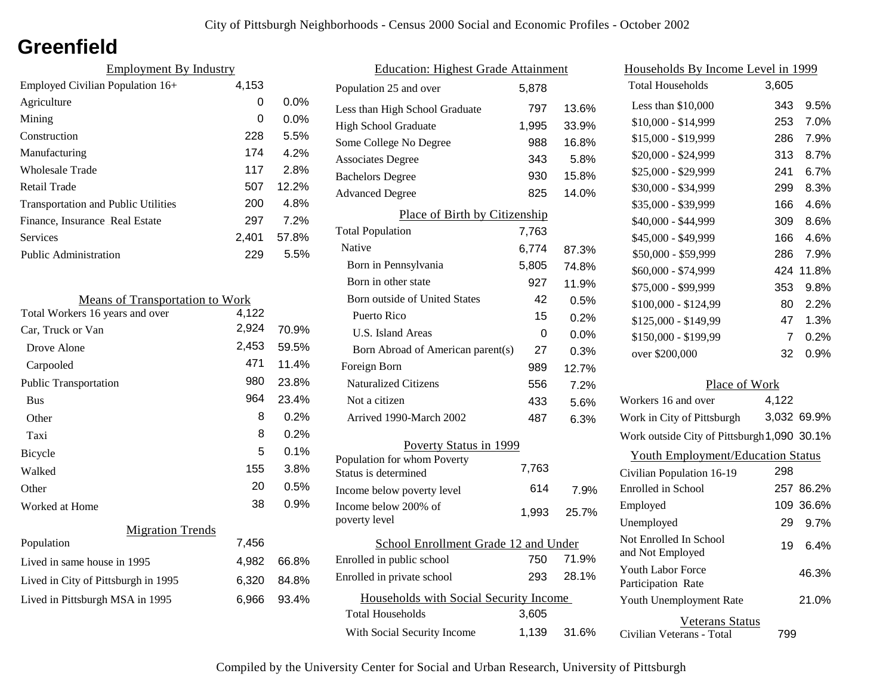City of Pittsburgh Neighborhoods - Census 2000 Social and Economic Profiles - October 2002

# Greenfield

## Employment By Industry

| | | |
|---|---|---|
| Employed Civilian Population 16+ | 4,153 | |
| Agriculture | 0 | 0.0% |
| Mining | 0 | 0.0% |
| Construction | 228 | 5.5% |
| Manufacturing | 174 | 4.2% |
| Wholesale Trade | 117 | 2.8% |
| Retail Trade | 507 | 12.2% |
| Transportation and Public Utilities | 200 | 4.8% |
| Finance, Insurance Real Estate | 297 | 7.2% |
| Services | 2,401 | 57.8% |
| Public Administration | 229 | 5.5% |

## Means of Transportation to Work

| | | |
|---|---|---|
| Total Workers 16 years and over | 4,122 | |
| Car, Truck or Van | 2,924 | 70.9% |
| Drove Alone | 2,453 | 59.5% |
| Carpooled | 471 | 11.4% |
| Public Transportation | 980 | 23.8% |
| Bus | 964 | 23.4% |
| Other | 8 | 0.2% |
| Taxi | 8 | 0.2% |
| Bicycle | 5 | 0.1% |
| Walked | 155 | 3.8% |
| Other | 20 | 0.5% |
| Worked at Home | 38 | 0.9% |

## Migration Trends

| | | |
|---|---|---|
| Population | 7,456 | |
| Lived in same house in 1995 | 4,982 | 66.8% |
| Lived in City of Pittsburgh in 1995 | 6,320 | 84.8% |
| Lived in Pittsburgh MSA in 1995 | 6,966 | 93.4% |

## Education: Highest Grade Attainment

| | | |
|---|---|---|
| Population 25 and over | 5,878 | |
| Less than High School Graduate | 797 | 13.6% |
| High School Graduate | 1,995 | 33.9% |
| Some College No Degree | 988 | 16.8% |
| Associates Degree | 343 | 5.8% |
| Bachelors Degree | 930 | 15.8% |
| Advanced Degree | 825 | 14.0% |

## Place of Birth by Citizenship

| | | |
|---|---|---|
| Total Population | 7,763 | |
| Native | 6,774 | 87.3% |
| Born in Pennsylvania | 5,805 | 74.8% |
| Born in other state | 927 | 11.9% |
| Born outside of United States | 42 | 0.5% |
| Puerto Rico | 15 | 0.2% |
| U.S. Island Areas | 0 | 0.0% |
| Born Abroad of American parent(s) | 27 | 0.3% |
| Foreign Born | 989 | 12.7% |
| Naturalized Citizens | 556 | 7.2% |
| Not a citizen | 433 | 5.6% |
| Arrived 1990-March 2002 | 487 | 6.3% |

## Poverty Status in 1999

| | | |
|---|---|---|
| Population for whom Poverty Status is determined | 7,763 | |
| Income below poverty level | 614 | 7.9% |
| Income below 200% of poverty level | 1,993 | 25.7% |

## School Enrollment Grade 12 and Under

| | | |
|---|---|---|
| Enrolled in public school | 750 | 71.9% |
| Enrolled in private school | 293 | 28.1% |

## Households with Social Security Income

| | | |
|---|---|---|
| Total Households | 3,605 | |
| With Social Security Income | 1,139 | 31.6% |

## Households By Income Level in 1999

| | | |
|---|---|---|
| Total Households | 3,605 | |
| Less than $10,000 | 343 | 9.5% |
| $10,000 - $14,999 | 253 | 7.0% |
| $15,000 - $19,999 | 286 | 7.9% |
| $20,000 - $24,999 | 313 | 8.7% |
| $25,000 - $29,999 | 241 | 6.7% |
| $30,000 - $34,999 | 299 | 8.3% |
| $35,000 - $39,999 | 166 | 4.6% |
| $40,000 - $44,999 | 309 | 8.6% |
| $45,000 - $49,999 | 166 | 4.6% |
| $50,000 - $59,999 | 286 | 7.9% |
| $60,000 - $74,999 | 424 | 11.8% |
| $75,000 - $99,999 | 353 | 9.8% |
| $100,000 - $124,99 | 80 | 2.2% |
| $125,000 - $149,99 | 47 | 1.3% |
| $150,000 - $199,99 | 7 | 0.2% |
| over $200,000 | 32 | 0.9% |

## Place of Work

| | | |
|---|---|---|
| Workers 16 and over | 4,122 | |
| Work in City of Pittsburgh | 3,032 | 69.9% |
| Work outside City of Pittsburgh | 1,090 | 30.1% |

## Youth Employment/Education Status

| | | |
|---|---|---|
| Civilian Population 16-19 | 298 | |
| Enrolled in School | 257 | 86.2% |
| Employed | 109 | 36.6% |
| Unemployed | 29 | 9.7% |
| Not Enrolled In School and Not Employed | 19 | 6.4% |
| Youth Labor Force Participation Rate | | 46.3% |
| Youth Unemployment Rate | | 21.0% |

## Veterans Status

| | |
|---|---|
| Civilian Veterans - Total | 799 |

Compiled by the University Center for Social and Urban Research, University of Pittsburgh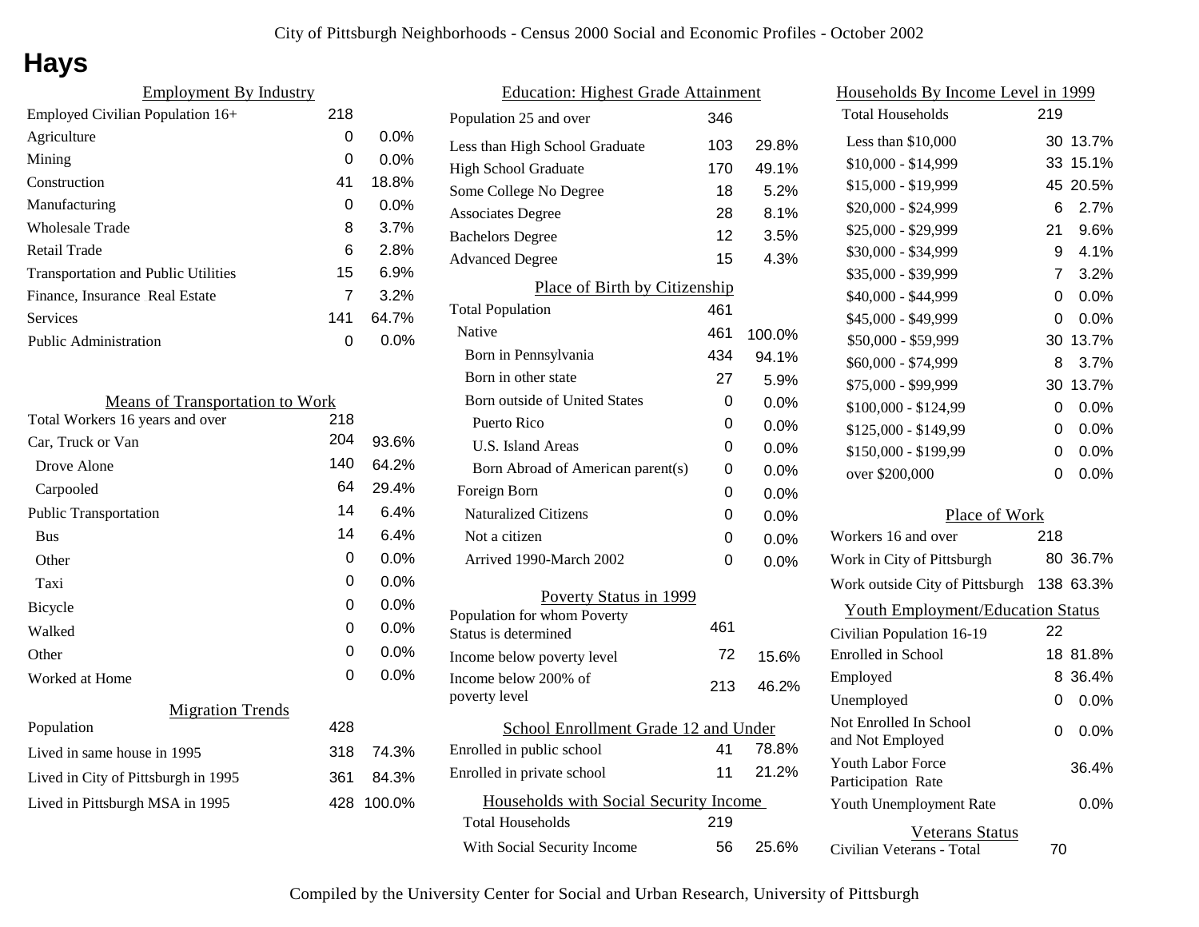City of Pittsburgh Neighborhoods - Census 2000 Social and Economic Profiles - October 2002

# Hays

## Employment By Industry

| Employment By Industry | | |
|---|---|---|
| Employed Civilian Population 16+ | 218 | |
| Agriculture | 0 | 0.0% |
| Mining | 0 | 0.0% |
| Construction | 41 | 18.8% |
| Manufacturing | 0 | 0.0% |
| Wholesale Trade | 8 | 3.7% |
| Retail Trade | 6 | 2.8% |
| Transportation and Public Utilities | 15 | 6.9% |
| Finance, Insurance Real Estate | 7 | 3.2% |
| Services | 141 | 64.7% |
| Public Administration | 0 | 0.0% |

## Means of Transportation to Work

| Means of Transportation to Work | | |
|---|---|---|
| Total Workers 16 years and over | 218 | |
| Car, Truck or Van | 204 | 93.6% |
| Drove Alone | 140 | 64.2% |
| Carpooled | 64 | 29.4% |
| Public Transportation | 14 | 6.4% |
| Bus | 14 | 6.4% |
| Other | 0 | 0.0% |
| Taxi | 0 | 0.0% |
| Bicycle | 0 | 0.0% |
| Walked | 0 | 0.0% |
| Other | 0 | 0.0% |
| Worked at Home | 0 | 0.0% |

## Migration Trends

| Migration Trends | | |
|---|---|---|
| Population | 428 | |
| Lived in same house in 1995 | 318 | 74.3% |
| Lived in City of Pittsburgh in 1995 | 361 | 84.3% |
| Lived in Pittsburgh MSA in 1995 | 428 | 100.0% |

## Education: Highest Grade Attainment

| Education: Highest Grade Attainment | | |
|---|---|---|
| Population 25 and over | 346 | |
| Less than High School Graduate | 103 | 29.8% |
| High School Graduate | 170 | 49.1% |
| Some College No Degree | 18 | 5.2% |
| Associates Degree | 28 | 8.1% |
| Bachelors Degree | 12 | 3.5% |
| Advanced Degree | 15 | 4.3% |

## Place of Birth by Citizenship

| Place of Birth by Citizenship | | |
|---|---|---|
| Total Population | 461 | |
| Native | 461 | 100.0% |
| Born in Pennsylvania | 434 | 94.1% |
| Born in other state | 27 | 5.9% |
| Born outside of United States | 0 | 0.0% |
| Puerto Rico | 0 | 0.0% |
| U.S. Island Areas | 0 | 0.0% |
| Born Abroad of American parent(s) | 0 | 0.0% |
| Foreign Born | 0 | 0.0% |
| Naturalized Citizens | 0 | 0.0% |
| Not a citizen | 0 | 0.0% |
| Arrived 1990-March 2002 | 0 | 0.0% |

## Poverty Status in 1999

| Poverty Status in 1999 | | |
|---|---|---|
| Population for whom Poverty Status is determined | 461 | |
| Income below poverty level | 72 | 15.6% |
| Income below 200% of poverty level | 213 | 46.2% |

## School Enrollment Grade 12 and Under

| School Enrollment Grade 12 and Under | | |
|---|---|---|
| Enrolled in public school | 41 | 78.8% |
| Enrolled in private school | 11 | 21.2% |

## Households with Social Security Income

| Households with Social Security Income | | |
|---|---|---|
| Total Households | 219 | |
| With Social Security Income | 56 | 25.6% |

## Households By Income Level in 1999

| Households By Income Level in 1999 | | |
|---|---|---|
| Total Households | 219 | |
| Less than $10,000 | 30 | 13.7% |
| $10,000 - $14,999 | 33 | 15.1% |
| $15,000 - $19,999 | 45 | 20.5% |
| $20,000 - $24,999 | 6 | 2.7% |
| $25,000 - $29,999 | 21 | 9.6% |
| $30,000 - $34,999 | 9 | 4.1% |
| $35,000 - $39,999 | 7 | 3.2% |
| $40,000 - $44,999 | 0 | 0.0% |
| $45,000 - $49,999 | 0 | 0.0% |
| $50,000 - $59,999 | 30 | 13.7% |
| $60,000 - $74,999 | 8 | 3.7% |
| $75,000 - $99,999 | 30 | 13.7% |
| $100,000 - $124,99 | 0 | 0.0% |
| $125,000 - $149,99 | 0 | 0.0% |
| $150,000 - $199,99 | 0 | 0.0% |
| over $200,000 | 0 | 0.0% |

## Place of Work

| Place of Work | | |
|---|---|---|
| Workers 16 and over | 218 | |
| Work in City of Pittsburgh | 80 | 36.7% |
| Work outside City of Pittsburgh | 138 | 63.3% |

## Youth Employment/Education Status

| Youth Employment/Education Status | | |
|---|---|---|
| Civilian Population 16-19 | 22 | |
| Enrolled in School | 18 | 81.8% |
| Employed | 8 | 36.4% |
| Unemployed | 0 | 0.0% |
| Not Enrolled In School and Not Employed | 0 | 0.0% |
| Youth Labor Force Participation Rate | | 36.4% |
| Youth Unemployment Rate | | 0.0% |

## Veterans Status

| Veterans Status | |
|---|---|
| Civilian Veterans - Total | 70 |

Compiled by the University Center for Social and Urban Research, University of Pittsburgh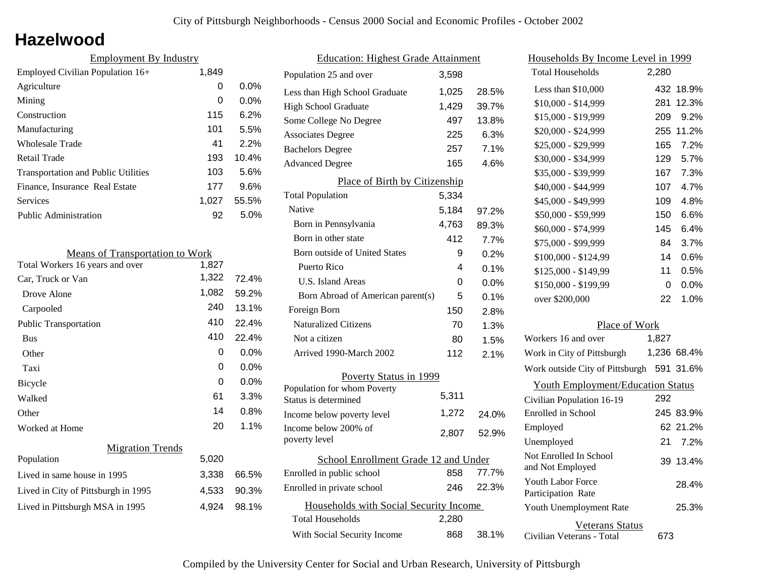# Hazelwood

## Employment By Industry

| | | |
|---|---|---|
| Employed Civilian Population 16+ | 1,849 | |
| Agriculture | 0 | 0.0% |
| Mining | 0 | 0.0% |
| Construction | 115 | 6.2% |
| Manufacturing | 101 | 5.5% |
| Wholesale Trade | 41 | 2.2% |
| Retail Trade | 193 | 10.4% |
| Transportation and Public Utilities | 103 | 5.6% |
| Finance, Insurance Real Estate | 177 | 9.6% |
| Services | 1,027 | 55.5% |
| Public Administration | 92 | 5.0% |

## Means of Transportation to Work

| | | |
|---|---|---|
| Total Workers 16 years and over | 1,827 | |
| Car, Truck or Van | 1,322 | 72.4% |
| Drove Alone | 1,082 | 59.2% |
| Carpooled | 240 | 13.1% |
| Public Transportation | 410 | 22.4% |
| Bus | 410 | 22.4% |
| Other | 0 | 0.0% |
| Taxi | 0 | 0.0% |
| Bicycle | 0 | 0.0% |
| Walked | 61 | 3.3% |
| Other | 14 | 0.8% |
| Worked at Home | 20 | 1.1% |

## Migration Trends

| | | |
|---|---|---|
| Population | 5,020 | |
| Lived in same house in 1995 | 3,338 | 66.5% |
| Lived in City of Pittsburgh in 1995 | 4,533 | 90.3% |
| Lived in Pittsburgh MSA in 1995 | 4,924 | 98.1% |

## Education: Highest Grade Attainment

| | | |
|---|---|---|
| Population 25 and over | 3,598 | |
| Less than High School Graduate | 1,025 | 28.5% |
| High School Graduate | 1,429 | 39.7% |
| Some College No Degree | 497 | 13.8% |
| Associates Degree | 225 | 6.3% |
| Bachelors Degree | 257 | 7.1% |
| Advanced Degree | 165 | 4.6% |

## Place of Birth by Citizenship

| | | |
|---|---|---|
| Total Population | 5,334 | |
| Native | 5,184 | 97.2% |
| Born in Pennsylvania | 4,763 | 89.3% |
| Born in other state | 412 | 7.7% |
| Born outside of United States | 9 | 0.2% |
| Puerto Rico | 4 | 0.1% |
| U.S. Island Areas | 0 | 0.0% |
| Born Abroad of American parent(s) | 5 | 0.1% |
| Foreign Born | 150 | 2.8% |
| Naturalized Citizens | 70 | 1.3% |
| Not a citizen | 80 | 1.5% |
| Arrived 1990-March 2002 | 112 | 2.1% |

## Poverty Status in 1999

| | | |
|---|---|---|
| Population for whom Poverty Status is determined | 5,311 | |
| Income below poverty level | 1,272 | 24.0% |
| Income below 200% of poverty level | 2,807 | 52.9% |

## School Enrollment Grade 12 and Under

| | | |
|---|---|---|
| Enrolled in public school | 858 | 77.7% |
| Enrolled in private school | 246 | 22.3% |

## Households with Social Security Income

| | | |
|---|---|---|
| Total Households | 2,280 | |
| With Social Security Income | 868 | 38.1% |

## Households By Income Level in 1999

| | | |
|---|---|---|
| Total Households | 2,280 | |
| Less than $10,000 | 432 | 18.9% |
| $10,000 - $14,999 | 281 | 12.3% |
| $15,000 - $19,999 | 209 | 9.2% |
| $20,000 - $24,999 | 255 | 11.2% |
| $25,000 - $29,999 | 165 | 7.2% |
| $30,000 - $34,999 | 129 | 5.7% |
| $35,000 - $39,999 | 167 | 7.3% |
| $40,000 - $44,999 | 107 | 4.7% |
| $45,000 - $49,999 | 109 | 4.8% |
| $50,000 - $59,999 | 150 | 6.6% |
| $60,000 - $74,999 | 145 | 6.4% |
| $75,000 - $99,999 | 84 | 3.7% |
| $100,000 - $124,99 | 14 | 0.6% |
| $125,000 - $149,99 | 11 | 0.5% |
| $150,000 - $199,99 | 0 | 0.0% |
| over $200,000 | 22 | 1.0% |

## Place of Work

| | | |
|---|---|---|
| Workers 16 and over | 1,827 | |
| Work in City of Pittsburgh | 1,236 | 68.4% |
| Work outside City of Pittsburgh | 591 | 31.6% |

## Youth Employment/Education Status

| | | |
|---|---|---|
| Civilian Population 16-19 | 292 | |
| Enrolled in School | 245 | 83.9% |
| Employed | 62 | 21.2% |
| Unemployed | 21 | 7.2% |
| Not Enrolled In School and Not Employed | 39 | 13.4% |
| Youth Labor Force Participation Rate | | 28.4% |
| Youth Unemployment Rate | | 25.3% |

## Veterans Status

| | |
|---|---|
| Civilian Veterans - Total | 673 |

Compiled by the University Center for Social and Urban Research, University of Pittsburgh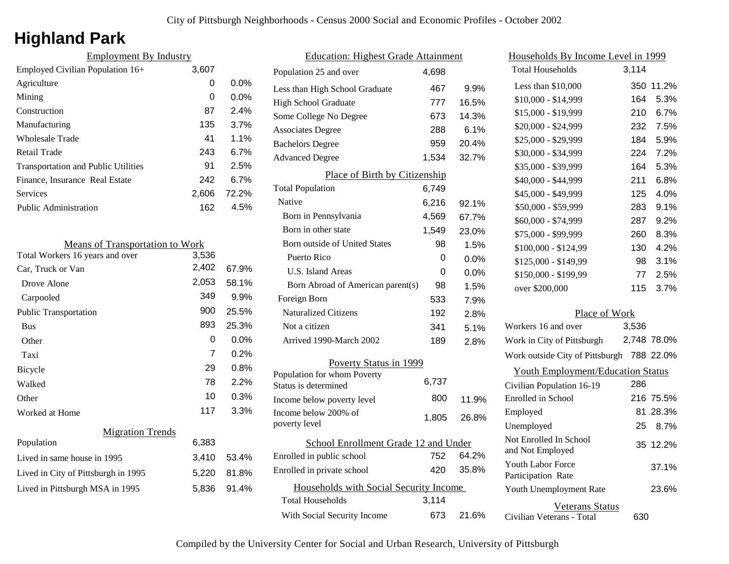# Highland Park

## Employment By Industry

| | | |
|---|---|---|
| Employed Civilian Population 16+ | 3,607 | |
| Agriculture | 0 | 0.0% |
| Mining | 0 | 0.0% |
| Construction | 87 | 2.4% |
| Manufacturing | 135 | 3.7% |
| Wholesale Trade | 41 | 1.1% |
| Retail Trade | 243 | 6.7% |
| Transportation and Public Utilities | 91 | 2.5% |
| Finance, Insurance Real Estate | 242 | 6.7% |
| Services | 2,606 | 72.2% |
| Public Administration | 162 | 4.5% |

## Means of Transportation to Work

| | | |
|---|---|---|
| Total Workers 16 years and over | 3,536 | |
| Car, Truck or Van | 2,402 | 67.9% |
| Drove Alone | 2,053 | 58.1% |
| Carpooled | 349 | 9.9% |
| Public Transportation | 900 | 25.5% |
| Bus | 893 | 25.3% |
| Other | 0 | 0.0% |
| Taxi | 7 | 0.2% |
| Bicycle | 29 | 0.8% |
| Walked | 78 | 2.2% |
| Other | 10 | 0.3% |
| Worked at Home | 117 | 3.3% |

## Migration Trends

| | | |
|---|---|---|
| Population | 6,383 | |
| Lived in same house in 1995 | 3,410 | 53.4% |
| Lived in City of Pittsburgh in 1995 | 5,220 | 81.8% |
| Lived in Pittsburgh MSA in 1995 | 5,836 | 91.4% |

## Education: Highest Grade Attainment

| | | |
|---|---|---|
| Population 25 and over | 4,698 | |
| Less than High School Graduate | 467 | 9.9% |
| High School Graduate | 777 | 16.5% |
| Some College No Degree | 673 | 14.3% |
| Associates Degree | 288 | 6.1% |
| Bachelors Degree | 959 | 20.4% |
| Advanced Degree | 1,534 | 32.7% |

## Place of Birth by Citizenship

| | | |
|---|---|---|
| Total Population | 6,749 | |
| Native | 6,216 | 92.1% |
| Born in Pennsylvania | 4,569 | 67.7% |
| Born in other state | 1,549 | 23.0% |
| Born outside of United States | 98 | 1.5% |
| Puerto Rico | 0 | 0.0% |
| U.S. Island Areas | 0 | 0.0% |
| Born Abroad of American parent(s) | 98 | 1.5% |
| Foreign Born | 533 | 7.9% |
| Naturalized Citizens | 192 | 2.8% |
| Not a citizen | 341 | 5.1% |
| Arrived 1990-March 2002 | 189 | 2.8% |

## Poverty Status in 1999

| | | |
|---|---|---|
| Population for whom Poverty Status is determined | 6,737 | |
| Income below poverty level | 800 | 11.9% |
| Income below 200% of poverty level | 1,805 | 26.8% |

## School Enrollment Grade 12 and Under

| | | |
|---|---|---|
| Enrolled in public school | 752 | 64.2% |
| Enrolled in private school | 420 | 35.8% |

## Households with Social Security Income

| | | |
|---|---|---|
| Total Households | 3,114 | |
| With Social Security Income | 673 | 21.6% |

## Households By Income Level in 1999

| | | |
|---|---|---|
| Total Households | 3,114 | |
| Less than $10,000 | 350 | 11.2% |
| $10,000 - $14,999 | 164 | 5.3% |
| $15,000 - $19,999 | 210 | 6.7% |
| $20,000 - $24,999 | 232 | 7.5% |
| $25,000 - $29,999 | 184 | 5.9% |
| $30,000 - $34,999 | 224 | 7.2% |
| $35,000 - $39,999 | 164 | 5.3% |
| $40,000 - $44,999 | 211 | 6.8% |
| $45,000 - $49,999 | 125 | 4.0% |
| $50,000 - $59,999 | 283 | 9.1% |
| $60,000 - $74,999 | 287 | 9.2% |
| $75,000 - $99,999 | 260 | 8.3% |
| $100,000 - $124,99 | 130 | 4.2% |
| $125,000 - $149,99 | 98 | 3.1% |
| $150,000 - $199,99 | 77 | 2.5% |
| over $200,000 | 115 | 3.7% |

## Place of Work

| | | |
|---|---|---|
| Workers 16 and over | 3,536 | |
| Work in City of Pittsburgh | 2,748 | 78.0% |
| Work outside City of Pittsburgh | 788 | 22.0% |

## Youth Employment/Education Status

| | | |
|---|---|---|
| Civilian Population 16-19 | 286 | |
| Enrolled in School | 216 | 75.5% |
| Employed | 81 | 28.3% |
| Unemployed | 25 | 8.7% |
| Not Enrolled In School and Not Employed | 35 | 12.2% |
| Youth Labor Force Participation Rate | | 37.1% |
| Youth Unemployment Rate | | 23.6% |

## Veterans Status

| | |
|---|---|
| Civilian Veterans - Total | 630 |

Compiled by the University Center for Social and Urban Research, University of Pittsburgh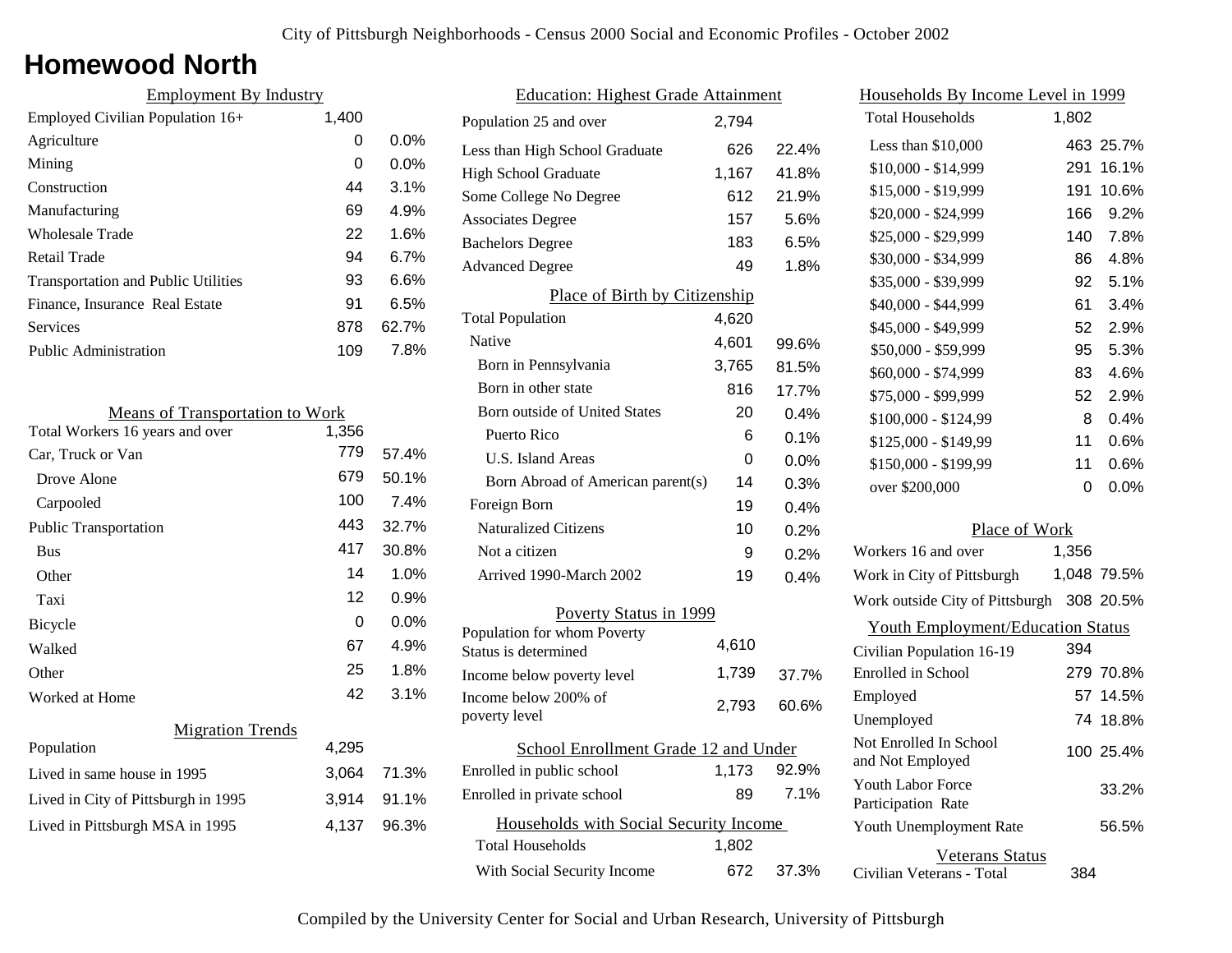City of Pittsburgh Neighborhoods - Census 2000 Social and Economic Profiles - October 2002

# Homewood North

## Employment By Industry

| | | |
|---|---|---|
| Employed Civilian Population 16+ | 1,400 | |
| Agriculture | 0 | 0.0% |
| Mining | 0 | 0.0% |
| Construction | 44 | 3.1% |
| Manufacturing | 69 | 4.9% |
| Wholesale Trade | 22 | 1.6% |
| Retail Trade | 94 | 6.7% |
| Transportation and Public Utilities | 93 | 6.6% |
| Finance, Insurance Real Estate | 91 | 6.5% |
| Services | 878 | 62.7% |
| Public Administration | 109 | 7.8% |

## Means of Transportation to Work

| | | |
|---|---|---|
| Total Workers 16 years and over | 1,356 | |
| Car, Truck or Van | 779 | 57.4% |
| Drove Alone | 679 | 50.1% |
| Carpooled | 100 | 7.4% |
| Public Transportation | 443 | 32.7% |
| Bus | 417 | 30.8% |
| Other | 14 | 1.0% |
| Taxi | 12 | 0.9% |
| Bicycle | 0 | 0.0% |
| Walked | 67 | 4.9% |
| Other | 25 | 1.8% |
| Worked at Home | 42 | 3.1% |

## Migration Trends

| | | |
|---|---|---|
| Population | 4,295 | |
| Lived in same house in 1995 | 3,064 | 71.3% |
| Lived in City of Pittsburgh in 1995 | 3,914 | 91.1% |
| Lived in Pittsburgh MSA in 1995 | 4,137 | 96.3% |

## Education: Highest Grade Attainment

| | | |
|---|---|---|
| Population 25 and over | 2,794 | |
| Less than High School Graduate | 626 | 22.4% |
| High School Graduate | 1,167 | 41.8% |
| Some College No Degree | 612 | 21.9% |
| Associates Degree | 157 | 5.6% |
| Bachelors Degree | 183 | 6.5% |
| Advanced Degree | 49 | 1.8% |

## Place of Birth by Citizenship

| | | |
|---|---|---|
| Total Population | 4,620 | |
| Native | 4,601 | 99.6% |
| Born in Pennsylvania | 3,765 | 81.5% |
| Born in other state | 816 | 17.7% |
| Born outside of United States | 20 | 0.4% |
| Puerto Rico | 6 | 0.1% |
| U.S. Island Areas | 0 | 0.0% |
| Born Abroad of American parent(s) | 14 | 0.3% |
| Foreign Born | 19 | 0.4% |
| Naturalized Citizens | 10 | 0.2% |
| Not a citizen | 9 | 0.2% |
| Arrived 1990-March 2002 | 19 | 0.4% |

## Poverty Status in 1999

| | | |
|---|---|---|
| Population for whom Poverty Status is determined | 4,610 | |
| Income below poverty level | 1,739 | 37.7% |
| Income below 200% of poverty level | 2,793 | 60.6% |

## School Enrollment Grade 12 and Under

| | | |
|---|---|---|
| Enrolled in public school | 1,173 | 92.9% |
| Enrolled in private school | 89 | 7.1% |

## Households with Social Security Income

| | | |
|---|---|---|
| Total Households | 1,802 | |
| With Social Security Income | 672 | 37.3% |

## Households By Income Level in 1999

| | | |
|---|---|---|
| Total Households | 1,802 | |
| Less than $10,000 | 463 | 25.7% |
| $10,000 - $14,999 | 291 | 16.1% |
| $15,000 - $19,999 | 191 | 10.6% |
| $20,000 - $24,999 | 166 | 9.2% |
| $25,000 - $29,999 | 140 | 7.8% |
| $30,000 - $34,999 | 86 | 4.8% |
| $35,000 - $39,999 | 92 | 5.1% |
| $40,000 - $44,999 | 61 | 3.4% |
| $45,000 - $49,999 | 52 | 2.9% |
| $50,000 - $59,999 | 95 | 5.3% |
| $60,000 - $74,999 | 83 | 4.6% |
| $75,000 - $99,999 | 52 | 2.9% |
| $100,000 - $124,99 | 8 | 0.4% |
| $125,000 - $149,99 | 11 | 0.6% |
| $150,000 - $199,99 | 11 | 0.6% |
| over $200,000 | 0 | 0.0% |

## Place of Work

| | | |
|---|---|---|
| Workers 16 and over | 1,356 | |
| Work in City of Pittsburgh | 1,048 | 79.5% |
| Work outside City of Pittsburgh | 308 | 20.5% |

## Youth Employment/Education Status

| | | |
|---|---|---|
| Civilian Population 16-19 | 394 | |
| Enrolled in School | 279 | 70.8% |
| Employed | 57 | 14.5% |
| Unemployed | 74 | 18.8% |
| Not Enrolled In School and Not Employed | 100 | 25.4% |
| Youth Labor Force Participation Rate | | 33.2% |
| Youth Unemployment Rate | | 56.5% |

## Veterans Status

| | |
|---|---|
| Civilian Veterans - Total | 384 |

Compiled by the University Center for Social and Urban Research, University of Pittsburgh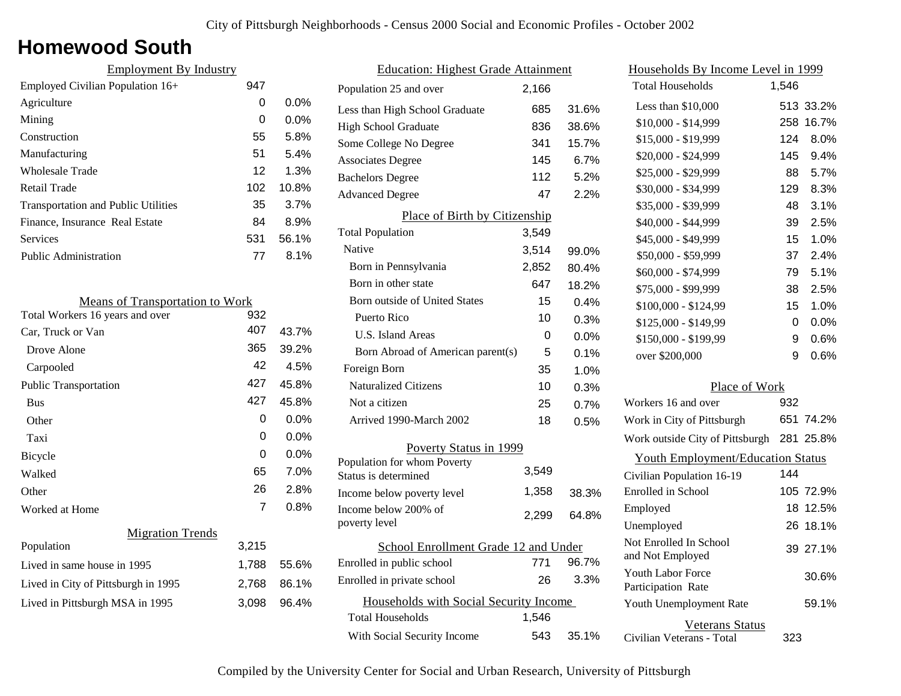# Homewood South

## Employment By Industry

| | | |
|---|---|---|
| Employed Civilian Population 16+ | 947 | |
| Agriculture | 0 | 0.0% |
| Mining | 0 | 0.0% |
| Construction | 55 | 5.8% |
| Manufacturing | 51 | 5.4% |
| Wholesale Trade | 12 | 1.3% |
| Retail Trade | 102 | 10.8% |
| Transportation and Public Utilities | 35 | 3.7% |
| Finance, Insurance Real Estate | 84 | 8.9% |
| Services | 531 | 56.1% |
| Public Administration | 77 | 8.1% |

## Means of Transportation to Work

| | | |
|---|---|---|
| Total Workers 16 years and over | 932 | |
| Car, Truck or Van | 407 | 43.7% |
| Drove Alone | 365 | 39.2% |
| Carpooled | 42 | 4.5% |
| Public Transportation | 427 | 45.8% |
| Bus | 427 | 45.8% |
| Other | 0 | 0.0% |
| Taxi | 0 | 0.0% |
| Bicycle | 0 | 0.0% |
| Walked | 65 | 7.0% |
| Other | 26 | 2.8% |
| Worked at Home | 7 | 0.8% |

## Migration Trends

| | | |
|---|---|---|
| Population | 3,215 | |
| Lived in same house in 1995 | 1,788 | 55.6% |
| Lived in City of Pittsburgh in 1995 | 2,768 | 86.1% |
| Lived in Pittsburgh MSA in 1995 | 3,098 | 96.4% |

## Education: Highest Grade Attainment

| | | |
|---|---|---|
| Population 25 and over | 2,166 | |
| Less than High School Graduate | 685 | 31.6% |
| High School Graduate | 836 | 38.6% |
| Some College No Degree | 341 | 15.7% |
| Associates Degree | 145 | 6.7% |
| Bachelors Degree | 112 | 5.2% |
| Advanced Degree | 47 | 2.2% |

## Place of Birth by Citizenship

| | | |
|---|---|---|
| Total Population | 3,549 | |
| Native | 3,514 | 99.0% |
| Born in Pennsylvania | 2,852 | 80.4% |
| Born in other state | 647 | 18.2% |
| Born outside of United States | 15 | 0.4% |
| Puerto Rico | 10 | 0.3% |
| U.S. Island Areas | 0 | 0.0% |
| Born Abroad of American parent(s) | 5 | 0.1% |
| Foreign Born | 35 | 1.0% |
| Naturalized Citizens | 10 | 0.3% |
| Not a citizen | 25 | 0.7% |
| Arrived 1990-March 2002 | 18 | 0.5% |

## Poverty Status in 1999

| | | |
|---|---|---|
| Population for whom Poverty Status is determined | 3,549 | |
| Income below poverty level | 1,358 | 38.3% |
| Income below 200% of poverty level | 2,299 | 64.8% |

## School Enrollment Grade 12 and Under

| | | |
|---|---|---|
| Enrolled in public school | 771 | 96.7% |
| Enrolled in private school | 26 | 3.3% |

## Households with Social Security Income

| | | |
|---|---|---|
| Total Households | 1,546 | |
| With Social Security Income | 543 | 35.1% |

## Households By Income Level in 1999

| | | |
|---|---|---|
| Total Households | 1,546 | |
| Less than $10,000 | 513 | 33.2% |
| $10,000 - $14,999 | 258 | 16.7% |
| $15,000 - $19,999 | 124 | 8.0% |
| $20,000 - $24,999 | 145 | 9.4% |
| $25,000 - $29,999 | 88 | 5.7% |
| $30,000 - $34,999 | 129 | 8.3% |
| $35,000 - $39,999 | 48 | 3.1% |
| $40,000 - $44,999 | 39 | 2.5% |
| $45,000 - $49,999 | 15 | 1.0% |
| $50,000 - $59,999 | 37 | 2.4% |
| $60,000 - $74,999 | 79 | 5.1% |
| $75,000 - $99,999 | 38 | 2.5% |
| $100,000 - $124,99 | 15 | 1.0% |
| $125,000 - $149,99 | 0 | 0.0% |
| $150,000 - $199,99 | 9 | 0.6% |
| over $200,000 | 9 | 0.6% |

## Place of Work

| | | |
|---|---|---|
| Workers 16 and over | 932 | |
| Work in City of Pittsburgh | 651 | 74.2% |
| Work outside City of Pittsburgh | 281 | 25.8% |

## Youth Employment/Education Status

| | | |
|---|---|---|
| Civilian Population 16-19 | 144 | |
| Enrolled in School | 105 | 72.9% |
| Employed | 18 | 12.5% |
| Unemployed | 26 | 18.1% |
| Not Enrolled In School and Not Employed | 39 | 27.1% |
| Youth Labor Force Participation Rate | | 30.6% |
| Youth Unemployment Rate | | 59.1% |

## Veterans Status

| | |
|---|---|
| Civilian Veterans - Total | 323 |

Compiled by the University Center for Social and Urban Research, University of Pittsburgh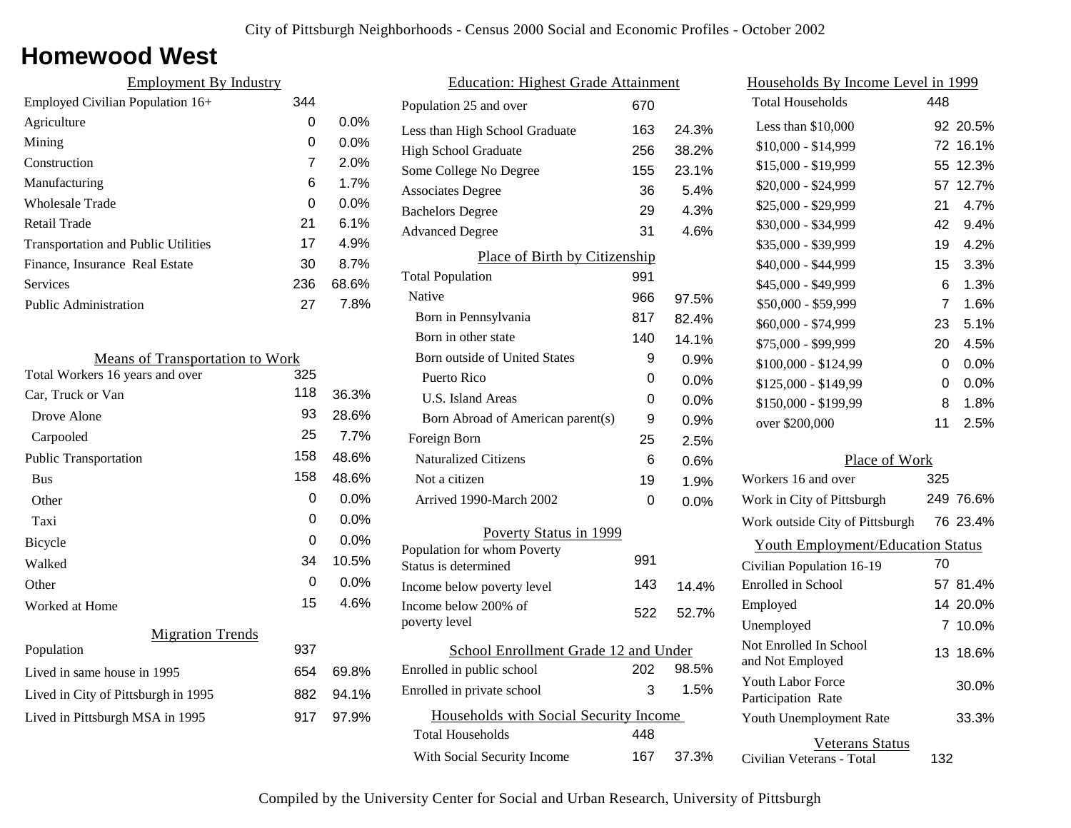# Homewood West

## Employment By Industry

| | | |
|---|---|---|
| Employed Civilian Population 16+ | 344 | |
| Agriculture | 0 | 0.0% |
| Mining | 0 | 0.0% |
| Construction | 7 | 2.0% |
| Manufacturing | 6 | 1.7% |
| Wholesale Trade | 0 | 0.0% |
| Retail Trade | 21 | 6.1% |
| Transportation and Public Utilities | 17 | 4.9% |
| Finance, Insurance Real Estate | 30 | 8.7% |
| Services | 236 | 68.6% |
| Public Administration | 27 | 7.8% |

## Means of Transportation to Work

| | | |
|---|---|---|
| Total Workers 16 years and over | 325 | |
| Car, Truck or Van | 118 | 36.3% |
| Drove Alone | 93 | 28.6% |
| Carpooled | 25 | 7.7% |
| Public Transportation | 158 | 48.6% |
| Bus | 158 | 48.6% |
| Other | 0 | 0.0% |
| Taxi | 0 | 0.0% |
| Bicycle | 0 | 0.0% |
| Walked | 34 | 10.5% |
| Other | 0 | 0.0% |
| Worked at Home | 15 | 4.6% |

## Migration Trends

| | | |
|---|---|---|
| Population | 937 | |
| Lived in same house in 1995 | 654 | 69.8% |
| Lived in City of Pittsburgh in 1995 | 882 | 94.1% |
| Lived in Pittsburgh MSA in 1995 | 917 | 97.9% |

## Education: Highest Grade Attainment

| | | |
|---|---|---|
| Population 25 and over | 670 | |
| Less than High School Graduate | 163 | 24.3% |
| High School Graduate | 256 | 38.2% |
| Some College No Degree | 155 | 23.1% |
| Associates Degree | 36 | 5.4% |
| Bachelors Degree | 29 | 4.3% |
| Advanced Degree | 31 | 4.6% |

## Place of Birth by Citizenship

| | | |
|---|---|---|
| Total Population | 991 | |
| Native | 966 | 97.5% |
| Born in Pennsylvania | 817 | 82.4% |
| Born in other state | 140 | 14.1% |
| Born outside of United States | 9 | 0.9% |
| Puerto Rico | 0 | 0.0% |
| U.S. Island Areas | 0 | 0.0% |
| Born Abroad of American parent(s) | 9 | 0.9% |
| Foreign Born | 25 | 2.5% |
| Naturalized Citizens | 6 | 0.6% |
| Not a citizen | 19 | 1.9% |
| Arrived 1990-March 2002 | 0 | 0.0% |

## Poverty Status in 1999

| | | |
|---|---|---|
| Population for whom Poverty Status is determined | 991 | |
| Income below poverty level | 143 | 14.4% |
| Income below 200% of poverty level | 522 | 52.7% |

## School Enrollment Grade 12 and Under

| | | |
|---|---|---|
| Enrolled in public school | 202 | 98.5% |
| Enrolled in private school | 3 | 1.5% |

## Households with Social Security Income

| | | |
|---|---|---|
| Total Households | 448 | |
| With Social Security Income | 167 | 37.3% |

## Households By Income Level in 1999

| | | |
|---|---|---|
| Total Households | 448 | |
| Less than $10,000 | 92 | 20.5% |
| $10,000 - $14,999 | 72 | 16.1% |
| $15,000 - $19,999 | 55 | 12.3% |
| $20,000 - $24,999 | 57 | 12.7% |
| $25,000 - $29,999 | 21 | 4.7% |
| $30,000 - $34,999 | 42 | 9.4% |
| $35,000 - $39,999 | 19 | 4.2% |
| $40,000 - $44,999 | 15 | 3.3% |
| $45,000 - $49,999 | 6 | 1.3% |
| $50,000 - $59,999 | 7 | 1.6% |
| $60,000 - $74,999 | 23 | 5.1% |
| $75,000 - $99,999 | 20 | 4.5% |
| $100,000 - $124,99 | 0 | 0.0% |
| $125,000 - $149,99 | 0 | 0.0% |
| $150,000 - $199,99 | 8 | 1.8% |
| over $200,000 | 11 | 2.5% |

## Place of Work

| | | |
|---|---|---|
| Workers 16 and over | 325 | |
| Work in City of Pittsburgh | 249 | 76.6% |
| Work outside City of Pittsburgh | 76 | 23.4% |

## Youth Employment/Education Status

| | | |
|---|---|---|
| Civilian Population 16-19 | 70 | |
| Enrolled in School | 57 | 81.4% |
| Employed | 14 | 20.0% |
| Unemployed | 7 | 10.0% |
| Not Enrolled In School and Not Employed | 13 | 18.6% |
| Youth Labor Force Participation Rate | | 30.0% |
| Youth Unemployment Rate | | 33.3% |

## Veterans Status

| | |
|---|---|
| Civilian Veterans - Total | 132 |

Compiled by the University Center for Social and Urban Research, University of Pittsburgh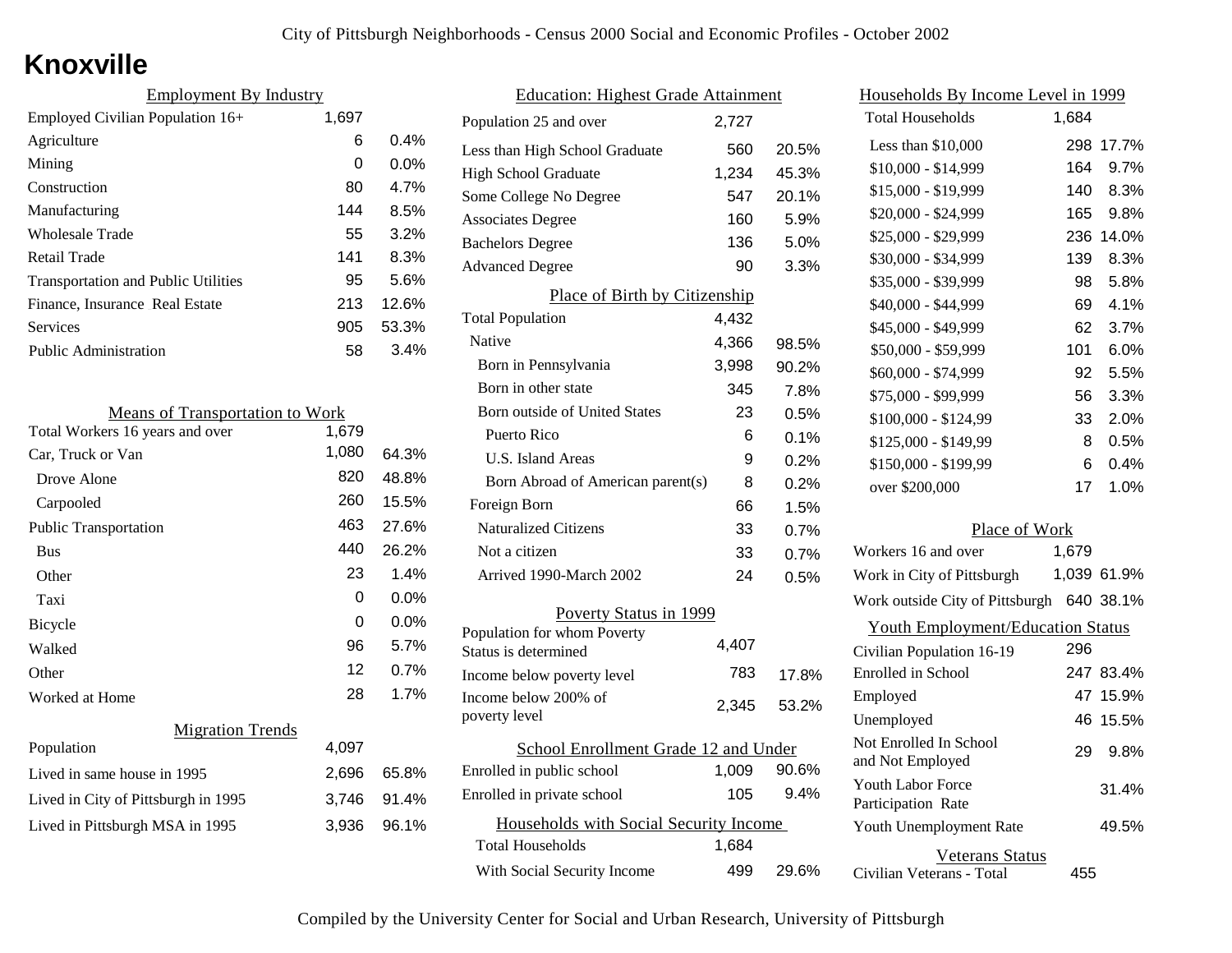City of Pittsburgh Neighborhoods - Census 2000 Social and Economic Profiles - October 2002

# Knoxville

## Employment By Industry

| | | |
|---|---|---|
| Employed Civilian Population 16+ | 1,697 | |
| Agriculture | 6 | 0.4% |
| Mining | 0 | 0.0% |
| Construction | 80 | 4.7% |
| Manufacturing | 144 | 8.5% |
| Wholesale Trade | 55 | 3.2% |
| Retail Trade | 141 | 8.3% |
| Transportation and Public Utilities | 95 | 5.6% |
| Finance, Insurance Real Estate | 213 | 12.6% |
| Services | 905 | 53.3% |
| Public Administration | 58 | 3.4% |

## Means of Transportation to Work

| | | |
|---|---|---|
| Total Workers 16 years and over | 1,679 | |
| Car, Truck or Van | 1,080 | 64.3% |
| Drove Alone | 820 | 48.8% |
| Carpooled | 260 | 15.5% |
| Public Transportation | 463 | 27.6% |
| Bus | 440 | 26.2% |
| Other | 23 | 1.4% |
| Taxi | 0 | 0.0% |
| Bicycle | 0 | 0.0% |
| Walked | 96 | 5.7% |
| Other | 12 | 0.7% |
| Worked at Home | 28 | 1.7% |

## Migration Trends

| | | |
|---|---|---|
| Population | 4,097 | |
| Lived in same house in 1995 | 2,696 | 65.8% |
| Lived in City of Pittsburgh in 1995 | 3,746 | 91.4% |
| Lived in Pittsburgh MSA in 1995 | 3,936 | 96.1% |

## Education: Highest Grade Attainment

| | | |
|---|---|---|
| Population 25 and over | 2,727 | |
| Less than High School Graduate | 560 | 20.5% |
| High School Graduate | 1,234 | 45.3% |
| Some College No Degree | 547 | 20.1% |
| Associates Degree | 160 | 5.9% |
| Bachelors Degree | 136 | 5.0% |
| Advanced Degree | 90 | 3.3% |

## Place of Birth by Citizenship

| | | |
|---|---|---|
| Total Population | 4,432 | |
| Native | 4,366 | 98.5% |
| Born in Pennsylvania | 3,998 | 90.2% |
| Born in other state | 345 | 7.8% |
| Born outside of United States | 23 | 0.5% |
| Puerto Rico | 6 | 0.1% |
| U.S. Island Areas | 9 | 0.2% |
| Born Abroad of American parent(s) | 8 | 0.2% |
| Foreign Born | 66 | 1.5% |
| Naturalized Citizens | 33 | 0.7% |
| Not a citizen | 33 | 0.7% |
| Arrived 1990-March 2002 | 24 | 0.5% |

## Poverty Status in 1999

| | | |
|---|---|---|
| Population for whom Poverty Status is determined | 4,407 | |
| Income below poverty level | 783 | 17.8% |
| Income below 200% of poverty level | 2,345 | 53.2% |

## School Enrollment Grade 12 and Under

| | | |
|---|---|---|
| Enrolled in public school | 1,009 | 90.6% |
| Enrolled in private school | 105 | 9.4% |

## Households with Social Security Income

| | | |
|---|---|---|
| Total Households | 1,684 | |
| With Social Security Income | 499 | 29.6% |

## Households By Income Level in 1999

| | | |
|---|---|---|
| Total Households | 1,684 | |
| Less than $10,000 | 298 | 17.7% |
| $10,000 - $14,999 | 164 | 9.7% |
| $15,000 - $19,999 | 140 | 8.3% |
| $20,000 - $24,999 | 165 | 9.8% |
| $25,000 - $29,999 | 236 | 14.0% |
| $30,000 - $34,999 | 139 | 8.3% |
| $35,000 - $39,999 | 98 | 5.8% |
| $40,000 - $44,999 | 69 | 4.1% |
| $45,000 - $49,999 | 62 | 3.7% |
| $50,000 - $59,999 | 101 | 6.0% |
| $60,000 - $74,999 | 92 | 5.5% |
| $75,000 - $99,999 | 56 | 3.3% |
| $100,000 - $124,99 | 33 | 2.0% |
| $125,000 - $149,99 | 8 | 0.5% |
| $150,000 - $199,99 | 6 | 0.4% |
| over $200,000 | 17 | 1.0% |

## Place of Work

| | | |
|---|---|---|
| Workers 16 and over | 1,679 | |
| Work in City of Pittsburgh | 1,039 | 61.9% |
| Work outside City of Pittsburgh | 640 | 38.1% |

## Youth Employment/Education Status

| | | |
|---|---|---|
| Civilian Population 16-19 | 296 | |
| Enrolled in School | 247 | 83.4% |
| Employed | 47 | 15.9% |
| Unemployed | 46 | 15.5% |
| Not Enrolled In School and Not Employed | 29 | 9.8% |
| Youth Labor Force Participation Rate | | 31.4% |
| Youth Unemployment Rate | | 49.5% |

## Veterans Status

| | |
|---|---|
| Civilian Veterans - Total | 455 |

Compiled by the University Center for Social and Urban Research, University of Pittsburgh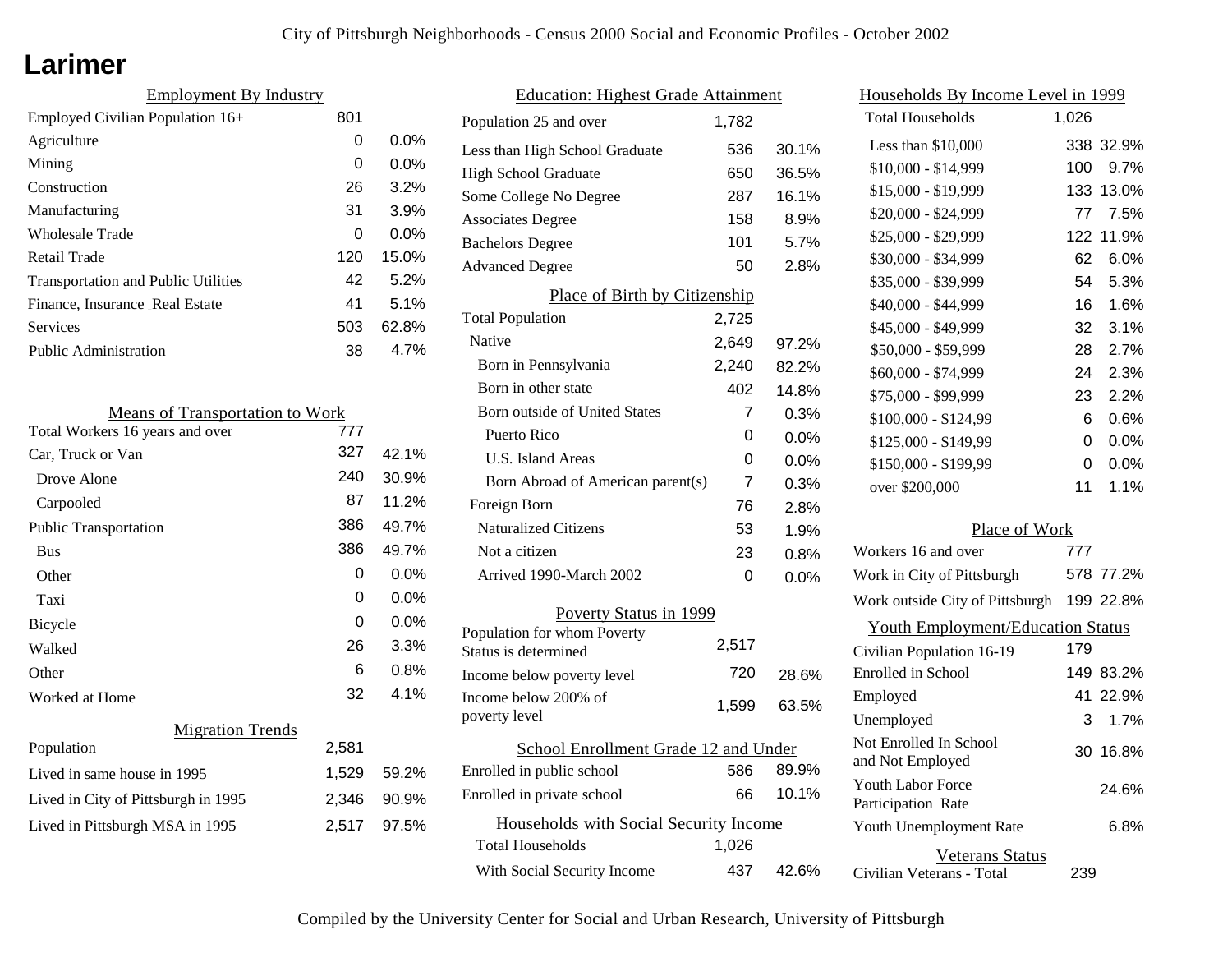# Larimer

## Employment By Industry

| Employment By Industry | | |
|---|---|---|
| Employed Civilian Population 16+ | 801 | |
| Agriculture | 0 | 0.0% |
| Mining | 0 | 0.0% |
| Construction | 26 | 3.2% |
| Manufacturing | 31 | 3.9% |
| Wholesale Trade | 0 | 0.0% |
| Retail Trade | 120 | 15.0% |
| Transportation and Public Utilities | 42 | 5.2% |
| Finance, Insurance Real Estate | 41 | 5.1% |
| Services | 503 | 62.8% |
| Public Administration | 38 | 4.7% |

## Means of Transportation to Work

| Means of Transportation to Work | | |
|---|---|---|
| Total Workers 16 years and over | 777 | |
| Car, Truck or Van | 327 | 42.1% |
| Drove Alone | 240 | 30.9% |
| Carpooled | 87 | 11.2% |
| Public Transportation | 386 | 49.7% |
| Bus | 386 | 49.7% |
| Other | 0 | 0.0% |
| Taxi | 0 | 0.0% |
| Bicycle | 0 | 0.0% |
| Walked | 26 | 3.3% |
| Other | 6 | 0.8% |
| Worked at Home | 32 | 4.1% |

## Migration Trends

| Migration Trends | | |
|---|---|---|
| Population | 2,581 | |
| Lived in same house in 1995 | 1,529 | 59.2% |
| Lived in City of Pittsburgh in 1995 | 2,346 | 90.9% |
| Lived in Pittsburgh MSA in 1995 | 2,517 | 97.5% |

## Education: Highest Grade Attainment

| Education: Highest Grade Attainment | | |
|---|---|---|
| Population 25 and over | 1,782 | |
| Less than High School Graduate | 536 | 30.1% |
| High School Graduate | 650 | 36.5% |
| Some College No Degree | 287 | 16.1% |
| Associates Degree | 158 | 8.9% |
| Bachelors Degree | 101 | 5.7% |
| Advanced Degree | 50 | 2.8% |

## Place of Birth by Citizenship

| Place of Birth by Citizenship | | |
|---|---|---|
| Total Population | 2,725 | |
| Native | 2,649 | 97.2% |
| Born in Pennsylvania | 2,240 | 82.2% |
| Born in other state | 402 | 14.8% |
| Born outside of United States | 7 | 0.3% |
| Puerto Rico | 0 | 0.0% |
| U.S. Island Areas | 0 | 0.0% |
| Born Abroad of American parent(s) | 7 | 0.3% |
| Foreign Born | 76 | 2.8% |
| Naturalized Citizens | 53 | 1.9% |
| Not a citizen | 23 | 0.8% |
| Arrived 1990-March 2002 | 0 | 0.0% |

## Poverty Status in 1999

| Poverty Status in 1999 | | |
|---|---|---|
| Population for whom Poverty Status is determined | 2,517 | |
| Income below poverty level | 720 | 28.6% |
| Income below 200% of poverty level | 1,599 | 63.5% |

## School Enrollment Grade 12 and Under

| School Enrollment Grade 12 and Under | | |
|---|---|---|
| Enrolled in public school | 586 | 89.9% |
| Enrolled in private school | 66 | 10.1% |

## Households with Social Security Income

| Households with Social Security Income | | |
|---|---|---|
| Total Households | 1,026 | |
| With Social Security Income | 437 | 42.6% |

## Households By Income Level in 1999

| Households By Income Level in 1999 | | |
|---|---|---|
| Total Households | 1,026 | |
| Less than $10,000 | 338 | 32.9% |
| $10,000 - $14,999 | 100 | 9.7% |
| $15,000 - $19,999 | 133 | 13.0% |
| $20,000 - $24,999 | 77 | 7.5% |
| $25,000 - $29,999 | 122 | 11.9% |
| $30,000 - $34,999 | 62 | 6.0% |
| $35,000 - $39,999 | 54 | 5.3% |
| $40,000 - $44,999 | 16 | 1.6% |
| $45,000 - $49,999 | 32 | 3.1% |
| $50,000 - $59,999 | 28 | 2.7% |
| $60,000 - $74,999 | 24 | 2.3% |
| $75,000 - $99,999 | 23 | 2.2% |
| $100,000 - $124,99 | 6 | 0.6% |
| $125,000 - $149,99 | 0 | 0.0% |
| $150,000 - $199,99 | 0 | 0.0% |
| over $200,000 | 11 | 1.1% |

## Place of Work

| Place of Work | | |
|---|---|---|
| Workers 16 and over | 777 | |
| Work in City of Pittsburgh | 578 | 77.2% |
| Work outside City of Pittsburgh | 199 | 22.8% |

## Youth Employment/Education Status

| Youth Employment/Education Status | | |
|---|---|---|
| Civilian Population 16-19 | 179 | |
| Enrolled in School | 149 | 83.2% |
| Employed | 41 | 22.9% |
| Unemployed | 3 | 1.7% |
| Not Enrolled In School and Not Employed | 30 | 16.8% |
| Youth Labor Force Participation Rate | | 24.6% |
| Youth Unemployment Rate | | 6.8% |

## Veterans Status

| Veterans Status | |
|---|---|
| Civilian Veterans - Total | 239 |

Compiled by the University Center for Social and Urban Research, University of Pittsburgh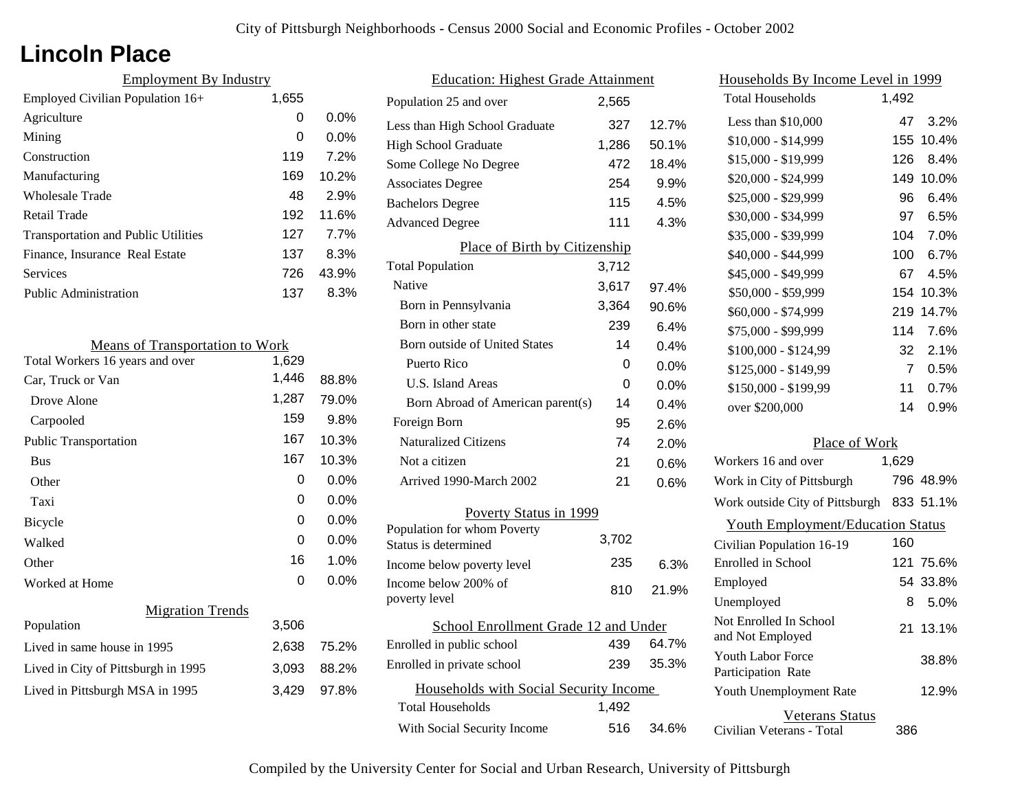City of Pittsburgh Neighborhoods - Census 2000 Social and Economic Profiles - October 2002

# Lincoln Place

## Employment By Industry

| | | |
|---|---|---|
| Employed Civilian Population 16+ | 1,655 | |
| Agriculture | 0 | 0.0% |
| Mining | 0 | 0.0% |
| Construction | 119 | 7.2% |
| Manufacturing | 169 | 10.2% |
| Wholesale Trade | 48 | 2.9% |
| Retail Trade | 192 | 11.6% |
| Transportation and Public Utilities | 127 | 7.7% |
| Finance, Insurance Real Estate | 137 | 8.3% |
| Services | 726 | 43.9% |
| Public Administration | 137 | 8.3% |

## Means of Transportation to Work

| | | |
|---|---|---|
| Total Workers 16 years and over | 1,629 | |
| Car, Truck or Van | 1,446 | 88.8% |
| Drove Alone | 1,287 | 79.0% |
| Carpooled | 159 | 9.8% |
| Public Transportation | 167 | 10.3% |
| Bus | 167 | 10.3% |
| Other | 0 | 0.0% |
| Taxi | 0 | 0.0% |
| Bicycle | 0 | 0.0% |
| Walked | 0 | 0.0% |
| Other | 16 | 1.0% |
| Worked at Home | 0 | 0.0% |

## Migration Trends

| | | |
|---|---|---|
| Population | 3,506 | |
| Lived in same house in 1995 | 2,638 | 75.2% |
| Lived in City of Pittsburgh in 1995 | 3,093 | 88.2% |
| Lived in Pittsburgh MSA in 1995 | 3,429 | 97.8% |

## Education: Highest Grade Attainment

| | | |
|---|---|---|
| Population 25 and over | 2,565 | |
| Less than High School Graduate | 327 | 12.7% |
| High School Graduate | 1,286 | 50.1% |
| Some College No Degree | 472 | 18.4% |
| Associates Degree | 254 | 9.9% |
| Bachelors Degree | 115 | 4.5% |
| Advanced Degree | 111 | 4.3% |

## Place of Birth by Citizenship

| | | |
|---|---|---|
| Total Population | 3,712 | |
| Native | 3,617 | 97.4% |
| Born in Pennsylvania | 3,364 | 90.6% |
| Born in other state | 239 | 6.4% |
| Born outside of United States | 14 | 0.4% |
| Puerto Rico | 0 | 0.0% |
| U.S. Island Areas | 0 | 0.0% |
| Born Abroad of American parent(s) | 14 | 0.4% |
| Foreign Born | 95 | 2.6% |
| Naturalized Citizens | 74 | 2.0% |
| Not a citizen | 21 | 0.6% |
| Arrived 1990-March 2002 | 21 | 0.6% |

## Poverty Status in 1999

| | | |
|---|---|---|
| Population for whom Poverty Status is determined | 3,702 | |
| Income below poverty level | 235 | 6.3% |
| Income below 200% of poverty level | 810 | 21.9% |

## School Enrollment Grade 12 and Under

| | | |
|---|---|---|
| Enrolled in public school | 439 | 64.7% |
| Enrolled in private school | 239 | 35.3% |

## Households with Social Security Income

| | | |
|---|---|---|
| Total Households | 1,492 | |
| With Social Security Income | 516 | 34.6% |

## Households By Income Level in 1999

| | | |
|---|---|---|
| Total Households | 1,492 | |
| Less than $10,000 | 47 | 3.2% |
| $10,000 - $14,999 | 155 | 10.4% |
| $15,000 - $19,999 | 126 | 8.4% |
| $20,000 - $24,999 | 149 | 10.0% |
| $25,000 - $29,999 | 96 | 6.4% |
| $30,000 - $34,999 | 97 | 6.5% |
| $35,000 - $39,999 | 104 | 7.0% |
| $40,000 - $44,999 | 100 | 6.7% |
| $45,000 - $49,999 | 67 | 4.5% |
| $50,000 - $59,999 | 154 | 10.3% |
| $60,000 - $74,999 | 219 | 14.7% |
| $75,000 - $99,999 | 114 | 7.6% |
| $100,000 - $124,99 | 32 | 2.1% |
| $125,000 - $149,99 | 7 | 0.5% |
| $150,000 - $199,99 | 11 | 0.7% |
| over $200,000 | 14 | 0.9% |

## Place of Work

| | | |
|---|---|---|
| Workers 16 and over | 1,629 | |
| Work in City of Pittsburgh | 796 | 48.9% |
| Work outside City of Pittsburgh | 833 | 51.1% |

## Youth Employment/Education Status

| | | |
|---|---|---|
| Civilian Population 16-19 | 160 | |
| Enrolled in School | 121 | 75.6% |
| Employed | 54 | 33.8% |
| Unemployed | 8 | 5.0% |
| Not Enrolled In School and Not Employed | 21 | 13.1% |
| Youth Labor Force Participation Rate | | 38.8% |
| Youth Unemployment Rate | | 12.9% |

## Veterans Status

| | |
|---|---|
| Civilian Veterans - Total | 386 |

Compiled by the University Center for Social and Urban Research, University of Pittsburgh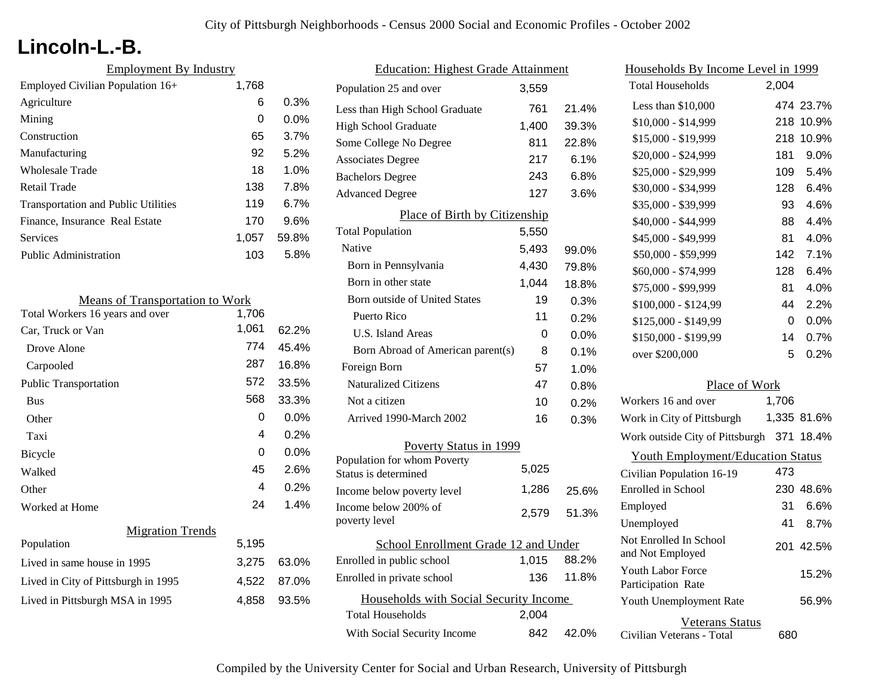City of Pittsburgh Neighborhoods - Census 2000 Social and Economic Profiles - October 2002

# Lincoln-L.-B.

## Employment By Industry

| | | |
|---|---|---|
| Employed Civilian Population 16+ | 1,768 | |
| Agriculture | 6 | 0.3% |
| Mining | 0 | 0.0% |
| Construction | 65 | 3.7% |
| Manufacturing | 92 | 5.2% |
| Wholesale Trade | 18 | 1.0% |
| Retail Trade | 138 | 7.8% |
| Transportation and Public Utilities | 119 | 6.7% |
| Finance, Insurance Real Estate | 170 | 9.6% |
| Services | 1,057 | 59.8% |
| Public Administration | 103 | 5.8% |

## Means of Transportation to Work

| | | |
|---|---|---|
| Total Workers 16 years and over | 1,706 | |
| Car, Truck or Van | 1,061 | 62.2% |
| Drove Alone | 774 | 45.4% |
| Carpooled | 287 | 16.8% |
| Public Transportation | 572 | 33.5% |
| Bus | 568 | 33.3% |
| Other | 0 | 0.0% |
| Taxi | 4 | 0.2% |
| Bicycle | 0 | 0.0% |
| Walked | 45 | 2.6% |
| Other | 4 | 0.2% |
| Worked at Home | 24 | 1.4% |

## Migration Trends

| | | |
|---|---|---|
| Population | 5,195 | |
| Lived in same house in 1995 | 3,275 | 63.0% |
| Lived in City of Pittsburgh in 1995 | 4,522 | 87.0% |
| Lived in Pittsburgh MSA in 1995 | 4,858 | 93.5% |

## Education: Highest Grade Attainment

| | | |
|---|---|---|
| Population 25 and over | 3,559 | |
| Less than High School Graduate | 761 | 21.4% |
| High School Graduate | 1,400 | 39.3% |
| Some College No Degree | 811 | 22.8% |
| Associates Degree | 217 | 6.1% |
| Bachelors Degree | 243 | 6.8% |
| Advanced Degree | 127 | 3.6% |

## Place of Birth by Citizenship

| | | |
|---|---|---|
| Total Population | 5,550 | |
| Native | 5,493 | 99.0% |
| Born in Pennsylvania | 4,430 | 79.8% |
| Born in other state | 1,044 | 18.8% |
| Born outside of United States | 19 | 0.3% |
| Puerto Rico | 11 | 0.2% |
| U.S. Island Areas | 0 | 0.0% |
| Born Abroad of American parent(s) | 8 | 0.1% |
| Foreign Born | 57 | 1.0% |
| Naturalized Citizens | 47 | 0.8% |
| Not a citizen | 10 | 0.2% |
| Arrived 1990-March 2002 | 16 | 0.3% |

## Poverty Status in 1999

| | | |
|---|---|---|
| Population for whom Poverty Status is determined | 5,025 | |
| Income below poverty level | 1,286 | 25.6% |
| Income below 200% of poverty level | 2,579 | 51.3% |

## School Enrollment Grade 12 and Under

| | | |
|---|---|---|
| Enrolled in public school | 1,015 | 88.2% |
| Enrolled in private school | 136 | 11.8% |

## Households with Social Security Income

| | | |
|---|---|---|
| Total Households | 2,004 | |
| With Social Security Income | 842 | 42.0% |

## Households By Income Level in 1999

| | | |
|---|---|---|
| Total Households | 2,004 | |
| Less than $10,000 | 474 | 23.7% |
| $10,000 - $14,999 | 218 | 10.9% |
| $15,000 - $19,999 | 218 | 10.9% |
| $20,000 - $24,999 | 181 | 9.0% |
| $25,000 - $29,999 | 109 | 5.4% |
| $30,000 - $34,999 | 128 | 6.4% |
| $35,000 - $39,999 | 93 | 4.6% |
| $40,000 - $44,999 | 88 | 4.4% |
| $45,000 - $49,999 | 81 | 4.0% |
| $50,000 - $59,999 | 142 | 7.1% |
| $60,000 - $74,999 | 128 | 6.4% |
| $75,000 - $99,999 | 81 | 4.0% |
| $100,000 - $124,99 | 44 | 2.2% |
| $125,000 - $149,99 | 0 | 0.0% |
| $150,000 - $199,99 | 14 | 0.7% |
| over $200,000 | 5 | 0.2% |

## Place of Work

| | | |
|---|---|---|
| Workers 16 and over | 1,706 | |
| Work in City of Pittsburgh | 1,335 | 81.6% |
| Work outside City of Pittsburgh | 371 | 18.4% |

## Youth Employment/Education Status

| | | |
|---|---|---|
| Civilian Population 16-19 | 473 | |
| Enrolled in School | 230 | 48.6% |
| Employed | 31 | 6.6% |
| Unemployed | 41 | 8.7% |
| Not Enrolled In School and Not Employed | 201 | 42.5% |
| Youth Labor Force Participation Rate | | 15.2% |
| Youth Unemployment Rate | | 56.9% |

## Veterans Status

| | |
|---|---|
| Civilian Veterans - Total | 680 |

Compiled by the University Center for Social and Urban Research, University of Pittsburgh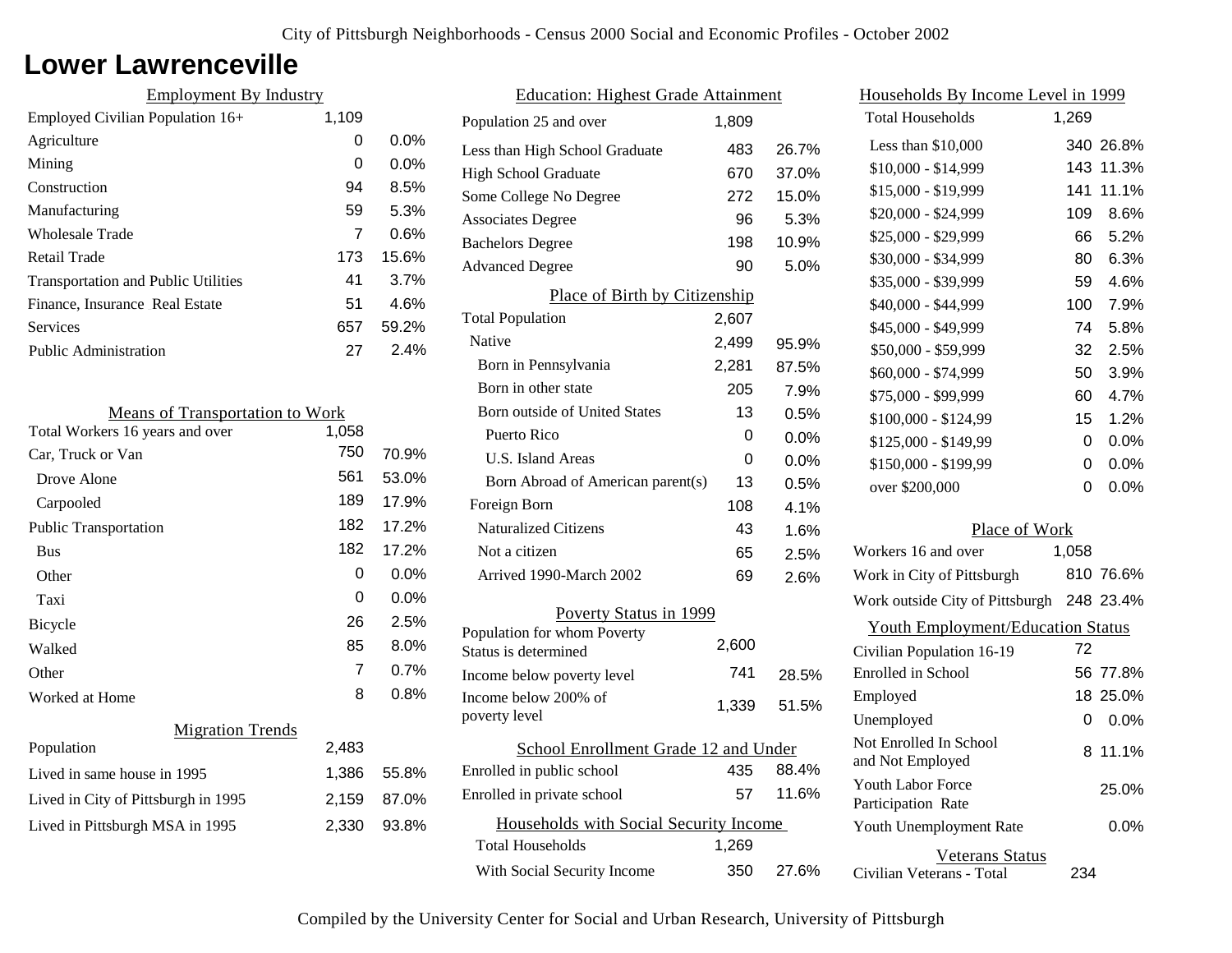City of Pittsburgh Neighborhoods - Census 2000 Social and Economic Profiles - October 2002

# Lower Lawrenceville

## Employment By Industry

| | | |
|---|---|---|
| Employed Civilian Population 16+ | 1,109 | |
| Agriculture | 0 | 0.0% |
| Mining | 0 | 0.0% |
| Construction | 94 | 8.5% |
| Manufacturing | 59 | 5.3% |
| Wholesale Trade | 7 | 0.6% |
| Retail Trade | 173 | 15.6% |
| Transportation and Public Utilities | 41 | 3.7% |
| Finance, Insurance Real Estate | 51 | 4.6% |
| Services | 657 | 59.2% |
| Public Administration | 27 | 2.4% |

## Means of Transportation to Work

| | | |
|---|---|---|
| Total Workers 16 years and over | 1,058 | |
| Car, Truck or Van | 750 | 70.9% |
| Drove Alone | 561 | 53.0% |
| Carpooled | 189 | 17.9% |
| Public Transportation | 182 | 17.2% |
| Bus | 182 | 17.2% |
| Other | 0 | 0.0% |
| Taxi | 0 | 0.0% |
| Bicycle | 26 | 2.5% |
| Walked | 85 | 8.0% |
| Other | 7 | 0.7% |
| Worked at Home | 8 | 0.8% |

## Migration Trends

| | | |
|---|---|---|
| Population | 2,483 | |
| Lived in same house in 1995 | 1,386 | 55.8% |
| Lived in City of Pittsburgh in 1995 | 2,159 | 87.0% |
| Lived in Pittsburgh MSA in 1995 | 2,330 | 93.8% |

## Education: Highest Grade Attainment

| | | |
|---|---|---|
| Population 25 and over | 1,809 | |
| Less than High School Graduate | 483 | 26.7% |
| High School Graduate | 670 | 37.0% |
| Some College No Degree | 272 | 15.0% |
| Associates Degree | 96 | 5.3% |
| Bachelors Degree | 198 | 10.9% |
| Advanced Degree | 90 | 5.0% |

## Place of Birth by Citizenship

| | | |
|---|---|---|
| Total Population | 2,607 | |
| Native | 2,499 | 95.9% |
| Born in Pennsylvania | 2,281 | 87.5% |
| Born in other state | 205 | 7.9% |
| Born outside of United States | 13 | 0.5% |
| Puerto Rico | 0 | 0.0% |
| U.S. Island Areas | 0 | 0.0% |
| Born Abroad of American parent(s) | 13 | 0.5% |
| Foreign Born | 108 | 4.1% |
| Naturalized Citizens | 43 | 1.6% |
| Not a citizen | 65 | 2.5% |
| Arrived 1990-March 2002 | 69 | 2.6% |

## Poverty Status in 1999

| | | |
|---|---|---|
| Population for whom Poverty Status is determined | 2,600 | |
| Income below poverty level | 741 | 28.5% |
| Income below 200% of poverty level | 1,339 | 51.5% |

## School Enrollment Grade 12 and Under

| | | |
|---|---|---|
| Enrolled in public school | 435 | 88.4% |
| Enrolled in private school | 57 | 11.6% |

## Households with Social Security Income

| | | |
|---|---|---|
| Total Households | 1,269 | |
| With Social Security Income | 350 | 27.6% |

## Households By Income Level in 1999

| | | |
|---|---|---|
| Total Households | 1,269 | |
| Less than $10,000 | 340 | 26.8% |
| $10,000 - $14,999 | 143 | 11.3% |
| $15,000 - $19,999 | 141 | 11.1% |
| $20,000 - $24,999 | 109 | 8.6% |
| $25,000 - $29,999 | 66 | 5.2% |
| $30,000 - $34,999 | 80 | 6.3% |
| $35,000 - $39,999 | 59 | 4.6% |
| $40,000 - $44,999 | 100 | 7.9% |
| $45,000 - $49,999 | 74 | 5.8% |
| $50,000 - $59,999 | 32 | 2.5% |
| $60,000 - $74,999 | 50 | 3.9% |
| $75,000 - $99,999 | 60 | 4.7% |
| $100,000 - $124,99 | 15 | 1.2% |
| $125,000 - $149,99 | 0 | 0.0% |
| $150,000 - $199,99 | 0 | 0.0% |
| over $200,000 | 0 | 0.0% |

## Place of Work

| | | |
|---|---|---|
| Workers 16 and over | 1,058 | |
| Work in City of Pittsburgh | 810 | 76.6% |
| Work outside City of Pittsburgh | 248 | 23.4% |

## Youth Employment/Education Status

| | | |
|---|---|---|
| Civilian Population 16-19 | 72 | |
| Enrolled in School | 56 | 77.8% |
| Employed | 18 | 25.0% |
| Unemployed | 0 | 0.0% |
| Not Enrolled In School and Not Employed | 8 | 11.1% |
| Youth Labor Force Participation Rate | | 25.0% |
| Youth Unemployment Rate | | 0.0% |

## Veterans Status

| | |
|---|---|
| Civilian Veterans - Total | 234 |

Compiled by the University Center for Social and Urban Research, University of Pittsburgh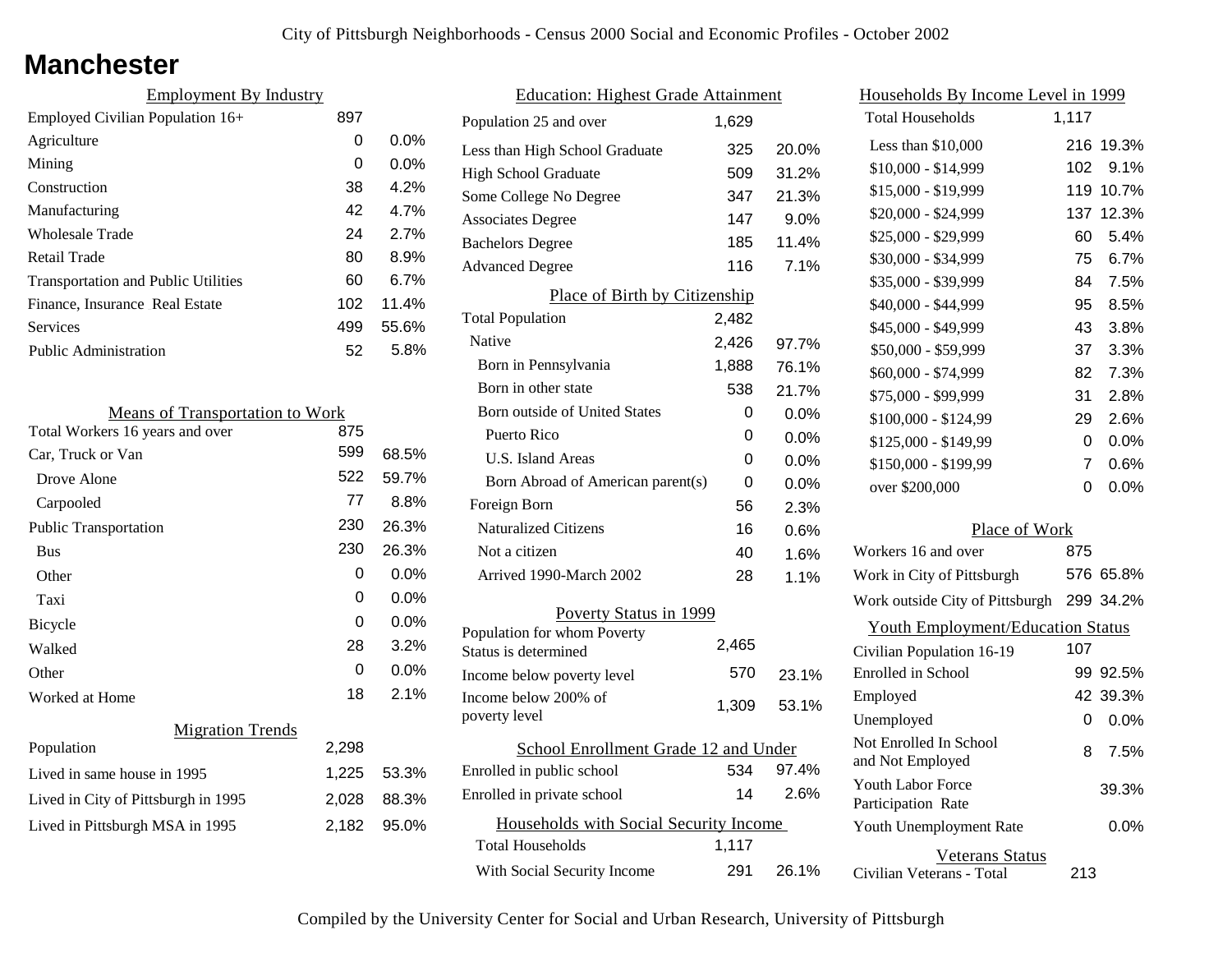City of Pittsburgh Neighborhoods - Census 2000 Social and Economic Profiles - October 2002

# Manchester

## Employment By Industry

| | | |
|---|---|---|
| Employed Civilian Population 16+ | 897 | |
| Agriculture | 0 | 0.0% |
| Mining | 0 | 0.0% |
| Construction | 38 | 4.2% |
| Manufacturing | 42 | 4.7% |
| Wholesale Trade | 24 | 2.7% |
| Retail Trade | 80 | 8.9% |
| Transportation and Public Utilities | 60 | 6.7% |
| Finance, Insurance Real Estate | 102 | 11.4% |
| Services | 499 | 55.6% |
| Public Administration | 52 | 5.8% |

## Means of Transportation to Work

| | | |
|---|---|---|
| Total Workers 16 years and over | 875 | |
| Car, Truck or Van | 599 | 68.5% |
| Drove Alone | 522 | 59.7% |
| Carpooled | 77 | 8.8% |
| Public Transportation | 230 | 26.3% |
| Bus | 230 | 26.3% |
| Other | 0 | 0.0% |
| Taxi | 0 | 0.0% |
| Bicycle | 0 | 0.0% |
| Walked | 28 | 3.2% |
| Other | 0 | 0.0% |
| Worked at Home | 18 | 2.1% |

## Migration Trends

| | | |
|---|---|---|
| Population | 2,298 | |
| Lived in same house in 1995 | 1,225 | 53.3% |
| Lived in City of Pittsburgh in 1995 | 2,028 | 88.3% |
| Lived in Pittsburgh MSA in 1995 | 2,182 | 95.0% |

## Education: Highest Grade Attainment

| | | |
|---|---|---|
| Population 25 and over | 1,629 | |
| Less than High School Graduate | 325 | 20.0% |
| High School Graduate | 509 | 31.2% |
| Some College No Degree | 347 | 21.3% |
| Associates Degree | 147 | 9.0% |
| Bachelors Degree | 185 | 11.4% |
| Advanced Degree | 116 | 7.1% |

## Place of Birth by Citizenship

| | | |
|---|---|---|
| Total Population | 2,482 | |
| Native | 2,426 | 97.7% |
| Born in Pennsylvania | 1,888 | 76.1% |
| Born in other state | 538 | 21.7% |
| Born outside of United States | 0 | 0.0% |
| Puerto Rico | 0 | 0.0% |
| U.S. Island Areas | 0 | 0.0% |
| Born Abroad of American parent(s) | 0 | 0.0% |
| Foreign Born | 56 | 2.3% |
| Naturalized Citizens | 16 | 0.6% |
| Not a citizen | 40 | 1.6% |
| Arrived 1990-March 2002 | 28 | 1.1% |

## Poverty Status in 1999

| | | |
|---|---|---|
| Population for whom Poverty Status is determined | 2,465 | |
| Income below poverty level | 570 | 23.1% |
| Income below 200% of poverty level | 1,309 | 53.1% |

## School Enrollment Grade 12 and Under

| | | |
|---|---|---|
| Enrolled in public school | 534 | 97.4% |
| Enrolled in private school | 14 | 2.6% |

## Households with Social Security Income

| | | |
|---|---|---|
| Total Households | 1,117 | |
| With Social Security Income | 291 | 26.1% |

## Households By Income Level in 1999

| | | |
|---|---|---|
| Total Households | 1,117 | |
| Less than $10,000 | 216 | 19.3% |
| $10,000 - $14,999 | 102 | 9.1% |
| $15,000 - $19,999 | 119 | 10.7% |
| $20,000 - $24,999 | 137 | 12.3% |
| $25,000 - $29,999 | 60 | 5.4% |
| $30,000 - $34,999 | 75 | 6.7% |
| $35,000 - $39,999 | 84 | 7.5% |
| $40,000 - $44,999 | 95 | 8.5% |
| $45,000 - $49,999 | 43 | 3.8% |
| $50,000 - $59,999 | 37 | 3.3% |
| $60,000 - $74,999 | 82 | 7.3% |
| $75,000 - $99,999 | 31 | 2.8% |
| $100,000 - $124,99 | 29 | 2.6% |
| $125,000 - $149,99 | 0 | 0.0% |
| $150,000 - $199,99 | 7 | 0.6% |
| over $200,000 | 0 | 0.0% |

## Place of Work

| | | |
|---|---|---|
| Workers 16 and over | 875 | |
| Work in City of Pittsburgh | 576 | 65.8% |
| Work outside City of Pittsburgh | 299 | 34.2% |

## Youth Employment/Education Status

| | | |
|---|---|---|
| Civilian Population 16-19 | 107 | |
| Enrolled in School | 99 | 92.5% |
| Employed | 42 | 39.3% |
| Unemployed | 0 | 0.0% |
| Not Enrolled In School and Not Employed | 8 | 7.5% |
| Youth Labor Force Participation Rate | | 39.3% |
| Youth Unemployment Rate | | 0.0% |

## Veterans Status

| | |
|---|---|
| Civilian Veterans - Total | 213 |

Compiled by the University Center for Social and Urban Research, University of Pittsburgh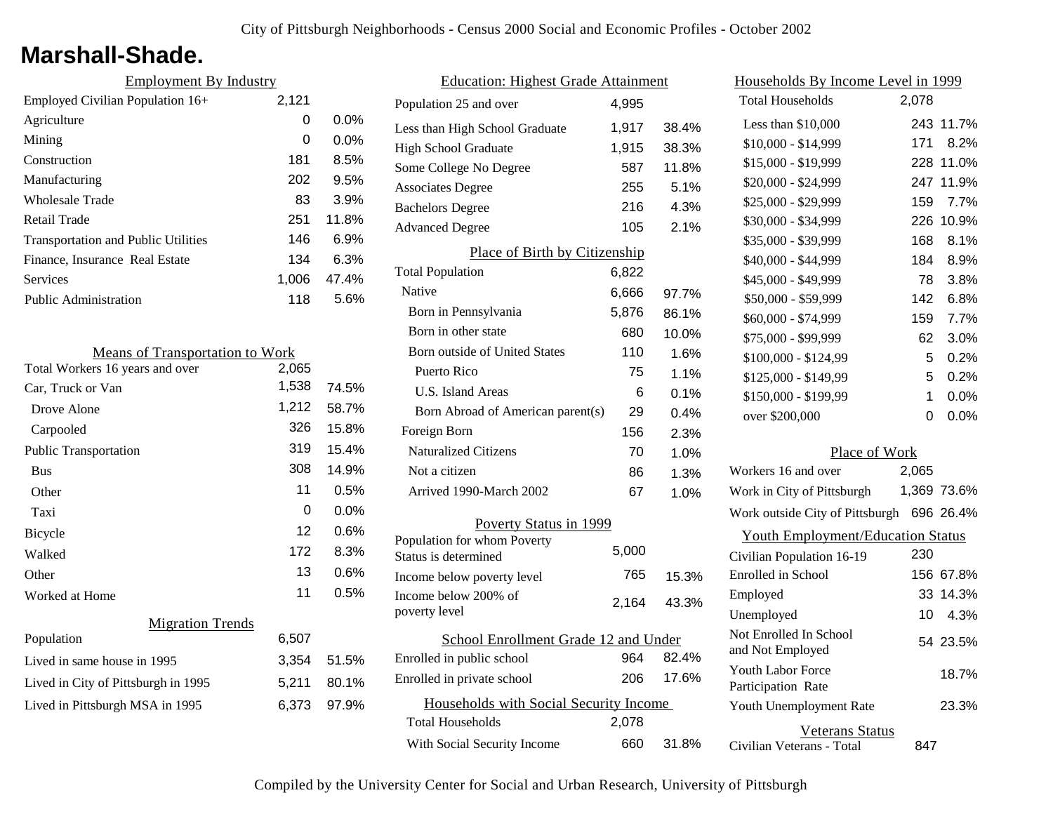City of Pittsburgh Neighborhoods - Census 2000 Social and Economic Profiles - October 2002

# Marshall-Shade.

## Employment By Industry

| Employment By Industry | | |
|---|---|---|
| Employed Civilian Population 16+ | 2,121 | |
| Agriculture | 0 | 0.0% |
| Mining | 0 | 0.0% |
| Construction | 181 | 8.5% |
| Manufacturing | 202 | 9.5% |
| Wholesale Trade | 83 | 3.9% |
| Retail Trade | 251 | 11.8% |
| Transportation and Public Utilities | 146 | 6.9% |
| Finance, Insurance Real Estate | 134 | 6.3% |
| Services | 1,006 | 47.4% |
| Public Administration | 118 | 5.6% |

## Means of Transportation to Work

| Means of Transportation to Work | | |
|---|---|---|
| Total Workers 16 years and over | 2,065 | |
| Car, Truck or Van | 1,538 | 74.5% |
| Drove Alone | 1,212 | 58.7% |
| Carpooled | 326 | 15.8% |
| Public Transportation | 319 | 15.4% |
| Bus | 308 | 14.9% |
| Other | 11 | 0.5% |
| Taxi | 0 | 0.0% |
| Bicycle | 12 | 0.6% |
| Walked | 172 | 8.3% |
| Other | 13 | 0.6% |
| Worked at Home | 11 | 0.5% |

## Migration Trends

| Migration Trends | | |
|---|---|---|
| Population | 6,507 | |
| Lived in same house in 1995 | 3,354 | 51.5% |
| Lived in City of Pittsburgh in 1995 | 5,211 | 80.1% |
| Lived in Pittsburgh MSA in 1995 | 6,373 | 97.9% |

## Education: Highest Grade Attainment

| Education: Highest Grade Attainment | | |
|---|---|---|
| Population 25 and over | 4,995 | |
| Less than High School Graduate | 1,917 | 38.4% |
| High School Graduate | 1,915 | 38.3% |
| Some College No Degree | 587 | 11.8% |
| Associates Degree | 255 | 5.1% |
| Bachelors Degree | 216 | 4.3% |
| Advanced Degree | 105 | 2.1% |

## Place of Birth by Citizenship

| Place of Birth by Citizenship | | |
|---|---|---|
| Total Population | 6,822 | |
| Native | 6,666 | 97.7% |
| Born in Pennsylvania | 5,876 | 86.1% |
| Born in other state | 680 | 10.0% |
| Born outside of United States | 110 | 1.6% |
| Puerto Rico | 75 | 1.1% |
| U.S. Island Areas | 6 | 0.1% |
| Born Abroad of American parent(s) | 29 | 0.4% |
| Foreign Born | 156 | 2.3% |
| Naturalized Citizens | 70 | 1.0% |
| Not a citizen | 86 | 1.3% |
| Arrived 1990-March 2002 | 67 | 1.0% |

## Poverty Status in 1999

| Poverty Status in 1999 | | |
|---|---|---|
| Population for whom Poverty Status is determined | 5,000 | |
| Income below poverty level | 765 | 15.3% |
| Income below 200% of poverty level | 2,164 | 43.3% |

## School Enrollment Grade 12 and Under

| School Enrollment Grade 12 and Under | | |
|---|---|---|
| Enrolled in public school | 964 | 82.4% |
| Enrolled in private school | 206 | 17.6% |

## Households with Social Security Income

| Households with Social Security Income | | |
|---|---|---|
| Total Households | 2,078 | |
| With Social Security Income | 660 | 31.8% |

## Households By Income Level in 1999

| Households By Income Level in 1999 | | |
|---|---|---|
| Total Households | 2,078 | |
| Less than $10,000 | 243 | 11.7% |
| $10,000 - $14,999 | 171 | 8.2% |
| $15,000 - $19,999 | 228 | 11.0% |
| $20,000 - $24,999 | 247 | 11.9% |
| $25,000 - $29,999 | 159 | 7.7% |
| $30,000 - $34,999 | 226 | 10.9% |
| $35,000 - $39,999 | 168 | 8.1% |
| $40,000 - $44,999 | 184 | 8.9% |
| $45,000 - $49,999 | 78 | 3.8% |
| $50,000 - $59,999 | 142 | 6.8% |
| $60,000 - $74,999 | 159 | 7.7% |
| $75,000 - $99,999 | 62 | 3.0% |
| $100,000 - $124,99 | 5 | 0.2% |
| $125,000 - $149,99 | 5 | 0.2% |
| $150,000 - $199,99 | 1 | 0.0% |
| over $200,000 | 0 | 0.0% |

## Place of Work

| Place of Work | | |
|---|---|---|
| Workers 16 and over | 2,065 | |
| Work in City of Pittsburgh | 1,369 | 73.6% |
| Work outside City of Pittsburgh | 696 | 26.4% |

## Youth Employment/Education Status

| Youth Employment/Education Status | | |
|---|---|---|
| Civilian Population 16-19 | 230 | |
| Enrolled in School | 156 | 67.8% |
| Employed | 33 | 14.3% |
| Unemployed | 10 | 4.3% |
| Not Enrolled In School and Not Employed | 54 | 23.5% |
| Youth Labor Force Participation Rate | | 18.7% |
| Youth Unemployment Rate | | 23.3% |

## Veterans Status

| Veterans Status | |
|---|---|
| Civilian Veterans - Total | 847 |

Compiled by the University Center for Social and Urban Research, University of Pittsburgh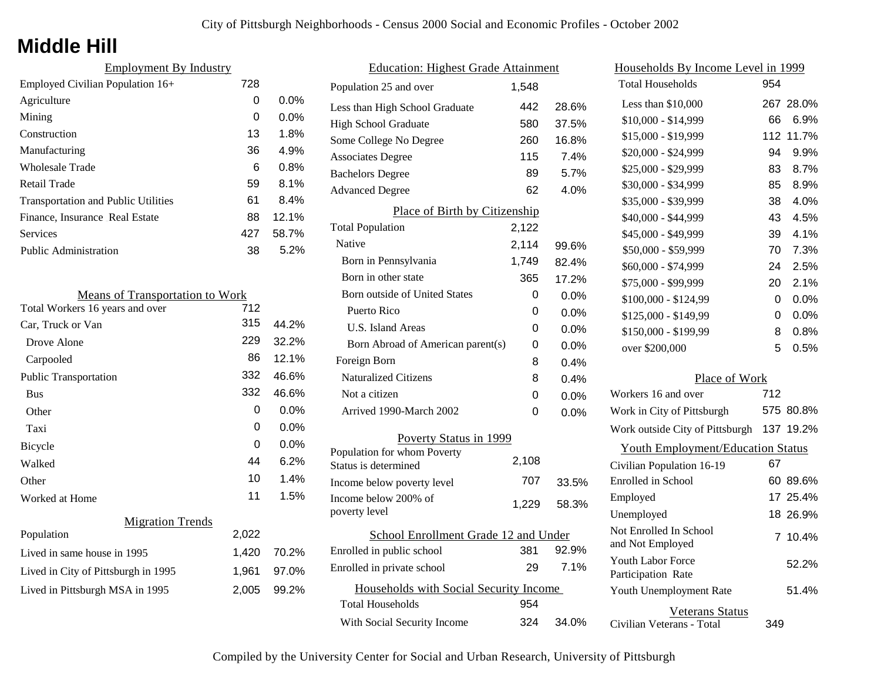City of Pittsburgh Neighborhoods - Census 2000 Social and Economic Profiles - October 2002

# Middle Hill

## Employment By Industry

| Employment By Industry | | |
|---|---|---|
| Employed Civilian Population 16+ | 728 | |
| Agriculture | 0 | 0.0% |
| Mining | 0 | 0.0% |
| Construction | 13 | 1.8% |
| Manufacturing | 36 | 4.9% |
| Wholesale Trade | 6 | 0.8% |
| Retail Trade | 59 | 8.1% |
| Transportation and Public Utilities | 61 | 8.4% |
| Finance, Insurance Real Estate | 88 | 12.1% |
| Services | 427 | 58.7% |
| Public Administration | 38 | 5.2% |

## Means of Transportation to Work

| Means of Transportation to Work | | |
|---|---|---|
| Total Workers 16 years and over | 712 | |
| Car, Truck or Van | 315 | 44.2% |
| Drove Alone | 229 | 32.2% |
| Carpooled | 86 | 12.1% |
| Public Transportation | 332 | 46.6% |
| Bus | 332 | 46.6% |
| Other | 0 | 0.0% |
| Taxi | 0 | 0.0% |
| Bicycle | 0 | 0.0% |
| Walked | 44 | 6.2% |
| Other | 10 | 1.4% |
| Worked at Home | 11 | 1.5% |

## Migration Trends

| Migration Trends | | |
|---|---|---|
| Population | 2,022 | |
| Lived in same house in 1995 | 1,420 | 70.2% |
| Lived in City of Pittsburgh in 1995 | 1,961 | 97.0% |
| Lived in Pittsburgh MSA in 1995 | 2,005 | 99.2% |

## Education: Highest Grade Attainment

| Education: Highest Grade Attainment | | |
|---|---|---|
| Population 25 and over | 1,548 | |
| Less than High School Graduate | 442 | 28.6% |
| High School Graduate | 580 | 37.5% |
| Some College No Degree | 260 | 16.8% |
| Associates Degree | 115 | 7.4% |
| Bachelors Degree | 89 | 5.7% |
| Advanced Degree | 62 | 4.0% |

## Place of Birth by Citizenship

| Place of Birth by Citizenship | | |
|---|---|---|
| Total Population | 2,122 | |
| Native | 2,114 | 99.6% |
| Born in Pennsylvania | 1,749 | 82.4% |
| Born in other state | 365 | 17.2% |
| Born outside of United States | 0 | 0.0% |
| Puerto Rico | 0 | 0.0% |
| U.S. Island Areas | 0 | 0.0% |
| Born Abroad of American parent(s) | 0 | 0.0% |
| Foreign Born | 8 | 0.4% |
| Naturalized Citizens | 8 | 0.4% |
| Not a citizen | 0 | 0.0% |
| Arrived 1990-March 2002 | 0 | 0.0% |

## Poverty Status in 1999

| Poverty Status in 1999 | | |
|---|---|---|
| Population for whom Poverty Status is determined | 2,108 | |
| Income below poverty level | 707 | 33.5% |
| Income below 200% of poverty level | 1,229 | 58.3% |

## School Enrollment Grade 12 and Under

| School Enrollment Grade 12 and Under | | |
|---|---|---|
| Enrolled in public school | 381 | 92.9% |
| Enrolled in private school | 29 | 7.1% |

## Households with Social Security Income

| Households with Social Security Income | | |
|---|---|---|
| Total Households | 954 | |
| With Social Security Income | 324 | 34.0% |

## Households By Income Level in 1999

| Households By Income Level in 1999 | | |
|---|---|---|
| Total Households | 954 | |
| Less than $10,000 | 267 | 28.0% |
| $10,000 - $14,999 | 66 | 6.9% |
| $15,000 - $19,999 | 112 | 11.7% |
| $20,000 - $24,999 | 94 | 9.9% |
| $25,000 - $29,999 | 83 | 8.7% |
| $30,000 - $34,999 | 85 | 8.9% |
| $35,000 - $39,999 | 38 | 4.0% |
| $40,000 - $44,999 | 43 | 4.5% |
| $45,000 - $49,999 | 39 | 4.1% |
| $50,000 - $59,999 | 70 | 7.3% |
| $60,000 - $74,999 | 24 | 2.5% |
| $75,000 - $99,999 | 20 | 2.1% |
| $100,000 - $124,99 | 0 | 0.0% |
| $125,000 - $149,99 | 0 | 0.0% |
| $150,000 - $199,99 | 8 | 0.8% |
| over $200,000 | 5 | 0.5% |

## Place of Work

| Place of Work | | |
|---|---|---|
| Workers 16 and over | 712 | |
| Work in City of Pittsburgh | 575 | 80.8% |
| Work outside City of Pittsburgh | 137 | 19.2% |

## Youth Employment/Education Status

| Youth Employment/Education Status | | |
|---|---|---|
| Civilian Population 16-19 | 67 | |
| Enrolled in School | 60 | 89.6% |
| Employed | 17 | 25.4% |
| Unemployed | 18 | 26.9% |
| Not Enrolled In School and Not Employed | 7 | 10.4% |
| Youth Labor Force Participation Rate | | 52.2% |
| Youth Unemployment Rate | | 51.4% |

## Veterans Status

| Veterans Status | |
|---|---|
| Civilian Veterans - Total | 349 |

Compiled by the University Center for Social and Urban Research, University of Pittsburgh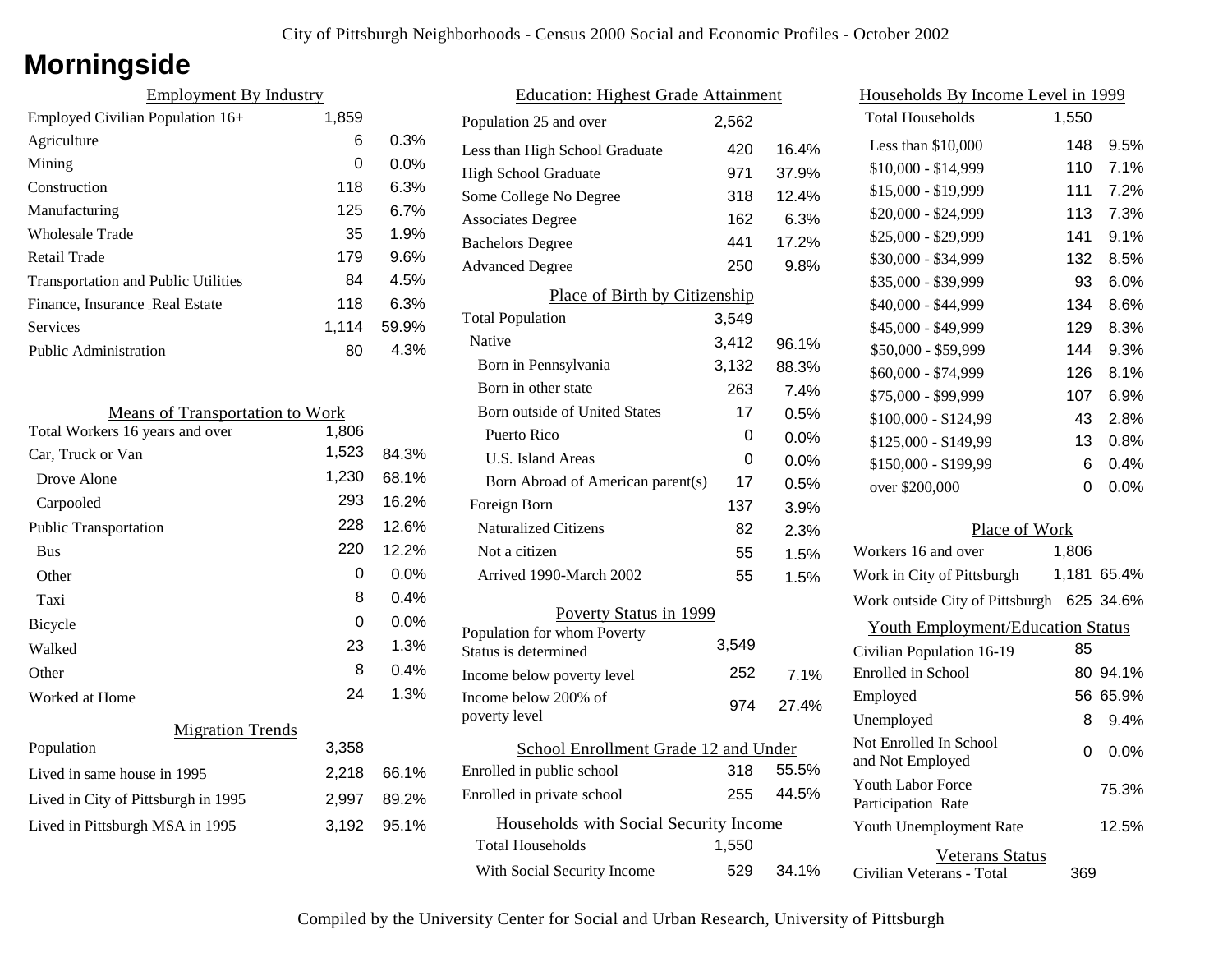City of Pittsburgh Neighborhoods - Census 2000 Social and Economic Profiles - October 2002

# Morningside

## Employment By Industry

| | | |
|---|---|---|
| Employed Civilian Population 16+ | 1,859 | |
| Agriculture | 6 | 0.3% |
| Mining | 0 | 0.0% |
| Construction | 118 | 6.3% |
| Manufacturing | 125 | 6.7% |
| Wholesale Trade | 35 | 1.9% |
| Retail Trade | 179 | 9.6% |
| Transportation and Public Utilities | 84 | 4.5% |
| Finance, Insurance Real Estate | 118 | 6.3% |
| Services | 1,114 | 59.9% |
| Public Administration | 80 | 4.3% |

## Means of Transportation to Work

| | | |
|---|---|---|
| Total Workers 16 years and over | 1,806 | |
| Car, Truck or Van | 1,523 | 84.3% |
| Drove Alone | 1,230 | 68.1% |
| Carpooled | 293 | 16.2% |
| Public Transportation | 228 | 12.6% |
| Bus | 220 | 12.2% |
| Other | 0 | 0.0% |
| Taxi | 8 | 0.4% |
| Bicycle | 0 | 0.0% |
| Walked | 23 | 1.3% |
| Other | 8 | 0.4% |
| Worked at Home | 24 | 1.3% |

## Migration Trends

| | | |
|---|---|---|
| Population | 3,358 | |
| Lived in same house in 1995 | 2,218 | 66.1% |
| Lived in City of Pittsburgh in 1995 | 2,997 | 89.2% |
| Lived in Pittsburgh MSA in 1995 | 3,192 | 95.1% |

## Education: Highest Grade Attainment

| | | |
|---|---|---|
| Population 25 and over | 2,562 | |
| Less than High School Graduate | 420 | 16.4% |
| High School Graduate | 971 | 37.9% |
| Some College No Degree | 318 | 12.4% |
| Associates Degree | 162 | 6.3% |
| Bachelors Degree | 441 | 17.2% |
| Advanced Degree | 250 | 9.8% |

## Place of Birth by Citizenship

| | | |
|---|---|---|
| Total Population | 3,549 | |
| Native | 3,412 | 96.1% |
| Born in Pennsylvania | 3,132 | 88.3% |
| Born in other state | 263 | 7.4% |
| Born outside of United States | 17 | 0.5% |
| Puerto Rico | 0 | 0.0% |
| U.S. Island Areas | 0 | 0.0% |
| Born Abroad of American parent(s) | 17 | 0.5% |
| Foreign Born | 137 | 3.9% |
| Naturalized Citizens | 82 | 2.3% |
| Not a citizen | 55 | 1.5% |
| Arrived 1990-March 2002 | 55 | 1.5% |

## Poverty Status in 1999

| | | |
|---|---|---|
| Population for whom Poverty Status is determined | 3,549 | |
| Income below poverty level | 252 | 7.1% |
| Income below 200% of poverty level | 974 | 27.4% |

## School Enrollment Grade 12 and Under

| | | |
|---|---|---|
| Enrolled in public school | 318 | 55.5% |
| Enrolled in private school | 255 | 44.5% |

## Households with Social Security Income

| | | |
|---|---|---|
| Total Households | 1,550 | |
| With Social Security Income | 529 | 34.1% |

## Households By Income Level in 1999

| | | |
|---|---|---|
| Total Households | 1,550 | |
| Less than $10,000 | 148 | 9.5% |
| $10,000 - $14,999 | 110 | 7.1% |
| $15,000 - $19,999 | 111 | 7.2% |
| $20,000 - $24,999 | 113 | 7.3% |
| $25,000 - $29,999 | 141 | 9.1% |
| $30,000 - $34,999 | 132 | 8.5% |
| $35,000 - $39,999 | 93 | 6.0% |
| $40,000 - $44,999 | 134 | 8.6% |
| $45,000 - $49,999 | 129 | 8.3% |
| $50,000 - $59,999 | 144 | 9.3% |
| $60,000 - $74,999 | 126 | 8.1% |
| $75,000 - $99,999 | 107 | 6.9% |
| $100,000 - $124,99 | 43 | 2.8% |
| $125,000 - $149,99 | 13 | 0.8% |
| $150,000 - $199,99 | 6 | 0.4% |
| over $200,000 | 0 | 0.0% |

## Place of Work

| | | |
|---|---|---|
| Workers 16 and over | 1,806 | |
| Work in City of Pittsburgh | 1,181 | 65.4% |
| Work outside City of Pittsburgh | 625 | 34.6% |

## Youth Employment/Education Status

| | | |
|---|---|---|
| Civilian Population 16-19 | 85 | |
| Enrolled in School | 80 | 94.1% |
| Employed | 56 | 65.9% |
| Unemployed | 8 | 9.4% |
| Not Enrolled In School and Not Employed | 0 | 0.0% |
| Youth Labor Force Participation Rate | | 75.3% |
| Youth Unemployment Rate | | 12.5% |

## Veterans Status

| | |
|---|---|
| Civilian Veterans - Total | 369 |

Compiled by the University Center for Social and Urban Research, University of Pittsburgh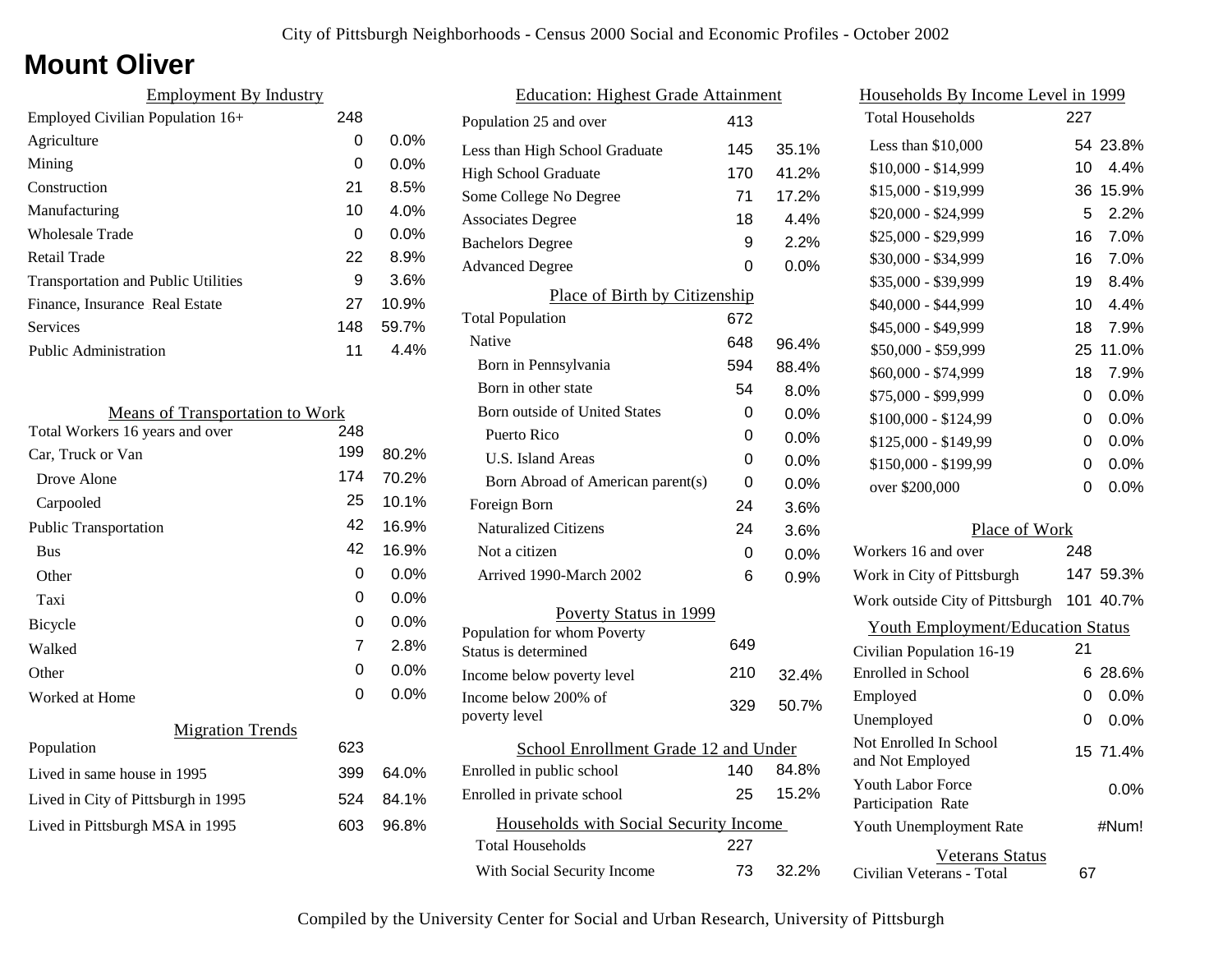City of Pittsburgh Neighborhoods - Census 2000 Social and Economic Profiles - October 2002

# Mount Oliver

## Employment By Industry

| | | |
|---|---|---|
| Employed Civilian Population 16+ | 248 | |
| Agriculture | 0 | 0.0% |
| Mining | 0 | 0.0% |
| Construction | 21 | 8.5% |
| Manufacturing | 10 | 4.0% |
| Wholesale Trade | 0 | 0.0% |
| Retail Trade | 22 | 8.9% |
| Transportation and Public Utilities | 9 | 3.6% |
| Finance, Insurance Real Estate | 27 | 10.9% |
| Services | 148 | 59.7% |
| Public Administration | 11 | 4.4% |

## Means of Transportation to Work

| | | |
|---|---|---|
| Total Workers 16 years and over | 248 | |
| Car, Truck or Van | 199 | 80.2% |
| Drove Alone | 174 | 70.2% |
| Carpooled | 25 | 10.1% |
| Public Transportation | 42 | 16.9% |
| Bus | 42 | 16.9% |
| Other | 0 | 0.0% |
| Taxi | 0 | 0.0% |
| Bicycle | 0 | 0.0% |
| Walked | 7 | 2.8% |
| Other | 0 | 0.0% |
| Worked at Home | 0 | 0.0% |

## Migration Trends

| | | |
|---|---|---|
| Population | 623 | |
| Lived in same house in 1995 | 399 | 64.0% |
| Lived in City of Pittsburgh in 1995 | 524 | 84.1% |
| Lived in Pittsburgh MSA in 1995 | 603 | 96.8% |

## Education: Highest Grade Attainment

| | | |
|---|---|---|
| Population 25 and over | 413 | |
| Less than High School Graduate | 145 | 35.1% |
| High School Graduate | 170 | 41.2% |
| Some College No Degree | 71 | 17.2% |
| Associates Degree | 18 | 4.4% |
| Bachelors Degree | 9 | 2.2% |
| Advanced Degree | 0 | 0.0% |

## Place of Birth by Citizenship

| | | |
|---|---|---|
| Total Population | 672 | |
| Native | 648 | 96.4% |
| Born in Pennsylvania | 594 | 88.4% |
| Born in other state | 54 | 8.0% |
| Born outside of United States | 0 | 0.0% |
| Puerto Rico | 0 | 0.0% |
| U.S. Island Areas | 0 | 0.0% |
| Born Abroad of American parent(s) | 0 | 0.0% |
| Foreign Born | 24 | 3.6% |
| Naturalized Citizens | 24 | 3.6% |
| Not a citizen | 0 | 0.0% |
| Arrived 1990-March 2002 | 6 | 0.9% |

## Poverty Status in 1999

| | | |
|---|---|---|
| Population for whom Poverty Status is determined | 649 | |
| Income below poverty level | 210 | 32.4% |
| Income below 200% of poverty level | 329 | 50.7% |

## School Enrollment Grade 12 and Under

| | | |
|---|---|---|
| Enrolled in public school | 140 | 84.8% |
| Enrolled in private school | 25 | 15.2% |

## Households with Social Security Income

| | | |
|---|---|---|
| Total Households | 227 | |
| With Social Security Income | 73 | 32.2% |

## Households By Income Level in 1999

| | | |
|---|---|---|
| Total Households | 227 | |
| Less than $10,000 | 54 | 23.8% |
| $10,000 - $14,999 | 10 | 4.4% |
| $15,000 - $19,999 | 36 | 15.9% |
| $20,000 - $24,999 | 5 | 2.2% |
| $25,000 - $29,999 | 16 | 7.0% |
| $30,000 - $34,999 | 16 | 7.0% |
| $35,000 - $39,999 | 19 | 8.4% |
| $40,000 - $44,999 | 10 | 4.4% |
| $45,000 - $49,999 | 18 | 7.9% |
| $50,000 - $59,999 | 25 | 11.0% |
| $60,000 - $74,999 | 18 | 7.9% |
| $75,000 - $99,999 | 0 | 0.0% |
| $100,000 - $124,99 | 0 | 0.0% |
| $125,000 - $149,99 | 0 | 0.0% |
| $150,000 - $199,99 | 0 | 0.0% |
| over $200,000 | 0 | 0.0% |

## Place of Work

| | | |
|---|---|---|
| Workers 16 and over | 248 | |
| Work in City of Pittsburgh | 147 | 59.3% |
| Work outside City of Pittsburgh | 101 | 40.7% |

## Youth Employment/Education Status

| | | |
|---|---|---|
| Civilian Population 16-19 | 21 | |
| Enrolled in School | 6 | 28.6% |
| Employed | 0 | 0.0% |
| Unemployed | 0 | 0.0% |
| Not Enrolled In School and Not Employed | 15 | 71.4% |
| Youth Labor Force Participation Rate | | 0.0% |
| Youth Unemployment Rate | | #Num! |

## Veterans Status

| | |
|---|---|
| Civilian Veterans - Total | 67 |

Compiled by the University Center for Social and Urban Research, University of Pittsburgh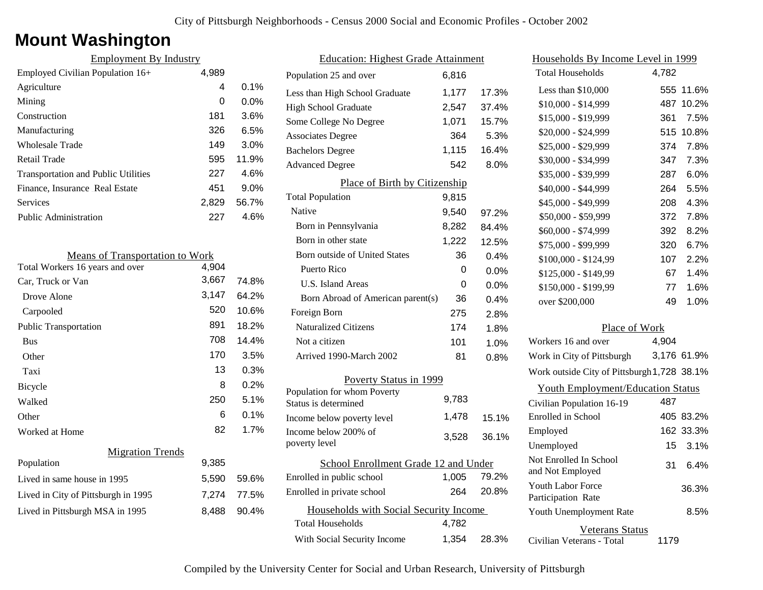City of Pittsburgh Neighborhoods - Census 2000 Social and Economic Profiles - October 2002

# Mount Washington

## Employment By Industry

| | | |
|---|---|---|
| Employed Civilian Population 16+ | 4,989 | |
| Agriculture | 4 | 0.1% |
| Mining | 0 | 0.0% |
| Construction | 181 | 3.6% |
| Manufacturing | 326 | 6.5% |
| Wholesale Trade | 149 | 3.0% |
| Retail Trade | 595 | 11.9% |
| Transportation and Public Utilities | 227 | 4.6% |
| Finance, Insurance Real Estate | 451 | 9.0% |
| Services | 2,829 | 56.7% |
| Public Administration | 227 | 4.6% |

## Means of Transportation to Work

| | | |
|---|---|---|
| Total Workers 16 years and over | 4,904 | |
| Car, Truck or Van | 3,667 | 74.8% |
| Drove Alone | 3,147 | 64.2% |
| Carpooled | 520 | 10.6% |
| Public Transportation | 891 | 18.2% |
| Bus | 708 | 14.4% |
| Other | 170 | 3.5% |
| Taxi | 13 | 0.3% |
| Bicycle | 8 | 0.2% |
| Walked | 250 | 5.1% |
| Other | 6 | 0.1% |
| Worked at Home | 82 | 1.7% |

## Migration Trends

| | | |
|---|---|---|
| Population | 9,385 | |
| Lived in same house in 1995 | 5,590 | 59.6% |
| Lived in City of Pittsburgh in 1995 | 7,274 | 77.5% |
| Lived in Pittsburgh MSA in 1995 | 8,488 | 90.4% |

## Education: Highest Grade Attainment

| | | |
|---|---|---|
| Population 25 and over | 6,816 | |
| Less than High School Graduate | 1,177 | 17.3% |
| High School Graduate | 2,547 | 37.4% |
| Some College No Degree | 1,071 | 15.7% |
| Associates Degree | 364 | 5.3% |
| Bachelors Degree | 1,115 | 16.4% |
| Advanced Degree | 542 | 8.0% |

## Place of Birth by Citizenship

| | | |
|---|---|---|
| Total Population | 9,815 | |
| Native | 9,540 | 97.2% |
| Born in Pennsylvania | 8,282 | 84.4% |
| Born in other state | 1,222 | 12.5% |
| Born outside of United States | 36 | 0.4% |
| Puerto Rico | 0 | 0.0% |
| U.S. Island Areas | 0 | 0.0% |
| Born Abroad of American parent(s) | 36 | 0.4% |
| Foreign Born | 275 | 2.8% |
| Naturalized Citizens | 174 | 1.8% |
| Not a citizen | 101 | 1.0% |
| Arrived 1990-March 2002 | 81 | 0.8% |

## Poverty Status in 1999

| | | |
|---|---|---|
| Population for whom Poverty Status is determined | 9,783 | |
| Income below poverty level | 1,478 | 15.1% |
| Income below 200% of poverty level | 3,528 | 36.1% |

## School Enrollment Grade 12 and Under

| | | |
|---|---|---|
| Enrolled in public school | 1,005 | 79.2% |
| Enrolled in private school | 264 | 20.8% |

## Households with Social Security Income

| | | |
|---|---|---|
| Total Households | 4,782 | |
| With Social Security Income | 1,354 | 28.3% |

## Households By Income Level in 1999

| | | |
|---|---|---|
| Total Households | 4,782 | |
| Less than $10,000 | 555 | 11.6% |
| $10,000 - $14,999 | 487 | 10.2% |
| $15,000 - $19,999 | 361 | 7.5% |
| $20,000 - $24,999 | 515 | 10.8% |
| $25,000 - $29,999 | 374 | 7.8% |
| $30,000 - $34,999 | 347 | 7.3% |
| $35,000 - $39,999 | 287 | 6.0% |
| $40,000 - $44,999 | 264 | 5.5% |
| $45,000 - $49,999 | 208 | 4.3% |
| $50,000 - $59,999 | 372 | 7.8% |
| $60,000 - $74,999 | 392 | 8.2% |
| $75,000 - $99,999 | 320 | 6.7% |
| $100,000 - $124,99 | 107 | 2.2% |
| $125,000 - $149,99 | 67 | 1.4% |
| $150,000 - $199,99 | 77 | 1.6% |
| over $200,000 | 49 | 1.0% |

## Place of Work

| | | |
|---|---|---|
| Workers 16 and over | 4,904 | |
| Work in City of Pittsburgh | 3,176 | 61.9% |
| Work outside City of Pittsburgh | 1,728 | 38.1% |

## Youth Employment/Education Status

| | | |
|---|---|---|
| Civilian Population 16-19 | 487 | |
| Enrolled in School | 405 | 83.2% |
| Employed | 162 | 33.3% |
| Unemployed | 15 | 3.1% |
| Not Enrolled In School and Not Employed | 31 | 6.4% |
| Youth Labor Force Participation Rate | | 36.3% |
| Youth Unemployment Rate | | 8.5% |

## Veterans Status

| | |
|---|---|
| Civilian Veterans - Total | 1179 |

Compiled by the University Center for Social and Urban Research, University of Pittsburgh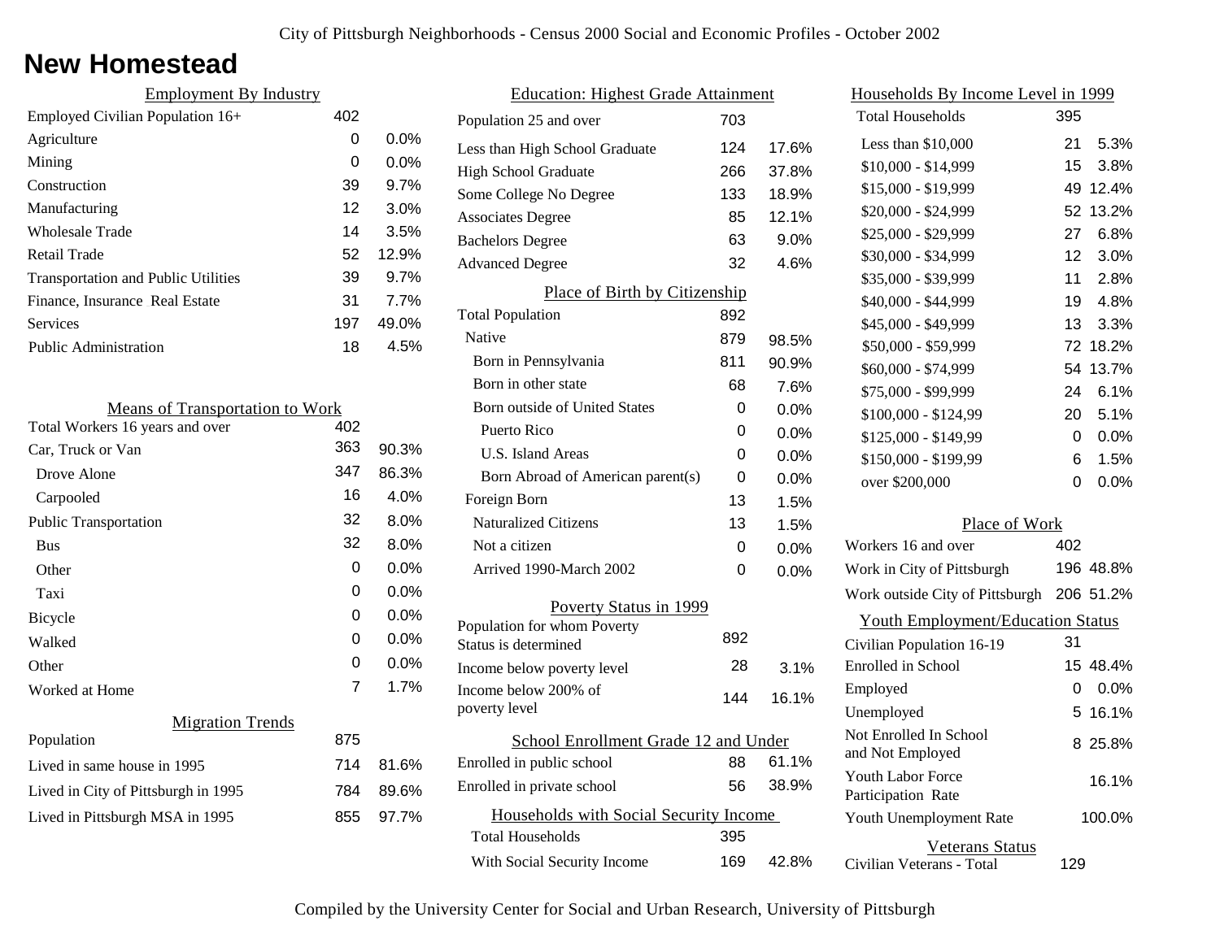City of Pittsburgh Neighborhoods - Census 2000 Social and Economic Profiles - October 2002

# New Homestead

## Employment By Industry

| | | |
|---|---|---|
| Employed Civilian Population 16+ | 402 | |
| Agriculture | 0 | 0.0% |
| Mining | 0 | 0.0% |
| Construction | 39 | 9.7% |
| Manufacturing | 12 | 3.0% |
| Wholesale Trade | 14 | 3.5% |
| Retail Trade | 52 | 12.9% |
| Transportation and Public Utilities | 39 | 9.7% |
| Finance, Insurance Real Estate | 31 | 7.7% |
| Services | 197 | 49.0% |
| Public Administration | 18 | 4.5% |

## Means of Transportation to Work

| | | |
|---|---|---|
| Total Workers 16 years and over | 402 | |
| Car, Truck or Van | 363 | 90.3% |
| Drove Alone | 347 | 86.3% |
| Carpooled | 16 | 4.0% |
| Public Transportation | 32 | 8.0% |
| Bus | 32 | 8.0% |
| Other | 0 | 0.0% |
| Taxi | 0 | 0.0% |
| Bicycle | 0 | 0.0% |
| Walked | 0 | 0.0% |
| Other | 0 | 0.0% |
| Worked at Home | 7 | 1.7% |

## Migration Trends

| | | |
|---|---|---|
| Population | 875 | |
| Lived in same house in 1995 | 714 | 81.6% |
| Lived in City of Pittsburgh in 1995 | 784 | 89.6% |
| Lived in Pittsburgh MSA in 1995 | 855 | 97.7% |

## Education: Highest Grade Attainment

| | | |
|---|---|---|
| Population 25 and over | 703 | |
| Less than High School Graduate | 124 | 17.6% |
| High School Graduate | 266 | 37.8% |
| Some College No Degree | 133 | 18.9% |
| Associates Degree | 85 | 12.1% |
| Bachelors Degree | 63 | 9.0% |
| Advanced Degree | 32 | 4.6% |

## Place of Birth by Citizenship

| | | |
|---|---|---|
| Total Population | 892 | |
| Native | 879 | 98.5% |
| Born in Pennsylvania | 811 | 90.9% |
| Born in other state | 68 | 7.6% |
| Born outside of United States | 0 | 0.0% |
| Puerto Rico | 0 | 0.0% |
| U.S. Island Areas | 0 | 0.0% |
| Born Abroad of American parent(s) | 0 | 0.0% |
| Foreign Born | 13 | 1.5% |
| Naturalized Citizens | 13 | 1.5% |
| Not a citizen | 0 | 0.0% |
| Arrived 1990-March 2002 | 0 | 0.0% |

## Poverty Status in 1999

| | | |
|---|---|---|
| Population for whom Poverty Status is determined | 892 | |
| Income below poverty level | 28 | 3.1% |
| Income below 200% of poverty level | 144 | 16.1% |

## School Enrollment Grade 12 and Under

| | | |
|---|---|---|
| Enrolled in public school | 88 | 61.1% |
| Enrolled in private school | 56 | 38.9% |

## Households with Social Security Income

| | | |
|---|---|---|
| Total Households | 395 | |
| With Social Security Income | 169 | 42.8% |

## Households By Income Level in 1999

| | | |
|---|---|---|
| Total Households | 395 | |
| Less than $10,000 | 21 | 5.3% |
| $10,000 - $14,999 | 15 | 3.8% |
| $15,000 - $19,999 | 49 | 12.4% |
| $20,000 - $24,999 | 52 | 13.2% |
| $25,000 - $29,999 | 27 | 6.8% |
| $30,000 - $34,999 | 12 | 3.0% |
| $35,000 - $39,999 | 11 | 2.8% |
| $40,000 - $44,999 | 19 | 4.8% |
| $45,000 - $49,999 | 13 | 3.3% |
| $50,000 - $59,999 | 72 | 18.2% |
| $60,000 - $74,999 | 54 | 13.7% |
| $75,000 - $99,999 | 24 | 6.1% |
| $100,000 - $124,99 | 20 | 5.1% |
| $125,000 - $149,99 | 0 | 0.0% |
| $150,000 - $199,99 | 6 | 1.5% |
| over $200,000 | 0 | 0.0% |

## Place of Work

| | | |
|---|---|---|
| Workers 16 and over | 402 | |
| Work in City of Pittsburgh | 196 | 48.8% |
| Work outside City of Pittsburgh | 206 | 51.2% |

## Youth Employment/Education Status

| | | |
|---|---|---|
| Civilian Population 16-19 | 31 | |
| Enrolled in School | 15 | 48.4% |
| Employed | 0 | 0.0% |
| Unemployed | 5 | 16.1% |
| Not Enrolled In School and Not Employed | 8 | 25.8% |
| Youth Labor Force Participation Rate | | 16.1% |
| Youth Unemployment Rate | | 100.0% |

## Veterans Status

| | |
|---|---|
| Civilian Veterans - Total | 129 |

Compiled by the University Center for Social and Urban Research, University of Pittsburgh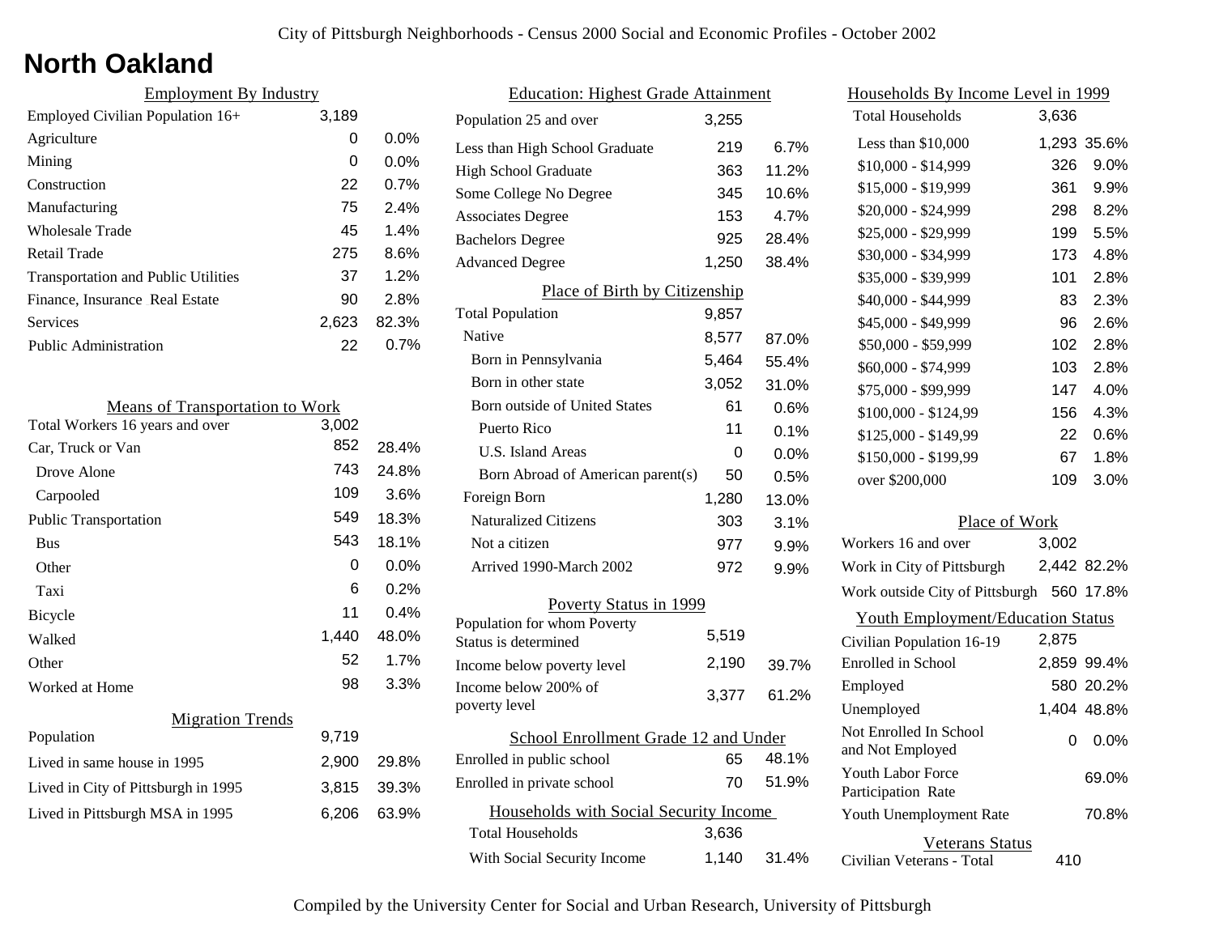# North Oakland

## Employment By Industry

| | | |
|---|---|---|
| Employed Civilian Population 16+ | 3,189 | |
| Agriculture | 0 | 0.0% |
| Mining | 0 | 0.0% |
| Construction | 22 | 0.7% |
| Manufacturing | 75 | 2.4% |
| Wholesale Trade | 45 | 1.4% |
| Retail Trade | 275 | 8.6% |
| Transportation and Public Utilities | 37 | 1.2% |
| Finance, Insurance Real Estate | 90 | 2.8% |
| Services | 2,623 | 82.3% |
| Public Administration | 22 | 0.7% |

## Means of Transportation to Work

| | | |
|---|---|---|
| Total Workers 16 years and over | 3,002 | |
| Car, Truck or Van | 852 | 28.4% |
| Drove Alone | 743 | 24.8% |
| Carpooled | 109 | 3.6% |
| Public Transportation | 549 | 18.3% |
| Bus | 543 | 18.1% |
| Other | 0 | 0.0% |
| Taxi | 6 | 0.2% |
| Bicycle | 11 | 0.4% |
| Walked | 1,440 | 48.0% |
| Other | 52 | 1.7% |
| Worked at Home | 98 | 3.3% |

## Migration Trends

| | | |
|---|---|---|
| Population | 9,719 | |
| Lived in same house in 1995 | 2,900 | 29.8% |
| Lived in City of Pittsburgh in 1995 | 3,815 | 39.3% |
| Lived in Pittsburgh MSA in 1995 | 6,206 | 63.9% |

## Education: Highest Grade Attainment

| | | |
|---|---|---|
| Population 25 and over | 3,255 | |
| Less than High School Graduate | 219 | 6.7% |
| High School Graduate | 363 | 11.2% |
| Some College No Degree | 345 | 10.6% |
| Associates Degree | 153 | 4.7% |
| Bachelors Degree | 925 | 28.4% |
| Advanced Degree | 1,250 | 38.4% |

## Place of Birth by Citizenship

| | | |
|---|---|---|
| Total Population | 9,857 | |
| Native | 8,577 | 87.0% |
| Born in Pennsylvania | 5,464 | 55.4% |
| Born in other state | 3,052 | 31.0% |
| Born outside of United States | 61 | 0.6% |
| Puerto Rico | 11 | 0.1% |
| U.S. Island Areas | 0 | 0.0% |
| Born Abroad of American parent(s) | 50 | 0.5% |
| Foreign Born | 1,280 | 13.0% |
| Naturalized Citizens | 303 | 3.1% |
| Not a citizen | 977 | 9.9% |
| Arrived 1990-March 2002 | 972 | 9.9% |

## Poverty Status in 1999

| | | |
|---|---|---|
| Population for whom Poverty Status is determined | 5,519 | |
| Income below poverty level | 2,190 | 39.7% |
| Income below 200% of poverty level | 3,377 | 61.2% |

## School Enrollment Grade 12 and Under

| | | |
|---|---|---|
| Enrolled in public school | 65 | 48.1% |
| Enrolled in private school | 70 | 51.9% |

## Households with Social Security Income

| | | |
|---|---|---|
| Total Households | 3,636 | |
| With Social Security Income | 1,140 | 31.4% |

## Households By Income Level in 1999

| | | |
|---|---|---|
| Total Households | 3,636 | |
| Less than $10,000 | 1,293 | 35.6% |
| $10,000 - $14,999 | 326 | 9.0% |
| $15,000 - $19,999 | 361 | 9.9% |
| $20,000 - $24,999 | 298 | 8.2% |
| $25,000 - $29,999 | 199 | 5.5% |
| $30,000 - $34,999 | 173 | 4.8% |
| $35,000 - $39,999 | 101 | 2.8% |
| $40,000 - $44,999 | 83 | 2.3% |
| $45,000 - $49,999 | 96 | 2.6% |
| $50,000 - $59,999 | 102 | 2.8% |
| $60,000 - $74,999 | 103 | 2.8% |
| $75,000 - $99,999 | 147 | 4.0% |
| $100,000 - $124,99 | 156 | 4.3% |
| $125,000 - $149,99 | 22 | 0.6% |
| $150,000 - $199,99 | 67 | 1.8% |
| over $200,000 | 109 | 3.0% |

## Place of Work

| | | |
|---|---|---|
| Workers 16 and over | 3,002 | |
| Work in City of Pittsburgh | 2,442 | 82.2% |
| Work outside City of Pittsburgh | 560 | 17.8% |

## Youth Employment/Education Status

| | | |
|---|---|---|
| Civilian Population 16-19 | 2,875 | |
| Enrolled in School | 2,859 | 99.4% |
| Employed | 580 | 20.2% |
| Unemployed | 1,404 | 48.8% |
| Not Enrolled In School and Not Employed | 0 | 0.0% |
| Youth Labor Force Participation Rate | | 69.0% |
| Youth Unemployment Rate | | 70.8% |

## Veterans Status

| | |
|---|---|
| Civilian Veterans - Total | 410 |

Compiled by the University Center for Social and Urban Research, University of Pittsburgh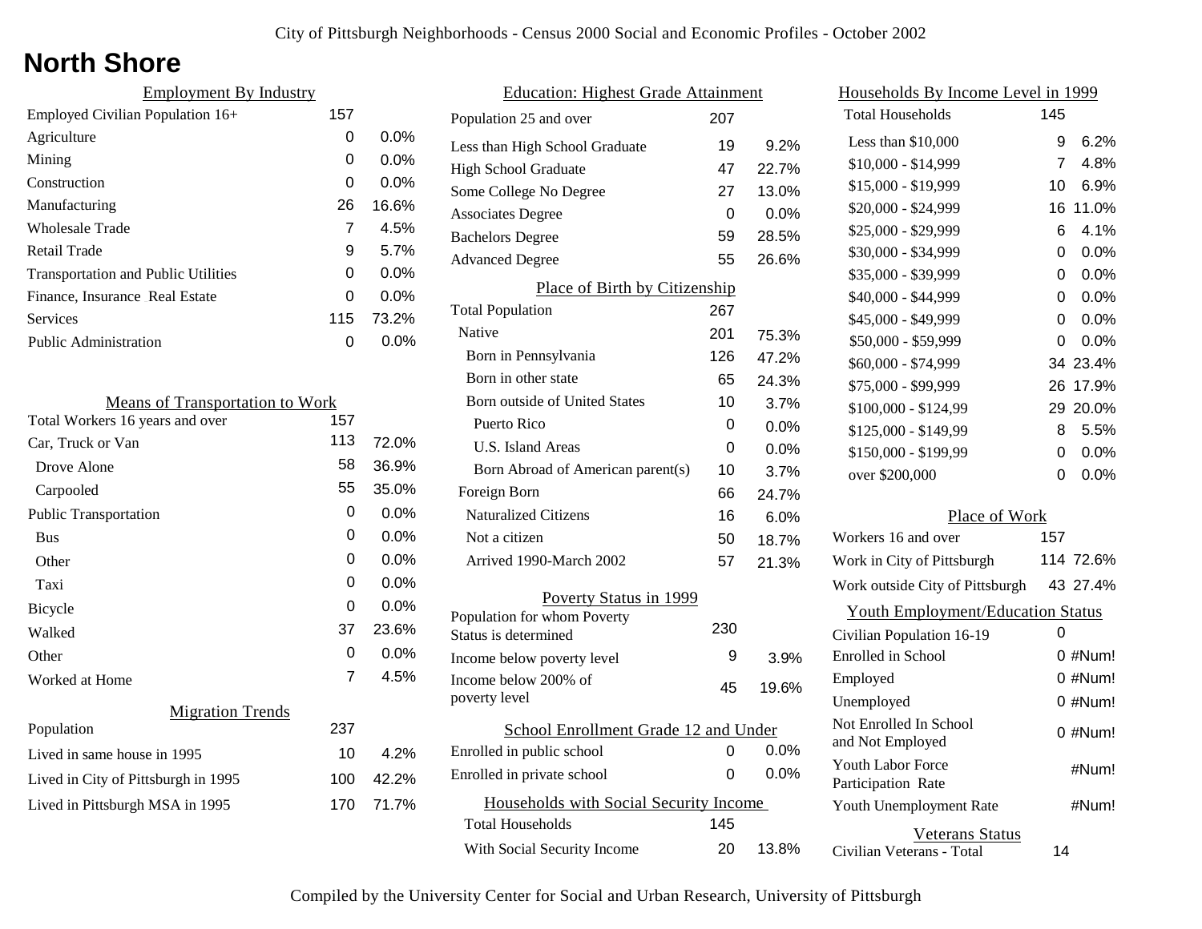# North Shore

## Employment By Industry

| Employment By Industry | | |
|---|---|---|
| Employed Civilian Population 16+ | 157 | |
| Agriculture | 0 | 0.0% |
| Mining | 0 | 0.0% |
| Construction | 0 | 0.0% |
| Manufacturing | 26 | 16.6% |
| Wholesale Trade | 7 | 4.5% |
| Retail Trade | 9 | 5.7% |
| Transportation and Public Utilities | 0 | 0.0% |
| Finance, Insurance Real Estate | 0 | 0.0% |
| Services | 115 | 73.2% |
| Public Administration | 0 | 0.0% |

## Means of Transportation to Work

| Means of Transportation to Work | | |
|---|---|---|
| Total Workers 16 years and over | 157 | |
| Car, Truck or Van | 113 | 72.0% |
| Drove Alone | 58 | 36.9% |
| Carpooled | 55 | 35.0% |
| Public Transportation | 0 | 0.0% |
| Bus | 0 | 0.0% |
| Other | 0 | 0.0% |
| Taxi | 0 | 0.0% |
| Bicycle | 0 | 0.0% |
| Walked | 37 | 23.6% |
| Other | 0 | 0.0% |
| Worked at Home | 7 | 4.5% |

## Migration Trends

| Migration Trends | | |
|---|---|---|
| Population | 237 | |
| Lived in same house in 1995 | 10 | 4.2% |
| Lived in City of Pittsburgh in 1995 | 100 | 42.2% |
| Lived in Pittsburgh MSA in 1995 | 170 | 71.7% |

## Education: Highest Grade Attainment

| Education: Highest Grade Attainment | | |
|---|---|---|
| Population 25 and over | 207 | |
| Less than High School Graduate | 19 | 9.2% |
| High School Graduate | 47 | 22.7% |
| Some College No Degree | 27 | 13.0% |
| Associates Degree | 0 | 0.0% |
| Bachelors Degree | 59 | 28.5% |
| Advanced Degree | 55 | 26.6% |

## Place of Birth by Citizenship

| Place of Birth by Citizenship | | |
|---|---|---|
| Total Population | 267 | |
| Native | 201 | 75.3% |
| Born in Pennsylvania | 126 | 47.2% |
| Born in other state | 65 | 24.3% |
| Born outside of United States | 10 | 3.7% |
| Puerto Rico | 0 | 0.0% |
| U.S. Island Areas | 0 | 0.0% |
| Born Abroad of American parent(s) | 10 | 3.7% |
| Foreign Born | 66 | 24.7% |
| Naturalized Citizens | 16 | 6.0% |
| Not a citizen | 50 | 18.7% |
| Arrived 1990-March 2002 | 57 | 21.3% |

## Poverty Status in 1999

| Poverty Status in 1999 | | |
|---|---|---|
| Population for whom Poverty Status is determined | 230 | |
| Income below poverty level | 9 | 3.9% |
| Income below 200% of poverty level | 45 | 19.6% |

## School Enrollment Grade 12 and Under

| School Enrollment Grade 12 and Under | | |
|---|---|---|
| Enrolled in public school | 0 | 0.0% |
| Enrolled in private school | 0 | 0.0% |

## Households with Social Security Income

| Households with Social Security Income | | |
|---|---|---|
| Total Households | 145 | |
| With Social Security Income | 20 | 13.8% |

## Households By Income Level in 1999

| Households By Income Level in 1999 | | |
|---|---|---|
| Total Households | 145 | |
| Less than $10,000 | 9 | 6.2% |
| $10,000 - $14,999 | 7 | 4.8% |
| $15,000 - $19,999 | 10 | 6.9% |
| $20,000 - $24,999 | 16 | 11.0% |
| $25,000 - $29,999 | 6 | 4.1% |
| $30,000 - $34,999 | 0 | 0.0% |
| $35,000 - $39,999 | 0 | 0.0% |
| $40,000 - $44,999 | 0 | 0.0% |
| $45,000 - $49,999 | 0 | 0.0% |
| $50,000 - $59,999 | 0 | 0.0% |
| $60,000 - $74,999 | 34 | 23.4% |
| $75,000 - $99,999 | 26 | 17.9% |
| $100,000 - $124,99 | 29 | 20.0% |
| $125,000 - $149,99 | 8 | 5.5% |
| $150,000 - $199,99 | 0 | 0.0% |
| over $200,000 | 0 | 0.0% |

## Place of Work

| Place of Work | | |
|---|---|---|
| Workers 16 and over | 157 | |
| Work in City of Pittsburgh | 114 | 72.6% |
| Work outside City of Pittsburgh | 43 | 27.4% |

## Youth Employment/Education Status

| Youth Employment/Education Status | | |
|---|---|---|
| Civilian Population 16-19 | 0 | |
| Enrolled in School | 0 | #Num! |
| Employed | 0 | #Num! |
| Unemployed | 0 | #Num! |
| Not Enrolled In School and Not Employed | 0 | #Num! |
| Youth Labor Force Participation Rate | | #Num! |
| Youth Unemployment Rate | | #Num! |

## Veterans Status

| Veterans Status | |
|---|---|
| Civilian Veterans - Total | 14 |

Compiled by the University Center for Social and Urban Research, University of Pittsburgh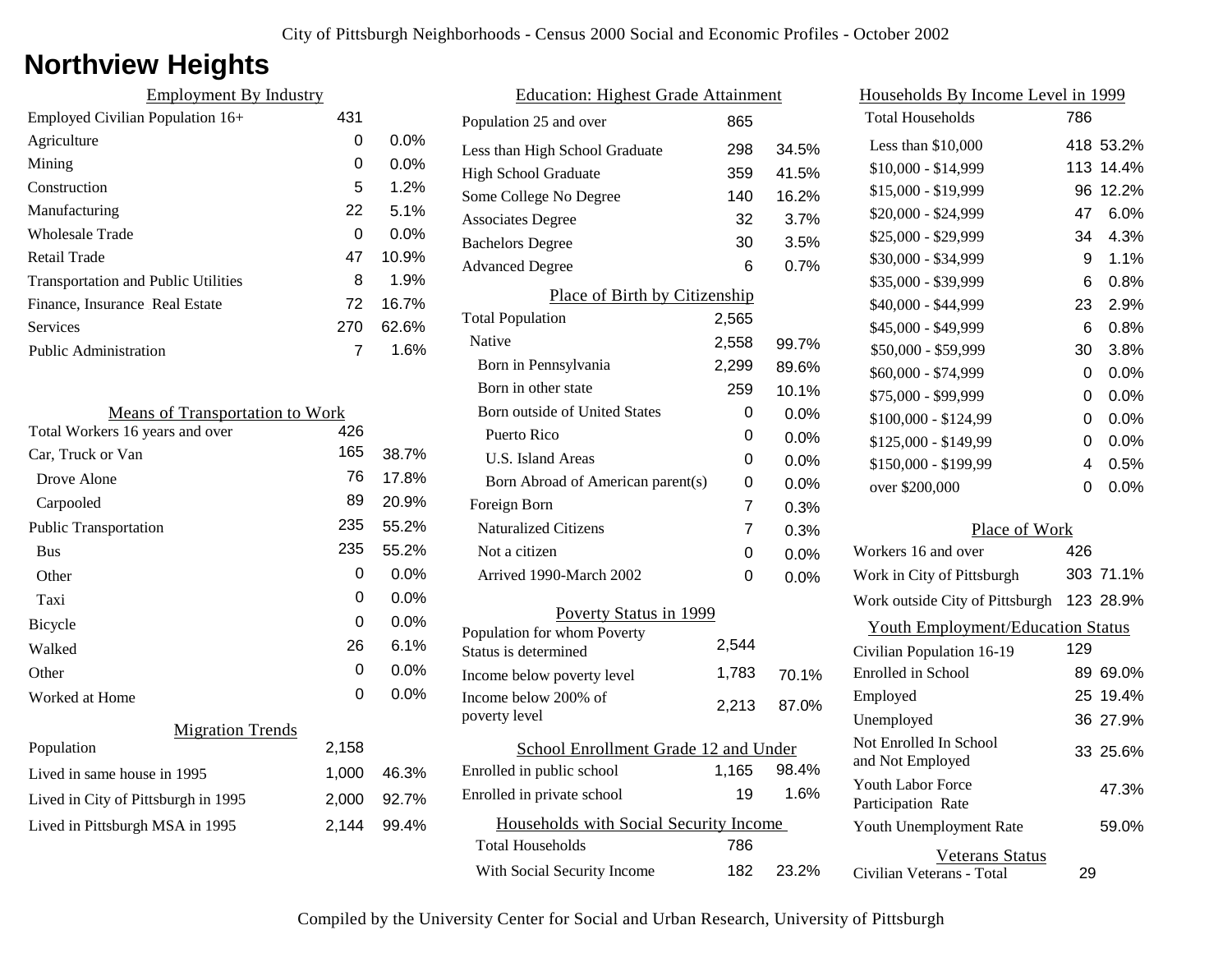# Northview Heights

## Employment By Industry

| | | |
|---|---|---|
| Employed Civilian Population 16+ | 431 | |
| Agriculture | 0 | 0.0% |
| Mining | 0 | 0.0% |
| Construction | 5 | 1.2% |
| Manufacturing | 22 | 5.1% |
| Wholesale Trade | 0 | 0.0% |
| Retail Trade | 47 | 10.9% |
| Transportation and Public Utilities | 8 | 1.9% |
| Finance, Insurance Real Estate | 72 | 16.7% |
| Services | 270 | 62.6% |
| Public Administration | 7 | 1.6% |

## Means of Transportation to Work

| | | |
|---|---|---|
| Total Workers 16 years and over | 426 | |
| Car, Truck or Van | 165 | 38.7% |
| Drove Alone | 76 | 17.8% |
| Carpooled | 89 | 20.9% |
| Public Transportation | 235 | 55.2% |
| Bus | 235 | 55.2% |
| Other | 0 | 0.0% |
| Taxi | 0 | 0.0% |
| Bicycle | 0 | 0.0% |
| Walked | 26 | 6.1% |
| Other | 0 | 0.0% |
| Worked at Home | 0 | 0.0% |

## Migration Trends

| | | |
|---|---|---|
| Population | 2,158 | |
| Lived in same house in 1995 | 1,000 | 46.3% |
| Lived in City of Pittsburgh in 1995 | 2,000 | 92.7% |
| Lived in Pittsburgh MSA in 1995 | 2,144 | 99.4% |

## Education: Highest Grade Attainment

| | | |
|---|---|---|
| Population 25 and over | 865 | |
| Less than High School Graduate | 298 | 34.5% |
| High School Graduate | 359 | 41.5% |
| Some College No Degree | 140 | 16.2% |
| Associates Degree | 32 | 3.7% |
| Bachelors Degree | 30 | 3.5% |
| Advanced Degree | 6 | 0.7% |

## Place of Birth by Citizenship

| | | |
|---|---|---|
| Total Population | 2,565 | |
| Native | 2,558 | 99.7% |
| Born in Pennsylvania | 2,299 | 89.6% |
| Born in other state | 259 | 10.1% |
| Born outside of United States | 0 | 0.0% |
| Puerto Rico | 0 | 0.0% |
| U.S. Island Areas | 0 | 0.0% |
| Born Abroad of American parent(s) | 0 | 0.0% |
| Foreign Born | 7 | 0.3% |
| Naturalized Citizens | 7 | 0.3% |
| Not a citizen | 0 | 0.0% |
| Arrived 1990-March 2002 | 0 | 0.0% |

## Poverty Status in 1999

| | | |
|---|---|---|
| Population for whom Poverty Status is determined | 2,544 | |
| Income below poverty level | 1,783 | 70.1% |
| Income below 200% of poverty level | 2,213 | 87.0% |

## School Enrollment Grade 12 and Under

| | | |
|---|---|---|
| Enrolled in public school | 1,165 | 98.4% |
| Enrolled in private school | 19 | 1.6% |

## Households with Social Security Income

| | | |
|---|---|---|
| Total Households | 786 | |
| With Social Security Income | 182 | 23.2% |

## Households By Income Level in 1999

| | | |
|---|---|---|
| Total Households | 786 | |
| Less than $10,000 | 418 | 53.2% |
| $10,000 - $14,999 | 113 | 14.4% |
| $15,000 - $19,999 | 96 | 12.2% |
| $20,000 - $24,999 | 47 | 6.0% |
| $25,000 - $29,999 | 34 | 4.3% |
| $30,000 - $34,999 | 9 | 1.1% |
| $35,000 - $39,999 | 6 | 0.8% |
| $40,000 - $44,999 | 23 | 2.9% |
| $45,000 - $49,999 | 6 | 0.8% |
| $50,000 - $59,999 | 30 | 3.8% |
| $60,000 - $74,999 | 0 | 0.0% |
| $75,000 - $99,999 | 0 | 0.0% |
| $100,000 - $124,99 | 0 | 0.0% |
| $125,000 - $149,99 | 0 | 0.0% |
| $150,000 - $199,99 | 4 | 0.5% |
| over $200,000 | 0 | 0.0% |

## Place of Work

| | | |
|---|---|---|
| Workers 16 and over | 426 | |
| Work in City of Pittsburgh | 303 | 71.1% |
| Work outside City of Pittsburgh | 123 | 28.9% |

## Youth Employment/Education Status

| | | |
|---|---|---|
| Civilian Population 16-19 | 129 | |
| Enrolled in School | 89 | 69.0% |
| Employed | 25 | 19.4% |
| Unemployed | 36 | 27.9% |
| Not Enrolled In School and Not Employed | 33 | 25.6% |
| Youth Labor Force Participation Rate | | 47.3% |
| Youth Unemployment Rate | | 59.0% |

## Veterans Status

| | |
|---|---|
| Civilian Veterans - Total | 29 |

Compiled by the University Center for Social and Urban Research, University of Pittsburgh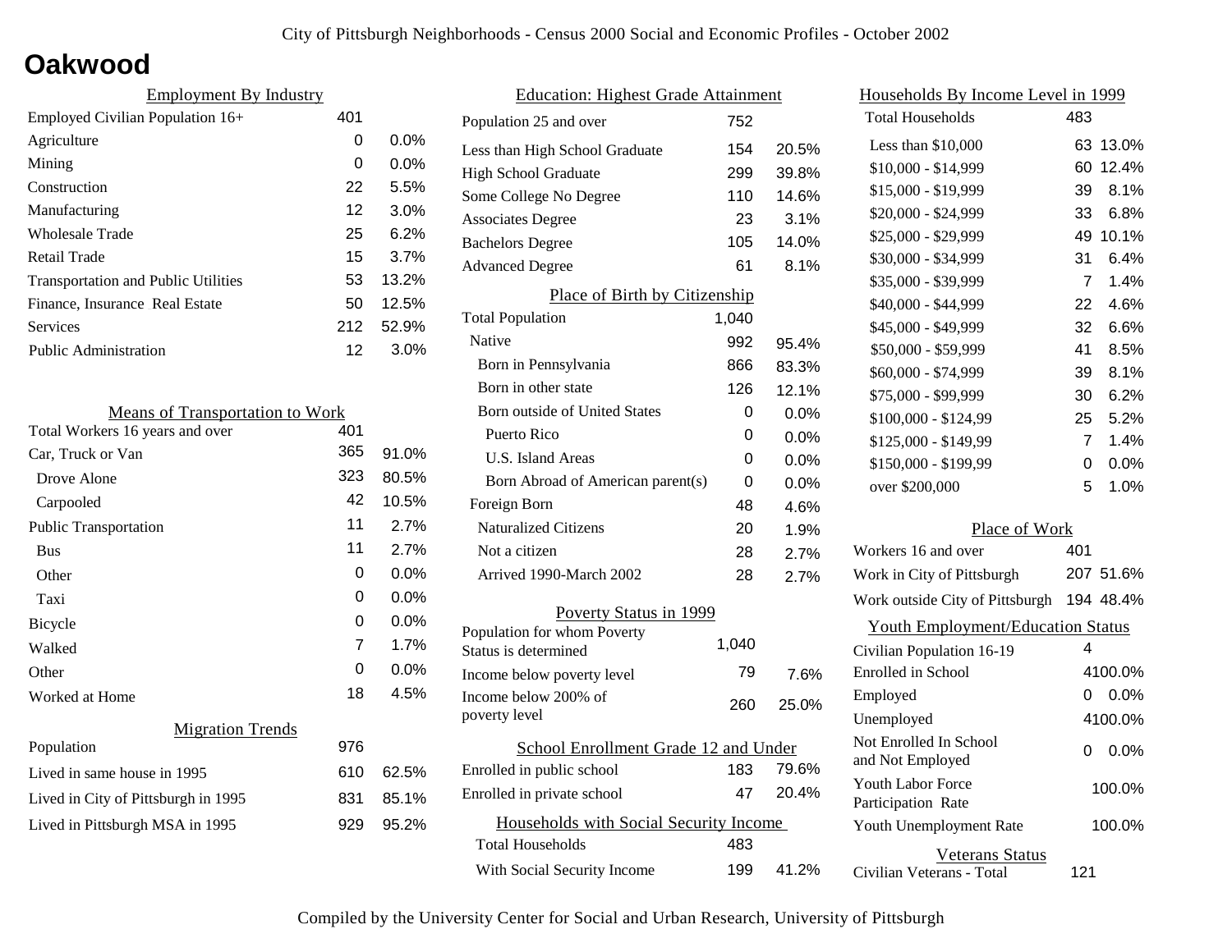# Oakwood

## Employment By Industry

| Employment By Industry | | |
|---|---|---|
| Employed Civilian Population 16+ | 401 | |
| Agriculture | 0 | 0.0% |
| Mining | 0 | 0.0% |
| Construction | 22 | 5.5% |
| Manufacturing | 12 | 3.0% |
| Wholesale Trade | 25 | 6.2% |
| Retail Trade | 15 | 3.7% |
| Transportation and Public Utilities | 53 | 13.2% |
| Finance, Insurance Real Estate | 50 | 12.5% |
| Services | 212 | 52.9% |
| Public Administration | 12 | 3.0% |

## Means of Transportation to Work

| Means of Transportation to Work | | |
|---|---|---|
| Total Workers 16 years and over | 401 | |
| Car, Truck or Van | 365 | 91.0% |
| Drove Alone | 323 | 80.5% |
| Carpooled | 42 | 10.5% |
| Public Transportation | 11 | 2.7% |
| Bus | 11 | 2.7% |
| Other | 0 | 0.0% |
| Taxi | 0 | 0.0% |
| Bicycle | 0 | 0.0% |
| Walked | 7 | 1.7% |
| Other | 0 | 0.0% |
| Worked at Home | 18 | 4.5% |

## Migration Trends

| Migration Trends | | |
|---|---|---|
| Population | 976 | |
| Lived in same house in 1995 | 610 | 62.5% |
| Lived in City of Pittsburgh in 1995 | 831 | 85.1% |
| Lived in Pittsburgh MSA in 1995 | 929 | 95.2% |

## Education: Highest Grade Attainment

| Education: Highest Grade Attainment | | |
|---|---|---|
| Population 25 and over | 752 | |
| Less than High School Graduate | 154 | 20.5% |
| High School Graduate | 299 | 39.8% |
| Some College No Degree | 110 | 14.6% |
| Associates Degree | 23 | 3.1% |
| Bachelors Degree | 105 | 14.0% |
| Advanced Degree | 61 | 8.1% |

## Place of Birth by Citizenship

| Place of Birth by Citizenship | | |
|---|---|---|
| Total Population | 1,040 | |
| Native | 992 | 95.4% |
| Born in Pennsylvania | 866 | 83.3% |
| Born in other state | 126 | 12.1% |
| Born outside of United States | 0 | 0.0% |
| Puerto Rico | 0 | 0.0% |
| U.S. Island Areas | 0 | 0.0% |
| Born Abroad of American parent(s) | 0 | 0.0% |
| Foreign Born | 48 | 4.6% |
| Naturalized Citizens | 20 | 1.9% |
| Not a citizen | 28 | 2.7% |
| Arrived 1990-March 2002 | 28 | 2.7% |

## Poverty Status in 1999

| Poverty Status in 1999 | | |
|---|---|---|
| Population for whom Poverty Status is determined | 1,040 | |
| Income below poverty level | 79 | 7.6% |
| Income below 200% of poverty level | 260 | 25.0% |

## School Enrollment Grade 12 and Under

| School Enrollment Grade 12 and Under | | |
|---|---|---|
| Enrolled in public school | 183 | 79.6% |
| Enrolled in private school | 47 | 20.4% |

## Households with Social Security Income

| Households with Social Security Income | | |
|---|---|---|
| Total Households | 483 | |
| With Social Security Income | 199 | 41.2% |

## Households By Income Level in 1999

| Households By Income Level in 1999 | | |
|---|---|---|
| Total Households | 483 | |
| Less than $10,000 | 63 | 13.0% |
| $10,000 - $14,999 | 60 | 12.4% |
| $15,000 - $19,999 | 39 | 8.1% |
| $20,000 - $24,999 | 33 | 6.8% |
| $25,000 - $29,999 | 49 | 10.1% |
| $30,000 - $34,999 | 31 | 6.4% |
| $35,000 - $39,999 | 7 | 1.4% |
| $40,000 - $44,999 | 22 | 4.6% |
| $45,000 - $49,999 | 32 | 6.6% |
| $50,000 - $59,999 | 41 | 8.5% |
| $60,000 - $74,999 | 39 | 8.1% |
| $75,000 - $99,999 | 30 | 6.2% |
| $100,000 - $124,99 | 25 | 5.2% |
| $125,000 - $149,99 | 7 | 1.4% |
| $150,000 - $199,99 | 0 | 0.0% |
| over $200,000 | 5 | 1.0% |

## Place of Work

| Place of Work | | |
|---|---|---|
| Workers 16 and over | 401 | |
| Work in City of Pittsburgh | 207 | 51.6% |
| Work outside City of Pittsburgh | 194 | 48.4% |

## Youth Employment/Education Status

| Youth Employment/Education Status | | |
|---|---|---|
| Civilian Population 16-19 | 4 | |
| Enrolled in School | 4 | 100.0% |
| Employed | 0 | 0.0% |
| Unemployed | 4 | 100.0% |
| Not Enrolled In School and Not Employed | 0 | 0.0% |
| Youth Labor Force Participation Rate | | 100.0% |
| Youth Unemployment Rate | | 100.0% |

## Veterans Status

| Veterans Status | |
|---|---|
| Civilian Veterans - Total | 121 |

Compiled by the University Center for Social and Urban Research, University of Pittsburgh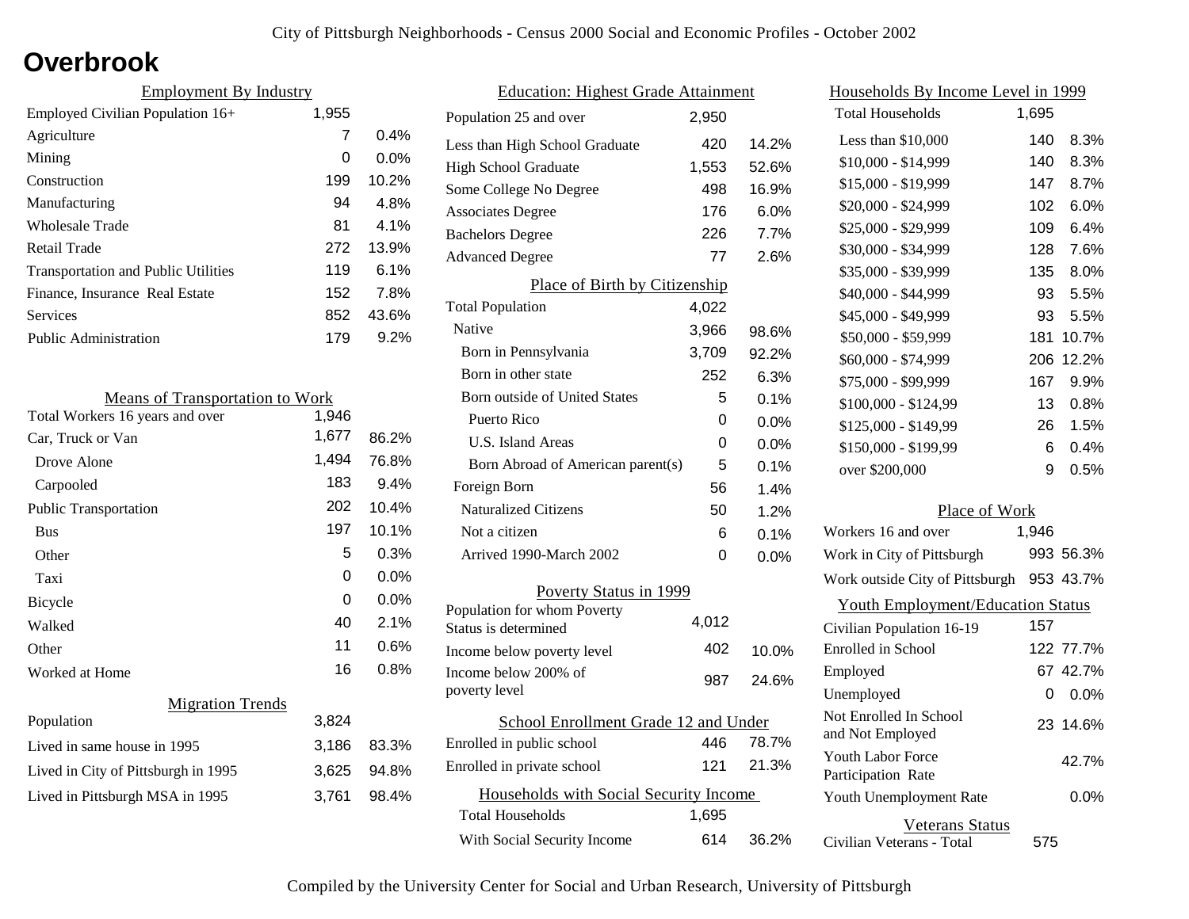# Overbrook

## Employment By Industry

| Employment By Industry | | |
|---|---|---|
| Employed Civilian Population 16+ | 1,955 | |
| Agriculture | 7 | 0.4% |
| Mining | 0 | 0.0% |
| Construction | 199 | 10.2% |
| Manufacturing | 94 | 4.8% |
| Wholesale Trade | 81 | 4.1% |
| Retail Trade | 272 | 13.9% |
| Transportation and Public Utilities | 119 | 6.1% |
| Finance, Insurance Real Estate | 152 | 7.8% |
| Services | 852 | 43.6% |
| Public Administration | 179 | 9.2% |

## Means of Transportation to Work

| Means of Transportation to Work | | |
|---|---|---|
| Total Workers 16 years and over | 1,946 | |
| Car, Truck or Van | 1,677 | 86.2% |
| Drove Alone | 1,494 | 76.8% |
| Carpooled | 183 | 9.4% |
| Public Transportation | 202 | 10.4% |
| Bus | 197 | 10.1% |
| Other | 5 | 0.3% |
| Taxi | 0 | 0.0% |
| Bicycle | 0 | 0.0% |
| Walked | 40 | 2.1% |
| Other | 11 | 0.6% |
| Worked at Home | 16 | 0.8% |

## Migration Trends

| Migration Trends | | |
|---|---|---|
| Population | 3,824 | |
| Lived in same house in 1995 | 3,186 | 83.3% |
| Lived in City of Pittsburgh in 1995 | 3,625 | 94.8% |
| Lived in Pittsburgh MSA in 1995 | 3,761 | 98.4% |

## Education: Highest Grade Attainment

| Education: Highest Grade Attainment | | |
|---|---|---|
| Population 25 and over | 2,950 | |
| Less than High School Graduate | 420 | 14.2% |
| High School Graduate | 1,553 | 52.6% |
| Some College No Degree | 498 | 16.9% |
| Associates Degree | 176 | 6.0% |
| Bachelors Degree | 226 | 7.7% |
| Advanced Degree | 77 | 2.6% |

## Place of Birth by Citizenship

| Place of Birth by Citizenship | | |
|---|---|---|
| Total Population | 4,022 | |
| Native | 3,966 | 98.6% |
| Born in Pennsylvania | 3,709 | 92.2% |
| Born in other state | 252 | 6.3% |
| Born outside of United States | 5 | 0.1% |
| Puerto Rico | 0 | 0.0% |
| U.S. Island Areas | 0 | 0.0% |
| Born Abroad of American parent(s) | 5 | 0.1% |
| Foreign Born | 56 | 1.4% |
| Naturalized Citizens | 50 | 1.2% |
| Not a citizen | 6 | 0.1% |
| Arrived 1990-March 2002 | 0 | 0.0% |

## Poverty Status in 1999

| Poverty Status in 1999 | | |
|---|---|---|
| Population for whom Poverty Status is determined | 4,012 | |
| Income below poverty level | 402 | 10.0% |
| Income below 200% of poverty level | 987 | 24.6% |

## School Enrollment Grade 12 and Under

| School Enrollment Grade 12 and Under | | |
|---|---|---|
| Enrolled in public school | 446 | 78.7% |
| Enrolled in private school | 121 | 21.3% |

## Households with Social Security Income

| Households with Social Security Income | | |
|---|---|---|
| Total Households | 1,695 | |
| With Social Security Income | 614 | 36.2% |

## Households By Income Level in 1999

| Households By Income Level in 1999 | | |
|---|---|---|
| Total Households | 1,695 | |
| Less than $10,000 | 140 | 8.3% |
| $10,000 - $14,999 | 140 | 8.3% |
| $15,000 - $19,999 | 147 | 8.7% |
| $20,000 - $24,999 | 102 | 6.0% |
| $25,000 - $29,999 | 109 | 6.4% |
| $30,000 - $34,999 | 128 | 7.6% |
| $35,000 - $39,999 | 135 | 8.0% |
| $40,000 - $44,999 | 93 | 5.5% |
| $45,000 - $49,999 | 93 | 5.5% |
| $50,000 - $59,999 | 181 | 10.7% |
| $60,000 - $74,999 | 206 | 12.2% |
| $75,000 - $99,999 | 167 | 9.9% |
| $100,000 - $124,99 | 13 | 0.8% |
| $125,000 - $149,99 | 26 | 1.5% |
| $150,000 - $199,99 | 6 | 0.4% |
| over $200,000 | 9 | 0.5% |

## Place of Work

| Place of Work | | |
|---|---|---|
| Workers 16 and over | 1,946 | |
| Work in City of Pittsburgh | 993 | 56.3% |
| Work outside City of Pittsburgh | 953 | 43.7% |

## Youth Employment/Education Status

| Youth Employment/Education Status | | |
|---|---|---|
| Civilian Population 16-19 | 157 | |
| Enrolled in School | 122 | 77.7% |
| Employed | 67 | 42.7% |
| Unemployed | 0 | 0.0% |
| Not Enrolled In School and Not Employed | 23 | 14.6% |
| Youth Labor Force Participation Rate | | 42.7% |
| Youth Unemployment Rate | | 0.0% |

## Veterans Status

| Veterans Status | |
|---|---|
| Civilian Veterans - Total | 575 |

Compiled by the University Center for Social and Urban Research, University of Pittsburgh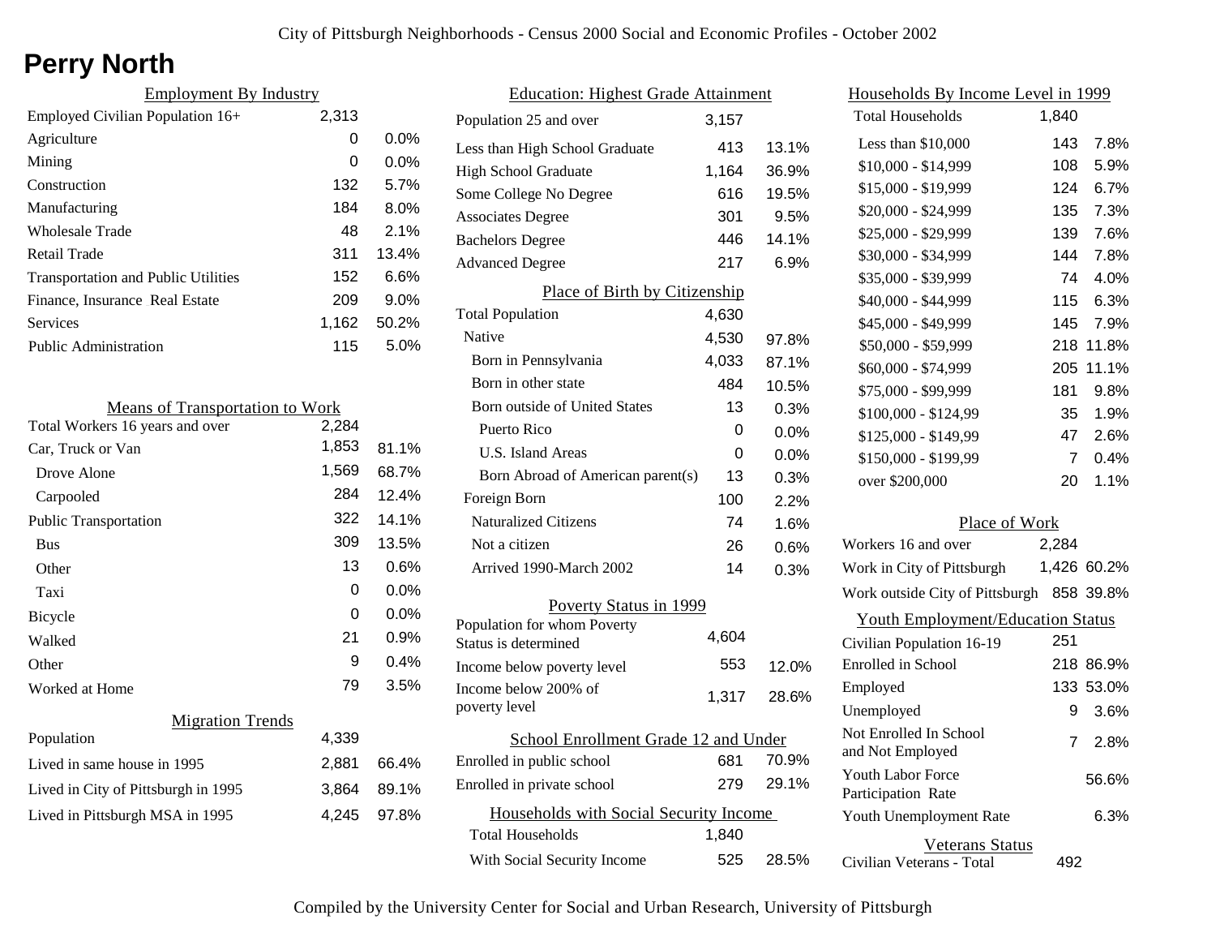# Perry North

City of Pittsburgh Neighborhoods - Census 2000 Social and Economic Profiles - October 2002

## Employment By Industry

| | | |
|---|---|---|
| Employed Civilian Population 16+ | 2,313 | |
| Agriculture | 0 | 0.0% |
| Mining | 0 | 0.0% |
| Construction | 132 | 5.7% |
| Manufacturing | 184 | 8.0% |
| Wholesale Trade | 48 | 2.1% |
| Retail Trade | 311 | 13.4% |
| Transportation and Public Utilities | 152 | 6.6% |
| Finance, Insurance Real Estate | 209 | 9.0% |
| Services | 1,162 | 50.2% |
| Public Administration | 115 | 5.0% |

## Means of Transportation to Work

| | | |
|---|---|---|
| Total Workers 16 years and over | 2,284 | |
| Car, Truck or Van | 1,853 | 81.1% |
| Drove Alone | 1,569 | 68.7% |
| Carpooled | 284 | 12.4% |
| Public Transportation | 322 | 14.1% |
| Bus | 309 | 13.5% |
| Other | 13 | 0.6% |
| Taxi | 0 | 0.0% |
| Bicycle | 0 | 0.0% |
| Walked | 21 | 0.9% |
| Other | 9 | 0.4% |
| Worked at Home | 79 | 3.5% |

## Migration Trends

| | | |
|---|---|---|
| Population | 4,339 | |
| Lived in same house in 1995 | 2,881 | 66.4% |
| Lived in City of Pittsburgh in 1995 | 3,864 | 89.1% |
| Lived in Pittsburgh MSA in 1995 | 4,245 | 97.8% |

## Education: Highest Grade Attainment

| | | |
|---|---|---|
| Population 25 and over | 3,157 | |
| Less than High School Graduate | 413 | 13.1% |
| High School Graduate | 1,164 | 36.9% |
| Some College No Degree | 616 | 19.5% |
| Associates Degree | 301 | 9.5% |
| Bachelors Degree | 446 | 14.1% |
| Advanced Degree | 217 | 6.9% |

## Place of Birth by Citizenship

| | | |
|---|---|---|
| Total Population | 4,630 | |
| Native | 4,530 | 97.8% |
| Born in Pennsylvania | 4,033 | 87.1% |
| Born in other state | 484 | 10.5% |
| Born outside of United States | 13 | 0.3% |
| Puerto Rico | 0 | 0.0% |
| U.S. Island Areas | 0 | 0.0% |
| Born Abroad of American parent(s) | 13 | 0.3% |
| Foreign Born | 100 | 2.2% |
| Naturalized Citizens | 74 | 1.6% |
| Not a citizen | 26 | 0.6% |
| Arrived 1990-March 2002 | 14 | 0.3% |

## Poverty Status in 1999

| | | |
|---|---|---|
| Population for whom Poverty Status is determined | 4,604 | |
| Income below poverty level | 553 | 12.0% |
| Income below 200% of poverty level | 1,317 | 28.6% |

## School Enrollment Grade 12 and Under

| | | |
|---|---|---|
| Enrolled in public school | 681 | 70.9% |
| Enrolled in private school | 279 | 29.1% |

## Households with Social Security Income

| | | |
|---|---|---|
| Total Households | 1,840 | |
| With Social Security Income | 525 | 28.5% |

## Households By Income Level in 1999

| | | |
|---|---|---|
| Total Households | 1,840 | |
| Less than $10,000 | 143 | 7.8% |
| $10,000 - $14,999 | 108 | 5.9% |
| $15,000 - $19,999 | 124 | 6.7% |
| $20,000 - $24,999 | 135 | 7.3% |
| $25,000 - $29,999 | 139 | 7.6% |
| $30,000 - $34,999 | 144 | 7.8% |
| $35,000 - $39,999 | 74 | 4.0% |
| $40,000 - $44,999 | 115 | 6.3% |
| $45,000 - $49,999 | 145 | 7.9% |
| $50,000 - $59,999 | 218 | 11.8% |
| $60,000 - $74,999 | 205 | 11.1% |
| $75,000 - $99,999 | 181 | 9.8% |
| $100,000 - $124,99 | 35 | 1.9% |
| $125,000 - $149,99 | 47 | 2.6% |
| $150,000 - $199,99 | 7 | 0.4% |
| over $200,000 | 20 | 1.1% |

## Place of Work

| | | |
|---|---|---|
| Workers 16 and over | 2,284 | |
| Work in City of Pittsburgh | 1,426 | 60.2% |
| Work outside City of Pittsburgh | 858 | 39.8% |

## Youth Employment/Education Status

| | | |
|---|---|---|
| Civilian Population 16-19 | 251 | |
| Enrolled in School | 218 | 86.9% |
| Employed | 133 | 53.0% |
| Unemployed | 9 | 3.6% |
| Not Enrolled In School and Not Employed | 7 | 2.8% |
| Youth Labor Force Participation Rate | | 56.6% |
| Youth Unemployment Rate | | 6.3% |

## Veterans Status

| | |
|---|---|
| Civilian Veterans - Total | 492 |

Compiled by the University Center for Social and Urban Research, University of Pittsburgh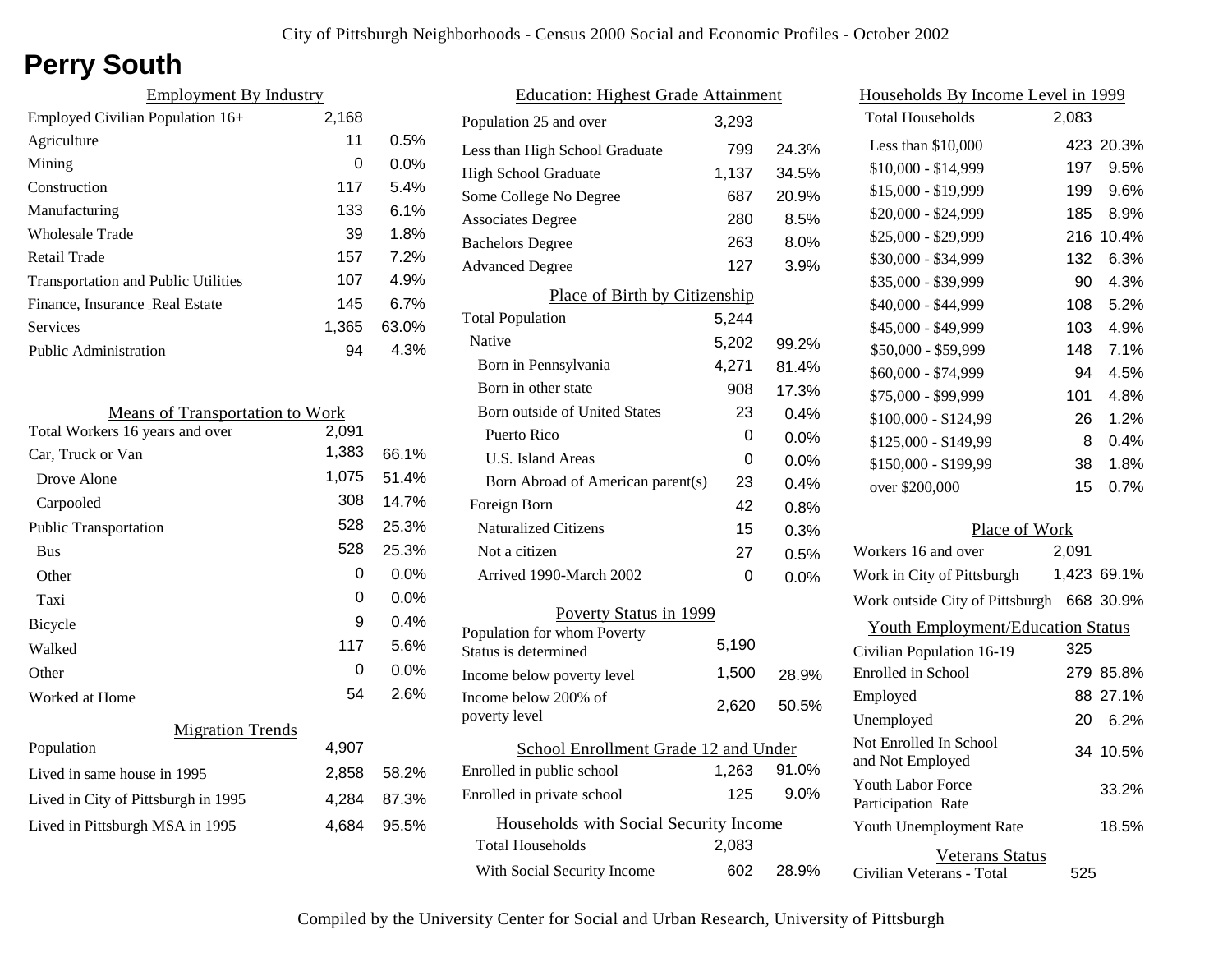# Perry South

City of Pittsburgh Neighborhoods - Census 2000 Social and Economic Profiles - October 2002

## Employment By Industry

| | | |
|---|---|---|
| Employed Civilian Population 16+ | 2,168 | |
| Agriculture | 11 | 0.5% |
| Mining | 0 | 0.0% |
| Construction | 117 | 5.4% |
| Manufacturing | 133 | 6.1% |
| Wholesale Trade | 39 | 1.8% |
| Retail Trade | 157 | 7.2% |
| Transportation and Public Utilities | 107 | 4.9% |
| Finance, Insurance Real Estate | 145 | 6.7% |
| Services | 1,365 | 63.0% |
| Public Administration | 94 | 4.3% |

## Means of Transportation to Work

| | | |
|---|---|---|
| Total Workers 16 years and over | 2,091 | |
| Car, Truck or Van | 1,383 | 66.1% |
| Drove Alone | 1,075 | 51.4% |
| Carpooled | 308 | 14.7% |
| Public Transportation | 528 | 25.3% |
| Bus | 528 | 25.3% |
| Other | 0 | 0.0% |
| Taxi | 0 | 0.0% |
| Bicycle | 9 | 0.4% |
| Walked | 117 | 5.6% |
| Other | 0 | 0.0% |
| Worked at Home | 54 | 2.6% |

## Migration Trends

| | | |
|---|---|---|
| Population | 4,907 | |
| Lived in same house in 1995 | 2,858 | 58.2% |
| Lived in City of Pittsburgh in 1995 | 4,284 | 87.3% |
| Lived in Pittsburgh MSA in 1995 | 4,684 | 95.5% |

## Education: Highest Grade Attainment

| | | |
|---|---|---|
| Population 25 and over | 3,293 | |
| Less than High School Graduate | 799 | 24.3% |
| High School Graduate | 1,137 | 34.5% |
| Some College No Degree | 687 | 20.9% |
| Associates Degree | 280 | 8.5% |
| Bachelors Degree | 263 | 8.0% |
| Advanced Degree | 127 | 3.9% |

## Place of Birth by Citizenship

| | | |
|---|---|---|
| Total Population | 5,244 | |
| Native | 5,202 | 99.2% |
| Born in Pennsylvania | 4,271 | 81.4% |
| Born in other state | 908 | 17.3% |
| Born outside of United States | 23 | 0.4% |
| Puerto Rico | 0 | 0.0% |
| U.S. Island Areas | 0 | 0.0% |
| Born Abroad of American parent(s) | 23 | 0.4% |
| Foreign Born | 42 | 0.8% |
| Naturalized Citizens | 15 | 0.3% |
| Not a citizen | 27 | 0.5% |
| Arrived 1990-March 2002 | 0 | 0.0% |

## Poverty Status in 1999

| | | |
|---|---|---|
| Population for whom Poverty Status is determined | 5,190 | |
| Income below poverty level | 1,500 | 28.9% |
| Income below 200% of poverty level | 2,620 | 50.5% |

## School Enrollment Grade 12 and Under

| | | |
|---|---|---|
| Enrolled in public school | 1,263 | 91.0% |
| Enrolled in private school | 125 | 9.0% |

## Households with Social Security Income

| | | |
|---|---|---|
| Total Households | 2,083 | |
| With Social Security Income | 602 | 28.9% |

## Households By Income Level in 1999

| | | |
|---|---|---|
| Total Households | 2,083 | |
| Less than $10,000 | 423 | 20.3% |
| $10,000 - $14,999 | 197 | 9.5% |
| $15,000 - $19,999 | 199 | 9.6% |
| $20,000 - $24,999 | 185 | 8.9% |
| $25,000 - $29,999 | 216 | 10.4% |
| $30,000 - $34,999 | 132 | 6.3% |
| $35,000 - $39,999 | 90 | 4.3% |
| $40,000 - $44,999 | 108 | 5.2% |
| $45,000 - $49,999 | 103 | 4.9% |
| $50,000 - $59,999 | 148 | 7.1% |
| $60,000 - $74,999 | 94 | 4.5% |
| $75,000 - $99,999 | 101 | 4.8% |
| $100,000 - $124,99 | 26 | 1.2% |
| $125,000 - $149,99 | 8 | 0.4% |
| $150,000 - $199,99 | 38 | 1.8% |
| over $200,000 | 15 | 0.7% |

## Place of Work

| | | |
|---|---|---|
| Workers 16 and over | 2,091 | |
| Work in City of Pittsburgh | 1,423 | 69.1% |
| Work outside City of Pittsburgh | 668 | 30.9% |

## Youth Employment/Education Status

| | | |
|---|---|---|
| Civilian Population 16-19 | 325 | |
| Enrolled in School | 279 | 85.8% |
| Employed | 88 | 27.1% |
| Unemployed | 20 | 6.2% |
| Not Enrolled In School and Not Employed | 34 | 10.5% |
| Youth Labor Force Participation Rate | | 33.2% |
| Youth Unemployment Rate | | 18.5% |

## Veterans Status

| | |
|---|---|
| Civilian Veterans - Total | 525 |

Compiled by the University Center for Social and Urban Research, University of Pittsburgh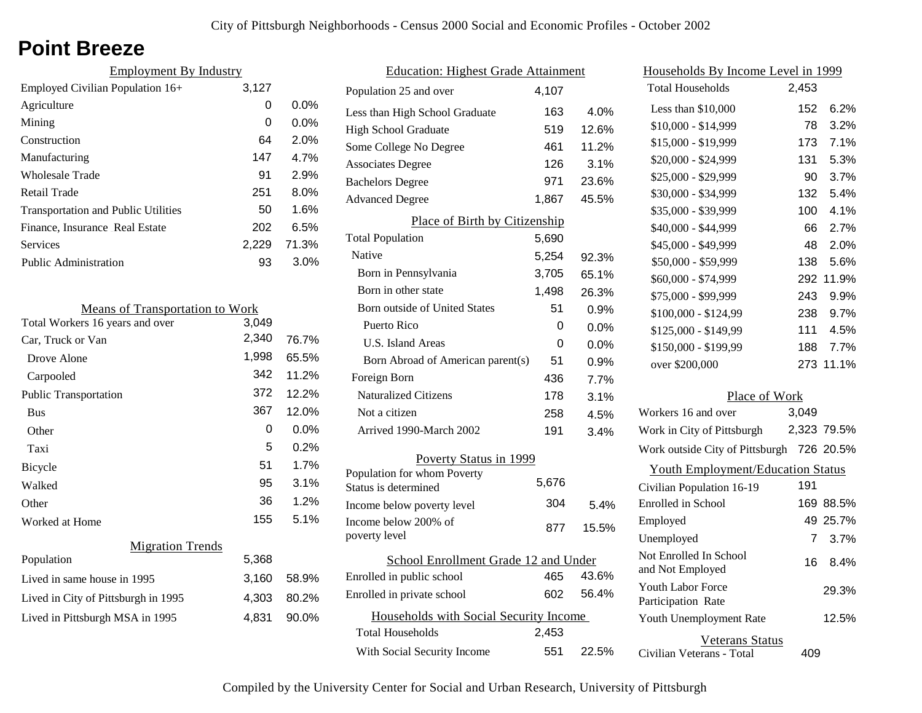# Point Breeze

## Employment By Industry

| | | |
|---|---|---|
| Employed Civilian Population 16+ | 3,127 | |
| Agriculture | 0 | 0.0% |
| Mining | 0 | 0.0% |
| Construction | 64 | 2.0% |
| Manufacturing | 147 | 4.7% |
| Wholesale Trade | 91 | 2.9% |
| Retail Trade | 251 | 8.0% |
| Transportation and Public Utilities | 50 | 1.6% |
| Finance, Insurance Real Estate | 202 | 6.5% |
| Services | 2,229 | 71.3% |
| Public Administration | 93 | 3.0% |

## Means of Transportation to Work

| | | |
|---|---|---|
| Total Workers 16 years and over | 3,049 | |
| Car, Truck or Van | 2,340 | 76.7% |
| Drove Alone | 1,998 | 65.5% |
| Carpooled | 342 | 11.2% |
| Public Transportation | 372 | 12.2% |
| Bus | 367 | 12.0% |
| Other | 0 | 0.0% |
| Taxi | 5 | 0.2% |
| Bicycle | 51 | 1.7% |
| Walked | 95 | 3.1% |
| Other | 36 | 1.2% |
| Worked at Home | 155 | 5.1% |

## Migration Trends

| | | |
|---|---|---|
| Population | 5,368 | |
| Lived in same house in 1995 | 3,160 | 58.9% |
| Lived in City of Pittsburgh in 1995 | 4,303 | 80.2% |
| Lived in Pittsburgh MSA in 1995 | 4,831 | 90.0% |

## Education: Highest Grade Attainment

| | | |
|---|---|---|
| Population 25 and over | 4,107 | |
| Less than High School Graduate | 163 | 4.0% |
| High School Graduate | 519 | 12.6% |
| Some College No Degree | 461 | 11.2% |
| Associates Degree | 126 | 3.1% |
| Bachelors Degree | 971 | 23.6% |
| Advanced Degree | 1,867 | 45.5% |

## Place of Birth by Citizenship

| | | |
|---|---|---|
| Total Population | 5,690 | |
| Native | 5,254 | 92.3% |
| Born in Pennsylvania | 3,705 | 65.1% |
| Born in other state | 1,498 | 26.3% |
| Born outside of United States | 51 | 0.9% |
| Puerto Rico | 0 | 0.0% |
| U.S. Island Areas | 0 | 0.0% |
| Born Abroad of American parent(s) | 51 | 0.9% |
| Foreign Born | 436 | 7.7% |
| Naturalized Citizens | 178 | 3.1% |
| Not a citizen | 258 | 4.5% |
| Arrived 1990-March 2002 | 191 | 3.4% |

## Poverty Status in 1999

| | | |
|---|---|---|
| Population for whom Poverty Status is determined | 5,676 | |
| Income below poverty level | 304 | 5.4% |
| Income below 200% of poverty level | 877 | 15.5% |

## School Enrollment Grade 12 and Under

| | | |
|---|---|---|
| Enrolled in public school | 465 | 43.6% |
| Enrolled in private school | 602 | 56.4% |

## Households with Social Security Income

| | | |
|---|---|---|
| Total Households | 2,453 | |
| With Social Security Income | 551 | 22.5% |

## Households By Income Level in 1999

| | | |
|---|---|---|
| Total Households | 2,453 | |
| Less than $10,000 | 152 | 6.2% |
| $10,000 - $14,999 | 78 | 3.2% |
| $15,000 - $19,999 | 173 | 7.1% |
| $20,000 - $24,999 | 131 | 5.3% |
| $25,000 - $29,999 | 90 | 3.7% |
| $30,000 - $34,999 | 132 | 5.4% |
| $35,000 - $39,999 | 100 | 4.1% |
| $40,000 - $44,999 | 66 | 2.7% |
| $45,000 - $49,999 | 48 | 2.0% |
| $50,000 - $59,999 | 138 | 5.6% |
| $60,000 - $74,999 | 292 | 11.9% |
| $75,000 - $99,999 | 243 | 9.9% |
| $100,000 - $124,99 | 238 | 9.7% |
| $125,000 - $149,99 | 111 | 4.5% |
| $150,000 - $199,99 | 188 | 7.7% |
| over $200,000 | 273 | 11.1% |

## Place of Work

| | | |
|---|---|---|
| Workers 16 and over | 3,049 | |
| Work in City of Pittsburgh | 2,323 | 79.5% |
| Work outside City of Pittsburgh | 726 | 20.5% |

## Youth Employment/Education Status

| | | |
|---|---|---|
| Civilian Population 16-19 | 191 | |
| Enrolled in School | 169 | 88.5% |
| Employed | 49 | 25.7% |
| Unemployed | 7 | 3.7% |
| Not Enrolled In School and Not Employed | 16 | 8.4% |
| Youth Labor Force Participation Rate | | 29.3% |
| Youth Unemployment Rate | | 12.5% |

## Veterans Status

| | |
|---|---|
| Civilian Veterans - Total | 409 |

Compiled by the University Center for Social and Urban Research, University of Pittsburgh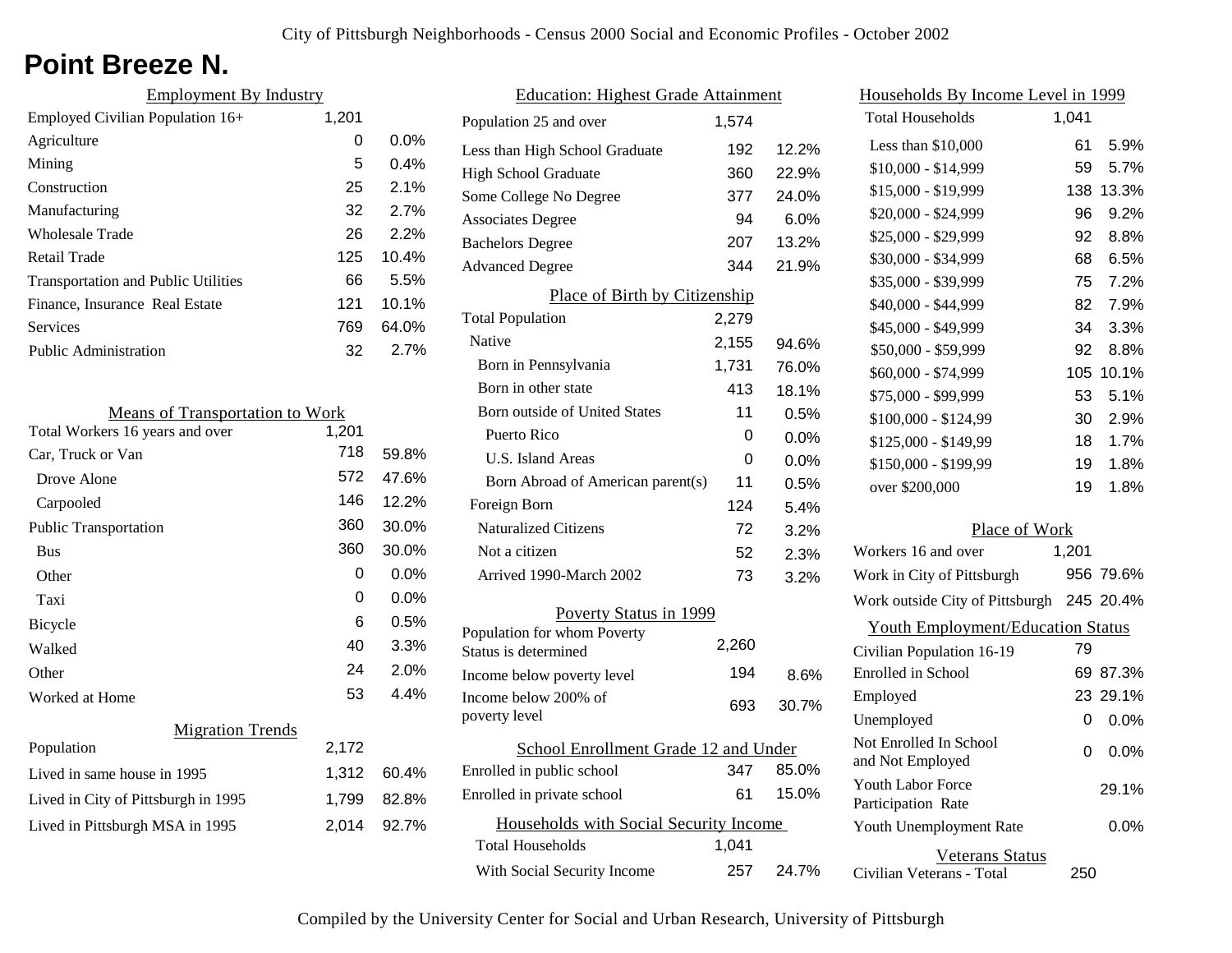# Point Breeze N.

## Employment By Industry

| | | |
|---|---|---|
| Employed Civilian Population 16+ | 1,201 | |
| Agriculture | 0 | 0.0% |
| Mining | 5 | 0.4% |
| Construction | 25 | 2.1% |
| Manufacturing | 32 | 2.7% |
| Wholesale Trade | 26 | 2.2% |
| Retail Trade | 125 | 10.4% |
| Transportation and Public Utilities | 66 | 5.5% |
| Finance, Insurance Real Estate | 121 | 10.1% |
| Services | 769 | 64.0% |
| Public Administration | 32 | 2.7% |

## Means of Transportation to Work

| | | |
|---|---|---|
| Total Workers 16 years and over | 1,201 | |
| Car, Truck or Van | 718 | 59.8% |
| Drove Alone | 572 | 47.6% |
| Carpooled | 146 | 12.2% |
| Public Transportation | 360 | 30.0% |
| Bus | 360 | 30.0% |
| Other | 0 | 0.0% |
| Taxi | 0 | 0.0% |
| Bicycle | 6 | 0.5% |
| Walked | 40 | 3.3% |
| Other | 24 | 2.0% |
| Worked at Home | 53 | 4.4% |

## Migration Trends

| | | |
|---|---|---|
| Population | 2,172 | |
| Lived in same house in 1995 | 1,312 | 60.4% |
| Lived in City of Pittsburgh in 1995 | 1,799 | 82.8% |
| Lived in Pittsburgh MSA in 1995 | 2,014 | 92.7% |

## Education: Highest Grade Attainment

| | | |
|---|---|---|
| Population 25 and over | 1,574 | |
| Less than High School Graduate | 192 | 12.2% |
| High School Graduate | 360 | 22.9% |
| Some College No Degree | 377 | 24.0% |
| Associates Degree | 94 | 6.0% |
| Bachelors Degree | 207 | 13.2% |
| Advanced Degree | 344 | 21.9% |

## Place of Birth by Citizenship

| | | |
|---|---|---|
| Total Population | 2,279 | |
| Native | 2,155 | 94.6% |
| Born in Pennsylvania | 1,731 | 76.0% |
| Born in other state | 413 | 18.1% |
| Born outside of United States | 11 | 0.5% |
| Puerto Rico | 0 | 0.0% |
| U.S. Island Areas | 0 | 0.0% |
| Born Abroad of American parent(s) | 11 | 0.5% |
| Foreign Born | 124 | 5.4% |
| Naturalized Citizens | 72 | 3.2% |
| Not a citizen | 52 | 2.3% |
| Arrived 1990-March 2002 | 73 | 3.2% |

## Poverty Status in 1999

| | | |
|---|---|---|
| Population for whom Poverty Status is determined | 2,260 | |
| Income below poverty level | 194 | 8.6% |
| Income below 200% of poverty level | 693 | 30.7% |

## School Enrollment Grade 12 and Under

| | | |
|---|---|---|
| Enrolled in public school | 347 | 85.0% |
| Enrolled in private school | 61 | 15.0% |

## Households with Social Security Income

| | | |
|---|---|---|
| Total Households | 1,041 | |
| With Social Security Income | 257 | 24.7% |

## Households By Income Level in 1999

| | | |
|---|---|---|
| Total Households | 1,041 | |
| Less than $10,000 | 61 | 5.9% |
| $10,000 - $14,999 | 59 | 5.7% |
| $15,000 - $19,999 | 138 | 13.3% |
| $20,000 - $24,999 | 96 | 9.2% |
| $25,000 - $29,999 | 92 | 8.8% |
| $30,000 - $34,999 | 68 | 6.5% |
| $35,000 - $39,999 | 75 | 7.2% |
| $40,000 - $44,999 | 82 | 7.9% |
| $45,000 - $49,999 | 34 | 3.3% |
| $50,000 - $59,999 | 92 | 8.8% |
| $60,000 - $74,999 | 105 | 10.1% |
| $75,000 - $99,999 | 53 | 5.1% |
| $100,000 - $124,99 | 30 | 2.9% |
| $125,000 - $149,99 | 18 | 1.7% |
| $150,000 - $199,99 | 19 | 1.8% |
| over $200,000 | 19 | 1.8% |

## Place of Work

| | | |
|---|---|---|
| Workers 16 and over | 1,201 | |
| Work in City of Pittsburgh | 956 | 79.6% |
| Work outside City of Pittsburgh | 245 | 20.4% |

## Youth Employment/Education Status

| | | |
|---|---|---|
| Civilian Population 16-19 | 79 | |
| Enrolled in School | 69 | 87.3% |
| Employed | 23 | 29.1% |
| Unemployed | 0 | 0.0% |
| Not Enrolled In School and Not Employed | 0 | 0.0% |
| Youth Labor Force Participation Rate | | 29.1% |
| Youth Unemployment Rate | | 0.0% |

## Veterans Status

| | |
|---|---|
| Civilian Veterans - Total | 250 |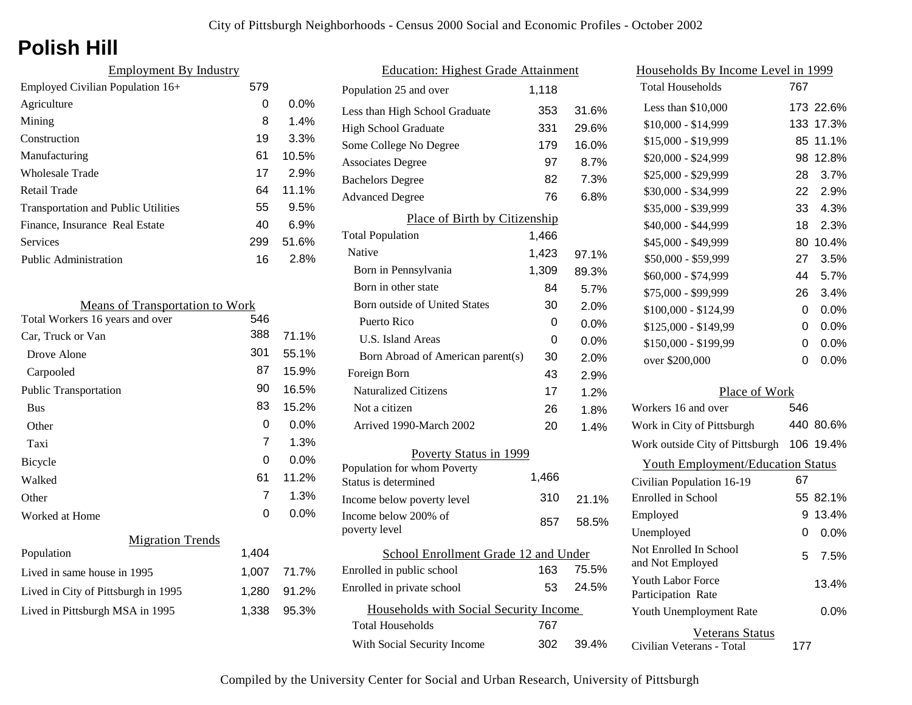# Polish Hill

## Employment By Industry

| | | |
|---|---|---|
| Employed Civilian Population 16+ | 579 | |
| Agriculture | 0 | 0.0% |
| Mining | 8 | 1.4% |
| Construction | 19 | 3.3% |
| Manufacturing | 61 | 10.5% |
| Wholesale Trade | 17 | 2.9% |
| Retail Trade | 64 | 11.1% |
| Transportation and Public Utilities | 55 | 9.5% |
| Finance, Insurance Real Estate | 40 | 6.9% |
| Services | 299 | 51.6% |
| Public Administration | 16 | 2.8% |

## Means of Transportation to Work

| | | |
|---|---|---|
| Total Workers 16 years and over | 546 | |
| Car, Truck or Van | 388 | 71.1% |
| Drove Alone | 301 | 55.1% |
| Carpooled | 87 | 15.9% |
| Public Transportation | 90 | 16.5% |
| Bus | 83 | 15.2% |
| Other | 0 | 0.0% |
| Taxi | 7 | 1.3% |
| Bicycle | 0 | 0.0% |
| Walked | 61 | 11.2% |
| Other | 7 | 1.3% |
| Worked at Home | 0 | 0.0% |

## Migration Trends

| | | |
|---|---|---|
| Population | 1,404 | |
| Lived in same house in 1995 | 1,007 | 71.7% |
| Lived in City of Pittsburgh in 1995 | 1,280 | 91.2% |
| Lived in Pittsburgh MSA in 1995 | 1,338 | 95.3% |

## Education: Highest Grade Attainment

| | | |
|---|---|---|
| Population 25 and over | 1,118 | |
| Less than High School Graduate | 353 | 31.6% |
| High School Graduate | 331 | 29.6% |
| Some College No Degree | 179 | 16.0% |
| Associates Degree | 97 | 8.7% |
| Bachelors Degree | 82 | 7.3% |
| Advanced Degree | 76 | 6.8% |

## Place of Birth by Citizenship

| | | |
|---|---|---|
| Total Population | 1,466 | |
| Native | 1,423 | 97.1% |
| Born in Pennsylvania | 1,309 | 89.3% |
| Born in other state | 84 | 5.7% |
| Born outside of United States | 30 | 2.0% |
| Puerto Rico | 0 | 0.0% |
| U.S. Island Areas | 0 | 0.0% |
| Born Abroad of American parent(s) | 30 | 2.0% |
| Foreign Born | 43 | 2.9% |
| Naturalized Citizens | 17 | 1.2% |
| Not a citizen | 26 | 1.8% |
| Arrived 1990-March 2002 | 20 | 1.4% |

## Poverty Status in 1999

| | | |
|---|---|---|
| Population for whom Poverty Status is determined | 1,466 | |
| Income below poverty level | 310 | 21.1% |
| Income below 200% of poverty level | 857 | 58.5% |

## School Enrollment Grade 12 and Under

| | | |
|---|---|---|
| Enrolled in public school | 163 | 75.5% |
| Enrolled in private school | 53 | 24.5% |

## Households with Social Security Income

| | | |
|---|---|---|
| Total Households | 767 | |
| With Social Security Income | 302 | 39.4% |

## Households By Income Level in 1999

| | | |
|---|---|---|
| Total Households | 767 | |
| Less than $10,000 | 173 | 22.6% |
| $10,000 - $14,999 | 133 | 17.3% |
| $15,000 - $19,999 | 85 | 11.1% |
| $20,000 - $24,999 | 98 | 12.8% |
| $25,000 - $29,999 | 28 | 3.7% |
| $30,000 - $34,999 | 22 | 2.9% |
| $35,000 - $39,999 | 33 | 4.3% |
| $40,000 - $44,999 | 18 | 2.3% |
| $45,000 - $49,999 | 80 | 10.4% |
| $50,000 - $59,999 | 27 | 3.5% |
| $60,000 - $74,999 | 44 | 5.7% |
| $75,000 - $99,999 | 26 | 3.4% |
| $100,000 - $124,99 | 0 | 0.0% |
| $125,000 - $149,99 | 0 | 0.0% |
| $150,000 - $199,99 | 0 | 0.0% |
| over $200,000 | 0 | 0.0% |

## Place of Work

| | | |
|---|---|---|
| Workers 16 and over | 546 | |
| Work in City of Pittsburgh | 440 | 80.6% |
| Work outside City of Pittsburgh | 106 | 19.4% |

## Youth Employment/Education Status

| | | |
|---|---|---|
| Civilian Population 16-19 | 67 | |
| Enrolled in School | 55 | 82.1% |
| Employed | 9 | 13.4% |
| Unemployed | 0 | 0.0% |
| Not Enrolled In School and Not Employed | 5 | 7.5% |
| Youth Labor Force Participation Rate | | 13.4% |
| Youth Unemployment Rate | | 0.0% |

## Veterans Status

| | |
|---|---|
| Civilian Veterans - Total | 177 |

Compiled by the University Center for Social and Urban Research, University of Pittsburgh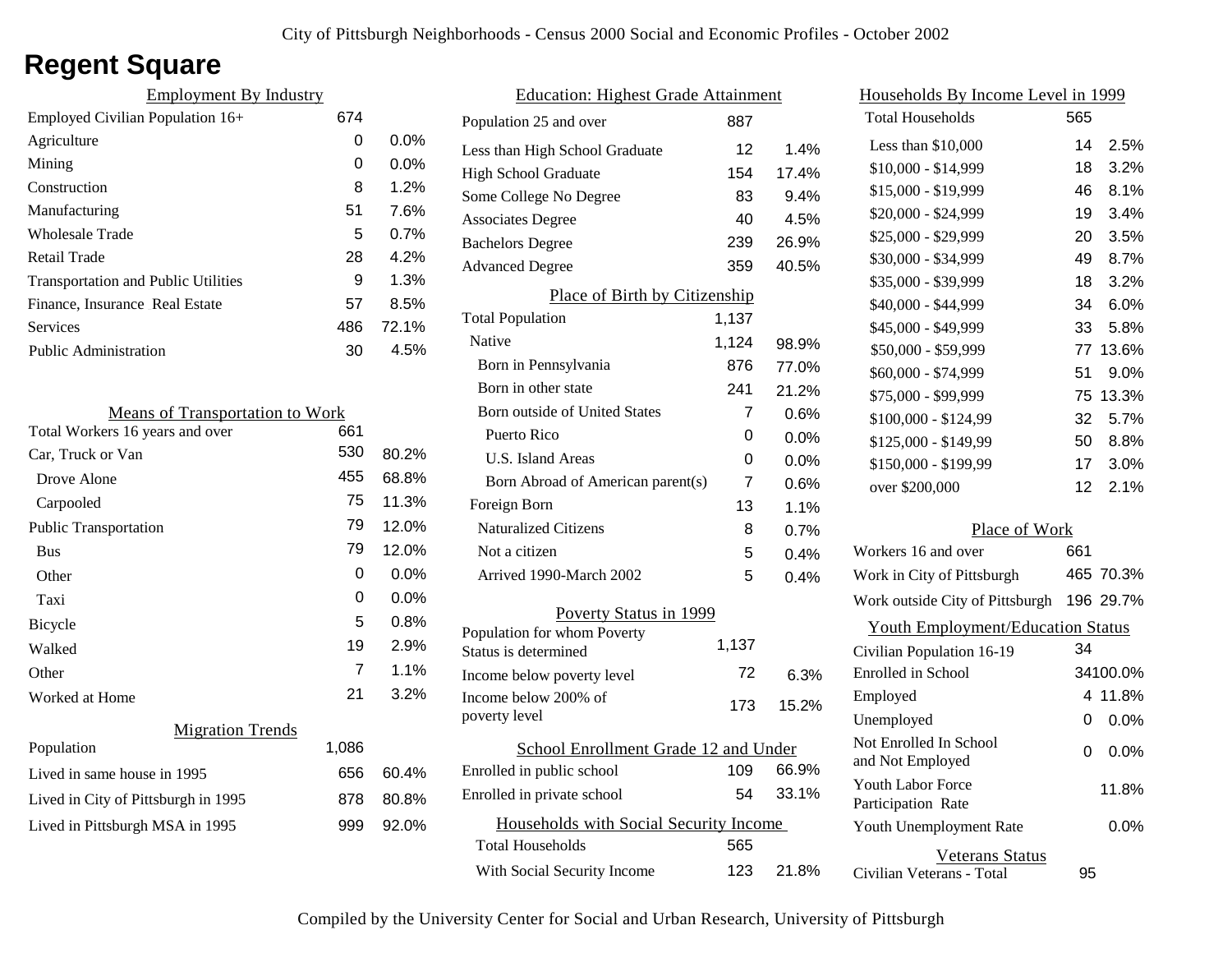City of Pittsburgh Neighborhoods - Census 2000 Social and Economic Profiles - October 2002

# Regent Square

## Employment By Industry

| | | |
|---|---|---|
| Employed Civilian Population 16+ | 674 | |
| Agriculture | 0 | 0.0% |
| Mining | 0 | 0.0% |
| Construction | 8 | 1.2% |
| Manufacturing | 51 | 7.6% |
| Wholesale Trade | 5 | 0.7% |
| Retail Trade | 28 | 4.2% |
| Transportation and Public Utilities | 9 | 1.3% |
| Finance, Insurance Real Estate | 57 | 8.5% |
| Services | 486 | 72.1% |
| Public Administration | 30 | 4.5% |

## Means of Transportation to Work

| | | |
|---|---|---|
| Total Workers 16 years and over | 661 | |
| Car, Truck or Van | 530 | 80.2% |
| Drove Alone | 455 | 68.8% |
| Carpooled | 75 | 11.3% |
| Public Transportation | 79 | 12.0% |
| Bus | 79 | 12.0% |
| Other | 0 | 0.0% |
| Taxi | 0 | 0.0% |
| Bicycle | 5 | 0.8% |
| Walked | 19 | 2.9% |
| Other | 7 | 1.1% |
| Worked at Home | 21 | 3.2% |

## Migration Trends

| | | |
|---|---|---|
| Population | 1,086 | |
| Lived in same house in 1995 | 656 | 60.4% |
| Lived in City of Pittsburgh in 1995 | 878 | 80.8% |
| Lived in Pittsburgh MSA in 1995 | 999 | 92.0% |

## Education: Highest Grade Attainment

| | | |
|---|---|---|
| Population 25 and over | 887 | |
| Less than High School Graduate | 12 | 1.4% |
| High School Graduate | 154 | 17.4% |
| Some College No Degree | 83 | 9.4% |
| Associates Degree | 40 | 4.5% |
| Bachelors Degree | 239 | 26.9% |
| Advanced Degree | 359 | 40.5% |

## Place of Birth by Citizenship

| | | |
|---|---|---|
| Total Population | 1,137 | |
| Native | 1,124 | 98.9% |
| Born in Pennsylvania | 876 | 77.0% |
| Born in other state | 241 | 21.2% |
| Born outside of United States | 7 | 0.6% |
| Puerto Rico | 0 | 0.0% |
| U.S. Island Areas | 0 | 0.0% |
| Born Abroad of American parent(s) | 7 | 0.6% |
| Foreign Born | 13 | 1.1% |
| Naturalized Citizens | 8 | 0.7% |
| Not a citizen | 5 | 0.4% |
| Arrived 1990-March 2002 | 5 | 0.4% |

## Poverty Status in 1999

| | | |
|---|---|---|
| Population for whom Poverty Status is determined | 1,137 | |
| Income below poverty level | 72 | 6.3% |
| Income below 200% of poverty level | 173 | 15.2% |

## School Enrollment Grade 12 and Under

| | | |
|---|---|---|
| Enrolled in public school | 109 | 66.9% |
| Enrolled in private school | 54 | 33.1% |

## Households with Social Security Income

| | | |
|---|---|---|
| Total Households | 565 | |
| With Social Security Income | 123 | 21.8% |

## Households By Income Level in 1999

| | | |
|---|---|---|
| Total Households | 565 | |
| Less than $10,000 | 14 | 2.5% |
| $10,000 - $14,999 | 18 | 3.2% |
| $15,000 - $19,999 | 46 | 8.1% |
| $20,000 - $24,999 | 19 | 3.4% |
| $25,000 - $29,999 | 20 | 3.5% |
| $30,000 - $34,999 | 49 | 8.7% |
| $35,000 - $39,999 | 18 | 3.2% |
| $40,000 - $44,999 | 34 | 6.0% |
| $45,000 - $49,999 | 33 | 5.8% |
| $50,000 - $59,999 | 77 | 13.6% |
| $60,000 - $74,999 | 51 | 9.0% |
| $75,000 - $99,999 | 75 | 13.3% |
| $100,000 - $124,99 | 32 | 5.7% |
| $125,000 - $149,99 | 50 | 8.8% |
| $150,000 - $199,99 | 17 | 3.0% |
| over $200,000 | 12 | 2.1% |

## Place of Work

| | | |
|---|---|---|
| Workers 16 and over | 661 | |
| Work in City of Pittsburgh | 465 | 70.3% |
| Work outside City of Pittsburgh | 196 | 29.7% |

## Youth Employment/Education Status

| | | |
|---|---|---|
| Civilian Population 16-19 | 34 | |
| Enrolled in School | 34 | 100.0% |
| Employed | 4 | 11.8% |
| Unemployed | 0 | 0.0% |
| Not Enrolled In School and Not Employed | 0 | 0.0% |
| Youth Labor Force Participation Rate | | 11.8% |
| Youth Unemployment Rate | | 0.0% |

## Veterans Status

| | |
|---|---|
| Civilian Veterans - Total | 95 |

Compiled by the University Center for Social and Urban Research, University of Pittsburgh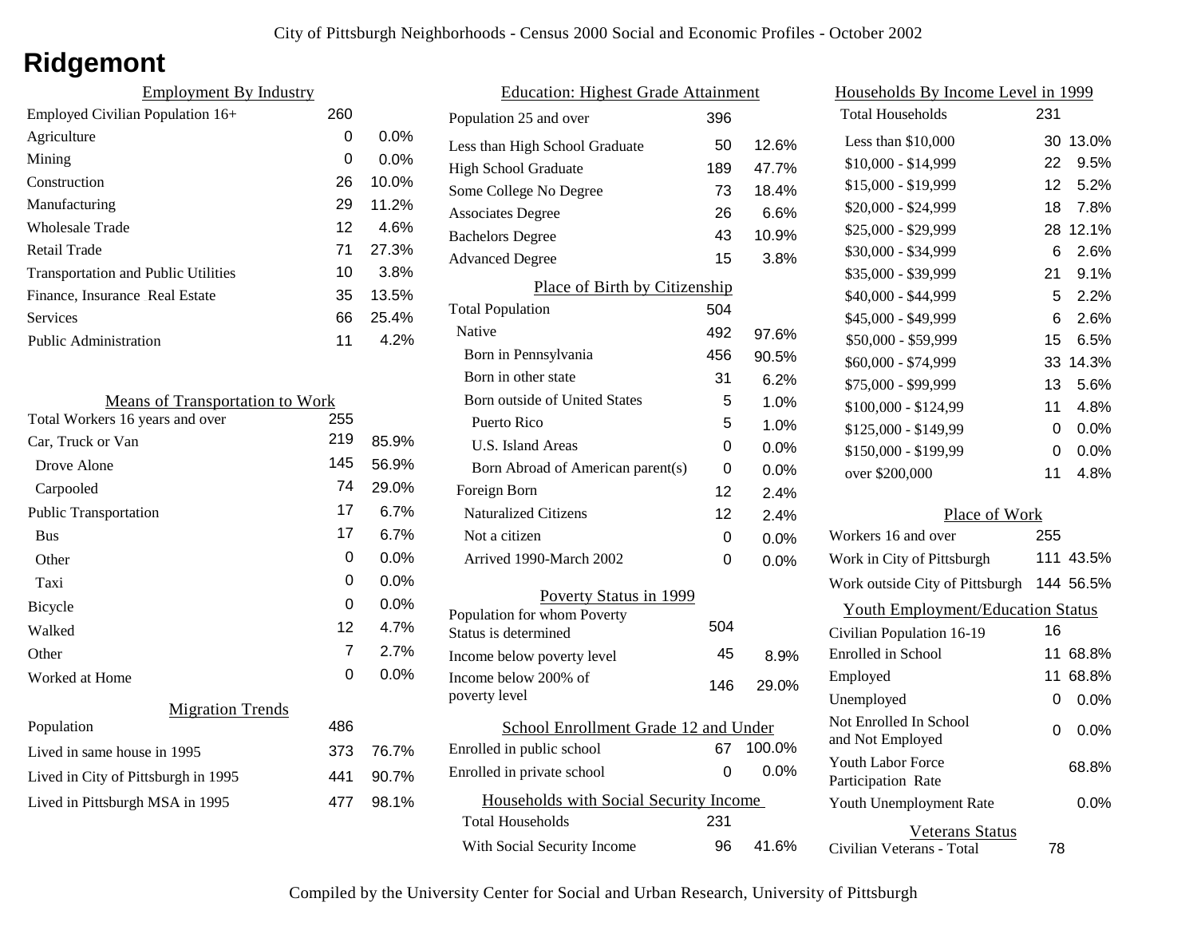City of Pittsburgh Neighborhoods - Census 2000 Social and Economic Profiles - October 2002

# Ridgemont

## Employment By Industry

| Employment By Industry | | |
|---|---|---|
| Employed Civilian Population 16+ | 260 | |
| Agriculture | 0 | 0.0% |
| Mining | 0 | 0.0% |
| Construction | 26 | 10.0% |
| Manufacturing | 29 | 11.2% |
| Wholesale Trade | 12 | 4.6% |
| Retail Trade | 71 | 27.3% |
| Transportation and Public Utilities | 10 | 3.8% |
| Finance, Insurance Real Estate | 35 | 13.5% |
| Services | 66 | 25.4% |
| Public Administration | 11 | 4.2% |

## Means of Transportation to Work

| Means of Transportation to Work | | |
|---|---|---|
| Total Workers 16 years and over | 255 | |
| Car, Truck or Van | 219 | 85.9% |
| Drove Alone | 145 | 56.9% |
| Carpooled | 74 | 29.0% |
| Public Transportation | 17 | 6.7% |
| Bus | 17 | 6.7% |
| Other | 0 | 0.0% |
| Taxi | 0 | 0.0% |
| Bicycle | 0 | 0.0% |
| Walked | 12 | 4.7% |
| Other | 7 | 2.7% |
| Worked at Home | 0 | 0.0% |

## Migration Trends

| Migration Trends | | |
|---|---|---|
| Population | 486 | |
| Lived in same house in 1995 | 373 | 76.7% |
| Lived in City of Pittsburgh in 1995 | 441 | 90.7% |
| Lived in Pittsburgh MSA in 1995 | 477 | 98.1% |

## Education: Highest Grade Attainment

| Education: Highest Grade Attainment | | |
|---|---|---|
| Population 25 and over | 396 | |
| Less than High School Graduate | 50 | 12.6% |
| High School Graduate | 189 | 47.7% |
| Some College No Degree | 73 | 18.4% |
| Associates Degree | 26 | 6.6% |
| Bachelors Degree | 43 | 10.9% |
| Advanced Degree | 15 | 3.8% |

## Place of Birth by Citizenship

| Place of Birth by Citizenship | | |
|---|---|---|
| Total Population | 504 | |
| Native | 492 | 97.6% |
| Born in Pennsylvania | 456 | 90.5% |
| Born in other state | 31 | 6.2% |
| Born outside of United States | 5 | 1.0% |
| Puerto Rico | 5 | 1.0% |
| U.S. Island Areas | 0 | 0.0% |
| Born Abroad of American parent(s) | 0 | 0.0% |
| Foreign Born | 12 | 2.4% |
| Naturalized Citizens | 12 | 2.4% |
| Not a citizen | 0 | 0.0% |
| Arrived 1990-March 2002 | 0 | 0.0% |

## Poverty Status in 1999

| Poverty Status in 1999 | | |
|---|---|---|
| Population for whom Poverty Status is determined | 504 | |
| Income below poverty level | 45 | 8.9% |
| Income below 200% of poverty level | 146 | 29.0% |

## School Enrollment Grade 12 and Under

| School Enrollment Grade 12 and Under | | |
|---|---|---|
| Enrolled in public school | 67 | 100.0% |
| Enrolled in private school | 0 | 0.0% |

## Households with Social Security Income

| Households with Social Security Income | | |
|---|---|---|
| Total Households | 231 | |
| With Social Security Income | 96 | 41.6% |

## Households By Income Level in 1999

| Households By Income Level in 1999 | | |
|---|---|---|
| Total Households | 231 | |
| Less than $10,000 | 30 | 13.0% |
| $10,000 - $14,999 | 22 | 9.5% |
| $15,000 - $19,999 | 12 | 5.2% |
| $20,000 - $24,999 | 18 | 7.8% |
| $25,000 - $29,999 | 28 | 12.1% |
| $30,000 - $34,999 | 6 | 2.6% |
| $35,000 - $39,999 | 21 | 9.1% |
| $40,000 - $44,999 | 5 | 2.2% |
| $45,000 - $49,999 | 6 | 2.6% |
| $50,000 - $59,999 | 15 | 6.5% |
| $60,000 - $74,999 | 33 | 14.3% |
| $75,000 - $99,999 | 13 | 5.6% |
| $100,000 - $124,99 | 11 | 4.8% |
| $125,000 - $149,99 | 0 | 0.0% |
| $150,000 - $199,99 | 0 | 0.0% |
| over $200,000 | 11 | 4.8% |

## Place of Work

| Place of Work | | |
|---|---|---|
| Workers 16 and over | 255 | |
| Work in City of Pittsburgh | 111 | 43.5% |
| Work outside City of Pittsburgh | 144 | 56.5% |

## Youth Employment/Education Status

| Youth Employment/Education Status | | |
|---|---|---|
| Civilian Population 16-19 | 16 | |
| Enrolled in School | 11 | 68.8% |
| Employed | 11 | 68.8% |
| Unemployed | 0 | 0.0% |
| Not Enrolled In School and Not Employed | 0 | 0.0% |
| Youth Labor Force Participation Rate | | 68.8% |
| Youth Unemployment Rate | | 0.0% |

## Veterans Status

| Veterans Status | |
|---|---|
| Civilian Veterans - Total | 78 |

Compiled by the University Center for Social and Urban Research, University of Pittsburgh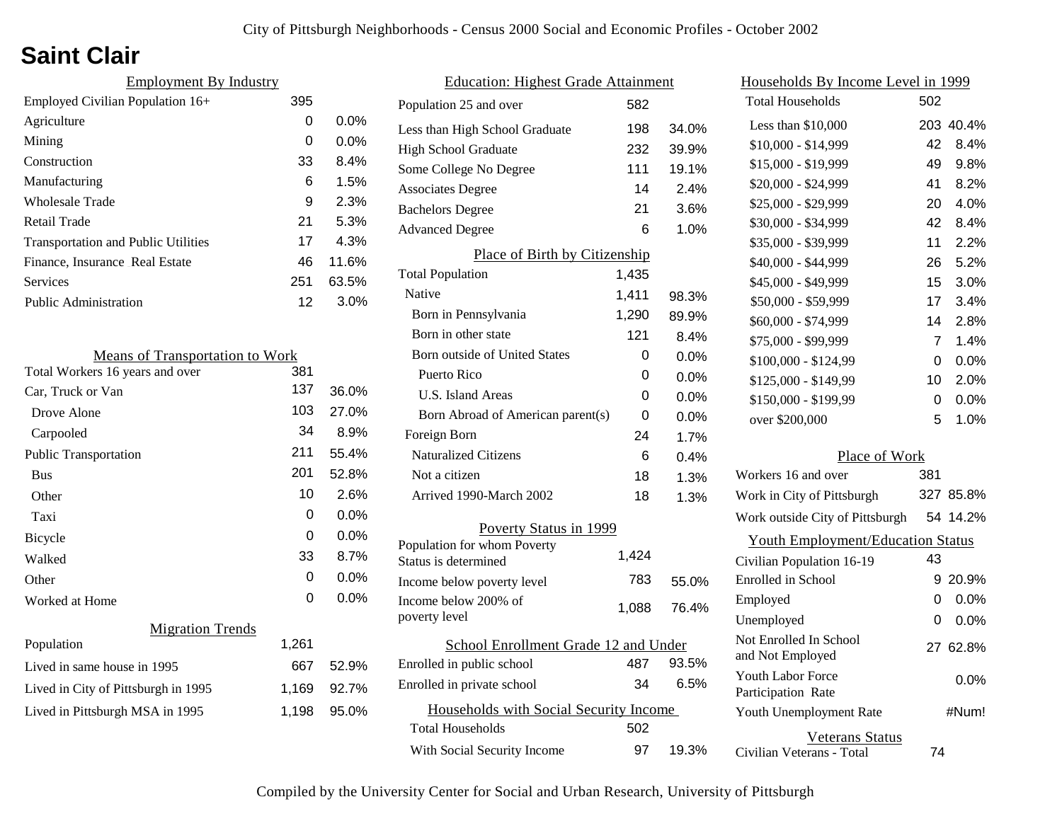City of Pittsburgh Neighborhoods - Census 2000 Social and Economic Profiles - October 2002

# Saint Clair

## Employment By Industry

| | | |
|---|---|---|
| Employed Civilian Population 16+ | 395 | |
| Agriculture | 0 | 0.0% |
| Mining | 0 | 0.0% |
| Construction | 33 | 8.4% |
| Manufacturing | 6 | 1.5% |
| Wholesale Trade | 9 | 2.3% |
| Retail Trade | 21 | 5.3% |
| Transportation and Public Utilities | 17 | 4.3% |
| Finance, Insurance Real Estate | 46 | 11.6% |
| Services | 251 | 63.5% |
| Public Administration | 12 | 3.0% |

## Means of Transportation to Work

| | | |
|---|---|---|
| Total Workers 16 years and over | 381 | |
| Car, Truck or Van | 137 | 36.0% |
| Drove Alone | 103 | 27.0% |
| Carpooled | 34 | 8.9% |
| Public Transportation | 211 | 55.4% |
| Bus | 201 | 52.8% |
| Other | 10 | 2.6% |
| Taxi | 0 | 0.0% |
| Bicycle | 0 | 0.0% |
| Walked | 33 | 8.7% |
| Other | 0 | 0.0% |
| Worked at Home | 0 | 0.0% |

## Migration Trends

| | | |
|---|---|---|
| Population | 1,261 | |
| Lived in same house in 1995 | 667 | 52.9% |
| Lived in City of Pittsburgh in 1995 | 1,169 | 92.7% |
| Lived in Pittsburgh MSA in 1995 | 1,198 | 95.0% |

## Education: Highest Grade Attainment

| | | |
|---|---|---|
| Population 25 and over | 582 | |
| Less than High School Graduate | 198 | 34.0% |
| High School Graduate | 232 | 39.9% |
| Some College No Degree | 111 | 19.1% |
| Associates Degree | 14 | 2.4% |
| Bachelors Degree | 21 | 3.6% |
| Advanced Degree | 6 | 1.0% |

## Place of Birth by Citizenship

| | | |
|---|---|---|
| Total Population | 1,435 | |
| Native | 1,411 | 98.3% |
| Born in Pennsylvania | 1,290 | 89.9% |
| Born in other state | 121 | 8.4% |
| Born outside of United States | 0 | 0.0% |
| Puerto Rico | 0 | 0.0% |
| U.S. Island Areas | 0 | 0.0% |
| Born Abroad of American parent(s) | 0 | 0.0% |
| Foreign Born | 24 | 1.7% |
| Naturalized Citizens | 6 | 0.4% |
| Not a citizen | 18 | 1.3% |
| Arrived 1990-March 2002 | 18 | 1.3% |

## Poverty Status in 1999

| | | |
|---|---|---|
| Population for whom Poverty Status is determined | 1,424 | |
| Income below poverty level | 783 | 55.0% |
| Income below 200% of poverty level | 1,088 | 76.4% |

## School Enrollment Grade 12 and Under

| | | |
|---|---|---|
| Enrolled in public school | 487 | 93.5% |
| Enrolled in private school | 34 | 6.5% |

## Households with Social Security Income

| | | |
|---|---|---|
| Total Households | 502 | |
| With Social Security Income | 97 | 19.3% |

## Households By Income Level in 1999

| | | |
|---|---|---|
| Total Households | 502 | |
| Less than $10,000 | 203 | 40.4% |
| $10,000 - $14,999 | 42 | 8.4% |
| $15,000 - $19,999 | 49 | 9.8% |
| $20,000 - $24,999 | 41 | 8.2% |
| $25,000 - $29,999 | 20 | 4.0% |
| $30,000 - $34,999 | 42 | 8.4% |
| $35,000 - $39,999 | 11 | 2.2% |
| $40,000 - $44,999 | 26 | 5.2% |
| $45,000 - $49,999 | 15 | 3.0% |
| $50,000 - $59,999 | 17 | 3.4% |
| $60,000 - $74,999 | 14 | 2.8% |
| $75,000 - $99,999 | 7 | 1.4% |
| $100,000 - $124,99 | 0 | 0.0% |
| $125,000 - $149,99 | 10 | 2.0% |
| $150,000 - $199,99 | 0 | 0.0% |
| over $200,000 | 5 | 1.0% |

## Place of Work

| | | |
|---|---|---|
| Workers 16 and over | 381 | |
| Work in City of Pittsburgh | 327 | 85.8% |
| Work outside City of Pittsburgh | 54 | 14.2% |

## Youth Employment/Education Status

| | | |
|---|---|---|
| Civilian Population 16-19 | 43 | |
| Enrolled in School | 9 | 20.9% |
| Employed | 0 | 0.0% |
| Unemployed | 0 | 0.0% |
| Not Enrolled In School and Not Employed | 27 | 62.8% |
| Youth Labor Force Participation Rate | | 0.0% |
| Youth Unemployment Rate | | #Num! |

## Veterans Status

| | |
|---|---|
| Civilian Veterans - Total | 74 |

Compiled by the University Center for Social and Urban Research, University of Pittsburgh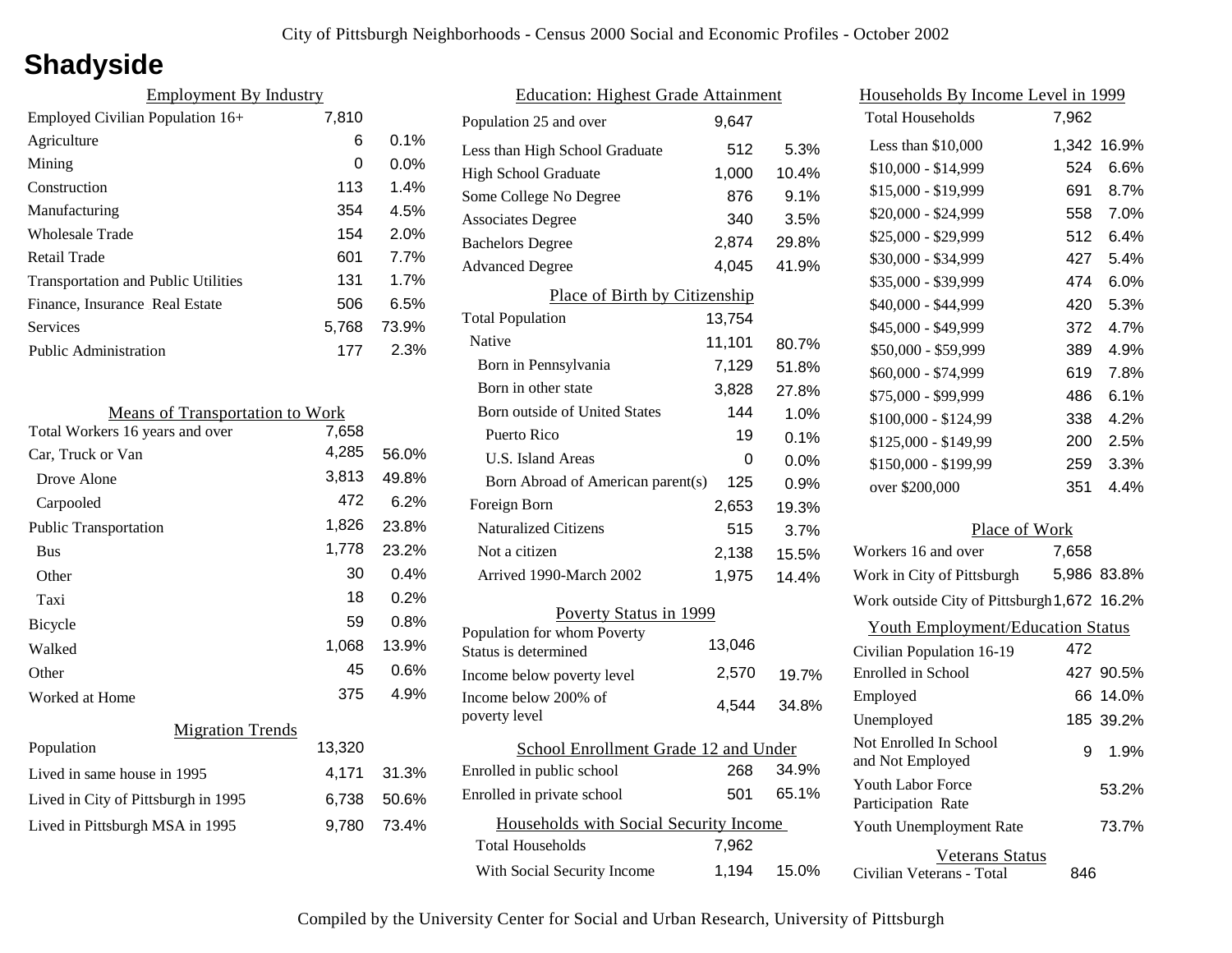# Shadyside

## Employment By Industry

| | | |
|---|---|---|
| Employed Civilian Population 16+ | 7,810 | |
| Agriculture | 6 | 0.1% |
| Mining | 0 | 0.0% |
| Construction | 113 | 1.4% |
| Manufacturing | 354 | 4.5% |
| Wholesale Trade | 154 | 2.0% |
| Retail Trade | 601 | 7.7% |
| Transportation and Public Utilities | 131 | 1.7% |
| Finance, Insurance Real Estate | 506 | 6.5% |
| Services | 5,768 | 73.9% |
| Public Administration | 177 | 2.3% |

## Means of Transportation to Work

| | | |
|---|---|---|
| Total Workers 16 years and over | 7,658 | |
| Car, Truck or Van | 4,285 | 56.0% |
| Drove Alone | 3,813 | 49.8% |
| Carpooled | 472 | 6.2% |
| Public Transportation | 1,826 | 23.8% |
| Bus | 1,778 | 23.2% |
| Other | 30 | 0.4% |
| Taxi | 18 | 0.2% |
| Bicycle | 59 | 0.8% |
| Walked | 1,068 | 13.9% |
| Other | 45 | 0.6% |
| Worked at Home | 375 | 4.9% |

## Migration Trends

| | | |
|---|---|---|
| Population | 13,320 | |
| Lived in same house in 1995 | 4,171 | 31.3% |
| Lived in City of Pittsburgh in 1995 | 6,738 | 50.6% |
| Lived in Pittsburgh MSA in 1995 | 9,780 | 73.4% |

## Education: Highest Grade Attainment

| | | |
|---|---|---|
| Population 25 and over | 9,647 | |
| Less than High School Graduate | 512 | 5.3% |
| High School Graduate | 1,000 | 10.4% |
| Some College No Degree | 876 | 9.1% |
| Associates Degree | 340 | 3.5% |
| Bachelors Degree | 2,874 | 29.8% |
| Advanced Degree | 4,045 | 41.9% |

## Place of Birth by Citizenship

| | | |
|---|---|---|
| Total Population | 13,754 | |
| Native | 11,101 | 80.7% |
| Born in Pennsylvania | 7,129 | 51.8% |
| Born in other state | 3,828 | 27.8% |
| Born outside of United States | 144 | 1.0% |
| Puerto Rico | 19 | 0.1% |
| U.S. Island Areas | 0 | 0.0% |
| Born Abroad of American parent(s) | 125 | 0.9% |
| Foreign Born | 2,653 | 19.3% |
| Naturalized Citizens | 515 | 3.7% |
| Not a citizen | 2,138 | 15.5% |
| Arrived 1990-March 2002 | 1,975 | 14.4% |

## Poverty Status in 1999

| | | |
|---|---|---|
| Population for whom Poverty Status is determined | 13,046 | |
| Income below poverty level | 2,570 | 19.7% |
| Income below 200% of poverty level | 4,544 | 34.8% |

## School Enrollment Grade 12 and Under

| | | |
|---|---|---|
| Enrolled in public school | 268 | 34.9% |
| Enrolled in private school | 501 | 65.1% |

## Households with Social Security Income

| | | |
|---|---|---|
| Total Households | 7,962 | |
| With Social Security Income | 1,194 | 15.0% |

## Households By Income Level in 1999

| | | |
|---|---|---|
| Total Households | 7,962 | |
| Less than $10,000 | 1,342 | 16.9% |
| $10,000 - $14,999 | 524 | 6.6% |
| $15,000 - $19,999 | 691 | 8.7% |
| $20,000 - $24,999 | 558 | 7.0% |
| $25,000 - $29,999 | 512 | 6.4% |
| $30,000 - $34,999 | 427 | 5.4% |
| $35,000 - $39,999 | 474 | 6.0% |
| $40,000 - $44,999 | 420 | 5.3% |
| $45,000 - $49,999 | 372 | 4.7% |
| $50,000 - $59,999 | 389 | 4.9% |
| $60,000 - $74,999 | 619 | 7.8% |
| $75,000 - $99,999 | 486 | 6.1% |
| $100,000 - $124,99 | 338 | 4.2% |
| $125,000 - $149,99 | 200 | 2.5% |
| $150,000 - $199,99 | 259 | 3.3% |
| over $200,000 | 351 | 4.4% |

## Place of Work

| | | |
|---|---|---|
| Workers 16 and over | 7,658 | |
| Work in City of Pittsburgh | 5,986 | 83.8% |
| Work outside City of Pittsburgh | 1,672 | 16.2% |

## Youth Employment/Education Status

| | | |
|---|---|---|
| Civilian Population 16-19 | 472 | |
| Enrolled in School | 427 | 90.5% |
| Employed | 66 | 14.0% |
| Unemployed | 185 | 39.2% |
| Not Enrolled In School and Not Employed | 9 | 1.9% |
| Youth Labor Force Participation Rate | | 53.2% |
| Youth Unemployment Rate | | 73.7% |

## Veterans Status

| | |
|---|---|
| Civilian Veterans - Total | 846 |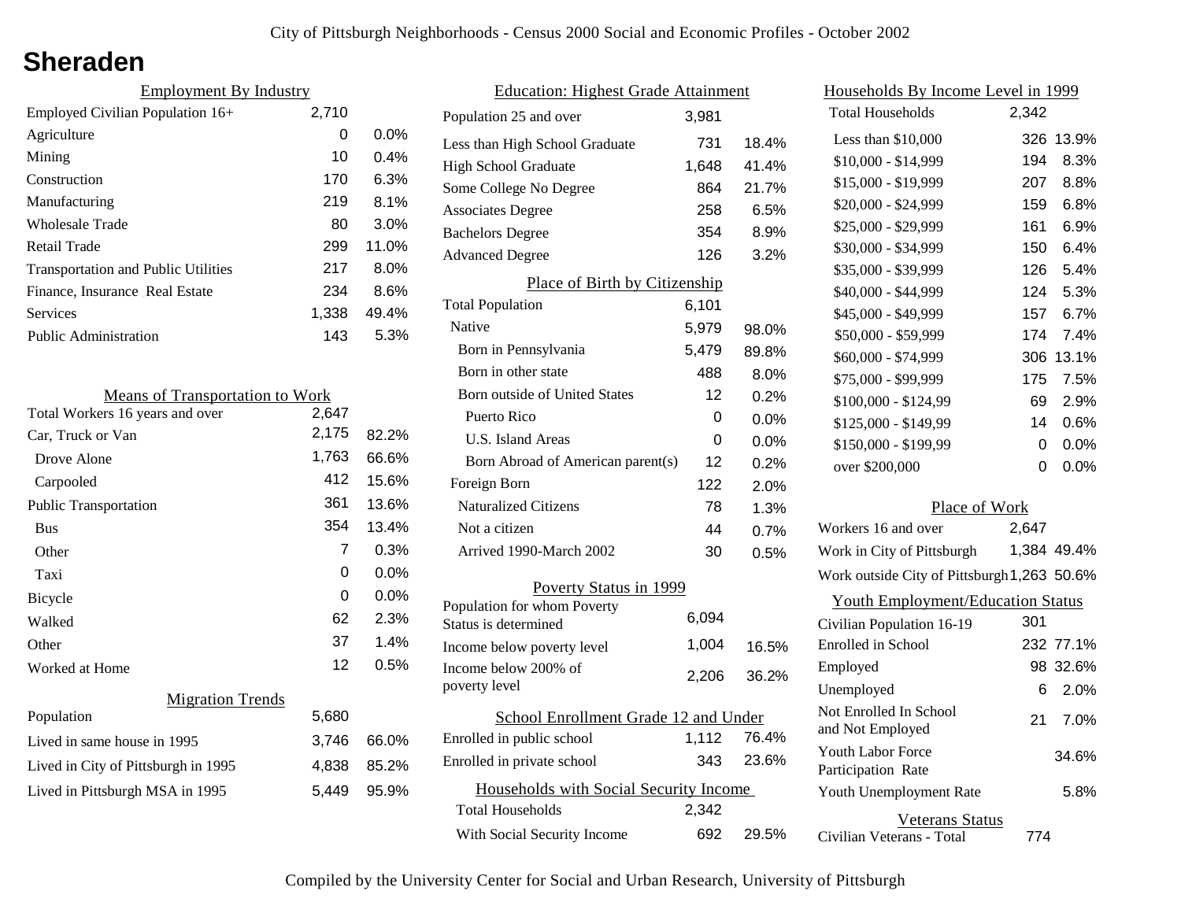# Sheraden

## Employment By Industry

| | | |
|---|---|---|
| Employed Civilian Population 16+ | 2,710 | |
| Agriculture | 0 | 0.0% |
| Mining | 10 | 0.4% |
| Construction | 170 | 6.3% |
| Manufacturing | 219 | 8.1% |
| Wholesale Trade | 80 | 3.0% |
| Retail Trade | 299 | 11.0% |
| Transportation and Public Utilities | 217 | 8.0% |
| Finance, Insurance Real Estate | 234 | 8.6% |
| Services | 1,338 | 49.4% |
| Public Administration | 143 | 5.3% |

## Means of Transportation to Work

| | | |
|---|---|---|
| Total Workers 16 years and over | 2,647 | |
| Car, Truck or Van | 2,175 | 82.2% |
| Drove Alone | 1,763 | 66.6% |
| Carpooled | 412 | 15.6% |
| Public Transportation | 361 | 13.6% |
| Bus | 354 | 13.4% |
| Other | 7 | 0.3% |
| Taxi | 0 | 0.0% |
| Bicycle | 0 | 0.0% |
| Walked | 62 | 2.3% |
| Other | 37 | 1.4% |
| Worked at Home | 12 | 0.5% |

## Migration Trends

| | | |
|---|---|---|
| Population | 5,680 | |
| Lived in same house in 1995 | 3,746 | 66.0% |
| Lived in City of Pittsburgh in 1995 | 4,838 | 85.2% |
| Lived in Pittsburgh MSA in 1995 | 5,449 | 95.9% |

## Education: Highest Grade Attainment

| | | |
|---|---|---|
| Population 25 and over | 3,981 | |
| Less than High School Graduate | 731 | 18.4% |
| High School Graduate | 1,648 | 41.4% |
| Some College No Degree | 864 | 21.7% |
| Associates Degree | 258 | 6.5% |
| Bachelors Degree | 354 | 8.9% |
| Advanced Degree | 126 | 3.2% |

## Place of Birth by Citizenship

| | | |
|---|---|---|
| Total Population | 6,101 | |
| Native | 5,979 | 98.0% |
| Born in Pennsylvania | 5,479 | 89.8% |
| Born in other state | 488 | 8.0% |
| Born outside of United States | 12 | 0.2% |
| Puerto Rico | 0 | 0.0% |
| U.S. Island Areas | 0 | 0.0% |
| Born Abroad of American parent(s) | 12 | 0.2% |
| Foreign Born | 122 | 2.0% |
| Naturalized Citizens | 78 | 1.3% |
| Not a citizen | 44 | 0.7% |
| Arrived 1990-March 2002 | 30 | 0.5% |

## Poverty Status in 1999

| | | |
|---|---|---|
| Population for whom Poverty Status is determined | 6,094 | |
| Income below poverty level | 1,004 | 16.5% |
| Income below 200% of poverty level | 2,206 | 36.2% |

## School Enrollment Grade 12 and Under

| | | |
|---|---|---|
| Enrolled in public school | 1,112 | 76.4% |
| Enrolled in private school | 343 | 23.6% |

## Households with Social Security Income

| | | |
|---|---|---|
| Total Households | 2,342 | |
| With Social Security Income | 692 | 29.5% |

## Households By Income Level in 1999

| | | |
|---|---|---|
| Total Households | 2,342 | |
| Less than $10,000 | 326 | 13.9% |
| $10,000 - $14,999 | 194 | 8.3% |
| $15,000 - $19,999 | 207 | 8.8% |
| $20,000 - $24,999 | 159 | 6.8% |
| $25,000 - $29,999 | 161 | 6.9% |
| $30,000 - $34,999 | 150 | 6.4% |
| $35,000 - $39,999 | 126 | 5.4% |
| $40,000 - $44,999 | 124 | 5.3% |
| $45,000 - $49,999 | 157 | 6.7% |
| $50,000 - $59,999 | 174 | 7.4% |
| $60,000 - $74,999 | 306 | 13.1% |
| $75,000 - $99,999 | 175 | 7.5% |
| $100,000 - $124,99 | 69 | 2.9% |
| $125,000 - $149,99 | 14 | 0.6% |
| $150,000 - $199,99 | 0 | 0.0% |
| over $200,000 | 0 | 0.0% |

## Place of Work

| | | |
|---|---|---|
| Workers 16 and over | 2,647 | |
| Work in City of Pittsburgh | 1,384 | 49.4% |
| Work outside City of Pittsburgh | 1,263 | 50.6% |

## Youth Employment/Education Status

| | | |
|---|---|---|
| Civilian Population 16-19 | 301 | |
| Enrolled in School | 232 | 77.1% |
| Employed | 98 | 32.6% |
| Unemployed | 6 | 2.0% |
| Not Enrolled In School and Not Employed | 21 | 7.0% |
| Youth Labor Force Participation Rate | | 34.6% |
| Youth Unemployment Rate | | 5.8% |

## Veterans Status

| | |
|---|---|
| Civilian Veterans - Total | 774 |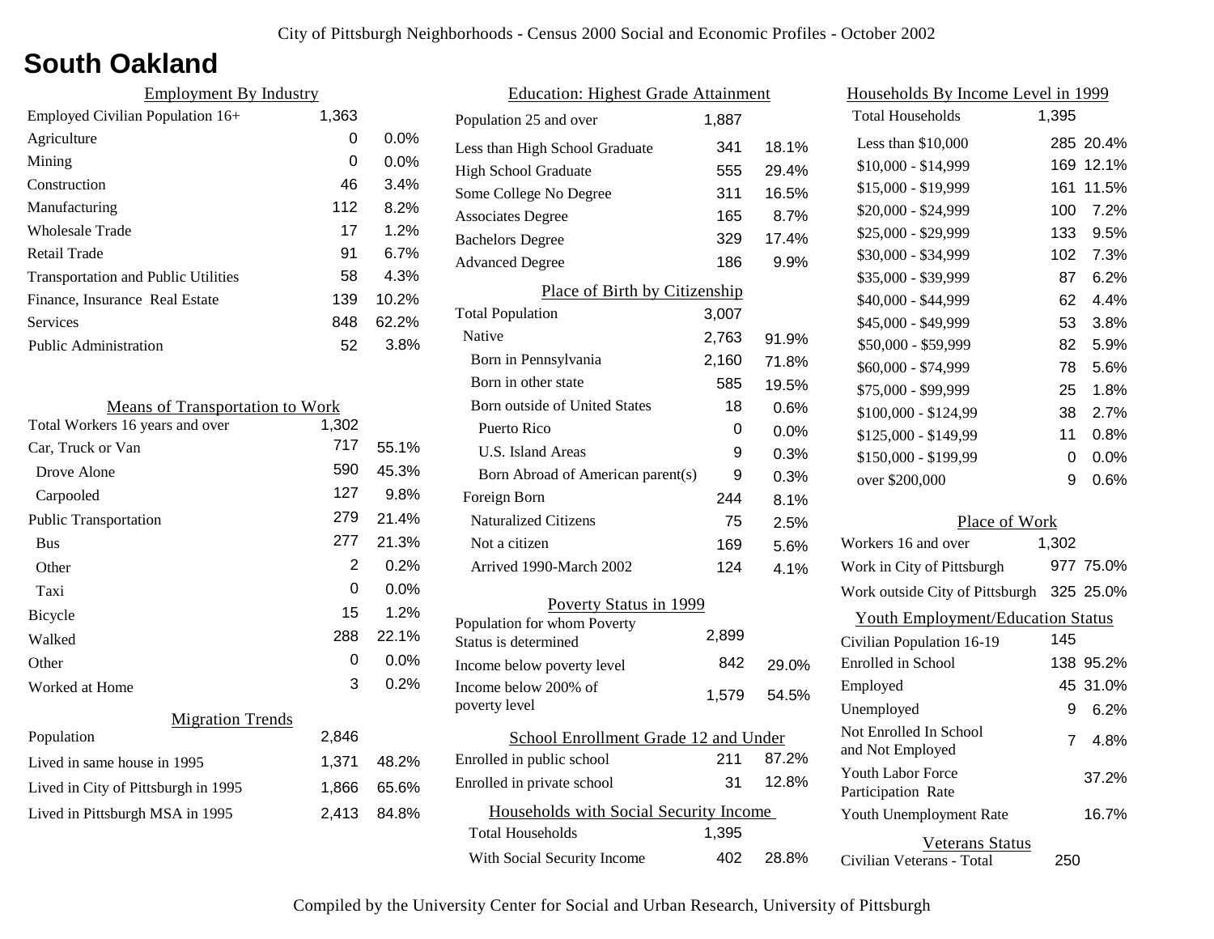# South Oakland

## Employment By Industry

| Employment By Industry | | |
|---|---|---|
| Employed Civilian Population 16+ | 1,363 | |
| Agriculture | 0 | 0.0% |
| Mining | 0 | 0.0% |
| Construction | 46 | 3.4% |
| Manufacturing | 112 | 8.2% |
| Wholesale Trade | 17 | 1.2% |
| Retail Trade | 91 | 6.7% |
| Transportation and Public Utilities | 58 | 4.3% |
| Finance, Insurance Real Estate | 139 | 10.2% |
| Services | 848 | 62.2% |
| Public Administration | 52 | 3.8% |

## Means of Transportation to Work

| Means of Transportation to Work | | |
|---|---|---|
| Total Workers 16 years and over | 1,302 | |
| Car, Truck or Van | 717 | 55.1% |
| Drove Alone | 590 | 45.3% |
| Carpooled | 127 | 9.8% |
| Public Transportation | 279 | 21.4% |
| Bus | 277 | 21.3% |
| Other | 2 | 0.2% |
| Taxi | 0 | 0.0% |
| Bicycle | 15 | 1.2% |
| Walked | 288 | 22.1% |
| Other | 0 | 0.0% |
| Worked at Home | 3 | 0.2% |

## Migration Trends

| Migration Trends | | |
|---|---|---|
| Population | 2,846 | |
| Lived in same house in 1995 | 1,371 | 48.2% |
| Lived in City of Pittsburgh in 1995 | 1,866 | 65.6% |
| Lived in Pittsburgh MSA in 1995 | 2,413 | 84.8% |

## Education: Highest Grade Attainment

| Education: Highest Grade Attainment | | |
|---|---|---|
| Population 25 and over | 1,887 | |
| Less than High School Graduate | 341 | 18.1% |
| High School Graduate | 555 | 29.4% |
| Some College No Degree | 311 | 16.5% |
| Associates Degree | 165 | 8.7% |
| Bachelors Degree | 329 | 17.4% |
| Advanced Degree | 186 | 9.9% |

## Place of Birth by Citizenship

| Place of Birth by Citizenship | | |
|---|---|---|
| Total Population | 3,007 | |
| Native | 2,763 | 91.9% |
| Born in Pennsylvania | 2,160 | 71.8% |
| Born in other state | 585 | 19.5% |
| Born outside of United States | 18 | 0.6% |
| Puerto Rico | 0 | 0.0% |
| U.S. Island Areas | 9 | 0.3% |
| Born Abroad of American parent(s) | 9 | 0.3% |
| Foreign Born | 244 | 8.1% |
| Naturalized Citizens | 75 | 2.5% |
| Not a citizen | 169 | 5.6% |
| Arrived 1990-March 2002 | 124 | 4.1% |

## Poverty Status in 1999

| Poverty Status in 1999 | | |
|---|---|---|
| Population for whom Poverty Status is determined | 2,899 | |
| Income below poverty level | 842 | 29.0% |
| Income below 200% of poverty level | 1,579 | 54.5% |

## School Enrollment Grade 12 and Under

| School Enrollment Grade 12 and Under | | |
|---|---|---|
| Enrolled in public school | 211 | 87.2% |
| Enrolled in private school | 31 | 12.8% |

## Households with Social Security Income

| Households with Social Security Income | | |
|---|---|---|
| Total Households | 1,395 | |
| With Social Security Income | 402 | 28.8% |

## Households By Income Level in 1999

| Households By Income Level in 1999 | | |
|---|---|---|
| Total Households | 1,395 | |
| Less than $10,000 | 285 | 20.4% |
| $10,000 - $14,999 | 169 | 12.1% |
| $15,000 - $19,999 | 161 | 11.5% |
| $20,000 - $24,999 | 100 | 7.2% |
| $25,000 - $29,999 | 133 | 9.5% |
| $30,000 - $34,999 | 102 | 7.3% |
| $35,000 - $39,999 | 87 | 6.2% |
| $40,000 - $44,999 | 62 | 4.4% |
| $45,000 - $49,999 | 53 | 3.8% |
| $50,000 - $59,999 | 82 | 5.9% |
| $60,000 - $74,999 | 78 | 5.6% |
| $75,000 - $99,999 | 25 | 1.8% |
| $100,000 - $124,99 | 38 | 2.7% |
| $125,000 - $149,99 | 11 | 0.8% |
| $150,000 - $199,99 | 0 | 0.0% |
| over $200,000 | 9 | 0.6% |

## Place of Work

| Place of Work | | |
|---|---|---|
| Workers 16 and over | 1,302 | |
| Work in City of Pittsburgh | 977 | 75.0% |
| Work outside City of Pittsburgh | 325 | 25.0% |

## Youth Employment/Education Status

| Youth Employment/Education Status | | |
|---|---|---|
| Civilian Population 16-19 | 145 | |
| Enrolled in School | 138 | 95.2% |
| Employed | 45 | 31.0% |
| Unemployed | 9 | 6.2% |
| Not Enrolled In School and Not Employed | 7 | 4.8% |
| Youth Labor Force Participation Rate | | 37.2% |
| Youth Unemployment Rate | | 16.7% |

## Veterans Status

| Veterans Status | |
|---|---|
| Civilian Veterans - Total | 250 |

Compiled by the University Center for Social and Urban Research, University of Pittsburgh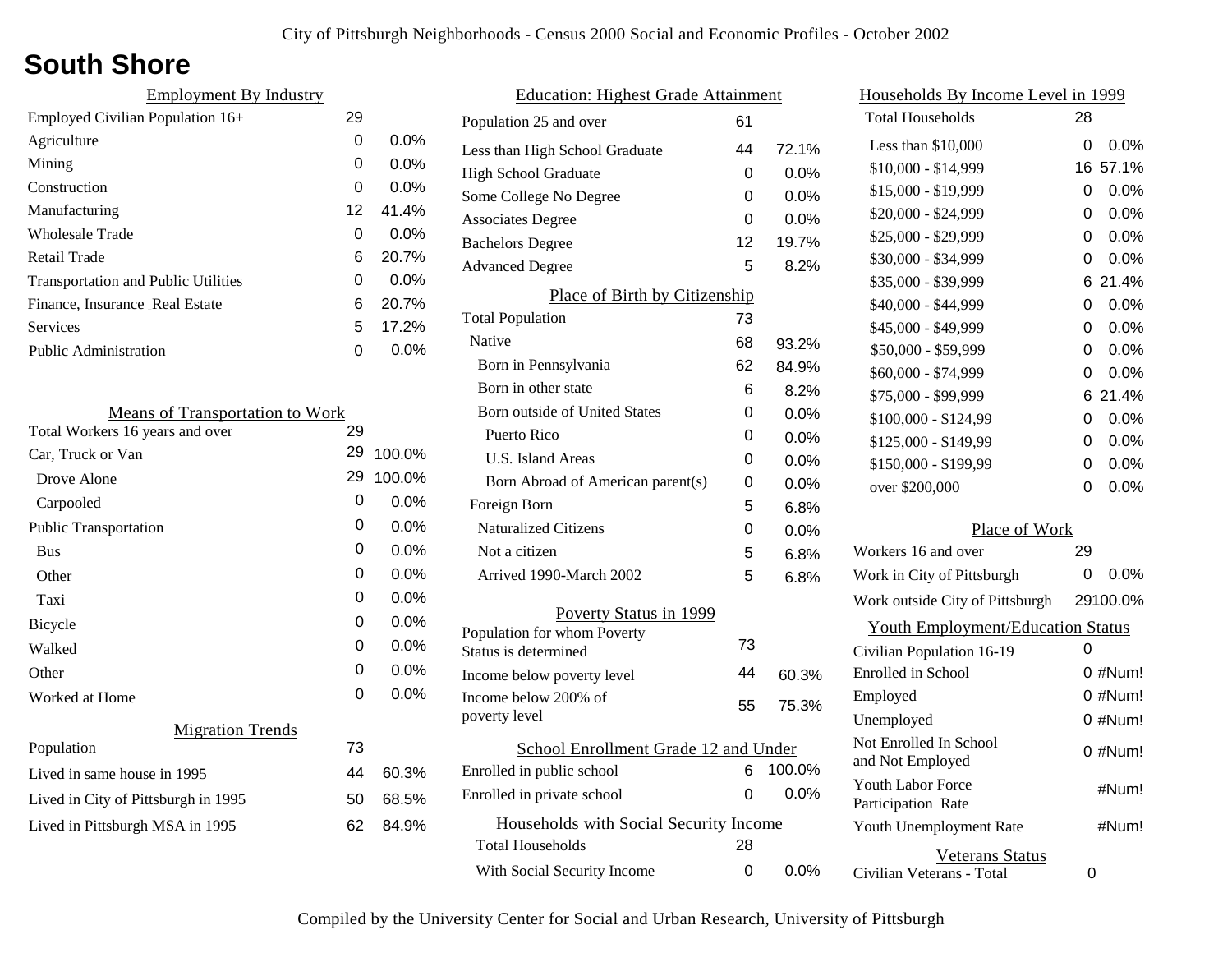# South Shore

City of Pittsburgh Neighborhoods - Census 2000 Social and Economic Profiles - October 2002

## Employment By Industry

| | | |
|---|---|---|
| Employed Civilian Population 16+ | 29 | |
| Agriculture | 0 | 0.0% |
| Mining | 0 | 0.0% |
| Construction | 0 | 0.0% |
| Manufacturing | 12 | 41.4% |
| Wholesale Trade | 0 | 0.0% |
| Retail Trade | 6 | 20.7% |
| Transportation and Public Utilities | 0 | 0.0% |
| Finance, Insurance Real Estate | 6 | 20.7% |
| Services | 5 | 17.2% |
| Public Administration | 0 | 0.0% |

## Means of Transportation to Work

| | | |
|---|---|---|
| Total Workers 16 years and over | 29 | |
| Car, Truck or Van | 29 | 100.0% |
| Drove Alone | 29 | 100.0% |
| Carpooled | 0 | 0.0% |
| Public Transportation | 0 | 0.0% |
| Bus | 0 | 0.0% |
| Other | 0 | 0.0% |
| Taxi | 0 | 0.0% |
| Bicycle | 0 | 0.0% |
| Walked | 0 | 0.0% |
| Other | 0 | 0.0% |
| Worked at Home | 0 | 0.0% |

## Migration Trends

| | | |
|---|---|---|
| Population | 73 | |
| Lived in same house in 1995 | 44 | 60.3% |
| Lived in City of Pittsburgh in 1995 | 50 | 68.5% |
| Lived in Pittsburgh MSA in 1995 | 62 | 84.9% |

## Education: Highest Grade Attainment

| | | |
|---|---|---|
| Population 25 and over | 61 | |
| Less than High School Graduate | 44 | 72.1% |
| High School Graduate | 0 | 0.0% |
| Some College No Degree | 0 | 0.0% |
| Associates Degree | 0 | 0.0% |
| Bachelors Degree | 12 | 19.7% |
| Advanced Degree | 5 | 8.2% |

## Place of Birth by Citizenship

| | | |
|---|---|---|
| Total Population | 73 | |
| Native | 68 | 93.2% |
| Born in Pennsylvania | 62 | 84.9% |
| Born in other state | 6 | 8.2% |
| Born outside of United States | 0 | 0.0% |
| Puerto Rico | 0 | 0.0% |
| U.S. Island Areas | 0 | 0.0% |
| Born Abroad of American parent(s) | 0 | 0.0% |
| Foreign Born | 5 | 6.8% |
| Naturalized Citizens | 0 | 0.0% |
| Not a citizen | 5 | 6.8% |
| Arrived 1990-March 2002 | 5 | 6.8% |

## Poverty Status in 1999

| | | |
|---|---|---|
| Population for whom Poverty Status is determined | 73 | |
| Income below poverty level | 44 | 60.3% |
| Income below 200% of poverty level | 55 | 75.3% |

## School Enrollment Grade 12 and Under

| | | |
|---|---|---|
| Enrolled in public school | 6 | 100.0% |
| Enrolled in private school | 0 | 0.0% |

## Households with Social Security Income

| | | |
|---|---|---|
| Total Households | 28 | |
| With Social Security Income | 0 | 0.0% |

## Households By Income Level in 1999

| | | |
|---|---|---|
| Total Households | 28 | |
| Less than $10,000 | 0 | 0.0% |
| $10,000 - $14,999 | 16 | 57.1% |
| $15,000 - $19,999 | 0 | 0.0% |
| $20,000 - $24,999 | 0 | 0.0% |
| $25,000 - $29,999 | 0 | 0.0% |
| $30,000 - $34,999 | 0 | 0.0% |
| $35,000 - $39,999 | 6 | 21.4% |
| $40,000 - $44,999 | 0 | 0.0% |
| $45,000 - $49,999 | 0 | 0.0% |
| $50,000 - $59,999 | 0 | 0.0% |
| $60,000 - $74,999 | 0 | 0.0% |
| $75,000 - $99,999 | 6 | 21.4% |
| $100,000 - $124,99 | 0 | 0.0% |
| $125,000 - $149,99 | 0 | 0.0% |
| $150,000 - $199,99 | 0 | 0.0% |
| over $200,000 | 0 | 0.0% |

## Place of Work

| | | |
|---|---|---|
| Workers 16 and over | 29 | |
| Work in City of Pittsburgh | 0 | 0.0% |
| Work outside City of Pittsburgh | 29 | 100.0% |

## Youth Employment/Education Status

| | | |
|---|---|---|
| Civilian Population 16-19 | 0 | |
| Enrolled in School | 0 | #Num! |
| Employed | 0 | #Num! |
| Unemployed | 0 | #Num! |
| Not Enrolled In School and Not Employed | 0 | #Num! |
| Youth Labor Force Participation Rate | | #Num! |
| Youth Unemployment Rate | | #Num! |

## Veterans Status

| | |
|---|---|
| Civilian Veterans - Total | 0 |

Compiled by the University Center for Social and Urban Research, University of Pittsburgh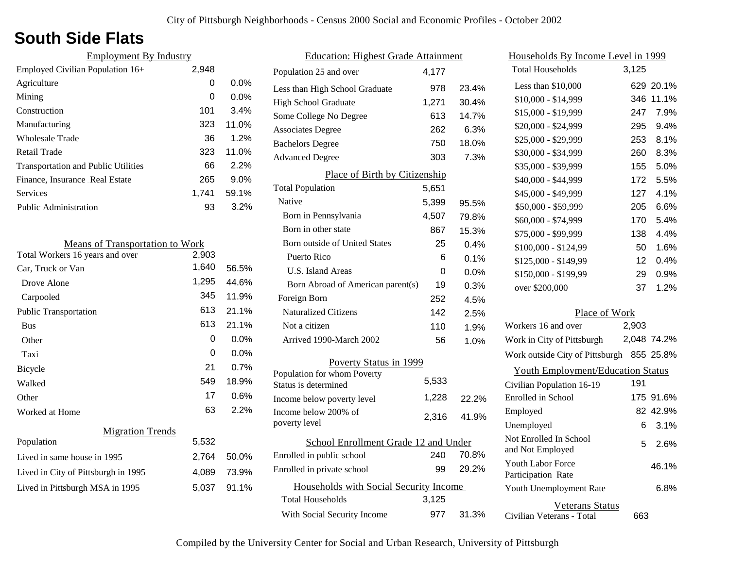# South Side Flats

## Employment By Industry

| Employment By Industry | | |
|---|---|---|
| Employed Civilian Population 16+ | 2,948 | |
| Agriculture | 0 | 0.0% |
| Mining | 0 | 0.0% |
| Construction | 101 | 3.4% |
| Manufacturing | 323 | 11.0% |
| Wholesale Trade | 36 | 1.2% |
| Retail Trade | 323 | 11.0% |
| Transportation and Public Utilities | 66 | 2.2% |
| Finance, Insurance Real Estate | 265 | 9.0% |
| Services | 1,741 | 59.1% |
| Public Administration | 93 | 3.2% |

## Means of Transportation to Work

| Means of Transportation to Work | | |
|---|---|---|
| Total Workers 16 years and over | 2,903 | |
| Car, Truck or Van | 1,640 | 56.5% |
| Drove Alone | 1,295 | 44.6% |
| Carpooled | 345 | 11.9% |
| Public Transportation | 613 | 21.1% |
| Bus | 613 | 21.1% |
| Other | 0 | 0.0% |
| Taxi | 0 | 0.0% |
| Bicycle | 21 | 0.7% |
| Walked | 549 | 18.9% |
| Other | 17 | 0.6% |
| Worked at Home | 63 | 2.2% |

## Migration Trends

| Migration Trends | | |
|---|---|---|
| Population | 5,532 | |
| Lived in same house in 1995 | 2,764 | 50.0% |
| Lived in City of Pittsburgh in 1995 | 4,089 | 73.9% |
| Lived in Pittsburgh MSA in 1995 | 5,037 | 91.1% |

## Education: Highest Grade Attainment

| Education: Highest Grade Attainment | | |
|---|---|---|
| Population 25 and over | 4,177 | |
| Less than High School Graduate | 978 | 23.4% |
| High School Graduate | 1,271 | 30.4% |
| Some College No Degree | 613 | 14.7% |
| Associates Degree | 262 | 6.3% |
| Bachelors Degree | 750 | 18.0% |
| Advanced Degree | 303 | 7.3% |

## Place of Birth by Citizenship

| Place of Birth by Citizenship | | |
|---|---|---|
| Total Population | 5,651 | |
| Native | 5,399 | 95.5% |
| Born in Pennsylvania | 4,507 | 79.8% |
| Born in other state | 867 | 15.3% |
| Born outside of United States | 25 | 0.4% |
| Puerto Rico | 6 | 0.1% |
| U.S. Island Areas | 0 | 0.0% |
| Born Abroad of American parent(s) | 19 | 0.3% |
| Foreign Born | 252 | 4.5% |
| Naturalized Citizens | 142 | 2.5% |
| Not a citizen | 110 | 1.9% |
| Arrived 1990-March 2002 | 56 | 1.0% |

## Poverty Status in 1999

| Poverty Status in 1999 | | |
|---|---|---|
| Population for whom Poverty Status is determined | 5,533 | |
| Income below poverty level | 1,228 | 22.2% |
| Income below 200% of poverty level | 2,316 | 41.9% |

## School Enrollment Grade 12 and Under

| School Enrollment Grade 12 and Under | | |
|---|---|---|
| Enrolled in public school | 240 | 70.8% |
| Enrolled in private school | 99 | 29.2% |

## Households with Social Security Income

| Households with Social Security Income | | |
|---|---|---|
| Total Households | 3,125 | |
| With Social Security Income | 977 | 31.3% |

## Households By Income Level in 1999

| Households By Income Level in 1999 | | |
|---|---|---|
| Total Households | 3,125 | |
| Less than $10,000 | 629 | 20.1% |
| $10,000 - $14,999 | 346 | 11.1% |
| $15,000 - $19,999 | 247 | 7.9% |
| $20,000 - $24,999 | 295 | 9.4% |
| $25,000 - $29,999 | 253 | 8.1% |
| $30,000 - $34,999 | 260 | 8.3% |
| $35,000 - $39,999 | 155 | 5.0% |
| $40,000 - $44,999 | 172 | 5.5% |
| $45,000 - $49,999 | 127 | 4.1% |
| $50,000 - $59,999 | 205 | 6.6% |
| $60,000 - $74,999 | 170 | 5.4% |
| $75,000 - $99,999 | 138 | 4.4% |
| $100,000 - $124,99 | 50 | 1.6% |
| $125,000 - $149,99 | 12 | 0.4% |
| $150,000 - $199,99 | 29 | 0.9% |
| over $200,000 | 37 | 1.2% |

## Place of Work

| Place of Work | | |
|---|---|---|
| Workers 16 and over | 2,903 | |
| Work in City of Pittsburgh | 2,048 | 74.2% |
| Work outside City of Pittsburgh | 855 | 25.8% |

## Youth Employment/Education Status

| Youth Employment/Education Status | | |
|---|---|---|
| Civilian Population 16-19 | 191 | |
| Enrolled in School | 175 | 91.6% |
| Employed | 82 | 42.9% |
| Unemployed | 6 | 3.1% |
| Not Enrolled In School and Not Employed | 5 | 2.6% |
| Youth Labor Force Participation Rate | | 46.1% |
| Youth Unemployment Rate | | 6.8% |

## Veterans Status

| Veterans Status | |
|---|---|
| Civilian Veterans - Total | 663 |

Compiled by the University Center for Social and Urban Research, University of Pittsburgh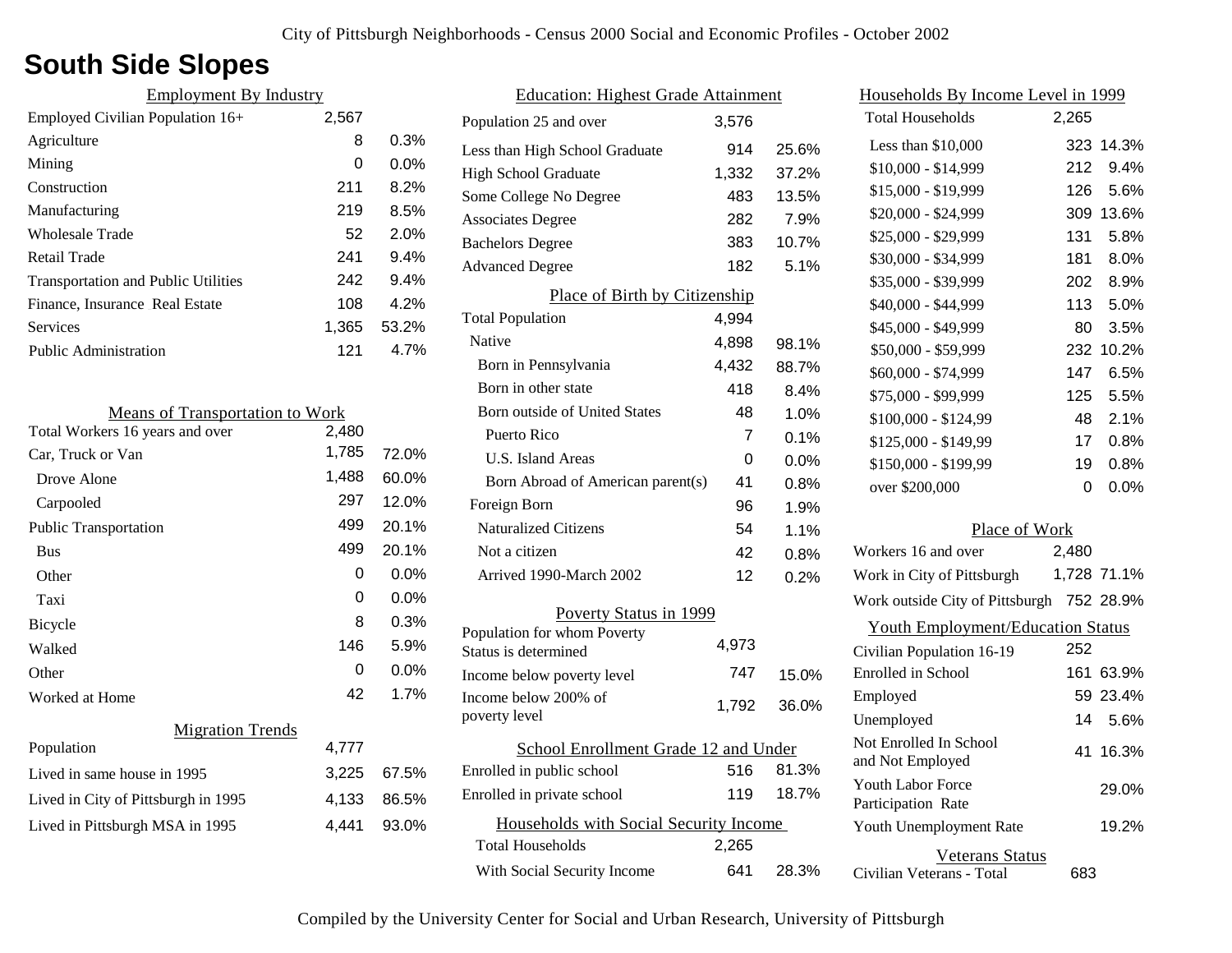# South Side Slopes

## Employment By Industry

| Employment By Industry | | |
|---|---|---|
| Employed Civilian Population 16+ | 2,567 | |
| Agriculture | 8 | 0.3% |
| Mining | 0 | 0.0% |
| Construction | 211 | 8.2% |
| Manufacturing | 219 | 8.5% |
| Wholesale Trade | 52 | 2.0% |
| Retail Trade | 241 | 9.4% |
| Transportation and Public Utilities | 242 | 9.4% |
| Finance, Insurance Real Estate | 108 | 4.2% |
| Services | 1,365 | 53.2% |
| Public Administration | 121 | 4.7% |

## Means of Transportation to Work

| Means of Transportation to Work | | |
|---|---|---|
| Total Workers 16 years and over | 2,480 | |
| Car, Truck or Van | 1,785 | 72.0% |
| Drove Alone | 1,488 | 60.0% |
| Carpooled | 297 | 12.0% |
| Public Transportation | 499 | 20.1% |
| Bus | 499 | 20.1% |
| Other | 0 | 0.0% |
| Taxi | 0 | 0.0% |
| Bicycle | 8 | 0.3% |
| Walked | 146 | 5.9% |
| Other | 0 | 0.0% |
| Worked at Home | 42 | 1.7% |

## Migration Trends

| Migration Trends | | |
|---|---|---|
| Population | 4,777 | |
| Lived in same house in 1995 | 3,225 | 67.5% |
| Lived in City of Pittsburgh in 1995 | 4,133 | 86.5% |
| Lived in Pittsburgh MSA in 1995 | 4,441 | 93.0% |

## Education: Highest Grade Attainment

| Education: Highest Grade Attainment | | |
|---|---|---|
| Population 25 and over | 3,576 | |
| Less than High School Graduate | 914 | 25.6% |
| High School Graduate | 1,332 | 37.2% |
| Some College No Degree | 483 | 13.5% |
| Associates Degree | 282 | 7.9% |
| Bachelors Degree | 383 | 10.7% |
| Advanced Degree | 182 | 5.1% |

## Place of Birth by Citizenship

| Place of Birth by Citizenship | | |
|---|---|---|
| Total Population | 4,994 | |
| Native | 4,898 | 98.1% |
| Born in Pennsylvania | 4,432 | 88.7% |
| Born in other state | 418 | 8.4% |
| Born outside of United States | 48 | 1.0% |
| Puerto Rico | 7 | 0.1% |
| U.S. Island Areas | 0 | 0.0% |
| Born Abroad of American parent(s) | 41 | 0.8% |
| Foreign Born | 96 | 1.9% |
| Naturalized Citizens | 54 | 1.1% |
| Not a citizen | 42 | 0.8% |
| Arrived 1990-March 2002 | 12 | 0.2% |

## Poverty Status in 1999

| Poverty Status in 1999 | | |
|---|---|---|
| Population for whom Poverty Status is determined | 4,973 | |
| Income below poverty level | 747 | 15.0% |
| Income below 200% of poverty level | 1,792 | 36.0% |

## School Enrollment Grade 12 and Under

| School Enrollment Grade 12 and Under | | |
|---|---|---|
| Enrolled in public school | 516 | 81.3% |
| Enrolled in private school | 119 | 18.7% |

## Households with Social Security Income

| Households with Social Security Income | | |
|---|---|---|
| Total Households | 2,265 | |
| With Social Security Income | 641 | 28.3% |

## Households By Income Level in 1999

| Households By Income Level in 1999 | | |
|---|---|---|
| Total Households | 2,265 | |
| Less than $10,000 | 323 | 14.3% |
| $10,000 - $14,999 | 212 | 9.4% |
| $15,000 - $19,999 | 126 | 5.6% |
| $20,000 - $24,999 | 309 | 13.6% |
| $25,000 - $29,999 | 131 | 5.8% |
| $30,000 - $34,999 | 181 | 8.0% |
| $35,000 - $39,999 | 202 | 8.9% |
| $40,000 - $44,999 | 113 | 5.0% |
| $45,000 - $49,999 | 80 | 3.5% |
| $50,000 - $59,999 | 232 | 10.2% |
| $60,000 - $74,999 | 147 | 6.5% |
| $75,000 - $99,999 | 125 | 5.5% |
| $100,000 - $124,99 | 48 | 2.1% |
| $125,000 - $149,99 | 17 | 0.8% |
| $150,000 - $199,99 | 19 | 0.8% |
| over $200,000 | 0 | 0.0% |

## Place of Work

| Place of Work | | |
|---|---|---|
| Workers 16 and over | 2,480 | |
| Work in City of Pittsburgh | 1,728 | 71.1% |
| Work outside City of Pittsburgh | 752 | 28.9% |

## Youth Employment/Education Status

| Youth Employment/Education Status | | |
|---|---|---|
| Civilian Population 16-19 | 252 | |
| Enrolled in School | 161 | 63.9% |
| Employed | 59 | 23.4% |
| Unemployed | 14 | 5.6% |
| Not Enrolled In School and Not Employed | 41 | 16.3% |
| Youth Labor Force Participation Rate | | 29.0% |
| Youth Unemployment Rate | | 19.2% |

## Veterans Status

| Veterans Status | |
|---|---|
| Civilian Veterans - Total | 683 |

Compiled by the University Center for Social and Urban Research, University of Pittsburgh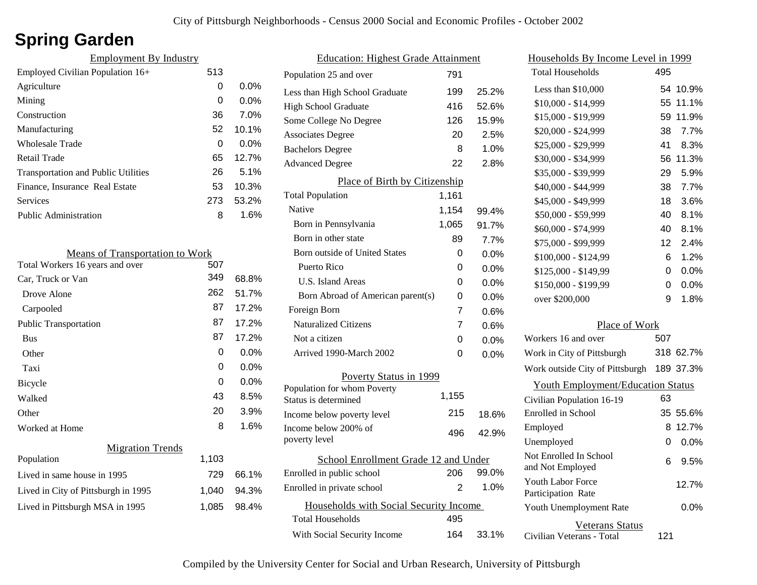# Spring Garden

## Employment By Industry

| | | |
|---|---|---|
| Employed Civilian Population 16+ | 513 | |
| Agriculture | 0 | 0.0% |
| Mining | 0 | 0.0% |
| Construction | 36 | 7.0% |
| Manufacturing | 52 | 10.1% |
| Wholesale Trade | 0 | 0.0% |
| Retail Trade | 65 | 12.7% |
| Transportation and Public Utilities | 26 | 5.1% |
| Finance, Insurance Real Estate | 53 | 10.3% |
| Services | 273 | 53.2% |
| Public Administration | 8 | 1.6% |

## Means of Transportation to Work

| | | |
|---|---|---|
| Total Workers 16 years and over | 507 | |
| Car, Truck or Van | 349 | 68.8% |
| Drove Alone | 262 | 51.7% |
| Carpooled | 87 | 17.2% |
| Public Transportation | 87 | 17.2% |
| Bus | 87 | 17.2% |
| Other | 0 | 0.0% |
| Taxi | 0 | 0.0% |
| Bicycle | 0 | 0.0% |
| Walked | 43 | 8.5% |
| Other | 20 | 3.9% |
| Worked at Home | 8 | 1.6% |

## Migration Trends

| | | |
|---|---|---|
| Population | 1,103 | |
| Lived in same house in 1995 | 729 | 66.1% |
| Lived in City of Pittsburgh in 1995 | 1,040 | 94.3% |
| Lived in Pittsburgh MSA in 1995 | 1,085 | 98.4% |

## Education: Highest Grade Attainment

| | | |
|---|---|---|
| Population 25 and over | 791 | |
| Less than High School Graduate | 199 | 25.2% |
| High School Graduate | 416 | 52.6% |
| Some College No Degree | 126 | 15.9% |
| Associates Degree | 20 | 2.5% |
| Bachelors Degree | 8 | 1.0% |
| Advanced Degree | 22 | 2.8% |

## Place of Birth by Citizenship

| | | |
|---|---|---|
| Total Population | 1,161 | |
| Native | 1,154 | 99.4% |
| Born in Pennsylvania | 1,065 | 91.7% |
| Born in other state | 89 | 7.7% |
| Born outside of United States | 0 | 0.0% |
| Puerto Rico | 0 | 0.0% |
| U.S. Island Areas | 0 | 0.0% |
| Born Abroad of American parent(s) | 0 | 0.0% |
| Foreign Born | 7 | 0.6% |
| Naturalized Citizens | 7 | 0.6% |
| Not a citizen | 0 | 0.0% |
| Arrived 1990-March 2002 | 0 | 0.0% |

## Poverty Status in 1999

| | | |
|---|---|---|
| Population for whom Poverty Status is determined | 1,155 | |
| Income below poverty level | 215 | 18.6% |
| Income below 200% of poverty level | 496 | 42.9% |

## School Enrollment Grade 12 and Under

| | | |
|---|---|---|
| Enrolled in public school | 206 | 99.0% |
| Enrolled in private school | 2 | 1.0% |

## Households with Social Security Income

| | | |
|---|---|---|
| Total Households | 495 | |
| With Social Security Income | 164 | 33.1% |

## Households By Income Level in 1999

| | | |
|---|---|---|
| Total Households | 495 | |
| Less than $10,000 | 54 | 10.9% |
| $10,000 - $14,999 | 55 | 11.1% |
| $15,000 - $19,999 | 59 | 11.9% |
| $20,000 - $24,999 | 38 | 7.7% |
| $25,000 - $29,999 | 41 | 8.3% |
| $30,000 - $34,999 | 56 | 11.3% |
| $35,000 - $39,999 | 29 | 5.9% |
| $40,000 - $44,999 | 38 | 7.7% |
| $45,000 - $49,999 | 18 | 3.6% |
| $50,000 - $59,999 | 40 | 8.1% |
| $60,000 - $74,999 | 40 | 8.1% |
| $75,000 - $99,999 | 12 | 2.4% |
| $100,000 - $124,99 | 6 | 1.2% |
| $125,000 - $149,99 | 0 | 0.0% |
| $150,000 - $199,99 | 0 | 0.0% |
| over $200,000 | 9 | 1.8% |

## Place of Work

| | | |
|---|---|---|
| Workers 16 and over | 507 | |
| Work in City of Pittsburgh | 318 | 62.7% |
| Work outside City of Pittsburgh | 189 | 37.3% |

## Youth Employment/Education Status

| | | |
|---|---|---|
| Civilian Population 16-19 | 63 | |
| Enrolled in School | 35 | 55.6% |
| Employed | 8 | 12.7% |
| Unemployed | 0 | 0.0% |
| Not Enrolled In School and Not Employed | 6 | 9.5% |
| Youth Labor Force Participation Rate | | 12.7% |
| Youth Unemployment Rate | | 0.0% |

## Veterans Status

| | |
|---|---|
| Civilian Veterans - Total | 121 |

Compiled by the University Center for Social and Urban Research, University of Pittsburgh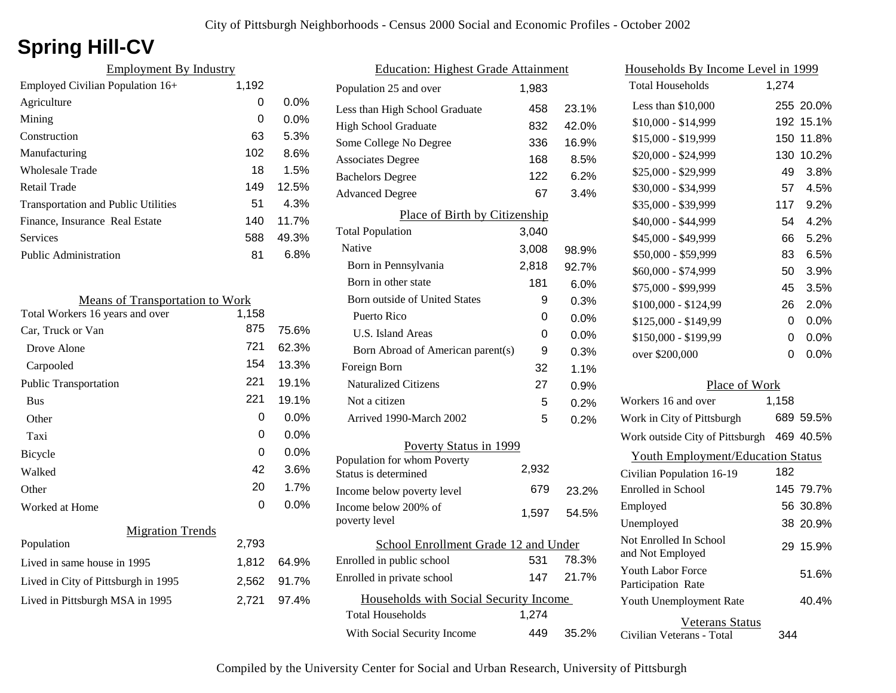# Spring Hill-CV

## Employment By Industry

| | | |
|---|---|---|
| Employed Civilian Population 16+ | 1,192 | |
| Agriculture | 0 | 0.0% |
| Mining | 0 | 0.0% |
| Construction | 63 | 5.3% |
| Manufacturing | 102 | 8.6% |
| Wholesale Trade | 18 | 1.5% |
| Retail Trade | 149 | 12.5% |
| Transportation and Public Utilities | 51 | 4.3% |
| Finance, Insurance Real Estate | 140 | 11.7% |
| Services | 588 | 49.3% |
| Public Administration | 81 | 6.8% |

## Means of Transportation to Work

| | | |
|---|---|---|
| Total Workers 16 years and over | 1,158 | |
| Car, Truck or Van | 875 | 75.6% |
| Drove Alone | 721 | 62.3% |
| Carpooled | 154 | 13.3% |
| Public Transportation | 221 | 19.1% |
| Bus | 221 | 19.1% |
| Other | 0 | 0.0% |
| Taxi | 0 | 0.0% |
| Bicycle | 0 | 0.0% |
| Walked | 42 | 3.6% |
| Other | 20 | 1.7% |
| Worked at Home | 0 | 0.0% |

## Migration Trends

| | | |
|---|---|---|
| Population | 2,793 | |
| Lived in same house in 1995 | 1,812 | 64.9% |
| Lived in City of Pittsburgh in 1995 | 2,562 | 91.7% |
| Lived in Pittsburgh MSA in 1995 | 2,721 | 97.4% |

## Education: Highest Grade Attainment

| | | |
|---|---|---|
| Population 25 and over | 1,983 | |
| Less than High School Graduate | 458 | 23.1% |
| High School Graduate | 832 | 42.0% |
| Some College No Degree | 336 | 16.9% |
| Associates Degree | 168 | 8.5% |
| Bachelors Degree | 122 | 6.2% |
| Advanced Degree | 67 | 3.4% |

## Place of Birth by Citizenship

| | | |
|---|---|---|
| Total Population | 3,040 | |
| Native | 3,008 | 98.9% |
| Born in Pennsylvania | 2,818 | 92.7% |
| Born in other state | 181 | 6.0% |
| Born outside of United States | 9 | 0.3% |
| Puerto Rico | 0 | 0.0% |
| U.S. Island Areas | 0 | 0.0% |
| Born Abroad of American parent(s) | 9 | 0.3% |
| Foreign Born | 32 | 1.1% |
| Naturalized Citizens | 27 | 0.9% |
| Not a citizen | 5 | 0.2% |
| Arrived 1990-March 2002 | 5 | 0.2% |

## Poverty Status in 1999

| | | |
|---|---|---|
| Population for whom Poverty Status is determined | 2,932 | |
| Income below poverty level | 679 | 23.2% |
| Income below 200% of poverty level | 1,597 | 54.5% |

## School Enrollment Grade 12 and Under

| | | |
|---|---|---|
| Enrolled in public school | 531 | 78.3% |
| Enrolled in private school | 147 | 21.7% |

## Households with Social Security Income

| | | |
|---|---|---|
| Total Households | 1,274 | |
| With Social Security Income | 449 | 35.2% |

## Households By Income Level in 1999

| | | |
|---|---|---|
| Total Households | 1,274 | |
| Less than $10,000 | 255 | 20.0% |
| $10,000 - $14,999 | 192 | 15.1% |
| $15,000 - $19,999 | 150 | 11.8% |
| $20,000 - $24,999 | 130 | 10.2% |
| $25,000 - $29,999 | 49 | 3.8% |
| $30,000 - $34,999 | 57 | 4.5% |
| $35,000 - $39,999 | 117 | 9.2% |
| $40,000 - $44,999 | 54 | 4.2% |
| $45,000 - $49,999 | 66 | 5.2% |
| $50,000 - $59,999 | 83 | 6.5% |
| $60,000 - $74,999 | 50 | 3.9% |
| $75,000 - $99,999 | 45 | 3.5% |
| $100,000 - $124,99 | 26 | 2.0% |
| $125,000 - $149,99 | 0 | 0.0% |
| $150,000 - $199,99 | 0 | 0.0% |
| over $200,000 | 0 | 0.0% |

## Place of Work

| | | |
|---|---|---|
| Workers 16 and over | 1,158 | |
| Work in City of Pittsburgh | 689 | 59.5% |
| Work outside City of Pittsburgh | 469 | 40.5% |

## Youth Employment/Education Status

| | | |
|---|---|---|
| Civilian Population 16-19 | 182 | |
| Enrolled in School | 145 | 79.7% |
| Employed | 56 | 30.8% |
| Unemployed | 38 | 20.9% |
| Not Enrolled In School and Not Employed | 29 | 15.9% |
| Youth Labor Force Participation Rate | | 51.6% |
| Youth Unemployment Rate | | 40.4% |

## Veterans Status

| | |
|---|---|
| Civilian Veterans - Total | 344 |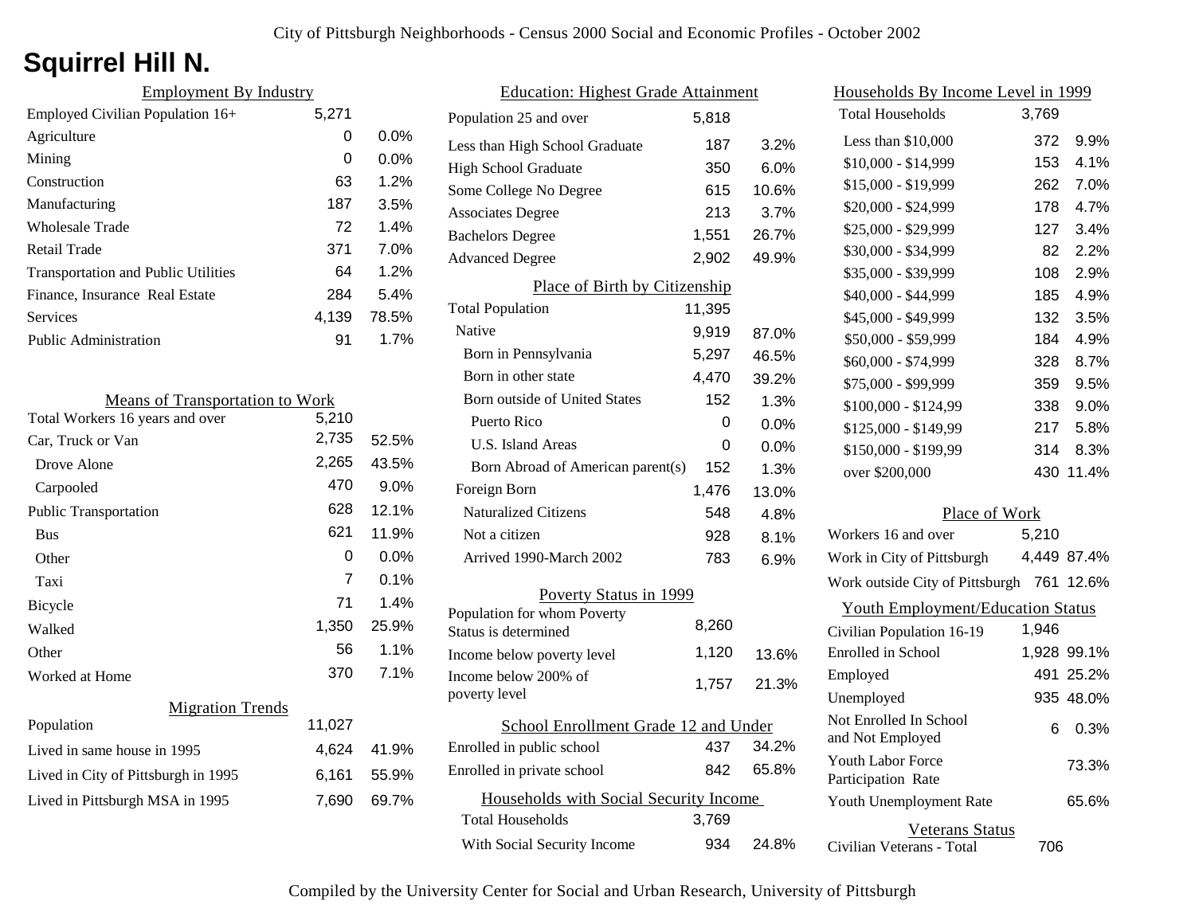# Squirrel Hill N.

## Employment By Industry

| Employment By Industry | | |
|---|---|---|
| Employed Civilian Population 16+ | 5,271 | |
| Agriculture | 0 | 0.0% |
| Mining | 0 | 0.0% |
| Construction | 63 | 1.2% |
| Manufacturing | 187 | 3.5% |
| Wholesale Trade | 72 | 1.4% |
| Retail Trade | 371 | 7.0% |
| Transportation and Public Utilities | 64 | 1.2% |
| Finance, Insurance Real Estate | 284 | 5.4% |
| Services | 4,139 | 78.5% |
| Public Administration | 91 | 1.7% |

## Means of Transportation to Work

| Means of Transportation to Work | | |
|---|---|---|
| Total Workers 16 years and over | 5,210 | |
| Car, Truck or Van | 2,735 | 52.5% |
| Drove Alone | 2,265 | 43.5% |
| Carpooled | 470 | 9.0% |
| Public Transportation | 628 | 12.1% |
| Bus | 621 | 11.9% |
| Other | 0 | 0.0% |
| Taxi | 7 | 0.1% |
| Bicycle | 71 | 1.4% |
| Walked | 1,350 | 25.9% |
| Other | 56 | 1.1% |
| Worked at Home | 370 | 7.1% |

## Migration Trends

| Migration Trends | | |
|---|---|---|
| Population | 11,027 | |
| Lived in same house in 1995 | 4,624 | 41.9% |
| Lived in City of Pittsburgh in 1995 | 6,161 | 55.9% |
| Lived in Pittsburgh MSA in 1995 | 7,690 | 69.7% |

## Education: Highest Grade Attainment

| Education: Highest Grade Attainment | | |
|---|---|---|
| Population 25 and over | 5,818 | |
| Less than High School Graduate | 187 | 3.2% |
| High School Graduate | 350 | 6.0% |
| Some College No Degree | 615 | 10.6% |
| Associates Degree | 213 | 3.7% |
| Bachelors Degree | 1,551 | 26.7% |
| Advanced Degree | 2,902 | 49.9% |

## Place of Birth by Citizenship

| Place of Birth by Citizenship | | |
|---|---|---|
| Total Population | 11,395 | |
| Native | 9,919 | 87.0% |
| Born in Pennsylvania | 5,297 | 46.5% |
| Born in other state | 4,470 | 39.2% |
| Born outside of United States | 152 | 1.3% |
| Puerto Rico | 0 | 0.0% |
| U.S. Island Areas | 0 | 0.0% |
| Born Abroad of American parent(s) | 152 | 1.3% |
| Foreign Born | 1,476 | 13.0% |
| Naturalized Citizens | 548 | 4.8% |
| Not a citizen | 928 | 8.1% |
| Arrived 1990-March 2002 | 783 | 6.9% |

## Poverty Status in 1999

| Poverty Status in 1999 | | |
|---|---|---|
| Population for whom Poverty Status is determined | 8,260 | |
| Income below poverty level | 1,120 | 13.6% |
| Income below 200% of poverty level | 1,757 | 21.3% |

## School Enrollment Grade 12 and Under

| School Enrollment Grade 12 and Under | | |
|---|---|---|
| Enrolled in public school | 437 | 34.2% |
| Enrolled in private school | 842 | 65.8% |

## Households with Social Security Income

| Households with Social Security Income | | |
|---|---|---|
| Total Households | 3,769 | |
| With Social Security Income | 934 | 24.8% |

## Households By Income Level in 1999

| Households By Income Level in 1999 | | |
|---|---|---|
| Total Households | 3,769 | |
| Less than $10,000 | 372 | 9.9% |
| $10,000 - $14,999 | 153 | 4.1% |
| $15,000 - $19,999 | 262 | 7.0% |
| $20,000 - $24,999 | 178 | 4.7% |
| $25,000 - $29,999 | 127 | 3.4% |
| $30,000 - $34,999 | 82 | 2.2% |
| $35,000 - $39,999 | 108 | 2.9% |
| $40,000 - $44,999 | 185 | 4.9% |
| $45,000 - $49,999 | 132 | 3.5% |
| $50,000 - $59,999 | 184 | 4.9% |
| $60,000 - $74,999 | 328 | 8.7% |
| $75,000 - $99,999 | 359 | 9.5% |
| $100,000 - $124,99 | 338 | 9.0% |
| $125,000 - $149,99 | 217 | 5.8% |
| $150,000 - $199,99 | 314 | 8.3% |
| over $200,000 | 430 | 11.4% |

## Place of Work

| Place of Work | | |
|---|---|---|
| Workers 16 and over | 5,210 | |
| Work in City of Pittsburgh | 4,449 | 87.4% |
| Work outside City of Pittsburgh | 761 | 12.6% |

## Youth Employment/Education Status

| Youth Employment/Education Status | | |
|---|---|---|
| Civilian Population 16-19 | 1,946 | |
| Enrolled in School | 1,928 | 99.1% |
| Employed | 491 | 25.2% |
| Unemployed | 935 | 48.0% |
| Not Enrolled In School and Not Employed | 6 | 0.3% |
| Youth Labor Force Participation Rate | | 73.3% |
| Youth Unemployment Rate | | 65.6% |

## Veterans Status

| Veterans Status | |
|---|---|
| Civilian Veterans - Total | 706 |

Compiled by the University Center for Social and Urban Research, University of Pittsburgh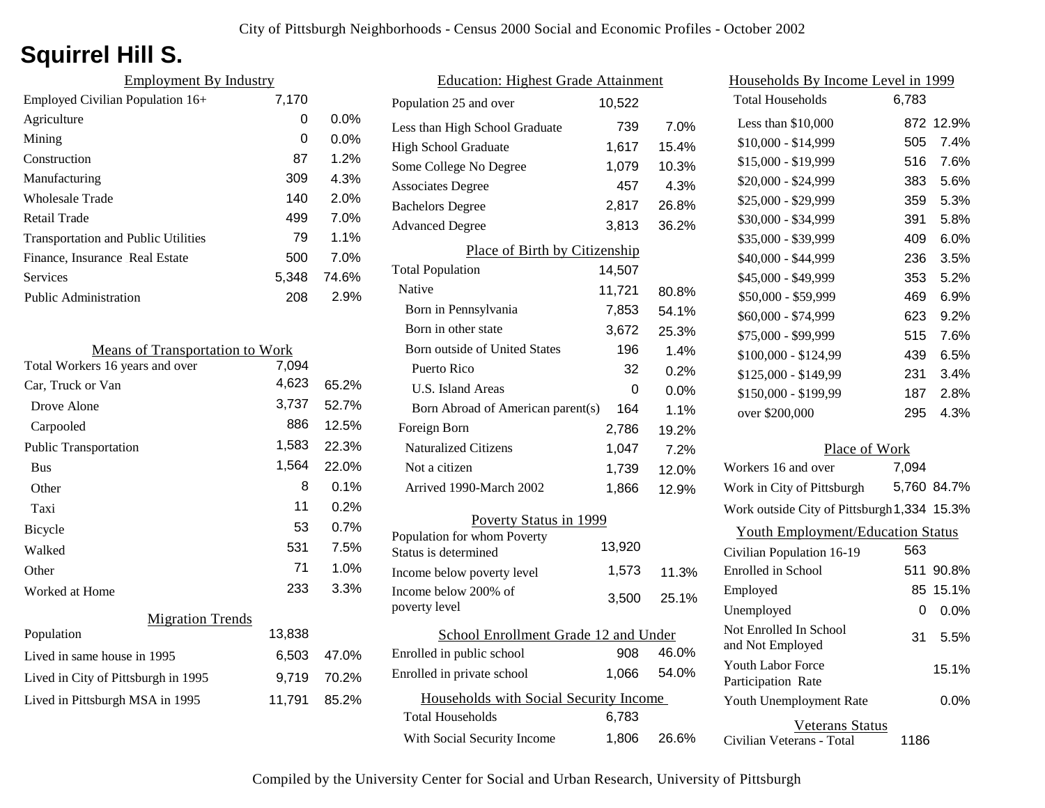City of Pittsburgh Neighborhoods - Census 2000 Social and Economic Profiles - October 2002

# Squirrel Hill S.

## Employment By Industry

| | | |
|---|---|---|
| Employed Civilian Population 16+ | 7,170 | |
| Agriculture | 0 | 0.0% |
| Mining | 0 | 0.0% |
| Construction | 87 | 1.2% |
| Manufacturing | 309 | 4.3% |
| Wholesale Trade | 140 | 2.0% |
| Retail Trade | 499 | 7.0% |
| Transportation and Public Utilities | 79 | 1.1% |
| Finance, Insurance Real Estate | 500 | 7.0% |
| Services | 5,348 | 74.6% |
| Public Administration | 208 | 2.9% |

## Means of Transportation to Work

| | | |
|---|---|---|
| Total Workers 16 years and over | 7,094 | |
| Car, Truck or Van | 4,623 | 65.2% |
| Drove Alone | 3,737 | 52.7% |
| Carpooled | 886 | 12.5% |
| Public Transportation | 1,583 | 22.3% |
| Bus | 1,564 | 22.0% |
| Other | 8 | 0.1% |
| Taxi | 11 | 0.2% |
| Bicycle | 53 | 0.7% |
| Walked | 531 | 7.5% |
| Other | 71 | 1.0% |
| Worked at Home | 233 | 3.3% |

## Migration Trends

| | | |
|---|---|---|
| Population | 13,838 | |
| Lived in same house in 1995 | 6,503 | 47.0% |
| Lived in City of Pittsburgh in 1995 | 9,719 | 70.2% |
| Lived in Pittsburgh MSA in 1995 | 11,791 | 85.2% |

## Education: Highest Grade Attainment

| | | |
|---|---|---|
| Population 25 and over | 10,522 | |
| Less than High School Graduate | 739 | 7.0% |
| High School Graduate | 1,617 | 15.4% |
| Some College No Degree | 1,079 | 10.3% |
| Associates Degree | 457 | 4.3% |
| Bachelors Degree | 2,817 | 26.8% |
| Advanced Degree | 3,813 | 36.2% |

## Place of Birth by Citizenship

| | | |
|---|---|---|
| Total Population | 14,507 | |
| Native | 11,721 | 80.8% |
| Born in Pennsylvania | 7,853 | 54.1% |
| Born in other state | 3,672 | 25.3% |
| Born outside of United States | 196 | 1.4% |
| Puerto Rico | 32 | 0.2% |
| U.S. Island Areas | 0 | 0.0% |
| Born Abroad of American parent(s) | 164 | 1.1% |
| Foreign Born | 2,786 | 19.2% |
| Naturalized Citizens | 1,047 | 7.2% |
| Not a citizen | 1,739 | 12.0% |
| Arrived 1990-March 2002 | 1,866 | 12.9% |

## Poverty Status in 1999

| | | |
|---|---|---|
| Population for whom Poverty Status is determined | 13,920 | |
| Income below poverty level | 1,573 | 11.3% |
| Income below 200% of poverty level | 3,500 | 25.1% |

## School Enrollment Grade 12 and Under

| | | |
|---|---|---|
| Enrolled in public school | 908 | 46.0% |
| Enrolled in private school | 1,066 | 54.0% |

## Households with Social Security Income

| | | |
|---|---|---|
| Total Households | 6,783 | |
| With Social Security Income | 1,806 | 26.6% |

## Households By Income Level in 1999

| | | |
|---|---|---|
| Total Households | 6,783 | |
| Less than $10,000 | 872 | 12.9% |
| $10,000 - $14,999 | 505 | 7.4% |
| $15,000 - $19,999 | 516 | 7.6% |
| $20,000 - $24,999 | 383 | 5.6% |
| $25,000 - $29,999 | 359 | 5.3% |
| $30,000 - $34,999 | 391 | 5.8% |
| $35,000 - $39,999 | 409 | 6.0% |
| $40,000 - $44,999 | 236 | 3.5% |
| $45,000 - $49,999 | 353 | 5.2% |
| $50,000 - $59,999 | 469 | 6.9% |
| $60,000 - $74,999 | 623 | 9.2% |
| $75,000 - $99,999 | 515 | 7.6% |
| $100,000 - $124,99 | 439 | 6.5% |
| $125,000 - $149,99 | 231 | 3.4% |
| $150,000 - $199,99 | 187 | 2.8% |
| over $200,000 | 295 | 4.3% |

## Place of Work

| | | |
|---|---|---|
| Workers 16 and over | 7,094 | |
| Work in City of Pittsburgh | 5,760 | 84.7% |
| Work outside City of Pittsburgh | 1,334 | 15.3% |

## Youth Employment/Education Status

| | | |
|---|---|---|
| Civilian Population 16-19 | 563 | |
| Enrolled in School | 511 | 90.8% |
| Employed | 85 | 15.1% |
| Unemployed | 0 | 0.0% |
| Not Enrolled In School and Not Employed | 31 | 5.5% |
| Youth Labor Force Participation Rate | | 15.1% |
| Youth Unemployment Rate | | 0.0% |

## Veterans Status

| | |
|---|---|
| Civilian Veterans - Total | 1186 |

Compiled by the University Center for Social and Urban Research, University of Pittsburgh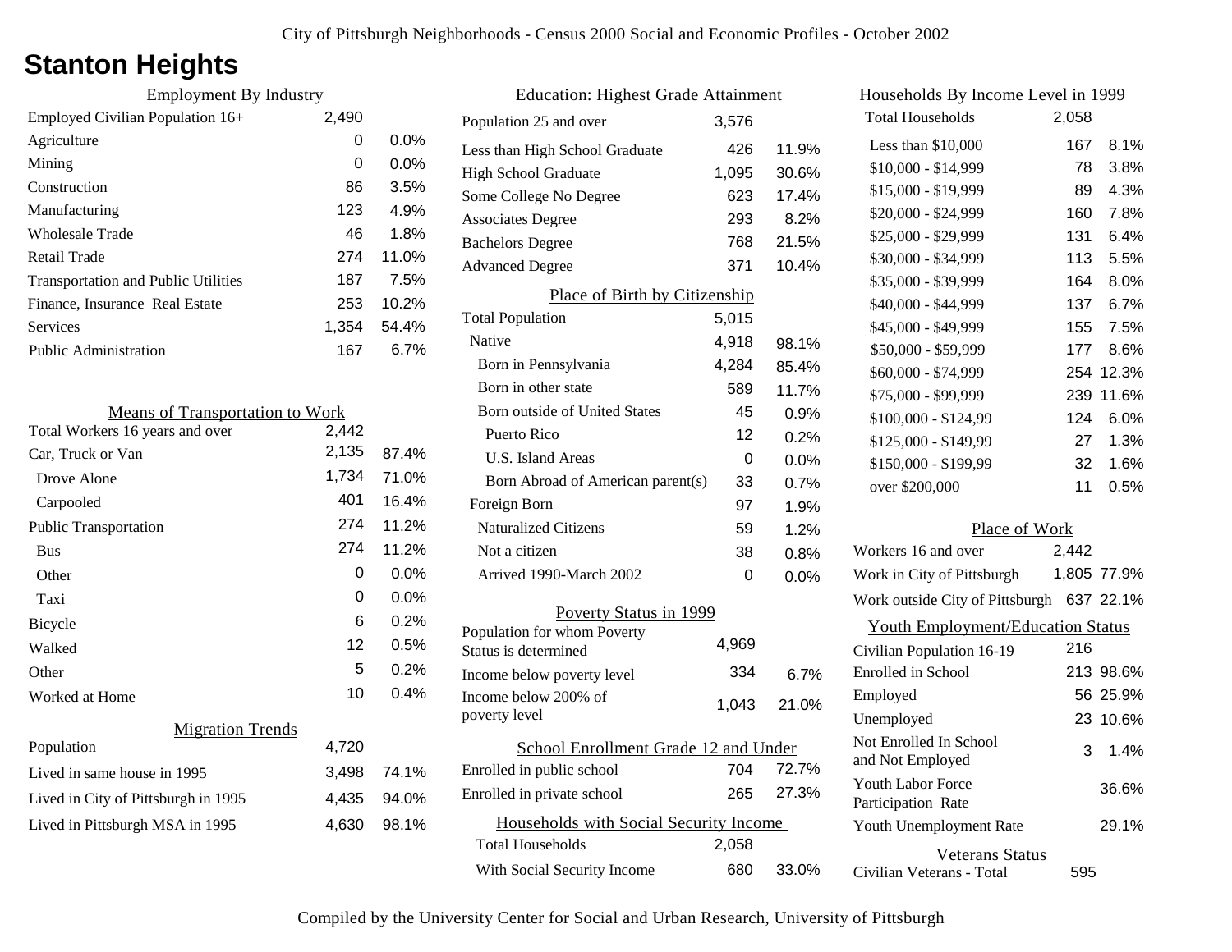# Stanton Heights

## Employment By Industry

| | | |
|---|---|---|
| Employed Civilian Population 16+ | 2,490 | |
| Agriculture | 0 | 0.0% |
| Mining | 0 | 0.0% |
| Construction | 86 | 3.5% |
| Manufacturing | 123 | 4.9% |
| Wholesale Trade | 46 | 1.8% |
| Retail Trade | 274 | 11.0% |
| Transportation and Public Utilities | 187 | 7.5% |
| Finance, Insurance Real Estate | 253 | 10.2% |
| Services | 1,354 | 54.4% |
| Public Administration | 167 | 6.7% |

## Means of Transportation to Work

| | | |
|---|---|---|
| Total Workers 16 years and over | 2,442 | |
| Car, Truck or Van | 2,135 | 87.4% |
| Drove Alone | 1,734 | 71.0% |
| Carpooled | 401 | 16.4% |
| Public Transportation | 274 | 11.2% |
| Bus | 274 | 11.2% |
| Other | 0 | 0.0% |
| Taxi | 0 | 0.0% |
| Bicycle | 6 | 0.2% |
| Walked | 12 | 0.5% |
| Other | 5 | 0.2% |
| Worked at Home | 10 | 0.4% |

## Migration Trends

| | | |
|---|---|---|
| Population | 4,720 | |
| Lived in same house in 1995 | 3,498 | 74.1% |
| Lived in City of Pittsburgh in 1995 | 4,435 | 94.0% |
| Lived in Pittsburgh MSA in 1995 | 4,630 | 98.1% |

## Education: Highest Grade Attainment

| | | |
|---|---|---|
| Population 25 and over | 3,576 | |
| Less than High School Graduate | 426 | 11.9% |
| High School Graduate | 1,095 | 30.6% |
| Some College No Degree | 623 | 17.4% |
| Associates Degree | 293 | 8.2% |
| Bachelors Degree | 768 | 21.5% |
| Advanced Degree | 371 | 10.4% |

## Place of Birth by Citizenship

| | | |
|---|---|---|
| Total Population | 5,015 | |
| Native | 4,918 | 98.1% |
| Born in Pennsylvania | 4,284 | 85.4% |
| Born in other state | 589 | 11.7% |
| Born outside of United States | 45 | 0.9% |
| Puerto Rico | 12 | 0.2% |
| U.S. Island Areas | 0 | 0.0% |
| Born Abroad of American parent(s) | 33 | 0.7% |
| Foreign Born | 97 | 1.9% |
| Naturalized Citizens | 59 | 1.2% |
| Not a citizen | 38 | 0.8% |
| Arrived 1990-March 2002 | 0 | 0.0% |

## Poverty Status in 1999

| | | |
|---|---|---|
| Population for whom Poverty Status is determined | 4,969 | |
| Income below poverty level | 334 | 6.7% |
| Income below 200% of poverty level | 1,043 | 21.0% |

## School Enrollment Grade 12 and Under

| | | |
|---|---|---|
| Enrolled in public school | 704 | 72.7% |
| Enrolled in private school | 265 | 27.3% |

## Households with Social Security Income

| | | |
|---|---|---|
| Total Households | 2,058 | |
| With Social Security Income | 680 | 33.0% |

## Households By Income Level in 1999

| | | |
|---|---|---|
| Total Households | 2,058 | |
| Less than $10,000 | 167 | 8.1% |
| $10,000 - $14,999 | 78 | 3.8% |
| $15,000 - $19,999 | 89 | 4.3% |
| $20,000 - $24,999 | 160 | 7.8% |
| $25,000 - $29,999 | 131 | 6.4% |
| $30,000 - $34,999 | 113 | 5.5% |
| $35,000 - $39,999 | 164 | 8.0% |
| $40,000 - $44,999 | 137 | 6.7% |
| $45,000 - $49,999 | 155 | 7.5% |
| $50,000 - $59,999 | 177 | 8.6% |
| $60,000 - $74,999 | 254 | 12.3% |
| $75,000 - $99,999 | 239 | 11.6% |
| $100,000 - $124,99 | 124 | 6.0% |
| $125,000 - $149,99 | 27 | 1.3% |
| $150,000 - $199,99 | 32 | 1.6% |
| over $200,000 | 11 | 0.5% |

## Place of Work

| | | |
|---|---|---|
| Workers 16 and over | 2,442 | |
| Work in City of Pittsburgh | 1,805 | 77.9% |
| Work outside City of Pittsburgh | 637 | 22.1% |

## Youth Employment/Education Status

| | | |
|---|---|---|
| Civilian Population 16-19 | 216 | |
| Enrolled in School | 213 | 98.6% |
| Employed | 56 | 25.9% |
| Unemployed | 23 | 10.6% |
| Not Enrolled In School and Not Employed | 3 | 1.4% |
| Youth Labor Force Participation Rate | | 36.6% |
| Youth Unemployment Rate | | 29.1% |

## Veterans Status

| | |
|---|---|
| Civilian Veterans - Total | 595 |

Compiled by the University Center for Social and Urban Research, University of Pittsburgh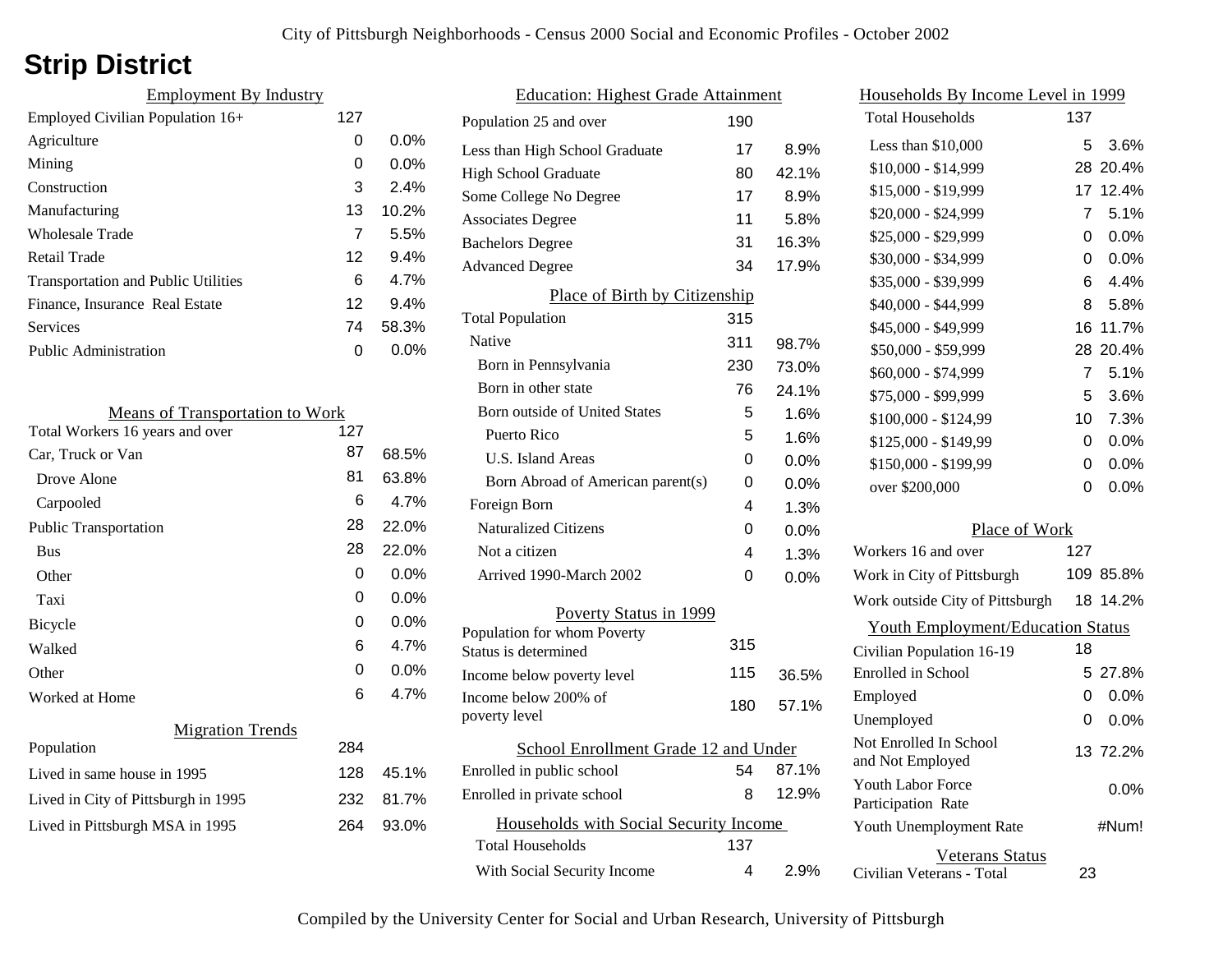# Strip District

City of Pittsburgh Neighborhoods - Census 2000 Social and Economic Profiles - October 2002

## Employment By Industry

| | | |
|---|---|---|
| Employed Civilian Population 16+ | 127 | |
| Agriculture | 0 | 0.0% |
| Mining | 0 | 0.0% |
| Construction | 3 | 2.4% |
| Manufacturing | 13 | 10.2% |
| Wholesale Trade | 7 | 5.5% |
| Retail Trade | 12 | 9.4% |
| Transportation and Public Utilities | 6 | 4.7% |
| Finance, Insurance Real Estate | 12 | 9.4% |
| Services | 74 | 58.3% |
| Public Administration | 0 | 0.0% |

## Means of Transportation to Work

| | | |
|---|---|---|
| Total Workers 16 years and over | 127 | |
| Car, Truck or Van | 87 | 68.5% |
| Drove Alone | 81 | 63.8% |
| Carpooled | 6 | 4.7% |
| Public Transportation | 28 | 22.0% |
| Bus | 28 | 22.0% |
| Other | 0 | 0.0% |
| Taxi | 0 | 0.0% |
| Bicycle | 0 | 0.0% |
| Walked | 6 | 4.7% |
| Other | 0 | 0.0% |
| Worked at Home | 6 | 4.7% |

## Migration Trends

| | | |
|---|---|---|
| Population | 284 | |
| Lived in same house in 1995 | 128 | 45.1% |
| Lived in City of Pittsburgh in 1995 | 232 | 81.7% |
| Lived in Pittsburgh MSA in 1995 | 264 | 93.0% |

## Education: Highest Grade Attainment

| | | |
|---|---|---|
| Population 25 and over | 190 | |
| Less than High School Graduate | 17 | 8.9% |
| High School Graduate | 80 | 42.1% |
| Some College No Degree | 17 | 8.9% |
| Associates Degree | 11 | 5.8% |
| Bachelors Degree | 31 | 16.3% |
| Advanced Degree | 34 | 17.9% |

## Place of Birth by Citizenship

| | | |
|---|---|---|
| Total Population | 315 | |
| Native | 311 | 98.7% |
| Born in Pennsylvania | 230 | 73.0% |
| Born in other state | 76 | 24.1% |
| Born outside of United States | 5 | 1.6% |
| Puerto Rico | 5 | 1.6% |
| U.S. Island Areas | 0 | 0.0% |
| Born Abroad of American parent(s) | 0 | 0.0% |
| Foreign Born | 4 | 1.3% |
| Naturalized Citizens | 0 | 0.0% |
| Not a citizen | 4 | 1.3% |
| Arrived 1990-March 2002 | 0 | 0.0% |

## Poverty Status in 1999

| | | |
|---|---|---|
| Population for whom Poverty Status is determined | 315 | |
| Income below poverty level | 115 | 36.5% |
| Income below 200% of poverty level | 180 | 57.1% |

## School Enrollment Grade 12 and Under

| | | |
|---|---|---|
| Enrolled in public school | 54 | 87.1% |
| Enrolled in private school | 8 | 12.9% |

## Households with Social Security Income

| | | |
|---|---|---|
| Total Households | 137 | |
| With Social Security Income | 4 | 2.9% |

## Households By Income Level in 1999

| | | |
|---|---|---|
| Total Households | 137 | |
| Less than $10,000 | 5 | 3.6% |
| $10,000 - $14,999 | 28 | 20.4% |
| $15,000 - $19,999 | 17 | 12.4% |
| $20,000 - $24,999 | 7 | 5.1% |
| $25,000 - $29,999 | 0 | 0.0% |
| $30,000 - $34,999 | 0 | 0.0% |
| $35,000 - $39,999 | 6 | 4.4% |
| $40,000 - $44,999 | 8 | 5.8% |
| $45,000 - $49,999 | 16 | 11.7% |
| $50,000 - $59,999 | 28 | 20.4% |
| $60,000 - $74,999 | 7 | 5.1% |
| $75,000 - $99,999 | 5 | 3.6% |
| $100,000 - $124,99 | 10 | 7.3% |
| $125,000 - $149,99 | 0 | 0.0% |
| $150,000 - $199,99 | 0 | 0.0% |
| over $200,000 | 0 | 0.0% |

## Place of Work

| | | |
|---|---|---|
| Workers 16 and over | 127 | |
| Work in City of Pittsburgh | 109 | 85.8% |
| Work outside City of Pittsburgh | 18 | 14.2% |

## Youth Employment/Education Status

| | | |
|---|---|---|
| Civilian Population 16-19 | 18 | |
| Enrolled in School | 5 | 27.8% |
| Employed | 0 | 0.0% |
| Unemployed | 0 | 0.0% |
| Not Enrolled In School and Not Employed | 13 | 72.2% |
| Youth Labor Force Participation Rate | | 0.0% |
| Youth Unemployment Rate | | #Num! |

## Veterans Status

| | |
|---|---|
| Civilian Veterans - Total | 23 |

Compiled by the University Center for Social and Urban Research, University of Pittsburgh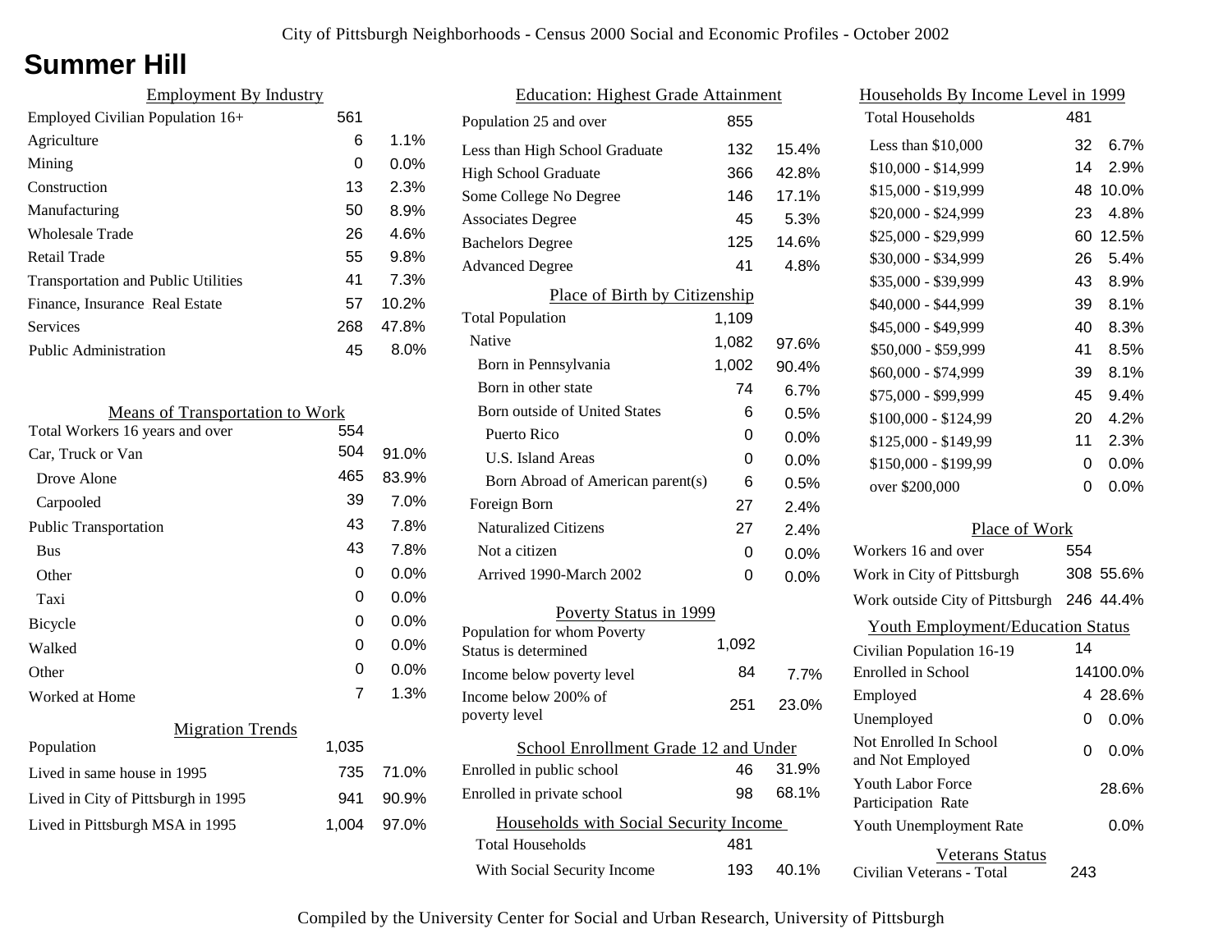City of Pittsburgh Neighborhoods - Census 2000 Social and Economic Profiles - October 2002

# Summer Hill

## Employment By Industry

| Employment By Industry | | |
|---|---|---|
| Employed Civilian Population 16+ | 561 | |
| Agriculture | 6 | 1.1% |
| Mining | 0 | 0.0% |
| Construction | 13 | 2.3% |
| Manufacturing | 50 | 8.9% |
| Wholesale Trade | 26 | 4.6% |
| Retail Trade | 55 | 9.8% |
| Transportation and Public Utilities | 41 | 7.3% |
| Finance, Insurance Real Estate | 57 | 10.2% |
| Services | 268 | 47.8% |
| Public Administration | 45 | 8.0% |

## Means of Transportation to Work

| Means of Transportation to Work | | |
|---|---|---|
| Total Workers 16 years and over | 554 | |
| Car, Truck or Van | 504 | 91.0% |
| Drove Alone | 465 | 83.9% |
| Carpooled | 39 | 7.0% |
| Public Transportation | 43 | 7.8% |
| Bus | 43 | 7.8% |
| Other | 0 | 0.0% |
| Taxi | 0 | 0.0% |
| Bicycle | 0 | 0.0% |
| Walked | 0 | 0.0% |
| Other | 0 | 0.0% |
| Worked at Home | 7 | 1.3% |

## Migration Trends

| Migration Trends | | |
|---|---|---|
| Population | 1,035 | |
| Lived in same house in 1995 | 735 | 71.0% |
| Lived in City of Pittsburgh in 1995 | 941 | 90.9% |
| Lived in Pittsburgh MSA in 1995 | 1,004 | 97.0% |

## Education: Highest Grade Attainment

| Education: Highest Grade Attainment | | |
|---|---|---|
| Population 25 and over | 855 | |
| Less than High School Graduate | 132 | 15.4% |
| High School Graduate | 366 | 42.8% |
| Some College No Degree | 146 | 17.1% |
| Associates Degree | 45 | 5.3% |
| Bachelors Degree | 125 | 14.6% |
| Advanced Degree | 41 | 4.8% |

## Place of Birth by Citizenship

| Place of Birth by Citizenship | | |
|---|---|---|
| Total Population | 1,109 | |
| Native | 1,082 | 97.6% |
| Born in Pennsylvania | 1,002 | 90.4% |
| Born in other state | 74 | 6.7% |
| Born outside of United States | 6 | 0.5% |
| Puerto Rico | 0 | 0.0% |
| U.S. Island Areas | 0 | 0.0% |
| Born Abroad of American parent(s) | 6 | 0.5% |
| Foreign Born | 27 | 2.4% |
| Naturalized Citizens | 27 | 2.4% |
| Not a citizen | 0 | 0.0% |
| Arrived 1990-March 2002 | 0 | 0.0% |

## Poverty Status in 1999

| Poverty Status in 1999 | | |
|---|---|---|
| Population for whom Poverty Status is determined | 1,092 | |
| Income below poverty level | 84 | 7.7% |
| Income below 200% of poverty level | 251 | 23.0% |

## School Enrollment Grade 12 and Under

| School Enrollment Grade 12 and Under | | |
|---|---|---|
| Enrolled in public school | 46 | 31.9% |
| Enrolled in private school | 98 | 68.1% |

## Households with Social Security Income

| Households with Social Security Income | | |
|---|---|---|
| Total Households | 481 | |
| With Social Security Income | 193 | 40.1% |

## Households By Income Level in 1999

| Households By Income Level in 1999 | | |
|---|---|---|
| Total Households | 481 | |
| Less than $10,000 | 32 | 6.7% |
| $10,000 - $14,999 | 14 | 2.9% |
| $15,000 - $19,999 | 48 | 10.0% |
| $20,000 - $24,999 | 23 | 4.8% |
| $25,000 - $29,999 | 60 | 12.5% |
| $30,000 - $34,999 | 26 | 5.4% |
| $35,000 - $39,999 | 43 | 8.9% |
| $40,000 - $44,999 | 39 | 8.1% |
| $45,000 - $49,999 | 40 | 8.3% |
| $50,000 - $59,999 | 41 | 8.5% |
| $60,000 - $74,999 | 39 | 8.1% |
| $75,000 - $99,999 | 45 | 9.4% |
| $100,000 - $124,99 | 20 | 4.2% |
| $125,000 - $149,99 | 11 | 2.3% |
| $150,000 - $199,99 | 0 | 0.0% |
| over $200,000 | 0 | 0.0% |

## Place of Work

| Place of Work | | |
|---|---|---|
| Workers 16 and over | 554 | |
| Work in City of Pittsburgh | 308 | 55.6% |
| Work outside City of Pittsburgh | 246 | 44.4% |

## Youth Employment/Education Status

| Youth Employment/Education Status | | |
|---|---|---|
| Civilian Population 16-19 | 14 | |
| Enrolled in School | 14 | 100.0% |
| Employed | 4 | 28.6% |
| Unemployed | 0 | 0.0% |
| Not Enrolled In School and Not Employed | 0 | 0.0% |
| Youth Labor Force Participation Rate | | 28.6% |
| Youth Unemployment Rate | | 0.0% |

## Veterans Status

| Veterans Status | |
|---|---|
| Civilian Veterans - Total | 243 |

Compiled by the University Center for Social and Urban Research, University of Pittsburgh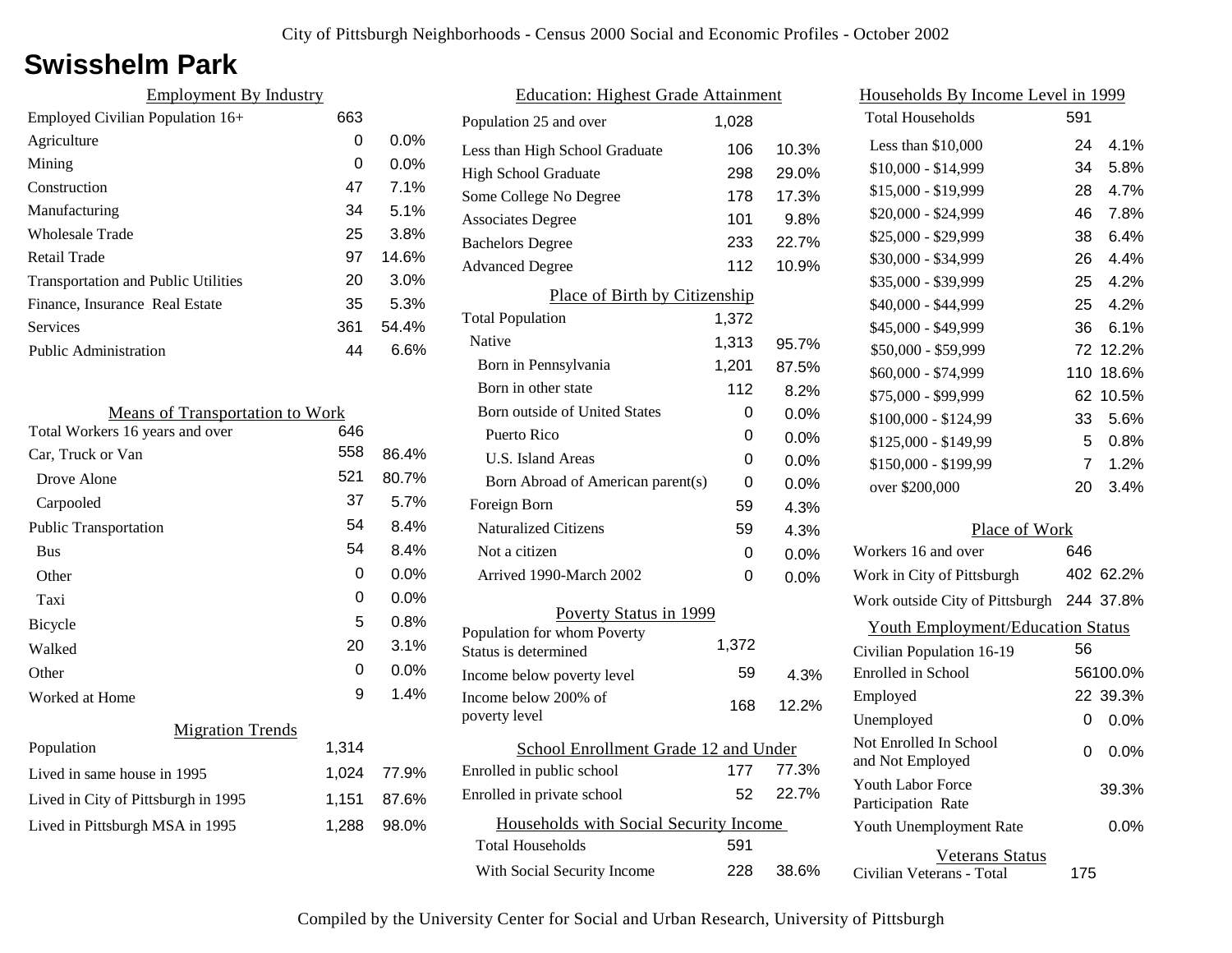City of Pittsburgh Neighborhoods - Census 2000 Social and Economic Profiles - October 2002

# Swisshelm Park

## Employment By Industry

| Employment By Industry | | |
|---|---|---|
| Employed Civilian Population 16+ | 663 | |
| Agriculture | 0 | 0.0% |
| Mining | 0 | 0.0% |
| Construction | 47 | 7.1% |
| Manufacturing | 34 | 5.1% |
| Wholesale Trade | 25 | 3.8% |
| Retail Trade | 97 | 14.6% |
| Transportation and Public Utilities | 20 | 3.0% |
| Finance, Insurance Real Estate | 35 | 5.3% |
| Services | 361 | 54.4% |
| Public Administration | 44 | 6.6% |

## Means of Transportation to Work

| Means of Transportation to Work | | |
|---|---|---|
| Total Workers 16 years and over | 646 | |
| Car, Truck or Van | 558 | 86.4% |
| Drove Alone | 521 | 80.7% |
| Carpooled | 37 | 5.7% |
| Public Transportation | 54 | 8.4% |
| Bus | 54 | 8.4% |
| Other | 0 | 0.0% |
| Taxi | 0 | 0.0% |
| Bicycle | 5 | 0.8% |
| Walked | 20 | 3.1% |
| Other | 0 | 0.0% |
| Worked at Home | 9 | 1.4% |

## Migration Trends

| Migration Trends | | |
|---|---|---|
| Population | 1,314 | |
| Lived in same house in 1995 | 1,024 | 77.9% |
| Lived in City of Pittsburgh in 1995 | 1,151 | 87.6% |
| Lived in Pittsburgh MSA in 1995 | 1,288 | 98.0% |

## Education: Highest Grade Attainment

| Education: Highest Grade Attainment | | |
|---|---|---|
| Population 25 and over | 1,028 | |
| Less than High School Graduate | 106 | 10.3% |
| High School Graduate | 298 | 29.0% |
| Some College No Degree | 178 | 17.3% |
| Associates Degree | 101 | 9.8% |
| Bachelors Degree | 233 | 22.7% |
| Advanced Degree | 112 | 10.9% |

## Place of Birth by Citizenship

| Place of Birth by Citizenship | | |
|---|---|---|
| Total Population | 1,372 | |
| Native | 1,313 | 95.7% |
| Born in Pennsylvania | 1,201 | 87.5% |
| Born in other state | 112 | 8.2% |
| Born outside of United States | 0 | 0.0% |
| Puerto Rico | 0 | 0.0% |
| U.S. Island Areas | 0 | 0.0% |
| Born Abroad of American parent(s) | 0 | 0.0% |
| Foreign Born | 59 | 4.3% |
| Naturalized Citizens | 59 | 4.3% |
| Not a citizen | 0 | 0.0% |
| Arrived 1990-March 2002 | 0 | 0.0% |

## Poverty Status in 1999

| Poverty Status in 1999 | | |
|---|---|---|
| Population for whom Poverty Status is determined | 1,372 | |
| Income below poverty level | 59 | 4.3% |
| Income below 200% of poverty level | 168 | 12.2% |

## School Enrollment Grade 12 and Under

| School Enrollment Grade 12 and Under | | |
|---|---|---|
| Enrolled in public school | 177 | 77.3% |
| Enrolled in private school | 52 | 22.7% |

## Households with Social Security Income

| Households with Social Security Income | | |
|---|---|---|
| Total Households | 591 | |
| With Social Security Income | 228 | 38.6% |

## Households By Income Level in 1999

| Households By Income Level in 1999 | | |
|---|---|---|
| Total Households | 591 | |
| Less than $10,000 | 24 | 4.1% |
| $10,000 - $14,999 | 34 | 5.8% |
| $15,000 - $19,999 | 28 | 4.7% |
| $20,000 - $24,999 | 46 | 7.8% |
| $25,000 - $29,999 | 38 | 6.4% |
| $30,000 - $34,999 | 26 | 4.4% |
| $35,000 - $39,999 | 25 | 4.2% |
| $40,000 - $44,999 | 25 | 4.2% |
| $45,000 - $49,999 | 36 | 6.1% |
| $50,000 - $59,999 | 72 | 12.2% |
| $60,000 - $74,999 | 110 | 18.6% |
| $75,000 - $99,999 | 62 | 10.5% |
| $100,000 - $124,99 | 33 | 5.6% |
| $125,000 - $149,99 | 5 | 0.8% |
| $150,000 - $199,99 | 7 | 1.2% |
| over $200,000 | 20 | 3.4% |

## Place of Work

| Place of Work | | |
|---|---|---|
| Workers 16 and over | 646 | |
| Work in City of Pittsburgh | 402 | 62.2% |
| Work outside City of Pittsburgh | 244 | 37.8% |

## Youth Employment/Education Status

| Youth Employment/Education Status | | |
|---|---|---|
| Civilian Population 16-19 | 56 | |
| Enrolled in School | 56 | 100.0% |
| Employed | 22 | 39.3% |
| Unemployed | 0 | 0.0% |
| Not Enrolled In School and Not Employed | 0 | 0.0% |
| Youth Labor Force Participation Rate | | 39.3% |
| Youth Unemployment Rate | | 0.0% |

## Veterans Status

| Veterans Status | |
|---|---|
| Civilian Veterans - Total | 175 |

Compiled by the University Center for Social and Urban Research, University of Pittsburgh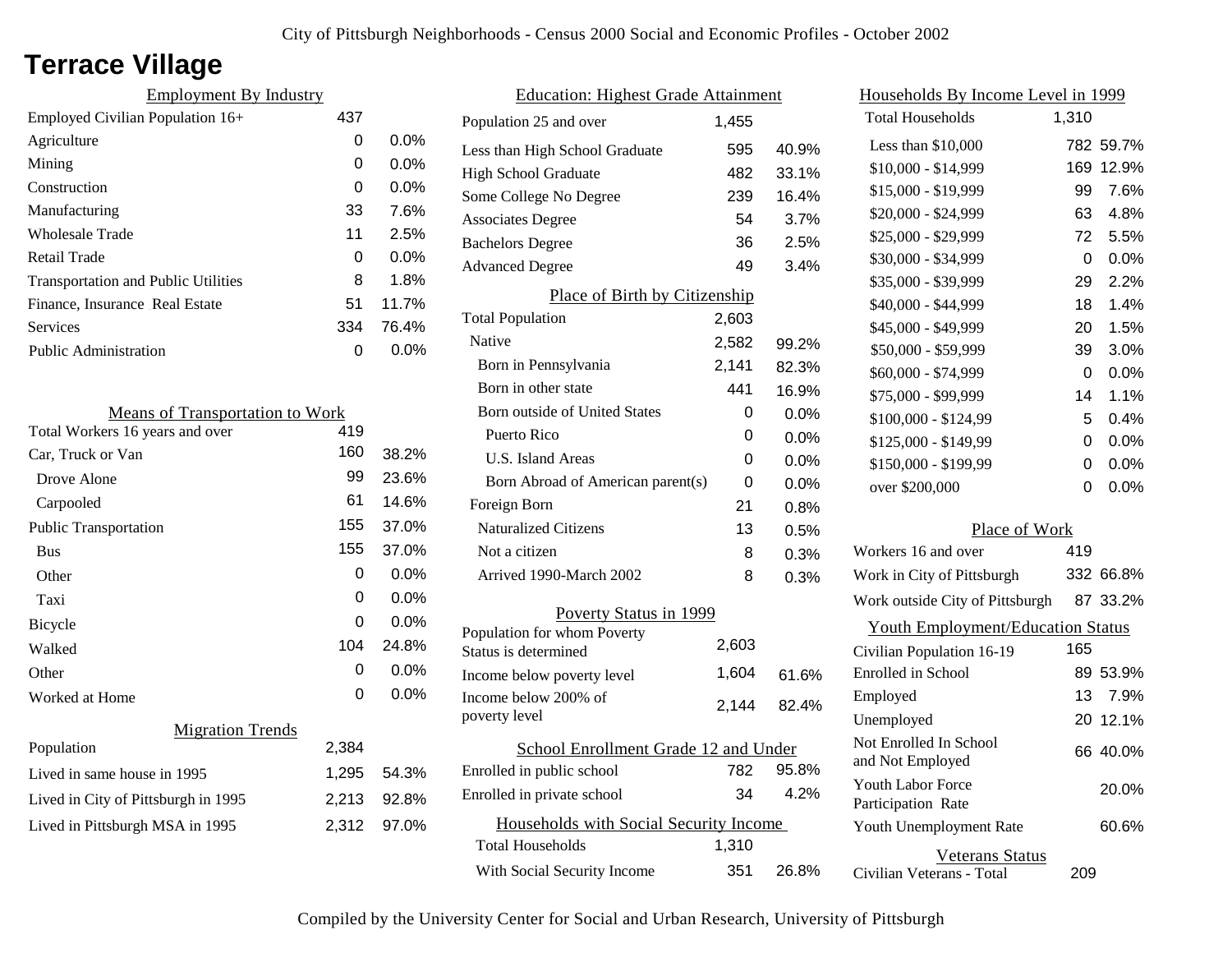City of Pittsburgh Neighborhoods - Census 2000 Social and Economic Profiles - October 2002

# Terrace Village

## Employment By Industry

| | | |
|---|---|---|
| Employed Civilian Population 16+ | 437 | |
| Agriculture | 0 | 0.0% |
| Mining | 0 | 0.0% |
| Construction | 0 | 0.0% |
| Manufacturing | 33 | 7.6% |
| Wholesale Trade | 11 | 2.5% |
| Retail Trade | 0 | 0.0% |
| Transportation and Public Utilities | 8 | 1.8% |
| Finance, Insurance Real Estate | 51 | 11.7% |
| Services | 334 | 76.4% |
| Public Administration | 0 | 0.0% |

## Means of Transportation to Work

| | | |
|---|---|---|
| Total Workers 16 years and over | 419 | |
| Car, Truck or Van | 160 | 38.2% |
| Drove Alone | 99 | 23.6% |
| Carpooled | 61 | 14.6% |
| Public Transportation | 155 | 37.0% |
| Bus | 155 | 37.0% |
| Other | 0 | 0.0% |
| Taxi | 0 | 0.0% |
| Bicycle | 0 | 0.0% |
| Walked | 104 | 24.8% |
| Other | 0 | 0.0% |
| Worked at Home | 0 | 0.0% |

## Migration Trends

| | | |
|---|---|---|
| Population | 2,384 | |
| Lived in same house in 1995 | 1,295 | 54.3% |
| Lived in City of Pittsburgh in 1995 | 2,213 | 92.8% |
| Lived in Pittsburgh MSA in 1995 | 2,312 | 97.0% |

## Education: Highest Grade Attainment

| | | |
|---|---|---|
| Population 25 and over | 1,455 | |
| Less than High School Graduate | 595 | 40.9% |
| High School Graduate | 482 | 33.1% |
| Some College No Degree | 239 | 16.4% |
| Associates Degree | 54 | 3.7% |
| Bachelors Degree | 36 | 2.5% |
| Advanced Degree | 49 | 3.4% |

## Place of Birth by Citizenship

| | | |
|---|---|---|
| Total Population | 2,603 | |
| Native | 2,582 | 99.2% |
| Born in Pennsylvania | 2,141 | 82.3% |
| Born in other state | 441 | 16.9% |
| Born outside of United States | 0 | 0.0% |
| Puerto Rico | 0 | 0.0% |
| U.S. Island Areas | 0 | 0.0% |
| Born Abroad of American parent(s) | 0 | 0.0% |
| Foreign Born | 21 | 0.8% |
| Naturalized Citizens | 13 | 0.5% |
| Not a citizen | 8 | 0.3% |
| Arrived 1990-March 2002 | 8 | 0.3% |

## Poverty Status in 1999

| | | |
|---|---|---|
| Population for whom Poverty Status is determined | 2,603 | |
| Income below poverty level | 1,604 | 61.6% |
| Income below 200% of poverty level | 2,144 | 82.4% |

## School Enrollment Grade 12 and Under

| | | |
|---|---|---|
| Enrolled in public school | 782 | 95.8% |
| Enrolled in private school | 34 | 4.2% |

## Households with Social Security Income

| | | |
|---|---|---|
| Total Households | 1,310 | |
| With Social Security Income | 351 | 26.8% |

## Households By Income Level in 1999

| | | |
|---|---|---|
| Total Households | 1,310 | |
| Less than $10,000 | 782 | 59.7% |
| $10,000 - $14,999 | 169 | 12.9% |
| $15,000 - $19,999 | 99 | 7.6% |
| $20,000 - $24,999 | 63 | 4.8% |
| $25,000 - $29,999 | 72 | 5.5% |
| $30,000 - $34,999 | 0 | 0.0% |
| $35,000 - $39,999 | 29 | 2.2% |
| $40,000 - $44,999 | 18 | 1.4% |
| $45,000 - $49,999 | 20 | 1.5% |
| $50,000 - $59,999 | 39 | 3.0% |
| $60,000 - $74,999 | 0 | 0.0% |
| $75,000 - $99,999 | 14 | 1.1% |
| $100,000 - $124,99 | 5 | 0.4% |
| $125,000 - $149,99 | 0 | 0.0% |
| $150,000 - $199,99 | 0 | 0.0% |
| over $200,000 | 0 | 0.0% |

## Place of Work

| | | |
|---|---|---|
| Workers 16 and over | 419 | |
| Work in City of Pittsburgh | 332 | 66.8% |
| Work outside City of Pittsburgh | 87 | 33.2% |

## Youth Employment/Education Status

| | | |
|---|---|---|
| Civilian Population 16-19 | 165 | |
| Enrolled in School | 89 | 53.9% |
| Employed | 13 | 7.9% |
| Unemployed | 20 | 12.1% |
| Not Enrolled In School and Not Employed | 66 | 40.0% |
| Youth Labor Force Participation Rate | | 20.0% |
| Youth Unemployment Rate | | 60.6% |

## Veterans Status

| | |
|---|---|
| Civilian Veterans - Total | 209 |

Compiled by the University Center for Social and Urban Research, University of Pittsburgh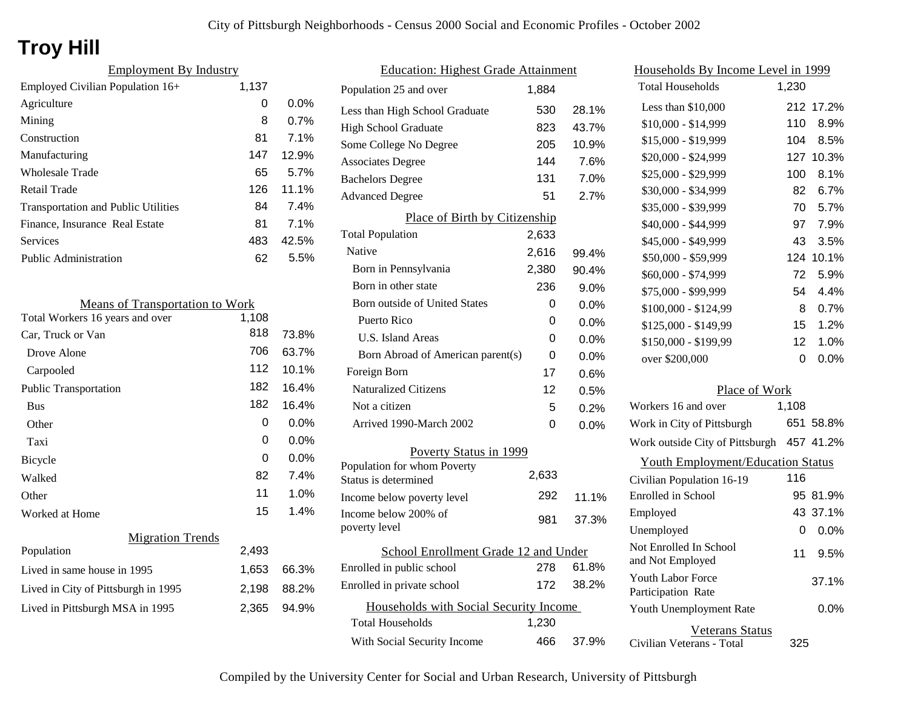# Troy Hill

## Employment By Industry

| | | |
|---|---|---|
| Employed Civilian Population 16+ | 1,137 | |
| Agriculture | 0 | 0.0% |
| Mining | 8 | 0.7% |
| Construction | 81 | 7.1% |
| Manufacturing | 147 | 12.9% |
| Wholesale Trade | 65 | 5.7% |
| Retail Trade | 126 | 11.1% |
| Transportation and Public Utilities | 84 | 7.4% |
| Finance, Insurance Real Estate | 81 | 7.1% |
| Services | 483 | 42.5% |
| Public Administration | 62 | 5.5% |

## Means of Transportation to Work

| | | |
|---|---|---|
| Total Workers 16 years and over | 1,108 | |
| Car, Truck or Van | 818 | 73.8% |
| Drove Alone | 706 | 63.7% |
| Carpooled | 112 | 10.1% |
| Public Transportation | 182 | 16.4% |
| Bus | 182 | 16.4% |
| Other | 0 | 0.0% |
| Taxi | 0 | 0.0% |
| Bicycle | 0 | 0.0% |
| Walked | 82 | 7.4% |
| Other | 11 | 1.0% |
| Worked at Home | 15 | 1.4% |

## Migration Trends

| | | |
|---|---|---|
| Population | 2,493 | |
| Lived in same house in 1995 | 1,653 | 66.3% |
| Lived in City of Pittsburgh in 1995 | 2,198 | 88.2% |
| Lived in Pittsburgh MSA in 1995 | 2,365 | 94.9% |

## Education: Highest Grade Attainment

| | | |
|---|---|---|
| Population 25 and over | 1,884 | |
| Less than High School Graduate | 530 | 28.1% |
| High School Graduate | 823 | 43.7% |
| Some College No Degree | 205 | 10.9% |
| Associates Degree | 144 | 7.6% |
| Bachelors Degree | 131 | 7.0% |
| Advanced Degree | 51 | 2.7% |

## Place of Birth by Citizenship

| | | |
|---|---|---|
| Total Population | 2,633 | |
| Native | 2,616 | 99.4% |
| Born in Pennsylvania | 2,380 | 90.4% |
| Born in other state | 236 | 9.0% |
| Born outside of United States | 0 | 0.0% |
| Puerto Rico | 0 | 0.0% |
| U.S. Island Areas | 0 | 0.0% |
| Born Abroad of American parent(s) | 0 | 0.0% |
| Foreign Born | 17 | 0.6% |
| Naturalized Citizens | 12 | 0.5% |
| Not a citizen | 5 | 0.2% |
| Arrived 1990-March 2002 | 0 | 0.0% |

## Poverty Status in 1999

| | | |
|---|---|---|
| Population for whom Poverty Status is determined | 2,633 | |
| Income below poverty level | 292 | 11.1% |
| Income below 200% of poverty level | 981 | 37.3% |

## School Enrollment Grade 12 and Under

| | | |
|---|---|---|
| Enrolled in public school | 278 | 61.8% |
| Enrolled in private school | 172 | 38.2% |

## Households with Social Security Income

| | | |
|---|---|---|
| Total Households | 1,230 | |
| With Social Security Income | 466 | 37.9% |

## Households By Income Level in 1999

| | | |
|---|---|---|
| Total Households | 1,230 | |
| Less than $10,000 | 212 | 17.2% |
| $10,000 - $14,999 | 110 | 8.9% |
| $15,000 - $19,999 | 104 | 8.5% |
| $20,000 - $24,999 | 127 | 10.3% |
| $25,000 - $29,999 | 100 | 8.1% |
| $30,000 - $34,999 | 82 | 6.7% |
| $35,000 - $39,999 | 70 | 5.7% |
| $40,000 - $44,999 | 97 | 7.9% |
| $45,000 - $49,999 | 43 | 3.5% |
| $50,000 - $59,999 | 124 | 10.1% |
| $60,000 - $74,999 | 72 | 5.9% |
| $75,000 - $99,999 | 54 | 4.4% |
| $100,000 - $124,99 | 8 | 0.7% |
| $125,000 - $149,99 | 15 | 1.2% |
| $150,000 - $199,99 | 12 | 1.0% |
| over $200,000 | 0 | 0.0% |

## Place of Work

| | | |
|---|---|---|
| Workers 16 and over | 1,108 | |
| Work in City of Pittsburgh | 651 | 58.8% |
| Work outside City of Pittsburgh | 457 | 41.2% |

## Youth Employment/Education Status

| | | |
|---|---|---|
| Civilian Population 16-19 | 116 | |
| Enrolled in School | 95 | 81.9% |
| Employed | 43 | 37.1% |
| Unemployed | 0 | 0.0% |
| Not Enrolled In School and Not Employed | 11 | 9.5% |
| Youth Labor Force Participation Rate | | 37.1% |
| Youth Unemployment Rate | | 0.0% |

## Veterans Status

| | |
|---|---|
| Civilian Veterans - Total | 325 |

Compiled by the University Center for Social and Urban Research, University of Pittsburgh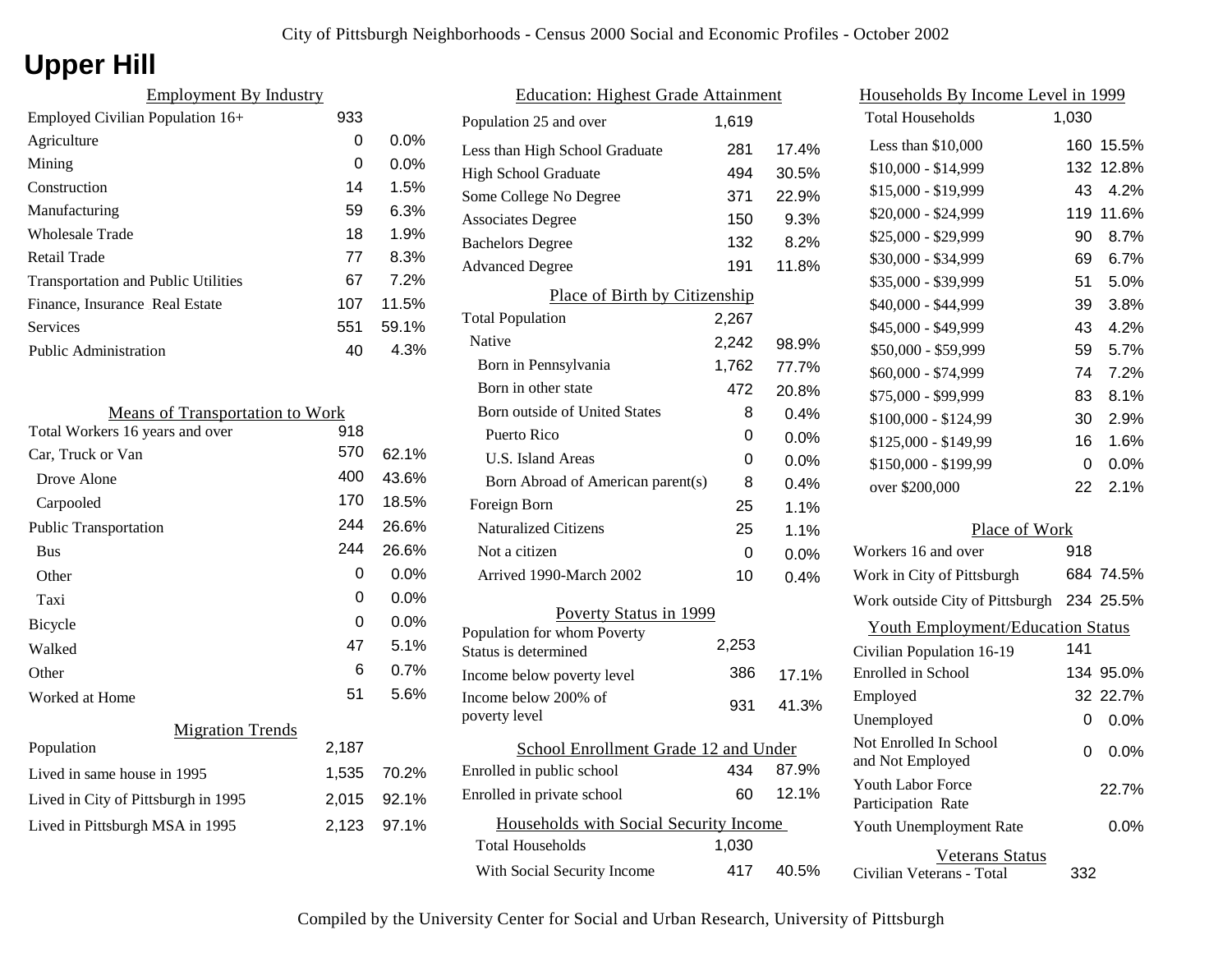City of Pittsburgh Neighborhoods - Census 2000 Social and Economic Profiles - October 2002

# Upper Hill

## Employment By Industry

| | | |
|---|---|---|
| Employed Civilian Population 16+ | 933 | |
| Agriculture | 0 | 0.0% |
| Mining | 0 | 0.0% |
| Construction | 14 | 1.5% |
| Manufacturing | 59 | 6.3% |
| Wholesale Trade | 18 | 1.9% |
| Retail Trade | 77 | 8.3% |
| Transportation and Public Utilities | 67 | 7.2% |
| Finance, Insurance Real Estate | 107 | 11.5% |
| Services | 551 | 59.1% |
| Public Administration | 40 | 4.3% |

## Means of Transportation to Work

| | | |
|---|---|---|
| Total Workers 16 years and over | 918 | |
| Car, Truck or Van | 570 | 62.1% |
| Drove Alone | 400 | 43.6% |
| Carpooled | 170 | 18.5% |
| Public Transportation | 244 | 26.6% |
| Bus | 244 | 26.6% |
| Other | 0 | 0.0% |
| Taxi | 0 | 0.0% |
| Bicycle | 0 | 0.0% |
| Walked | 47 | 5.1% |
| Other | 6 | 0.7% |
| Worked at Home | 51 | 5.6% |

## Migration Trends

| | | |
|---|---|---|
| Population | 2,187 | |
| Lived in same house in 1995 | 1,535 | 70.2% |
| Lived in City of Pittsburgh in 1995 | 2,015 | 92.1% |
| Lived in Pittsburgh MSA in 1995 | 2,123 | 97.1% |

## Education: Highest Grade Attainment

| | | |
|---|---|---|
| Population 25 and over | 1,619 | |
| Less than High School Graduate | 281 | 17.4% |
| High School Graduate | 494 | 30.5% |
| Some College No Degree | 371 | 22.9% |
| Associates Degree | 150 | 9.3% |
| Bachelors Degree | 132 | 8.2% |
| Advanced Degree | 191 | 11.8% |

## Place of Birth by Citizenship

| | | |
|---|---|---|
| Total Population | 2,267 | |
| Native | 2,242 | 98.9% |
| Born in Pennsylvania | 1,762 | 77.7% |
| Born in other state | 472 | 20.8% |
| Born outside of United States | 8 | 0.4% |
| Puerto Rico | 0 | 0.0% |
| U.S. Island Areas | 0 | 0.0% |
| Born Abroad of American parent(s) | 8 | 0.4% |
| Foreign Born | 25 | 1.1% |
| Naturalized Citizens | 25 | 1.1% |
| Not a citizen | 0 | 0.0% |
| Arrived 1990-March 2002 | 10 | 0.4% |

## Poverty Status in 1999

| | | |
|---|---|---|
| Population for whom Poverty Status is determined | 2,253 | |
| Income below poverty level | 386 | 17.1% |
| Income below 200% of poverty level | 931 | 41.3% |

## School Enrollment Grade 12 and Under

| | | |
|---|---|---|
| Enrolled in public school | 434 | 87.9% |
| Enrolled in private school | 60 | 12.1% |

## Households with Social Security Income

| | | |
|---|---|---|
| Total Households | 1,030 | |
| With Social Security Income | 417 | 40.5% |

## Households By Income Level in 1999

| | | |
|---|---|---|
| Total Households | 1,030 | |
| Less than $10,000 | 160 | 15.5% |
| $10,000 - $14,999 | 132 | 12.8% |
| $15,000 - $19,999 | 43 | 4.2% |
| $20,000 - $24,999 | 119 | 11.6% |
| $25,000 - $29,999 | 90 | 8.7% |
| $30,000 - $34,999 | 69 | 6.7% |
| $35,000 - $39,999 | 51 | 5.0% |
| $40,000 - $44,999 | 39 | 3.8% |
| $45,000 - $49,999 | 43 | 4.2% |
| $50,000 - $59,999 | 59 | 5.7% |
| $60,000 - $74,999 | 74 | 7.2% |
| $75,000 - $99,999 | 83 | 8.1% |
| $100,000 - $124,99 | 30 | 2.9% |
| $125,000 - $149,99 | 16 | 1.6% |
| $150,000 - $199,99 | 0 | 0.0% |
| over $200,000 | 22 | 2.1% |

## Place of Work

| | | |
|---|---|---|
| Workers 16 and over | 918 | |
| Work in City of Pittsburgh | 684 | 74.5% |
| Work outside City of Pittsburgh | 234 | 25.5% |

## Youth Employment/Education Status

| | | |
|---|---|---|
| Civilian Population 16-19 | 141 | |
| Enrolled in School | 134 | 95.0% |
| Employed | 32 | 22.7% |
| Unemployed | 0 | 0.0% |
| Not Enrolled In School and Not Employed | 0 | 0.0% |
| Youth Labor Force Participation Rate | | 22.7% |
| Youth Unemployment Rate | | 0.0% |

## Veterans Status

| | |
|---|---|
| Civilian Veterans - Total | 332 |

Compiled by the University Center for Social and Urban Research, University of Pittsburgh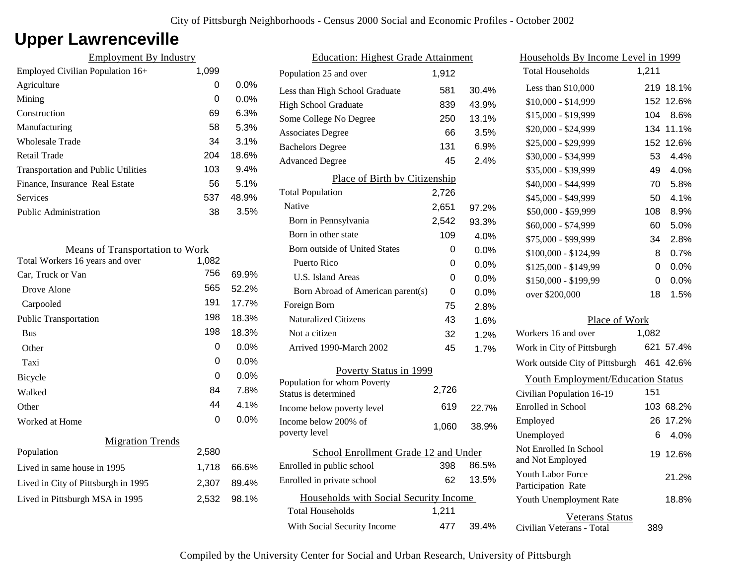# Upper Lawrenceville

## Employment By Industry

| | | |
|---|---|---|
| Employed Civilian Population 16+ | 1,099 | |
| Agriculture | 0 | 0.0% |
| Mining | 0 | 0.0% |
| Construction | 69 | 6.3% |
| Manufacturing | 58 | 5.3% |
| Wholesale Trade | 34 | 3.1% |
| Retail Trade | 204 | 18.6% |
| Transportation and Public Utilities | 103 | 9.4% |
| Finance, Insurance Real Estate | 56 | 5.1% |
| Services | 537 | 48.9% |
| Public Administration | 38 | 3.5% |

## Means of Transportation to Work

| | | |
|---|---|---|
| Total Workers 16 years and over | 1,082 | |
| Car, Truck or Van | 756 | 69.9% |
| Drove Alone | 565 | 52.2% |
| Carpooled | 191 | 17.7% |
| Public Transportation | 198 | 18.3% |
| Bus | 198 | 18.3% |
| Other | 0 | 0.0% |
| Taxi | 0 | 0.0% |
| Bicycle | 0 | 0.0% |
| Walked | 84 | 7.8% |
| Other | 44 | 4.1% |
| Worked at Home | 0 | 0.0% |

## Migration Trends

| | | |
|---|---|---|
| Population | 2,580 | |
| Lived in same house in 1995 | 1,718 | 66.6% |
| Lived in City of Pittsburgh in 1995 | 2,307 | 89.4% |
| Lived in Pittsburgh MSA in 1995 | 2,532 | 98.1% |

## Education: Highest Grade Attainment

| | | |
|---|---|---|
| Population 25 and over | 1,912 | |
| Less than High School Graduate | 581 | 30.4% |
| High School Graduate | 839 | 43.9% |
| Some College No Degree | 250 | 13.1% |
| Associates Degree | 66 | 3.5% |
| Bachelors Degree | 131 | 6.9% |
| Advanced Degree | 45 | 2.4% |

## Place of Birth by Citizenship

| | | |
|---|---|---|
| Total Population | 2,726 | |
| Native | 2,651 | 97.2% |
| Born in Pennsylvania | 2,542 | 93.3% |
| Born in other state | 109 | 4.0% |
| Born outside of United States | 0 | 0.0% |
| Puerto Rico | 0 | 0.0% |
| U.S. Island Areas | 0 | 0.0% |
| Born Abroad of American parent(s) | 0 | 0.0% |
| Foreign Born | 75 | 2.8% |
| Naturalized Citizens | 43 | 1.6% |
| Not a citizen | 32 | 1.2% |
| Arrived 1990-March 2002 | 45 | 1.7% |

## Poverty Status in 1999

| | | |
|---|---|---|
| Population for whom Poverty Status is determined | 2,726 | |
| Income below poverty level | 619 | 22.7% |
| Income below 200% of poverty level | 1,060 | 38.9% |

## School Enrollment Grade 12 and Under

| | | |
|---|---|---|
| Enrolled in public school | 398 | 86.5% |
| Enrolled in private school | 62 | 13.5% |

## Households with Social Security Income

| | | |
|---|---|---|
| Total Households | 1,211 | |
| With Social Security Income | 477 | 39.4% |

## Households By Income Level in 1999

| | | |
|---|---|---|
| Total Households | 1,211 | |
| Less than $10,000 | 219 | 18.1% |
| $10,000 - $14,999 | 152 | 12.6% |
| $15,000 - $19,999 | 104 | 8.6% |
| $20,000 - $24,999 | 134 | 11.1% |
| $25,000 - $29,999 | 152 | 12.6% |
| $30,000 - $34,999 | 53 | 4.4% |
| $35,000 - $39,999 | 49 | 4.0% |
| $40,000 - $44,999 | 70 | 5.8% |
| $45,000 - $49,999 | 50 | 4.1% |
| $50,000 - $59,999 | 108 | 8.9% |
| $60,000 - $74,999 | 60 | 5.0% |
| $75,000 - $99,999 | 34 | 2.8% |
| $100,000 - $124,99 | 8 | 0.7% |
| $125,000 - $149,99 | 0 | 0.0% |
| $150,000 - $199,99 | 0 | 0.0% |
| over $200,000 | 18 | 1.5% |

## Place of Work

| | | |
|---|---|---|
| Workers 16 and over | 1,082 | |
| Work in City of Pittsburgh | 621 | 57.4% |
| Work outside City of Pittsburgh | 461 | 42.6% |

## Youth Employment/Education Status

| | | |
|---|---|---|
| Civilian Population 16-19 | 151 | |
| Enrolled in School | 103 | 68.2% |
| Employed | 26 | 17.2% |
| Unemployed | 6 | 4.0% |
| Not Enrolled In School and Not Employed | 19 | 12.6% |
| Youth Labor Force Participation Rate | | 21.2% |
| Youth Unemployment Rate | | 18.8% |

## Veterans Status

| | |
|---|---|
| Civilian Veterans - Total | 389 |

Compiled by the University Center for Social and Urban Research, University of Pittsburgh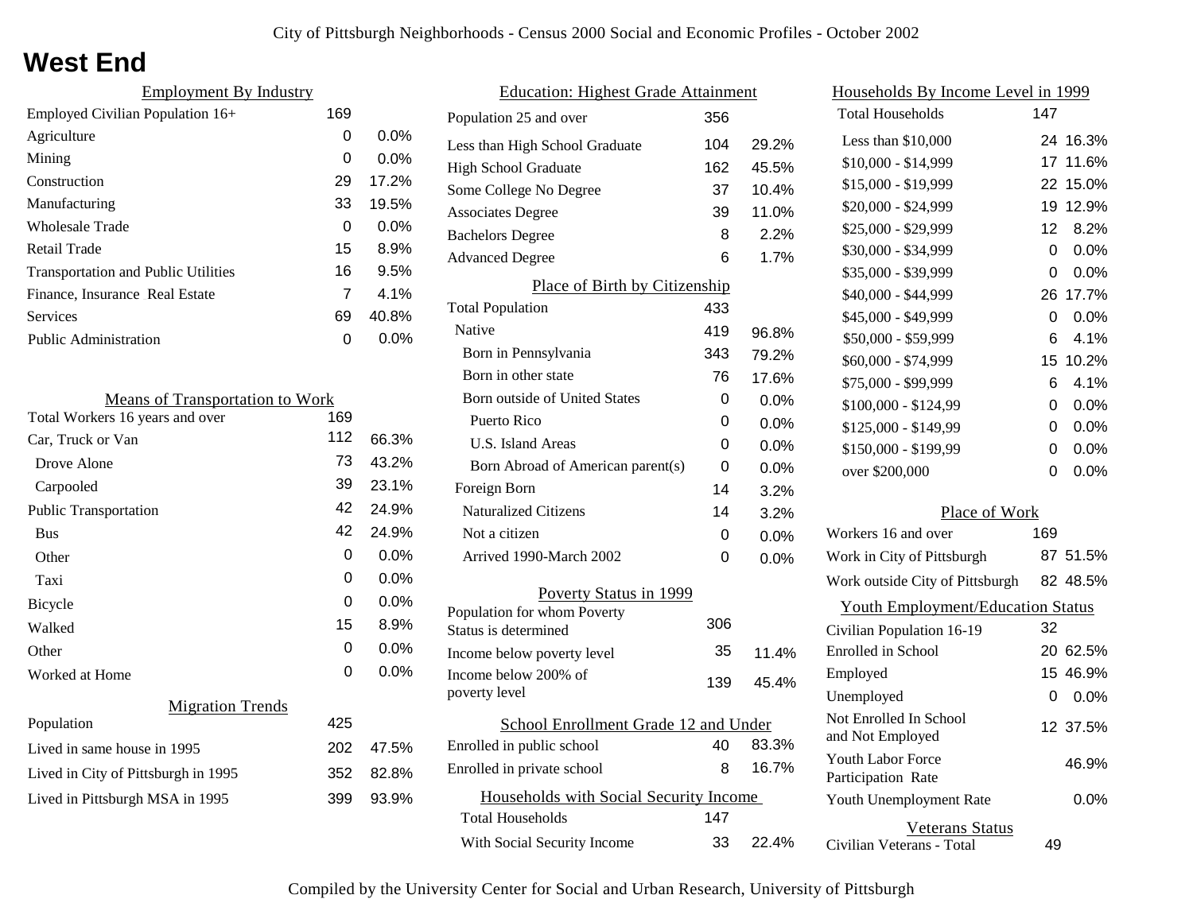# West End

### Employment By Industry

| | | |
|---|---|---|
| Employed Civilian Population 16+ | 169 | |
| Agriculture | 0 | 0.0% |
| Mining | 0 | 0.0% |
| Construction | 29 | 17.2% |
| Manufacturing | 33 | 19.5% |
| Wholesale Trade | 0 | 0.0% |
| Retail Trade | 15 | 8.9% |
| Transportation and Public Utilities | 16 | 9.5% |
| Finance, Insurance Real Estate | 7 | 4.1% |
| Services | 69 | 40.8% |
| Public Administration | 0 | 0.0% |

### Means of Transportation to Work

| | | |
|---|---|---|
| Total Workers 16 years and over | 169 | |
| Car, Truck or Van | 112 | 66.3% |
| Drove Alone | 73 | 43.2% |
| Carpooled | 39 | 23.1% |
| Public Transportation | 42 | 24.9% |
| Bus | 42 | 24.9% |
| Other | 0 | 0.0% |
| Taxi | 0 | 0.0% |
| Bicycle | 0 | 0.0% |
| Walked | 15 | 8.9% |
| Other | 0 | 0.0% |
| Worked at Home | 0 | 0.0% |

### Migration Trends

| | | |
|---|---|---|
| Population | 425 | |
| Lived in same house in 1995 | 202 | 47.5% |
| Lived in City of Pittsburgh in 1995 | 352 | 82.8% |
| Lived in Pittsburgh MSA in 1995 | 399 | 93.9% |

### Education: Highest Grade Attainment

| | | |
|---|---|---|
| Population 25 and over | 356 | |
| Less than High School Graduate | 104 | 29.2% |
| High School Graduate | 162 | 45.5% |
| Some College No Degree | 37 | 10.4% |
| Associates Degree | 39 | 11.0% |
| Bachelors Degree | 8 | 2.2% |
| Advanced Degree | 6 | 1.7% |

### Place of Birth by Citizenship

| | | |
|---|---|---|
| Total Population | 433 | |
| Native | 419 | 96.8% |
| Born in Pennsylvania | 343 | 79.2% |
| Born in other state | 76 | 17.6% |
| Born outside of United States | 0 | 0.0% |
| Puerto Rico | 0 | 0.0% |
| U.S. Island Areas | 0 | 0.0% |
| Born Abroad of American parent(s) | 0 | 0.0% |
| Foreign Born | 14 | 3.2% |
| Naturalized Citizens | 14 | 3.2% |
| Not a citizen | 0 | 0.0% |
| Arrived 1990-March 2002 | 0 | 0.0% |

### Poverty Status in 1999

| | | |
|---|---|---|
| Population for whom Poverty Status is determined | 306 | |
| Income below poverty level | 35 | 11.4% |
| Income below 200% of poverty level | 139 | 45.4% |

### School Enrollment Grade 12 and Under

| | | |
|---|---|---|
| Enrolled in public school | 40 | 83.3% |
| Enrolled in private school | 8 | 16.7% |

### Households with Social Security Income

| | | |
|---|---|---|
| Total Households | 147 | |
| With Social Security Income | 33 | 22.4% |

### Households By Income Level in 1999

| | | |
|---|---|---|
| Total Households | 147 | |
| Less than $10,000 | 24 | 16.3% |
| $10,000 - $14,999 | 17 | 11.6% |
| $15,000 - $19,999 | 22 | 15.0% |
| $20,000 - $24,999 | 19 | 12.9% |
| $25,000 - $29,999 | 12 | 8.2% |
| $30,000 - $34,999 | 0 | 0.0% |
| $35,000 - $39,999 | 0 | 0.0% |
| $40,000 - $44,999 | 26 | 17.7% |
| $45,000 - $49,999 | 0 | 0.0% |
| $50,000 - $59,999 | 6 | 4.1% |
| $60,000 - $74,999 | 15 | 10.2% |
| $75,000 - $99,999 | 6 | 4.1% |
| $100,000 - $124,99 | 0 | 0.0% |
| $125,000 - $149,99 | 0 | 0.0% |
| $150,000 - $199,99 | 0 | 0.0% |
| over $200,000 | 0 | 0.0% |

### Place of Work

| | | |
|---|---|---|
| Workers 16 and over | 169 | |
| Work in City of Pittsburgh | 87 | 51.5% |
| Work outside City of Pittsburgh | 82 | 48.5% |

### Youth Employment/Education Status

| | | |
|---|---|---|
| Civilian Population 16-19 | 32 | |
| Enrolled in School | 20 | 62.5% |
| Employed | 15 | 46.9% |
| Unemployed | 0 | 0.0% |
| Not Enrolled In School and Not Employed | 12 | 37.5% |
| Youth Labor Force Participation Rate | | 46.9% |
| Youth Unemployment Rate | | 0.0% |

### Veterans Status

| | |
|---|---|
| Civilian Veterans - Total | 49 |

Compiled by the University Center for Social and Urban Research, University of Pittsburgh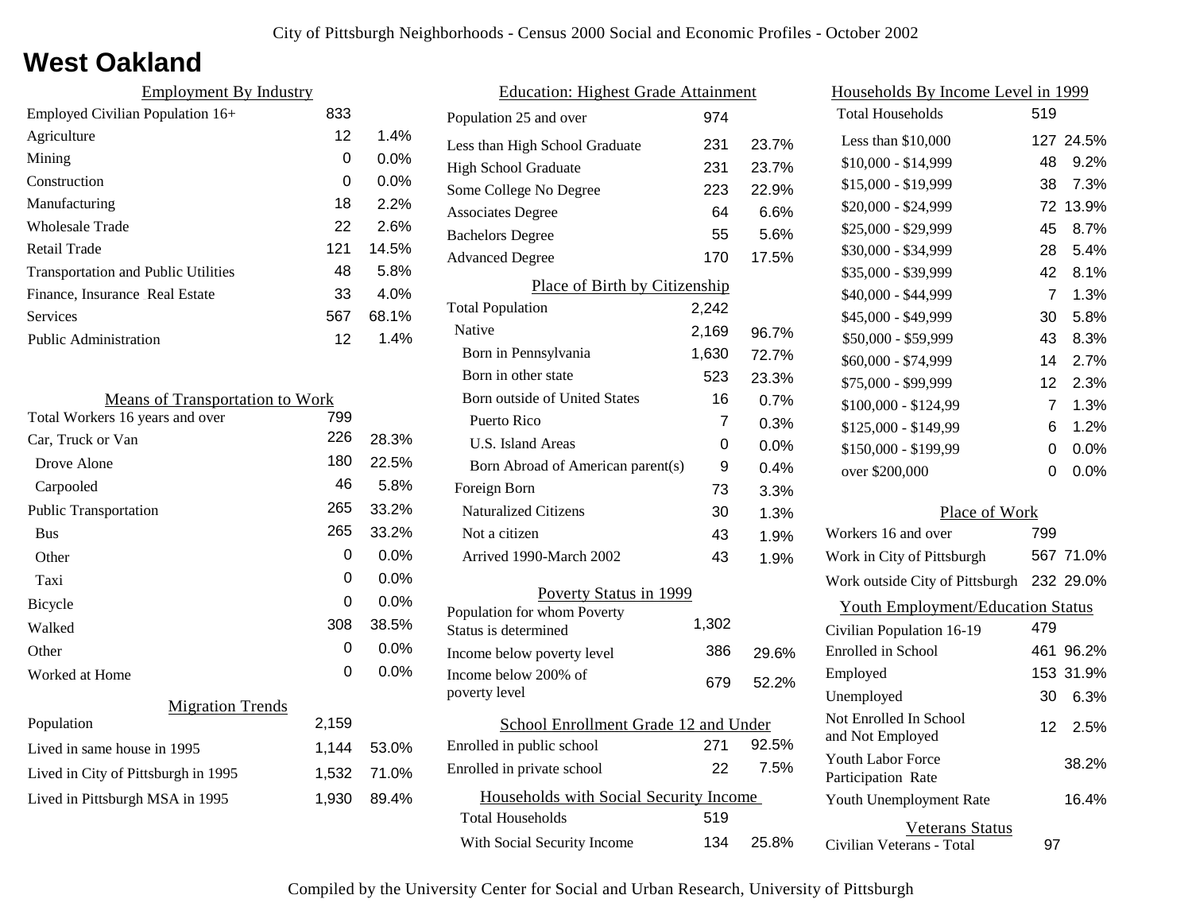City of Pittsburgh Neighborhoods - Census 2000 Social and Economic Profiles - October 2002

# West Oakland

## Employment By Industry

| Employment By Industry | | |
|---|---|---|
| Employed Civilian Population 16+ | 833 | |
| Agriculture | 12 | 1.4% |
| Mining | 0 | 0.0% |
| Construction | 0 | 0.0% |
| Manufacturing | 18 | 2.2% |
| Wholesale Trade | 22 | 2.6% |
| Retail Trade | 121 | 14.5% |
| Transportation and Public Utilities | 48 | 5.8% |
| Finance, Insurance Real Estate | 33 | 4.0% |
| Services | 567 | 68.1% |
| Public Administration | 12 | 1.4% |

## Means of Transportation to Work

| Means of Transportation to Work | | |
|---|---|---|
| Total Workers 16 years and over | 799 | |
| Car, Truck or Van | 226 | 28.3% |
| Drove Alone | 180 | 22.5% |
| Carpooled | 46 | 5.8% |
| Public Transportation | 265 | 33.2% |
| Bus | 265 | 33.2% |
| Other | 0 | 0.0% |
| Taxi | 0 | 0.0% |
| Bicycle | 0 | 0.0% |
| Walked | 308 | 38.5% |
| Other | 0 | 0.0% |
| Worked at Home | 0 | 0.0% |

## Migration Trends

| Migration Trends | | |
|---|---|---|
| Population | 2,159 | |
| Lived in same house in 1995 | 1,144 | 53.0% |
| Lived in City of Pittsburgh in 1995 | 1,532 | 71.0% |
| Lived in Pittsburgh MSA in 1995 | 1,930 | 89.4% |

## Education: Highest Grade Attainment

| Education: Highest Grade Attainment | | |
|---|---|---|
| Population 25 and over | 974 | |
| Less than High School Graduate | 231 | 23.7% |
| High School Graduate | 231 | 23.7% |
| Some College No Degree | 223 | 22.9% |
| Associates Degree | 64 | 6.6% |
| Bachelors Degree | 55 | 5.6% |
| Advanced Degree | 170 | 17.5% |

## Place of Birth by Citizenship

| Place of Birth by Citizenship | | |
|---|---|---|
| Total Population | 2,242 | |
| Native | 2,169 | 96.7% |
| Born in Pennsylvania | 1,630 | 72.7% |
| Born in other state | 523 | 23.3% |
| Born outside of United States | 16 | 0.7% |
| Puerto Rico | 7 | 0.3% |
| U.S. Island Areas | 0 | 0.0% |
| Born Abroad of American parent(s) | 9 | 0.4% |
| Foreign Born | 73 | 3.3% |
| Naturalized Citizens | 30 | 1.3% |
| Not a citizen | 43 | 1.9% |
| Arrived 1990-March 2002 | 43 | 1.9% |

## Poverty Status in 1999

| Poverty Status in 1999 | | |
|---|---|---|
| Population for whom Poverty Status is determined | 1,302 | |
| Income below poverty level | 386 | 29.6% |
| Income below 200% of poverty level | 679 | 52.2% |

## School Enrollment Grade 12 and Under

| School Enrollment Grade 12 and Under | | |
|---|---|---|
| Enrolled in public school | 271 | 92.5% |
| Enrolled in private school | 22 | 7.5% |

## Households with Social Security Income

| Households with Social Security Income | | |
|---|---|---|
| Total Households | 519 | |
| With Social Security Income | 134 | 25.8% |

## Households By Income Level in 1999

| Households By Income Level in 1999 | | |
|---|---|---|
| Total Households | 519 | |
| Less than $10,000 | 127 | 24.5% |
| $10,000 - $14,999 | 48 | 9.2% |
| $15,000 - $19,999 | 38 | 7.3% |
| $20,000 - $24,999 | 72 | 13.9% |
| $25,000 - $29,999 | 45 | 8.7% |
| $30,000 - $34,999 | 28 | 5.4% |
| $35,000 - $39,999 | 42 | 8.1% |
| $40,000 - $44,999 | 7 | 1.3% |
| $45,000 - $49,999 | 30 | 5.8% |
| $50,000 - $59,999 | 43 | 8.3% |
| $60,000 - $74,999 | 14 | 2.7% |
| $75,000 - $99,999 | 12 | 2.3% |
| $100,000 - $124,99 | 7 | 1.3% |
| $125,000 - $149,99 | 6 | 1.2% |
| $150,000 - $199,99 | 0 | 0.0% |
| over $200,000 | 0 | 0.0% |

## Place of Work

| Place of Work | | |
|---|---|---|
| Workers 16 and over | 799 | |
| Work in City of Pittsburgh | 567 | 71.0% |
| Work outside City of Pittsburgh | 232 | 29.0% |

## Youth Employment/Education Status

| Youth Employment/Education Status | | |
|---|---|---|
| Civilian Population 16-19 | 479 | |
| Enrolled in School | 461 | 96.2% |
| Employed | 153 | 31.9% |
| Unemployed | 30 | 6.3% |
| Not Enrolled In School and Not Employed | 12 | 2.5% |
| Youth Labor Force Participation Rate | | 38.2% |
| Youth Unemployment Rate | | 16.4% |

## Veterans Status

| Veterans Status | |
|---|---|
| Civilian Veterans - Total | 97 |

Compiled by the University Center for Social and Urban Research, University of Pittsburgh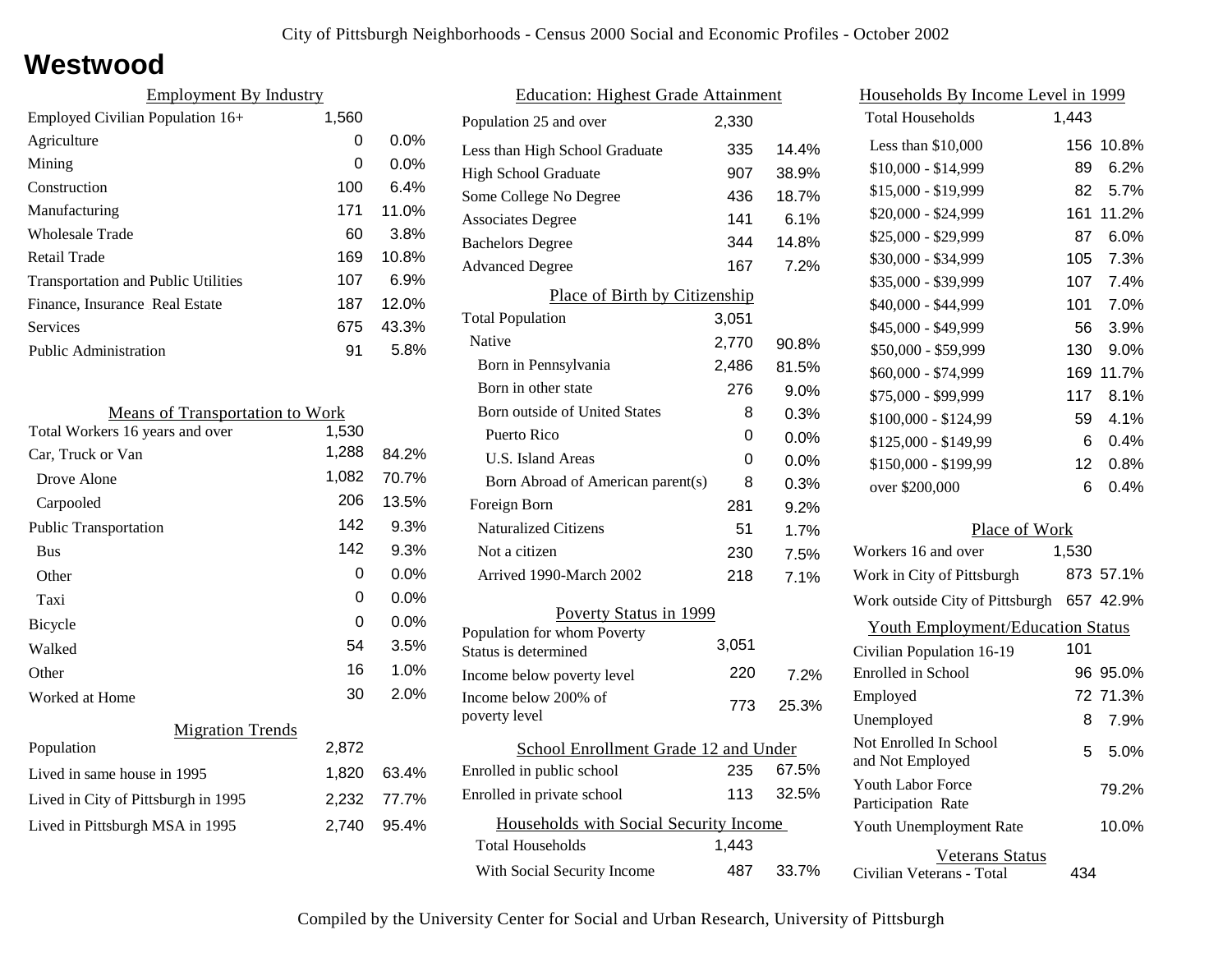# Westwood

## Employment By Industry

| Employment By Industry | | |
|---|---|---|
| Employed Civilian Population 16+ | 1,560 | |
| Agriculture | 0 | 0.0% |
| Mining | 0 | 0.0% |
| Construction | 100 | 6.4% |
| Manufacturing | 171 | 11.0% |
| Wholesale Trade | 60 | 3.8% |
| Retail Trade | 169 | 10.8% |
| Transportation and Public Utilities | 107 | 6.9% |
| Finance, Insurance Real Estate | 187 | 12.0% |
| Services | 675 | 43.3% |
| Public Administration | 91 | 5.8% |

## Means of Transportation to Work

| Means of Transportation to Work | | |
|---|---|---|
| Total Workers 16 years and over | 1,530 | |
| Car, Truck or Van | 1,288 | 84.2% |
| Drove Alone | 1,082 | 70.7% |
| Carpooled | 206 | 13.5% |
| Public Transportation | 142 | 9.3% |
| Bus | 142 | 9.3% |
| Other | 0 | 0.0% |
| Taxi | 0 | 0.0% |
| Bicycle | 0 | 0.0% |
| Walked | 54 | 3.5% |
| Other | 16 | 1.0% |
| Worked at Home | 30 | 2.0% |

## Migration Trends

| Migration Trends | | |
|---|---|---|
| Population | 2,872 | |
| Lived in same house in 1995 | 1,820 | 63.4% |
| Lived in City of Pittsburgh in 1995 | 2,232 | 77.7% |
| Lived in Pittsburgh MSA in 1995 | 2,740 | 95.4% |

## Education: Highest Grade Attainment

| Education: Highest Grade Attainment | | |
|---|---|---|
| Population 25 and over | 2,330 | |
| Less than High School Graduate | 335 | 14.4% |
| High School Graduate | 907 | 38.9% |
| Some College No Degree | 436 | 18.7% |
| Associates Degree | 141 | 6.1% |
| Bachelors Degree | 344 | 14.8% |
| Advanced Degree | 167 | 7.2% |

## Place of Birth by Citizenship

| Place of Birth by Citizenship | | |
|---|---|---|
| Total Population | 3,051 | |
| Native | 2,770 | 90.8% |
| Born in Pennsylvania | 2,486 | 81.5% |
| Born in other state | 276 | 9.0% |
| Born outside of United States | 8 | 0.3% |
| Puerto Rico | 0 | 0.0% |
| U.S. Island Areas | 0 | 0.0% |
| Born Abroad of American parent(s) | 8 | 0.3% |
| Foreign Born | 281 | 9.2% |
| Naturalized Citizens | 51 | 1.7% |
| Not a citizen | 230 | 7.5% |
| Arrived 1990-March 2002 | 218 | 7.1% |

## Poverty Status in 1999

| Poverty Status in 1999 | | |
|---|---|---|
| Population for whom Poverty Status is determined | 3,051 | |
| Income below poverty level | 220 | 7.2% |
| Income below 200% of poverty level | 773 | 25.3% |

## School Enrollment Grade 12 and Under

| School Enrollment Grade 12 and Under | | |
|---|---|---|
| Enrolled in public school | 235 | 67.5% |
| Enrolled in private school | 113 | 32.5% |

## Households with Social Security Income

| Households with Social Security Income | | |
|---|---|---|
| Total Households | 1,443 | |
| With Social Security Income | 487 | 33.7% |

## Households By Income Level in 1999

| Households By Income Level in 1999 | | |
|---|---|---|
| Total Households | 1,443 | |
| Less than $10,000 | 156 | 10.8% |
| $10,000 - $14,999 | 89 | 6.2% |
| $15,000 - $19,999 | 82 | 5.7% |
| $20,000 - $24,999 | 161 | 11.2% |
| $25,000 - $29,999 | 87 | 6.0% |
| $30,000 - $34,999 | 105 | 7.3% |
| $35,000 - $39,999 | 107 | 7.4% |
| $40,000 - $44,999 | 101 | 7.0% |
| $45,000 - $49,999 | 56 | 3.9% |
| $50,000 - $59,999 | 130 | 9.0% |
| $60,000 - $74,999 | 169 | 11.7% |
| $75,000 - $99,999 | 117 | 8.1% |
| $100,000 - $124,99 | 59 | 4.1% |
| $125,000 - $149,99 | 6 | 0.4% |
| $150,000 - $199,99 | 12 | 0.8% |
| over $200,000 | 6 | 0.4% |

## Place of Work

| Place of Work | | |
|---|---|---|
| Workers 16 and over | 1,530 | |
| Work in City of Pittsburgh | 873 | 57.1% |
| Work outside City of Pittsburgh | 657 | 42.9% |

## Youth Employment/Education Status

| Youth Employment/Education Status | | |
|---|---|---|
| Civilian Population 16-19 | 101 | |
| Enrolled in School | 96 | 95.0% |
| Employed | 72 | 71.3% |
| Unemployed | 8 | 7.9% |
| Not Enrolled In School and Not Employed | 5 | 5.0% |
| Youth Labor Force Participation Rate | | 79.2% |
| Youth Unemployment Rate | | 10.0% |

## Veterans Status

| Veterans Status | |
|---|---|
| Civilian Veterans - Total | 434 |

Compiled by the University Center for Social and Urban Research, University of Pittsburgh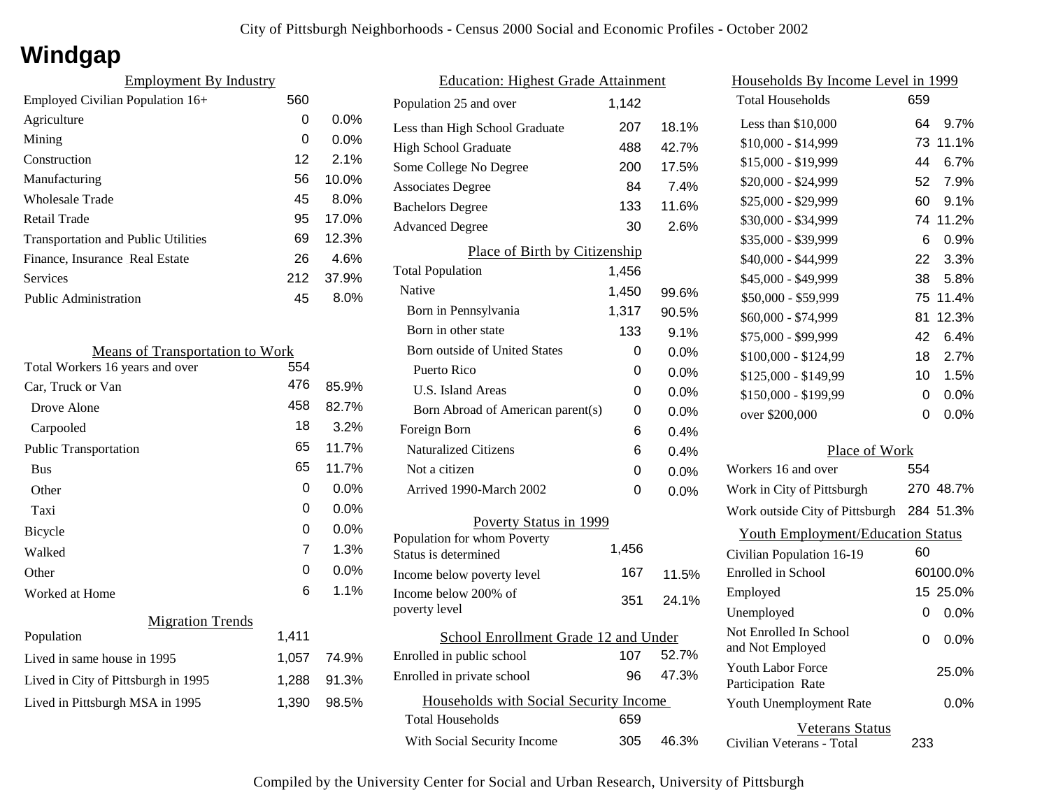City of Pittsburgh Neighborhoods - Census 2000 Social and Economic Profiles - October 2002

# Windgap

## Employment By Industry

| | | |
|---|---|---|
| Employed Civilian Population 16+ | 560 | |
| Agriculture | 0 | 0.0% |
| Mining | 0 | 0.0% |
| Construction | 12 | 2.1% |
| Manufacturing | 56 | 10.0% |
| Wholesale Trade | 45 | 8.0% |
| Retail Trade | 95 | 17.0% |
| Transportation and Public Utilities | 69 | 12.3% |
| Finance, Insurance Real Estate | 26 | 4.6% |
| Services | 212 | 37.9% |
| Public Administration | 45 | 8.0% |

## Means of Transportation to Work

| | | |
|---|---|---|
| Total Workers 16 years and over | 554 | |
| Car, Truck or Van | 476 | 85.9% |
| Drove Alone | 458 | 82.7% |
| Carpooled | 18 | 3.2% |
| Public Transportation | 65 | 11.7% |
| Bus | 65 | 11.7% |
| Other | 0 | 0.0% |
| Taxi | 0 | 0.0% |
| Bicycle | 0 | 0.0% |
| Walked | 7 | 1.3% |
| Other | 0 | 0.0% |
| Worked at Home | 6 | 1.1% |

## Migration Trends

| | | |
|---|---|---|
| Population | 1,411 | |
| Lived in same house in 1995 | 1,057 | 74.9% |
| Lived in City of Pittsburgh in 1995 | 1,288 | 91.3% |
| Lived in Pittsburgh MSA in 1995 | 1,390 | 98.5% |

## Education: Highest Grade Attainment

| | | |
|---|---|---|
| Population 25 and over | 1,142 | |
| Less than High School Graduate | 207 | 18.1% |
| High School Graduate | 488 | 42.7% |
| Some College No Degree | 200 | 17.5% |
| Associates Degree | 84 | 7.4% |
| Bachelors Degree | 133 | 11.6% |
| Advanced Degree | 30 | 2.6% |

## Place of Birth by Citizenship

| | | |
|---|---|---|
| Total Population | 1,456 | |
| Native | 1,450 | 99.6% |
| Born in Pennsylvania | 1,317 | 90.5% |
| Born in other state | 133 | 9.1% |
| Born outside of United States | 0 | 0.0% |
| Puerto Rico | 0 | 0.0% |
| U.S. Island Areas | 0 | 0.0% |
| Born Abroad of American parent(s) | 0 | 0.0% |
| Foreign Born | 6 | 0.4% |
| Naturalized Citizens | 6 | 0.4% |
| Not a citizen | 0 | 0.0% |
| Arrived 1990-March 2002 | 0 | 0.0% |

## Poverty Status in 1999

| | | |
|---|---|---|
| Population for whom Poverty Status is determined | 1,456 | |
| Income below poverty level | 167 | 11.5% |
| Income below 200% of poverty level | 351 | 24.1% |

## School Enrollment Grade 12 and Under

| | | |
|---|---|---|
| Enrolled in public school | 107 | 52.7% |
| Enrolled in private school | 96 | 47.3% |

## Households with Social Security Income

| | | |
|---|---|---|
| Total Households | 659 | |
| With Social Security Income | 305 | 46.3% |

## Households By Income Level in 1999

| | | |
|---|---|---|
| Total Households | 659 | |
| Less than $10,000 | 64 | 9.7% |
| $10,000 - $14,999 | 73 | 11.1% |
| $15,000 - $19,999 | 44 | 6.7% |
| $20,000 - $24,999 | 52 | 7.9% |
| $25,000 - $29,999 | 60 | 9.1% |
| $30,000 - $34,999 | 74 | 11.2% |
| $35,000 - $39,999 | 6 | 0.9% |
| $40,000 - $44,999 | 22 | 3.3% |
| $45,000 - $49,999 | 38 | 5.8% |
| $50,000 - $59,999 | 75 | 11.4% |
| $60,000 - $74,999 | 81 | 12.3% |
| $75,000 - $99,999 | 42 | 6.4% |
| $100,000 - $124,99 | 18 | 2.7% |
| $125,000 - $149,99 | 10 | 1.5% |
| $150,000 - $199,99 | 0 | 0.0% |
| over $200,000 | 0 | 0.0% |

## Place of Work

| | | |
|---|---|---|
| Workers 16 and over | 554 | |
| Work in City of Pittsburgh | 270 | 48.7% |
| Work outside City of Pittsburgh | 284 | 51.3% |

## Youth Employment/Education Status

| | | |
|---|---|---|
| Civilian Population 16-19 | 60 | |
| Enrolled in School | 60 | 100.0% |
| Employed | 15 | 25.0% |
| Unemployed | 0 | 0.0% |
| Not Enrolled In School and Not Employed | 0 | 0.0% |
| Youth Labor Force Participation Rate | | 25.0% |
| Youth Unemployment Rate | | 0.0% |

## Veterans Status

| | |
|---|---|
| Civilian Veterans - Total | 233 |

Compiled by the University Center for Social and Urban Research, University of Pittsburgh